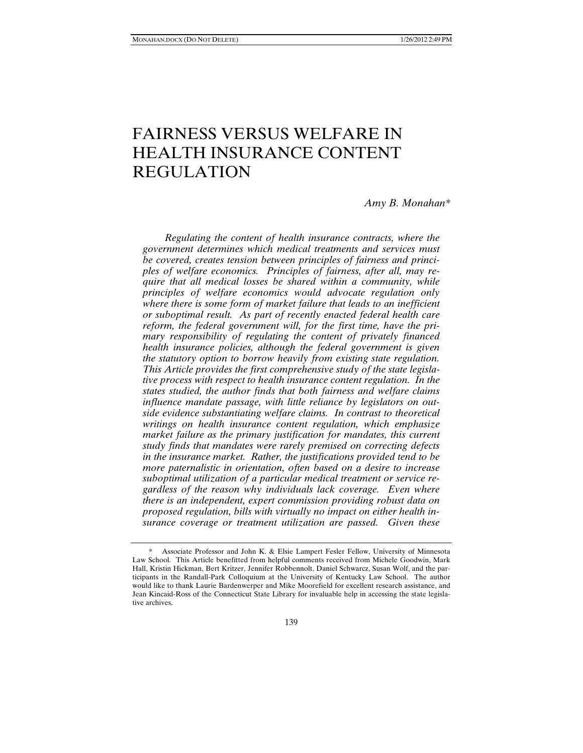# FAIRNESS VERSUS WELFARE IN HEALTH INSURANCE CONTENT REGULATION

*Amy B. Monahan**

*Regulating the content of health insurance contracts, where the government determines which medical treatments and services must be covered, creates tension between principles of fairness and principles of welfare economics. Principles of fairness, after all, may require that all medical losses be shared within a community, while principles of welfare economics would advocate regulation only where there is some form of market failure that leads to an inefficient or suboptimal result. As part of recently enacted federal health care reform, the federal government will, for the first time, have the primary responsibility of regulating the content of privately financed health insurance policies, although the federal government is given the statutory option to borrow heavily from existing state regulation. This Article provides the first comprehensive study of the state legislative process with respect to health insurance content regulation. In the states studied, the author finds that both fairness and welfare claims influence mandate passage, with little reliance by legislators on outside evidence substantiating welfare claims. In contrast to theoretical writings on health insurance content regulation, which emphasize market failure as the primary justification for mandates, this current study finds that mandates were rarely premised on correcting defects in the insurance market. Rather, the justifications provided tend to be more paternalistic in orientation, often based on a desire to increase suboptimal utilization of a particular medical treatment or service regardless of the reason why individuals lack coverage. Even where there is an independent, expert commission providing robust data on proposed regulation, bills with virtually no impact on either health insurance coverage or treatment utilization are passed. Given these*

---

\* Associate Professor and John K. & Elsie Lampert Fesler Fellow, University of Minnesota Law School. This Article benefitted from helpful comments received from Michele Goodwin, Mark Hall, Kristin Hickman, Bert Kritzer, Jennifer Robbennolt, Daniel Schwarcz, Susan Wolf, and the participants in the Randall-Park Colloquium at the University of Kentucky Law School. The author would like to thank Laurie Bardenwerper and Mike Moorefield for excellent research assistance, and Jean Kincaid-Ross of the Connecticut State Library for invaluable help in accessing the state legislative archives.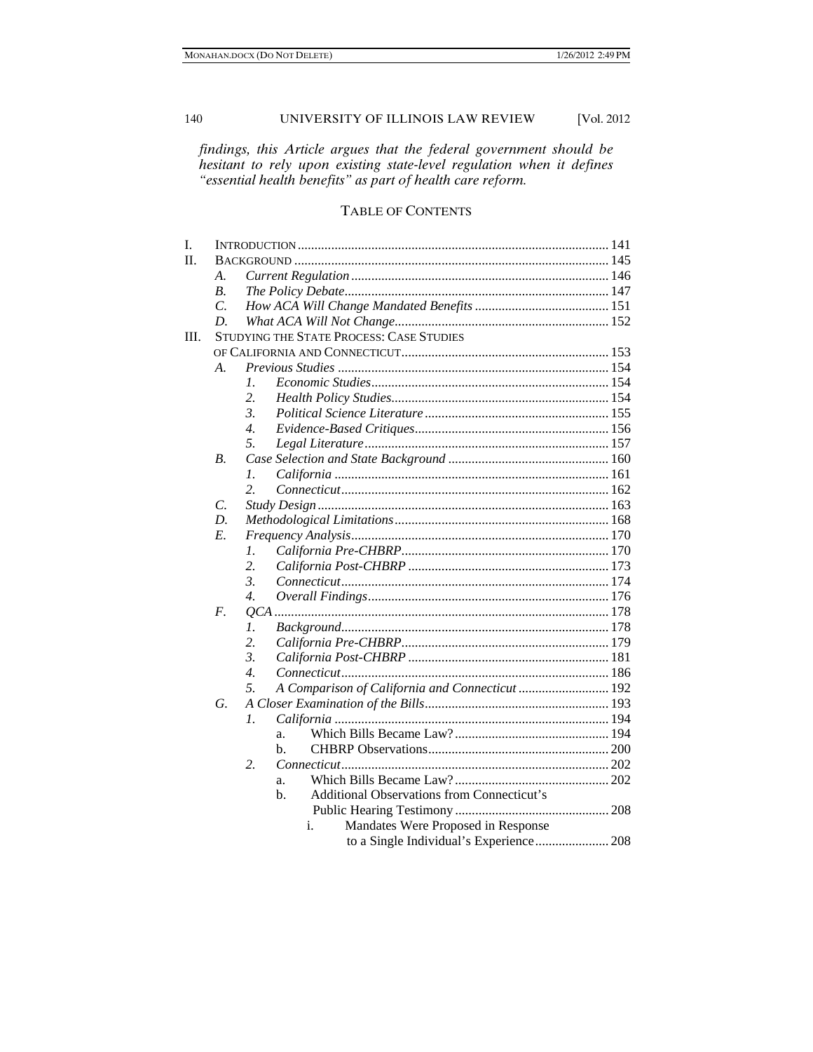*findings, this Article argues that the federal government should be hesitant to rely upon existing state-level regulation when it defines "essential health benefits" as part of health care reform.*

## TABLE OF CONTENTS

- I. INTRODUCTION ... 141
- II. BACKGROUND ... 145
  - A. *Current Regulation* ... 146
  - B. *The Policy Debate* ... 147
  - C. *How ACA Will Change Mandated Benefits* ... 151
  - D. *What ACA Will Not Change* ... 152
- III. STUDYING THE STATE PROCESS: CASE STUDIES OF CALIFORNIA AND CONNECTICUT ... 153
  - A. *Previous Studies* ... 154
    - 1. *Economic Studies* ... 154
    - 2. *Health Policy Studies* ... 154
    - 3. *Political Science Literature* ... 155
    - 4. *Evidence-Based Critiques* ... 156
    - 5. *Legal Literature* ... 157
  - B. *Case Selection and State Background* ... 160
    - 1. *California* ... 161
    - 2. *Connecticut* ... 162
  - C. *Study Design* ... 163
  - D. *Methodological Limitations* ... 168
  - E. *Frequency Analysis* ... 170
    - 1. *California Pre-CHBRP* ... 170
    - 2. *California Post-CHBRP* ... 173
    - 3. *Connecticut* ... 174
    - 4. *Overall Findings* ... 176
  - F. *QCA* ... 178
    - 1. *Background* ... 178
    - 2. *California Pre-CHBRP* ... 179
    - 3. *California Post-CHBRP* ... 181
    - 4. *Connecticut* ... 186
    - 5. *A Comparison of California and Connecticut* ... 192
  - G. *A Closer Examination of the Bills* ... 193
    - 1. *California* ... 194
      - a. Which Bills Became Law? ... 194
      - b. CHBRP Observations ... 200
    - 2. *Connecticut* ... 202
      - a. Which Bills Became Law? ... 202
      - b. Additional Observations from Connecticut's Public Hearing Testimony ... 208
        - i. Mandates Were Proposed in Response to a Single Individual's Experience ... 208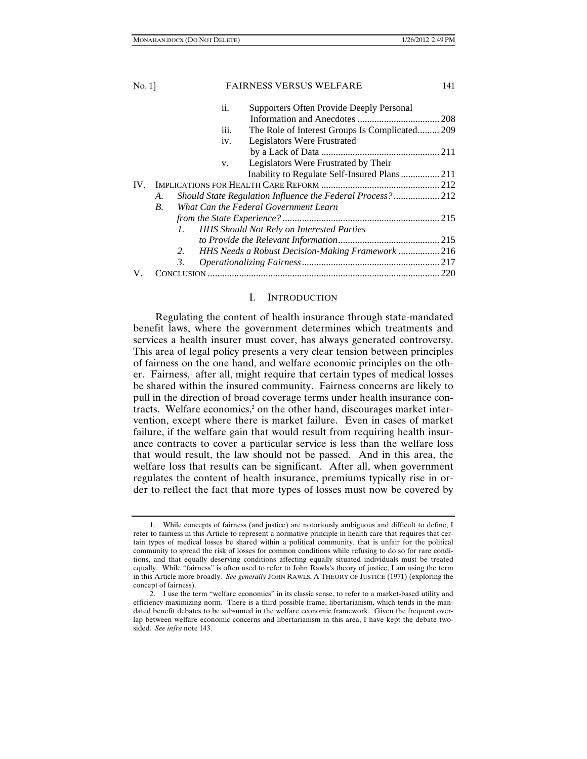ii. Supporters Often Provide Deeply Personal Information and Anecdotes .................................. 208
iii. The Role of Interest Groups Is Complicated......... 209
iv. Legislators Were Frustrated by a Lack of Data ................................................. 211
v. Legislators Were Frustrated by Their Inability to Regulate Self-Insured Plans................ 211

IV. IMPLICATIONS FOR HEALTH CARE REFORM ................................................. 212

*A. Should State Regulation Influence the Federal Process?*................... 212

*B. What Can the Federal Government Learn from the State Experience?*................................................................. 215

*1. HHS Should Not Rely on Interested Parties to Provide the Relevant Information*.......................................... 215

*2. HHS Needs a Robust Decision-Making Framework* ................. 216

*3. Operationalizing Fairness*......................................................... 217

V. CONCLUSION ............................................................................................... 220

## I. INTRODUCTION

Regulating the content of health insurance through state-mandated benefit laws, where the government determines which treatments and services a health insurer must cover, has always generated controversy. This area of legal policy presents a very clear tension between principles of fairness on the one hand, and welfare economic principles on the other. Fairness,[1] after all, might require that certain types of medical losses be shared within the insured community. Fairness concerns are likely to pull in the direction of broad coverage terms under health insurance contracts. Welfare economics,[2] on the other hand, discourages market intervention, except where there is market failure. Even in cases of market failure, if the welfare gain that would result from requiring health insurance contracts to cover a particular service is less than the welfare loss that would result, the law should not be passed. And in this area, the welfare loss that results can be significant. After all, when government regulates the content of health insurance, premiums typically rise in order to reflect the fact that more types of losses must now be covered by

---

1. While concepts of fairness (and justice) are notoriously ambiguous and difficult to define, I refer to fairness in this Article to represent a normative principle in health care that requires that certain types of medical losses be shared within a political community, that is unfair for the political community to spread the risk of losses for common conditions while refusing to do so for rare conditions, and that equally deserving conditions affecting equally situated individuals must be treated equally. While "fairness" is often used to refer to John Rawls's theory of justice, I am using the term in this Article more broadly. *See generally* JOHN RAWLS, A THEORY OF JUSTICE (1971) (exploring the concept of fairness).

2. I use the term "welfare economics" in its classic sense, to refer to a market-based utility and efficiency-maximizing norm. There is a third possible frame, libertarianism, which tends in the mandated benefit debates to be subsumed in the welfare economic framework. Given the frequent overlap between welfare economic concerns and libertarianism in this area, I have kept the debate two-sided. *See infra* note 143.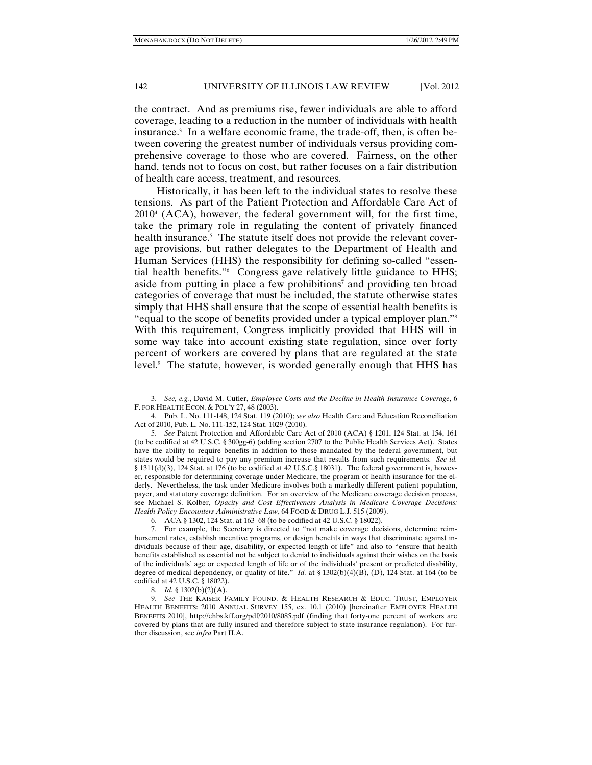the contract. And as premiums rise, fewer individuals are able to afford coverage, leading to a reduction in the number of individuals with health insurance.[3] In a welfare economic frame, the trade-off, then, is often between covering the greatest number of individuals versus providing comprehensive coverage to those who are covered. Fairness, on the other hand, tends not to focus on cost, but rather focuses on a fair distribution of health care access, treatment, and resources.

Historically, it has been left to the individual states to resolve these tensions. As part of the Patient Protection and Affordable Care Act of 2010[4] (ACA), however, the federal government will, for the first time, take the primary role in regulating the content of privately financed health insurance.[5] The statute itself does not provide the relevant coverage provisions, but rather delegates to the Department of Health and Human Services (HHS) the responsibility for defining so-called "essential health benefits."[6] Congress gave relatively little guidance to HHS; aside from putting in place a few prohibitions[7] and providing ten broad categories of coverage that must be included, the statute otherwise states simply that HHS shall ensure that the scope of essential health benefits is "equal to the scope of benefits provided under a typical employer plan."[8] With this requirement, Congress implicitly provided that HHS will in some way take into account existing state regulation, since over forty percent of workers are covered by plans that are regulated at the state level.[9] The statute, however, is worded generally enough that HHS has

---

3. *See, e.g.*, David M. Cutler, *Employee Costs and the Decline in Health Insurance Coverage*, 6 F. FOR HEALTH ECON. & POL'Y 27, 48 (2003).

4. Pub. L. No. 111-148, 124 Stat. 119 (2010); *see also* Health Care and Education Reconciliation Act of 2010, Pub. L. No. 111-152, 124 Stat. 1029 (2010).

5. *See* Patent Protection and Affordable Care Act of 2010 (ACA) § 1201, 124 Stat. at 154, 161 (to be codified at 42 U.S.C. § 300gg-6) (adding section 2707 to the Public Health Services Act). States have the ability to require benefits in addition to those mandated by the federal government, but states would be required to pay any premium increase that results from such requirements. *See id.* § 1311(d)(3), 124 Stat. at 176 (to be codified at 42 U.S.C.§ 18031). The federal government is, however, responsible for determining coverage under Medicare, the program of health insurance for the elderly. Nevertheless, the task under Medicare involves both a markedly different patient population, payer, and statutory coverage definition. For an overview of the Medicare coverage decision process, see Michael S. Kolber, *Opacity and Cost Effectiveness Analysis in Medicare Coverage Decisions: Health Policy Encounters Administrative Law*, 64 FOOD & DRUG L.J. 515 (2009).

6. ACA § 1302, 124 Stat. at 163–68 (to be codified at 42 U.S.C. § 18022).

7. For example, the Secretary is directed to "not make coverage decisions, determine reimbursement rates, establish incentive programs, or design benefits in ways that discriminate against individuals because of their age, disability, or expected length of life" and also to "ensure that health benefits established as essential not be subject to denial to individuals against their wishes on the basis of the individuals' age or expected length of life or of the individuals' present or predicted disability, degree of medical dependency, or quality of life." *Id.* at § 1302(b)(4)(B), (D), 124 Stat. at 164 (to be codified at 42 U.S.C. § 18022).

8. *Id.* § 1302(b)(2)(A).

9. *See* THE KAISER FAMILY FOUND. & HEALTH RESEARCH & EDUC. TRUST, EMPLOYER HEALTH BENEFITS: 2010 ANNUAL SURVEY 155, ex. 10.1 (2010) [hereinafter EMPLOYER HEALTH BENEFITS 2010], http://ehbs.kff.org/pdf/2010/8085.pdf (finding that forty-one percent of workers are covered by plans that are fully insured and therefore subject to state insurance regulation). For further discussion, see *infra* Part II.A.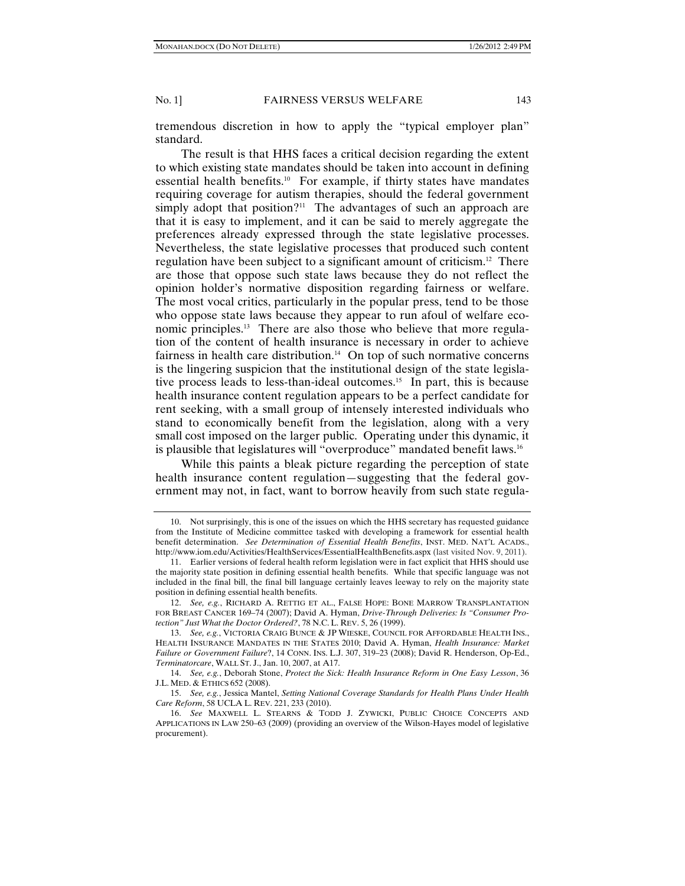tremendous discretion in how to apply the "typical employer plan" standard.

The result is that HHS faces a critical decision regarding the extent to which existing state mandates should be taken into account in defining essential health benefits.[10] For example, if thirty states have mandates requiring coverage for autism therapies, should the federal government simply adopt that position?[11] The advantages of such an approach are that it is easy to implement, and it can be said to merely aggregate the preferences already expressed through the state legislative processes. Nevertheless, the state legislative processes that produced such content regulation have been subject to a significant amount of criticism.[12] There are those that oppose such state laws because they do not reflect the opinion holder's normative disposition regarding fairness or welfare. The most vocal critics, particularly in the popular press, tend to be those who oppose state laws because they appear to run afoul of welfare economic principles.[13] There are also those who believe that more regulation of the content of health insurance is necessary in order to achieve fairness in health care distribution.[14] On top of such normative concerns is the lingering suspicion that the institutional design of the state legislative process leads to less-than-ideal outcomes.[15] In part, this is because health insurance content regulation appears to be a perfect candidate for rent seeking, with a small group of intensely interested individuals who stand to economically benefit from the legislation, along with a very small cost imposed on the larger public. Operating under this dynamic, it is plausible that legislatures will "overproduce" mandated benefit laws.[16]

While this paints a bleak picture regarding the perception of state health insurance content regulation—suggesting that the federal government may not, in fact, want to borrow heavily from such state regula-

---

10. Not surprisingly, this is one of the issues on which the HHS secretary has requested guidance from the Institute of Medicine committee tasked with developing a framework for essential health benefit determination. *See Determination of Essential Health Benefits*, INST. MED. NAT'L ACADS., http://www.iom.edu/Activities/HealthServices/EssentialHealthBenefits.aspx (last visited Nov. 9, 2011).

11. Earlier versions of federal health reform legislation were in fact explicit that HHS should use the majority state position in defining essential health benefits. While that specific language was not included in the final bill, the final bill language certainly leaves leeway to rely on the majority state position in defining essential health benefits.

12. *See, e.g.*, RICHARD A. RETTIG ET AL., FALSE HOPE: BONE MARROW TRANSPLANTATION FOR BREAST CANCER 169–74 (2007); David A. Hyman, *Drive-Through Deliveries: Is "Consumer Protection" Just What the Doctor Ordered?*, 78 N.C. L. REV. 5, 26 (1999).

13. *See, e.g.*, VICTORIA CRAIG BUNCE & JP WIESKE, COUNCIL FOR AFFORDABLE HEALTH INS., HEALTH INSURANCE MANDATES IN THE STATES 2010; David A. Hyman, *Health Insurance: Market Failure or Government Failure*?, 14 CONN. INS. L.J. 307, 319–23 (2008); David R. Henderson, Op-Ed., *Terminatorcare*, WALL ST. J., Jan. 10, 2007, at A17.

14. *See, e.g.*, Deborah Stone, *Protect the Sick: Health Insurance Reform in One Easy Lesson*, 36 J.L. MED. & ETHICS 652 (2008).

15. *See, e.g.*, Jessica Mantel, *Setting National Coverage Standards for Health Plans Under Health Care Reform*, 58 UCLA L. REV. 221, 233 (2010).

16. *See* MAXWELL L. STEARNS & TODD J. ZYWICKI, PUBLIC CHOICE CONCEPTS AND APPLICATIONS IN LAW 250–63 (2009) (providing an overview of the Wilson-Hayes model of legislative procurement).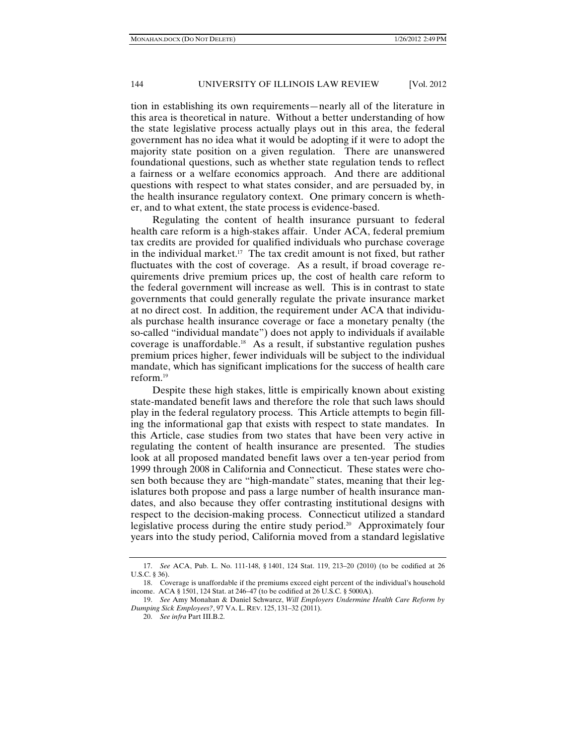tion in establishing its own requirements—nearly all of the literature in this area is theoretical in nature. Without a better understanding of how the state legislative process actually plays out in this area, the federal government has no idea what it would be adopting if it were to adopt the majority state position on a given regulation. There are unanswered foundational questions, such as whether state regulation tends to reflect a fairness or a welfare economics approach. And there are additional questions with respect to what states consider, and are persuaded by, in the health insurance regulatory context. One primary concern is whether, and to what extent, the state process is evidence-based.

Regulating the content of health insurance pursuant to federal health care reform is a high-stakes affair. Under ACA, federal premium tax credits are provided for qualified individuals who purchase coverage in the individual market.[17] The tax credit amount is not fixed, but rather fluctuates with the cost of coverage. As a result, if broad coverage requirements drive premium prices up, the cost of health care reform to the federal government will increase as well. This is in contrast to state governments that could generally regulate the private insurance market at no direct cost. In addition, the requirement under ACA that individuals purchase health insurance coverage or face a monetary penalty (the so-called "individual mandate") does not apply to individuals if available coverage is unaffordable.[18] As a result, if substantive regulation pushes premium prices higher, fewer individuals will be subject to the individual mandate, which has significant implications for the success of health care reform.[19]

Despite these high stakes, little is empirically known about existing state-mandated benefit laws and therefore the role that such laws should play in the federal regulatory process. This Article attempts to begin filling the informational gap that exists with respect to state mandates. In this Article, case studies from two states that have been very active in regulating the content of health insurance are presented. The studies look at all proposed mandated benefit laws over a ten-year period from 1999 through 2008 in California and Connecticut. These states were chosen both because they are "high-mandate" states, meaning that their legislatures both propose and pass a large number of health insurance mandates, and also because they offer contrasting institutional designs with respect to the decision-making process. Connecticut utilized a standard legislative process during the entire study period.[20] Approximately four years into the study period, California moved from a standard legislative

---

17. *See* ACA, Pub. L. No. 111-148, § 1401, 124 Stat. 119, 213–20 (2010) (to be codified at 26 U.S.C. § 36).

18. Coverage is unaffordable if the premiums exceed eight percent of the individual's household income. ACA § 1501, 124 Stat. at 246–47 (to be codified at 26 U.S.C. § 5000A).

19. *See* Amy Monahan & Daniel Schwarcz, *Will Employers Undermine Health Care Reform by Dumping Sick Employees?*, 97 VA. L. REV. 125, 131–32 (2011).

20. *See infra* Part III.B.2.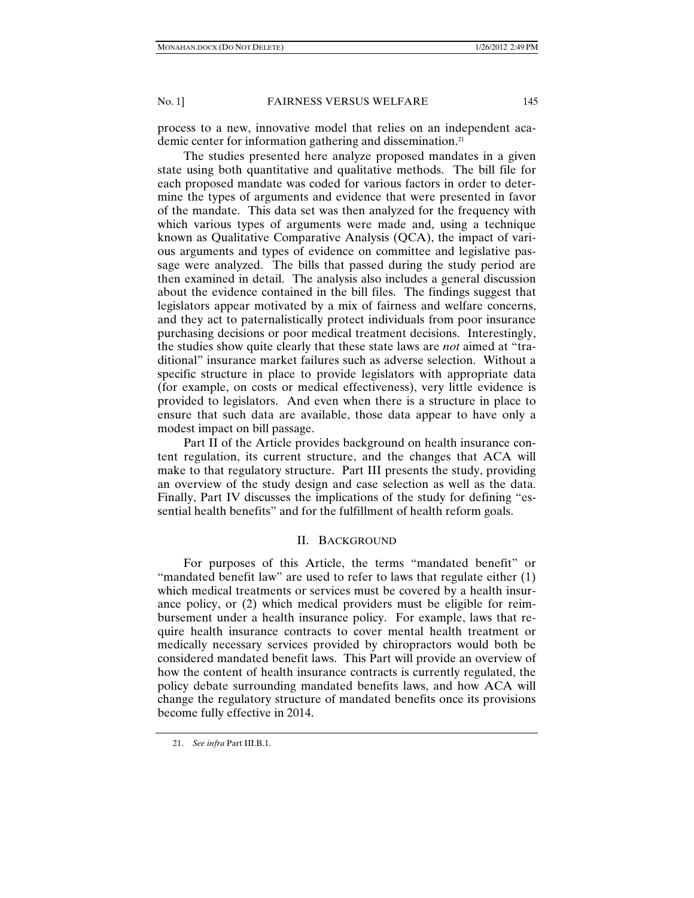process to a new, innovative model that relies on an independent academic center for information gathering and dissemination.[21]

The studies presented here analyze proposed mandates in a given state using both quantitative and qualitative methods. The bill file for each proposed mandate was coded for various factors in order to determine the types of arguments and evidence that were presented in favor of the mandate. This data set was then analyzed for the frequency with which various types of arguments were made and, using a technique known as Qualitative Comparative Analysis (QCA), the impact of various arguments and types of evidence on committee and legislative passage were analyzed. The bills that passed during the study period are then examined in detail. The analysis also includes a general discussion about the evidence contained in the bill files. The findings suggest that legislators appear motivated by a mix of fairness and welfare concerns, and they act to paternalistically protect individuals from poor insurance purchasing decisions or poor medical treatment decisions. Interestingly, the studies show quite clearly that these state laws are *not* aimed at "traditional" insurance market failures such as adverse selection. Without a specific structure in place to provide legislators with appropriate data (for example, on costs or medical effectiveness), very little evidence is provided to legislators. And even when there is a structure in place to ensure that such data are available, those data appear to have only a modest impact on bill passage.

Part II of the Article provides background on health insurance content regulation, its current structure, and the changes that ACA will make to that regulatory structure. Part III presents the study, providing an overview of the study design and case selection as well as the data. Finally, Part IV discusses the implications of the study for defining "essential health benefits" and for the fulfillment of health reform goals.

## II. BACKGROUND

For purposes of this Article, the terms "mandated benefit" or "mandated benefit law" are used to refer to laws that regulate either (1) which medical treatments or services must be covered by a health insurance policy, or (2) which medical providers must be eligible for reimbursement under a health insurance policy. For example, laws that require health insurance contracts to cover mental health treatment or medically necessary services provided by chiropractors would both be considered mandated benefit laws. This Part will provide an overview of how the content of health insurance contracts is currently regulated, the policy debate surrounding mandated benefits laws, and how ACA will change the regulatory structure of mandated benefits once its provisions become fully effective in 2014.

21. *See infra* Part III.B.1.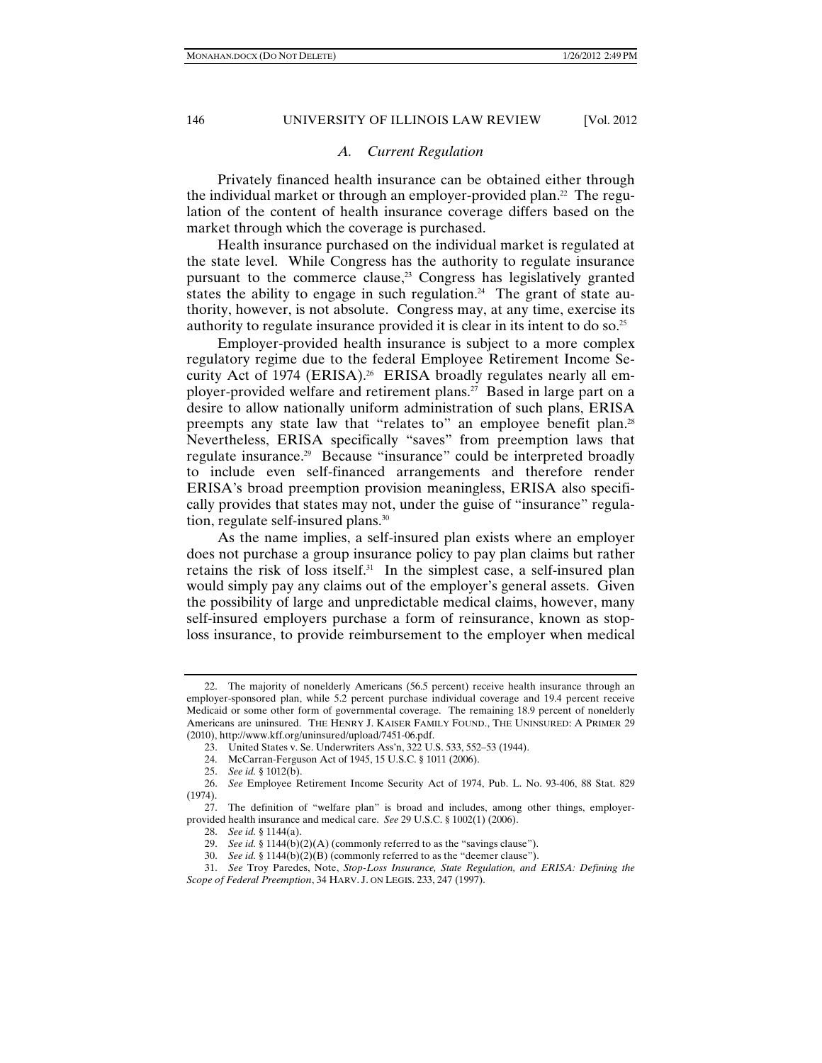### *A. Current Regulation*

Privately financed health insurance can be obtained either through the individual market or through an employer-provided plan.[22] The regulation of the content of health insurance coverage differs based on the market through which the coverage is purchased.

Health insurance purchased on the individual market is regulated at the state level. While Congress has the authority to regulate insurance pursuant to the commerce clause,[23] Congress has legislatively granted states the ability to engage in such regulation.[24] The grant of state authority, however, is not absolute. Congress may, at any time, exercise its authority to regulate insurance provided it is clear in its intent to do so.[25]

Employer-provided health insurance is subject to a more complex regulatory regime due to the federal Employee Retirement Income Security Act of 1974 (ERISA).[26] ERISA broadly regulates nearly all employer-provided welfare and retirement plans.[27] Based in large part on a desire to allow nationally uniform administration of such plans, ERISA preempts any state law that "relates to" an employee benefit plan.[28] Nevertheless, ERISA specifically "saves" from preemption laws that regulate insurance.[29] Because "insurance" could be interpreted broadly to include even self-financed arrangements and therefore render ERISA's broad preemption provision meaningless, ERISA also specifically provides that states may not, under the guise of "insurance" regulation, regulate self-insured plans.[30]

As the name implies, a self-insured plan exists where an employer does not purchase a group insurance policy to pay plan claims but rather retains the risk of loss itself.[31] In the simplest case, a self-insured plan would simply pay any claims out of the employer's general assets. Given the possibility of large and unpredictable medical claims, however, many self-insured employers purchase a form of reinsurance, known as stop-loss insurance, to provide reimbursement to the employer when medical

---

22. The majority of nonelderly Americans (56.5 percent) receive health insurance through an employer-sponsored plan, while 5.2 percent purchase individual coverage and 19.4 percent receive Medicaid or some other form of governmental coverage. The remaining 18.9 percent of nonelderly Americans are uninsured. THE HENRY J. KAISER FAMILY FOUND., THE UNINSURED: A PRIMER 29 (2010), http://www.kff.org/uninsured/upload/7451-06.pdf.

23. United States v. Se. Underwriters Ass'n, 322 U.S. 533, 552–53 (1944).

24. McCarran-Ferguson Act of 1945, 15 U.S.C. § 1011 (2006).

25. *See id.* § 1012(b).

26. *See* Employee Retirement Income Security Act of 1974, Pub. L. No. 93-406, 88 Stat. 829 (1974).

27. The definition of "welfare plan" is broad and includes, among other things, employer-provided health insurance and medical care. *See* 29 U.S.C. § 1002(1) (2006).

28. *See id.* § 1144(a).

29. *See id.* § 1144(b)(2)(A) (commonly referred to as the "savings clause").

30. *See id.* § 1144(b)(2)(B) (commonly referred to as the "deemer clause").

31. *See* Troy Paredes, Note, *Stop-Loss Insurance, State Regulation, and ERISA: Defining the Scope of Federal Preemption*, 34 HARV. J. ON LEGIS. 233, 247 (1997).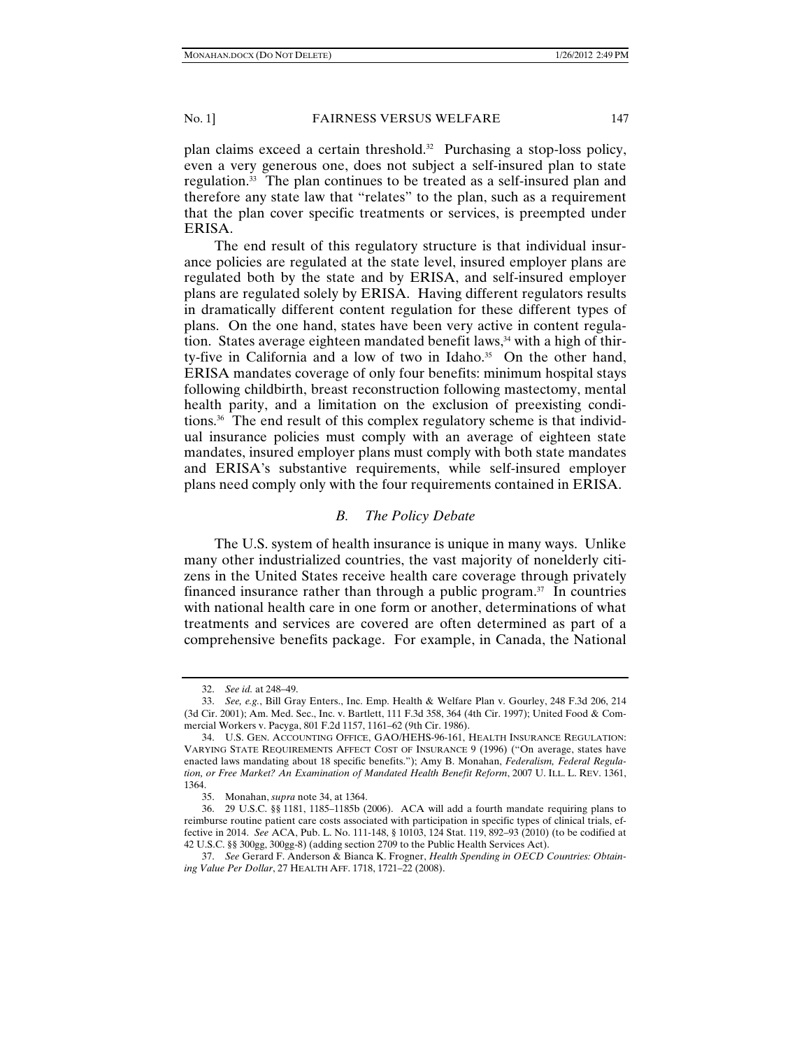plan claims exceed a certain threshold.[32] Purchasing a stop-loss policy, even a very generous one, does not subject a self-insured plan to state regulation.[33] The plan continues to be treated as a self-insured plan and therefore any state law that "relates" to the plan, such as a requirement that the plan cover specific treatments or services, is preempted under ERISA.

The end result of this regulatory structure is that individual insurance policies are regulated at the state level, insured employer plans are regulated both by the state and by ERISA, and self-insured employer plans are regulated solely by ERISA. Having different regulators results in dramatically different content regulation for these different types of plans. On the one hand, states have been very active in content regulation. States average eighteen mandated benefit laws,[34] with a high of thirty-five in California and a low of two in Idaho.[35] On the other hand, ERISA mandates coverage of only four benefits: minimum hospital stays following childbirth, breast reconstruction following mastectomy, mental health parity, and a limitation on the exclusion of preexisting conditions.[36] The end result of this complex regulatory scheme is that individual insurance policies must comply with an average of eighteen state mandates, insured employer plans must comply with both state mandates and ERISA's substantive requirements, while self-insured employer plans need comply only with the four requirements contained in ERISA.

### *B. The Policy Debate*

The U.S. system of health insurance is unique in many ways. Unlike many other industrialized countries, the vast majority of nonelderly citizens in the United States receive health care coverage through privately financed insurance rather than through a public program.[37] In countries with national health care in one form or another, determinations of what treatments and services are covered are often determined as part of a comprehensive benefits package. For example, in Canada, the National

---

32. *See id.* at 248–49.

33. *See, e.g.*, Bill Gray Enters., Inc. Emp. Health & Welfare Plan v. Gourley, 248 F.3d 206, 214 (3d Cir. 2001); Am. Med. Sec., Inc. v. Bartlett, 111 F.3d 358, 364 (4th Cir. 1997); United Food & Commercial Workers v. Pacyga, 801 F.2d 1157, 1161–62 (9th Cir. 1986).

34. U.S. GEN. ACCOUNTING OFFICE, GAO/HEHS-96-161, HEALTH INSURANCE REGULATION: VARYING STATE REQUIREMENTS AFFECT COST OF INSURANCE 9 (1996) ("On average, states have enacted laws mandating about 18 specific benefits."); Amy B. Monahan, *Federalism, Federal Regulation, or Free Market? An Examination of Mandated Health Benefit Reform*, 2007 U. ILL. L. REV. 1361, 1364.

35. Monahan, *supra* note 34, at 1364.

36. 29 U.S.C. §§ 1181, 1185–1185b (2006). ACA will add a fourth mandate requiring plans to reimburse routine patient care costs associated with participation in specific types of clinical trials, effective in 2014. *See* ACA, Pub. L. No. 111-148, § 10103, 124 Stat. 119, 892–93 (2010) (to be codified at 42 U.S.C. §§ 300gg, 300gg-8) (adding section 2709 to the Public Health Services Act).

37. *See* Gerard F. Anderson & Bianca K. Frogner, *Health Spending in OECD Countries: Obtaining Value Per Dollar*, 27 HEALTH AFF. 1718, 1721–22 (2008).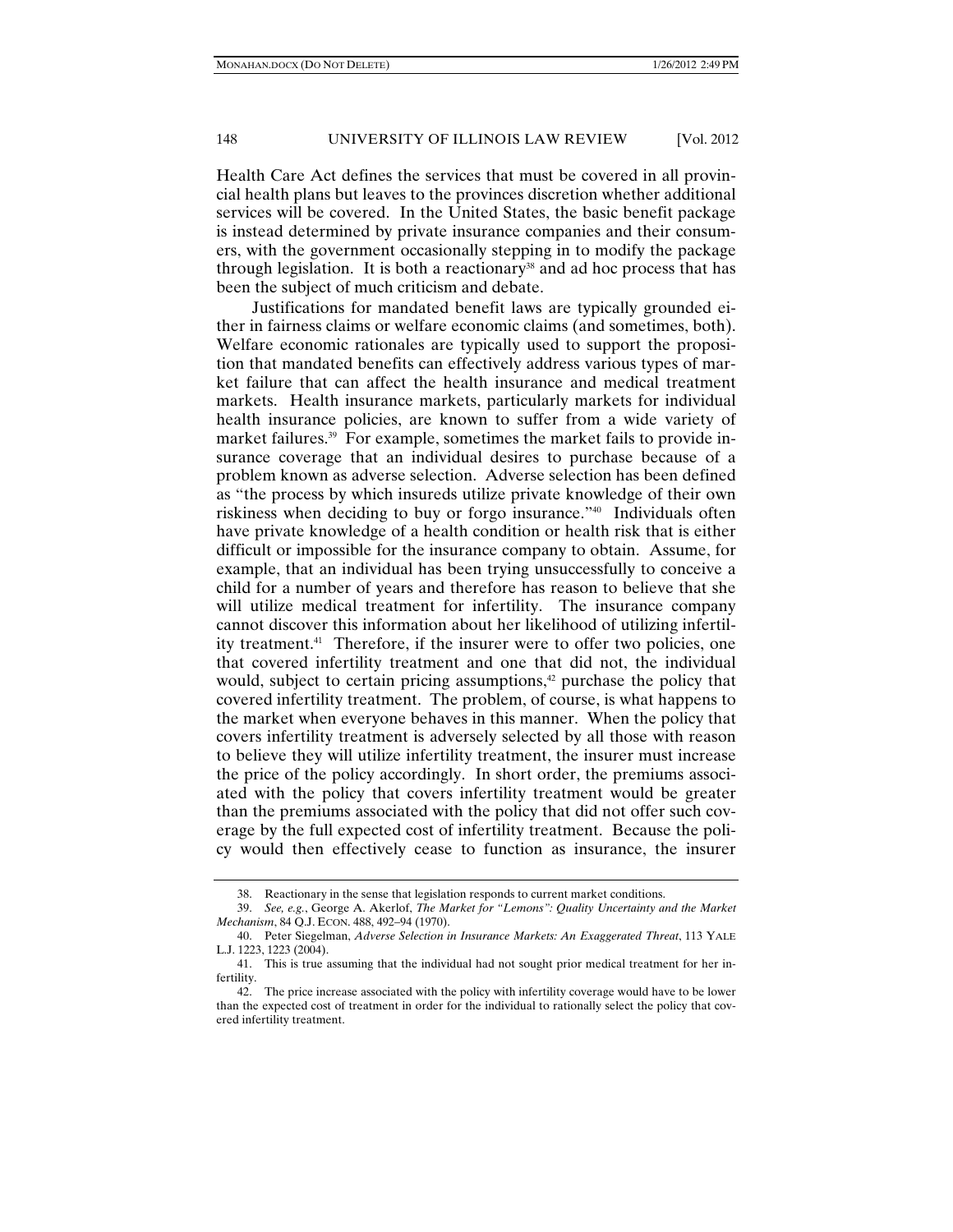Health Care Act defines the services that must be covered in all provincial health plans but leaves to the provinces discretion whether additional services will be covered. In the United States, the basic benefit package is instead determined by private insurance companies and their consumers, with the government occasionally stepping in to modify the package through legislation. It is both a reactionary[38] and ad hoc process that has been the subject of much criticism and debate.

Justifications for mandated benefit laws are typically grounded either in fairness claims or welfare economic claims (and sometimes, both). Welfare economic rationales are typically used to support the proposition that mandated benefits can effectively address various types of market failure that can affect the health insurance and medical treatment markets. Health insurance markets, particularly markets for individual health insurance policies, are known to suffer from a wide variety of market failures.[39] For example, sometimes the market fails to provide insurance coverage that an individual desires to purchase because of a problem known as adverse selection. Adverse selection has been defined as "the process by which insureds utilize private knowledge of their own riskiness when deciding to buy or forgo insurance."[40] Individuals often have private knowledge of a health condition or health risk that is either difficult or impossible for the insurance company to obtain. Assume, for example, that an individual has been trying unsuccessfully to conceive a child for a number of years and therefore has reason to believe that she will utilize medical treatment for infertility. The insurance company cannot discover this information about her likelihood of utilizing infertility treatment.[41] Therefore, if the insurer were to offer two policies, one that covered infertility treatment and one that did not, the individual would, subject to certain pricing assumptions,[42] purchase the policy that covered infertility treatment. The problem, of course, is what happens to the market when everyone behaves in this manner. When the policy that covers infertility treatment is adversely selected by all those with reason to believe they will utilize infertility treatment, the insurer must increase the price of the policy accordingly. In short order, the premiums associated with the policy that covers infertility treatment would be greater than the premiums associated with the policy that did not offer such coverage by the full expected cost of infertility treatment. Because the policy would then effectively cease to function as insurance, the insurer

---

38. Reactionary in the sense that legislation responds to current market conditions.

39. *See, e.g.*, George A. Akerlof, *The Market for "Lemons": Quality Uncertainty and the Market Mechanism*, 84 Q.J. ECON. 488, 492–94 (1970).

40. Peter Siegelman, *Adverse Selection in Insurance Markets: An Exaggerated Threat*, 113 YALE L.J. 1223, 1223 (2004).

41. This is true assuming that the individual had not sought prior medical treatment for her infertility.

42. The price increase associated with the policy with infertility coverage would have to be lower than the expected cost of treatment in order for the individual to rationally select the policy that covered infertility treatment.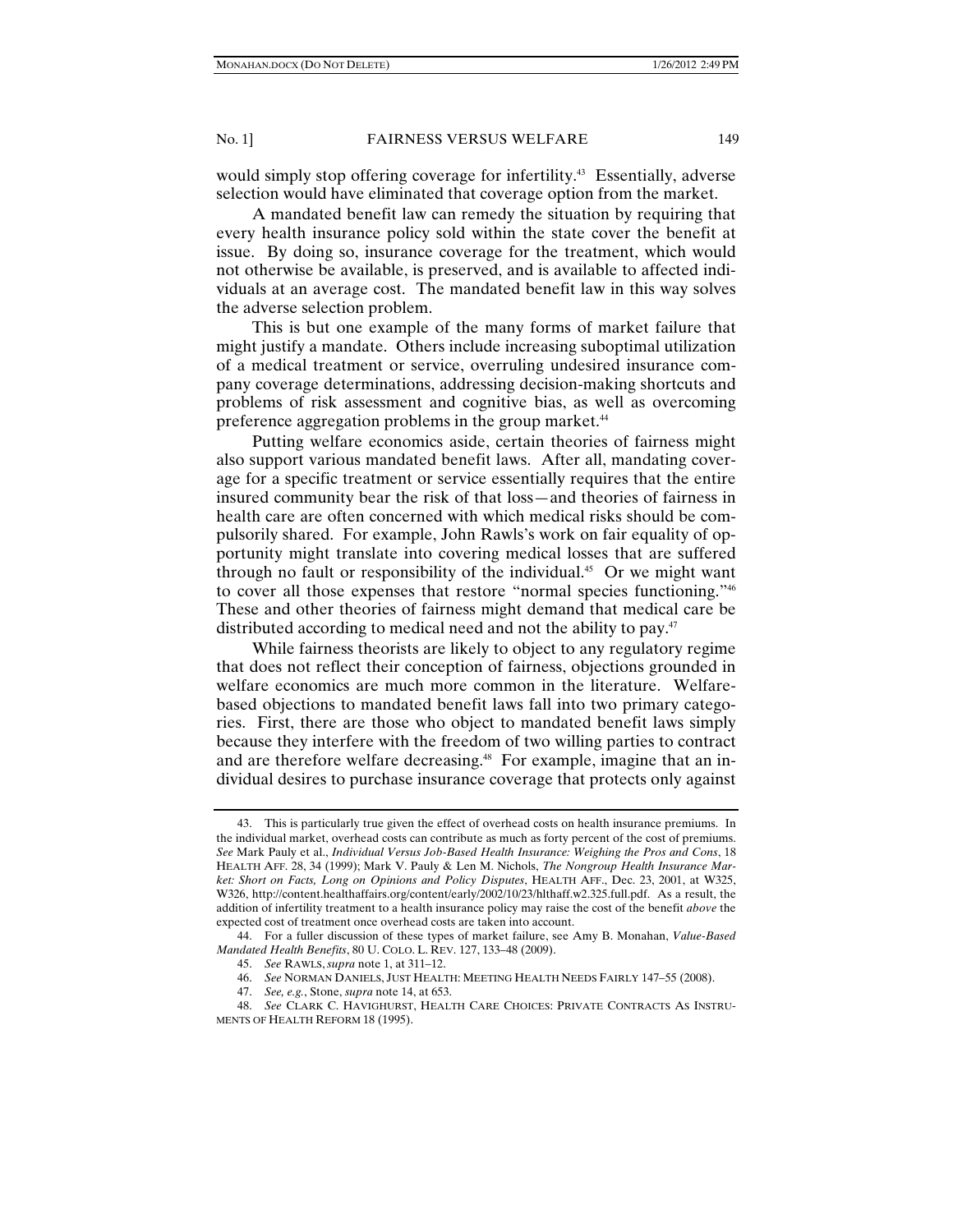would simply stop offering coverage for infertility.[43] Essentially, adverse selection would have eliminated that coverage option from the market.

A mandated benefit law can remedy the situation by requiring that every health insurance policy sold within the state cover the benefit at issue. By doing so, insurance coverage for the treatment, which would not otherwise be available, is preserved, and is available to affected individuals at an average cost. The mandated benefit law in this way solves the adverse selection problem.

This is but one example of the many forms of market failure that might justify a mandate. Others include increasing suboptimal utilization of a medical treatment or service, overruling undesired insurance company coverage determinations, addressing decision-making shortcuts and problems of risk assessment and cognitive bias, as well as overcoming preference aggregation problems in the group market.[44]

Putting welfare economics aside, certain theories of fairness might also support various mandated benefit laws. After all, mandating coverage for a specific treatment or service essentially requires that the entire insured community bear the risk of that loss—and theories of fairness in health care are often concerned with which medical risks should be compulsorily shared. For example, John Rawls's work on fair equality of opportunity might translate into covering medical losses that are suffered through no fault or responsibility of the individual.[45] Or we might want to cover all those expenses that restore "normal species functioning."[46] These and other theories of fairness might demand that medical care be distributed according to medical need and not the ability to pay.[47]

While fairness theorists are likely to object to any regulatory regime that does not reflect their conception of fairness, objections grounded in welfare economics are much more common in the literature. Welfare-based objections to mandated benefit laws fall into two primary categories. First, there are those who object to mandated benefit laws simply because they interfere with the freedom of two willing parties to contract and are therefore welfare decreasing.[48] For example, imagine that an individual desires to purchase insurance coverage that protects only against

---

43. This is particularly true given the effect of overhead costs on health insurance premiums. In the individual market, overhead costs can contribute as much as forty percent of the cost of premiums. *See* Mark Pauly et al., *Individual Versus Job-Based Health Insurance: Weighing the Pros and Cons*, 18 HEALTH AFF. 28, 34 (1999); Mark V. Pauly & Len M. Nichols, *The Nongroup Health Insurance Market: Short on Facts, Long on Opinions and Policy Disputes*, HEALTH AFF., Dec. 23, 2001, at W325, W326, http://content.healthaffairs.org/content/early/2002/10/23/hlthaff.w2.325.full.pdf. As a result, the addition of infertility treatment to a health insurance policy may raise the cost of the benefit *above* the expected cost of treatment once overhead costs are taken into account.

44. For a fuller discussion of these types of market failure, see Amy B. Monahan, *Value-Based Mandated Health Benefits*, 80 U. COLO. L. REV. 127, 133–48 (2009).

45. *See* RAWLS, *supra* note 1, at 311–12.

46. *See* NORMAN DANIELS, JUST HEALTH: MEETING HEALTH NEEDS FAIRLY 147–55 (2008).

47. *See, e.g.*, Stone, *supra* note 14, at 653.

48. *See* CLARK C. HAVIGHURST, HEALTH CARE CHOICES: PRIVATE CONTRACTS AS INSTRUMENTS OF HEALTH REFORM 18 (1995).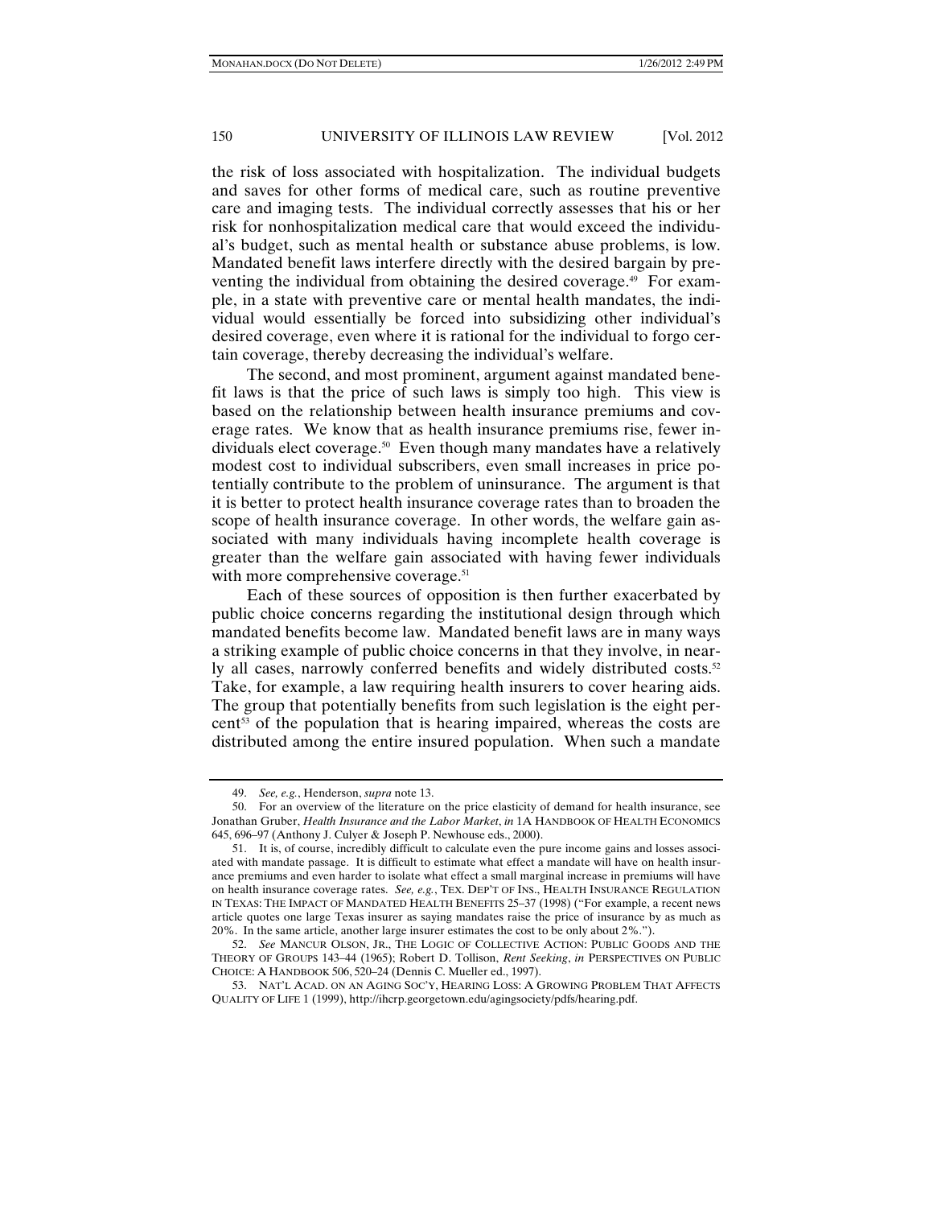the risk of loss associated with hospitalization. The individual budgets and saves for other forms of medical care, such as routine preventive care and imaging tests. The individual correctly assesses that his or her risk for nonhospitalization medical care that would exceed the individual's budget, such as mental health or substance abuse problems, is low. Mandated benefit laws interfere directly with the desired bargain by preventing the individual from obtaining the desired coverage.[49] For example, in a state with preventive care or mental health mandates, the individual would essentially be forced into subsidizing other individual's desired coverage, even where it is rational for the individual to forgo certain coverage, thereby decreasing the individual's welfare.

The second, and most prominent, argument against mandated benefit laws is that the price of such laws is simply too high. This view is based on the relationship between health insurance premiums and coverage rates. We know that as health insurance premiums rise, fewer individuals elect coverage.[50] Even though many mandates have a relatively modest cost to individual subscribers, even small increases in price potentially contribute to the problem of uninsurance. The argument is that it is better to protect health insurance coverage rates than to broaden the scope of health insurance coverage. In other words, the welfare gain associated with many individuals having incomplete health coverage is greater than the welfare gain associated with having fewer individuals with more comprehensive coverage.[51]

Each of these sources of opposition is then further exacerbated by public choice concerns regarding the institutional design through which mandated benefits become law. Mandated benefit laws are in many ways a striking example of public choice concerns in that they involve, in nearly all cases, narrowly conferred benefits and widely distributed costs.[52] Take, for example, a law requiring health insurers to cover hearing aids. The group that potentially benefits from such legislation is the eight percent[53] of the population that is hearing impaired, whereas the costs are distributed among the entire insured population. When such a mandate

---

49. *See, e.g.*, Henderson, *supra* note 13.

50. For an overview of the literature on the price elasticity of demand for health insurance, see Jonathan Gruber, *Health Insurance and the Labor Market*, *in* 1A HANDBOOK OF HEALTH ECONOMICS 645, 696–97 (Anthony J. Culyer & Joseph P. Newhouse eds., 2000).

51. It is, of course, incredibly difficult to calculate even the pure income gains and losses associated with mandate passage. It is difficult to estimate what effect a mandate will have on health insurance premiums and even harder to isolate what effect a small marginal increase in premiums will have on health insurance coverage rates. *See, e.g.*, TEX. DEP'T OF INS., HEALTH INSURANCE REGULATION IN TEXAS: THE IMPACT OF MANDATED HEALTH BENEFITS 25–37 (1998) ("For example, a recent news article quotes one large Texas insurer as saying mandates raise the price of insurance by as much as 20%. In the same article, another large insurer estimates the cost to be only about 2%.").

52. *See* MANCUR OLSON, JR., THE LOGIC OF COLLECTIVE ACTION: PUBLIC GOODS AND THE THEORY OF GROUPS 143–44 (1965); Robert D. Tollison, *Rent Seeking*, *in* PERSPECTIVES ON PUBLIC CHOICE: A HANDBOOK 506, 520–24 (Dennis C. Mueller ed., 1997).

53. NAT'L ACAD. ON AN AGING SOC'Y, HEARING LOSS: A GROWING PROBLEM THAT AFFECTS QUALITY OF LIFE 1 (1999), http://ihcrp.georgetown.edu/agingsociety/pdfs/hearing.pdf.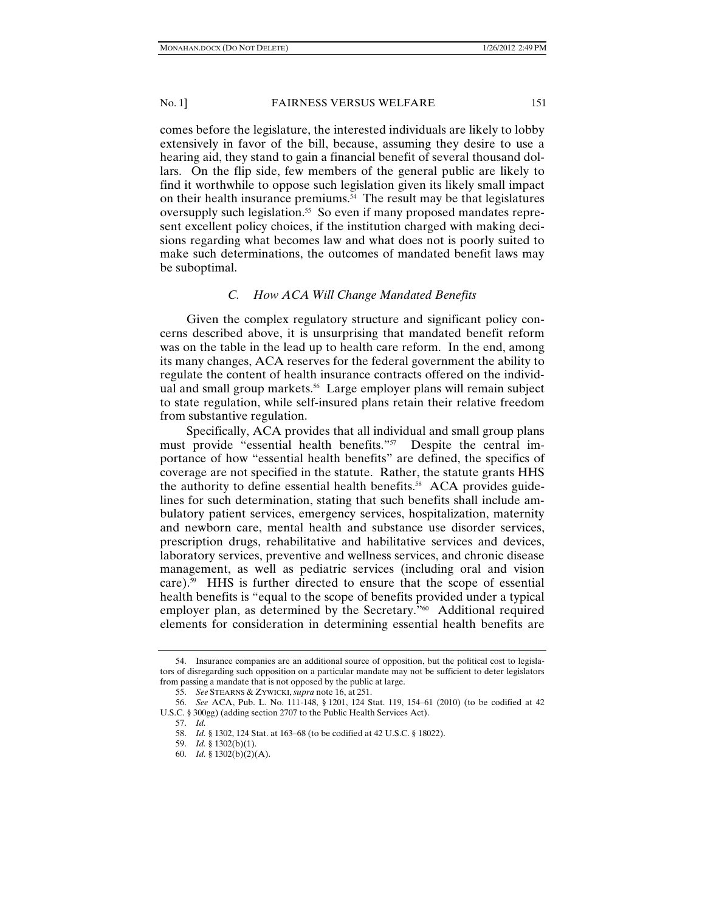comes before the legislature, the interested individuals are likely to lobby extensively in favor of the bill, because, assuming they desire to use a hearing aid, they stand to gain a financial benefit of several thousand dollars. On the flip side, few members of the general public are likely to find it worthwhile to oppose such legislation given its likely small impact on their health insurance premiums.[54] The result may be that legislatures oversupply such legislation.[55] So even if many proposed mandates represent excellent policy choices, if the institution charged with making decisions regarding what becomes law and what does not is poorly suited to make such determinations, the outcomes of mandated benefit laws may be suboptimal.

### *C. How ACA Will Change Mandated Benefits*

Given the complex regulatory structure and significant policy concerns described above, it is unsurprising that mandated benefit reform was on the table in the lead up to health care reform. In the end, among its many changes, ACA reserves for the federal government the ability to regulate the content of health insurance contracts offered on the individual and small group markets.[56] Large employer plans will remain subject to state regulation, while self-insured plans retain their relative freedom from substantive regulation.

Specifically, ACA provides that all individual and small group plans must provide "essential health benefits."[57] Despite the central importance of how "essential health benefits" are defined, the specifics of coverage are not specified in the statute. Rather, the statute grants HHS the authority to define essential health benefits.[58] ACA provides guidelines for such determination, stating that such benefits shall include ambulatory patient services, emergency services, hospitalization, maternity and newborn care, mental health and substance use disorder services, prescription drugs, rehabilitative and habilitative services and devices, laboratory services, preventive and wellness services, and chronic disease management, as well as pediatric services (including oral and vision care).[59] HHS is further directed to ensure that the scope of essential health benefits is "equal to the scope of benefits provided under a typical employer plan, as determined by the Secretary."[60] Additional required elements for consideration in determining essential health benefits are

---

54. Insurance companies are an additional source of opposition, but the political cost to legislators of disregarding such opposition on a particular mandate may not be sufficient to deter legislators from passing a mandate that is not opposed by the public at large.

55. *See* STEARNS & ZYWICKI, *supra* note 16, at 251.

56. *See* ACA, Pub. L. No. 111-148, § 1201, 124 Stat. 119, 154–61 (2010) (to be codified at 42 U.S.C. § 300gg) (adding section 2707 to the Public Health Services Act).

57. *Id.*

58. *Id.* § 1302, 124 Stat. at 163–68 (to be codified at 42 U.S.C. § 18022).

59. *Id.* § 1302(b)(1).

60. *Id.* § 1302(b)(2)(A).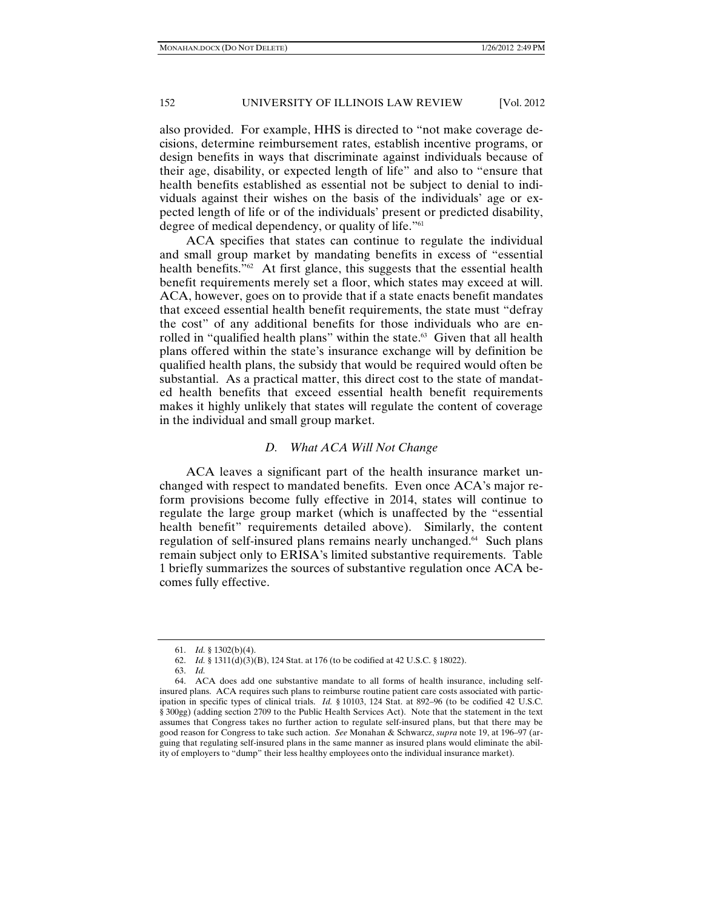also provided. For example, HHS is directed to "not make coverage decisions, determine reimbursement rates, establish incentive programs, or design benefits in ways that discriminate against individuals because of their age, disability, or expected length of life" and also to "ensure that health benefits established as essential not be subject to denial to individuals against their wishes on the basis of the individuals' age or expected length of life or of the individuals' present or predicted disability, degree of medical dependency, or quality of life."[61]

ACA specifies that states can continue to regulate the individual and small group market by mandating benefits in excess of "essential health benefits."[62] At first glance, this suggests that the essential health benefit requirements merely set a floor, which states may exceed at will. ACA, however, goes on to provide that if a state enacts benefit mandates that exceed essential health benefit requirements, the state must "defray the cost" of any additional benefits for those individuals who are enrolled in "qualified health plans" within the state.[63] Given that all health plans offered within the state's insurance exchange will by definition be qualified health plans, the subsidy that would be required would often be substantial. As a practical matter, this direct cost to the state of mandated health benefits that exceed essential health benefit requirements makes it highly unlikely that states will regulate the content of coverage in the individual and small group market.

### *D. What ACA Will Not Change*

ACA leaves a significant part of the health insurance market unchanged with respect to mandated benefits. Even once ACA's major reform provisions become fully effective in 2014, states will continue to regulate the large group market (which is unaffected by the "essential health benefit" requirements detailed above). Similarly, the content regulation of self-insured plans remains nearly unchanged.[64] Such plans remain subject only to ERISA's limited substantive requirements. Table 1 briefly summarizes the sources of substantive regulation once ACA becomes fully effective.

---

61. *Id.* § 1302(b)(4).

62. *Id.* § 1311(d)(3)(B), 124 Stat. at 176 (to be codified at 42 U.S.C. § 18022).

63. *Id.*

64. ACA does add one substantive mandate to all forms of health insurance, including self-insured plans. ACA requires such plans to reimburse routine patient care costs associated with participation in specific types of clinical trials. *Id.* § 10103, 124 Stat. at 892–96 (to be codified 42 U.S.C. § 300gg) (adding section 2709 to the Public Health Services Act). Note that the statement in the text assumes that Congress takes no further action to regulate self-insured plans, but that there may be good reason for Congress to take such action. *See* Monahan & Schwarcz, *supra* note 19, at 196–97 (arguing that regulating self-insured plans in the same manner as insured plans would eliminate the ability of employers to "dump" their less healthy employees onto the individual insurance market).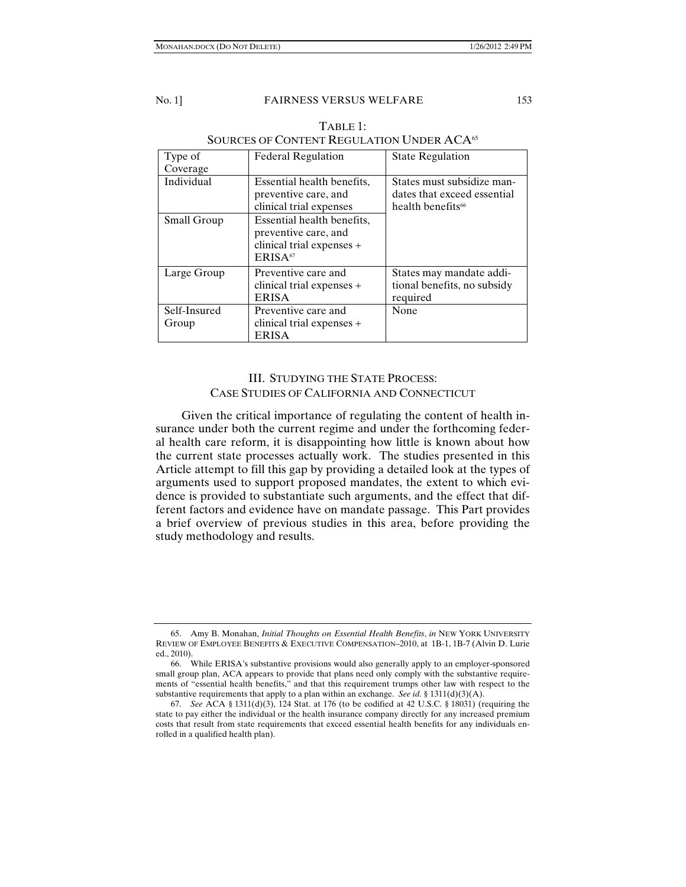TABLE 1:
SOURCES OF CONTENT REGULATION UNDER ACA[65]

| Type of Coverage | Federal Regulation | State Regulation |
|---|---|---|
| Individual | Essential health benefits, preventive care, and clinical trial expenses | States must subsidize mandates that exceed essential health benefits[66] |
| Small Group | Essential health benefits, preventive care, and clinical trial expenses + ERISA[67] | |
| Large Group | Preventive care and clinical trial expenses + ERISA | States may mandate additional benefits, no subsidy required |
| Self-Insured Group | Preventive care and clinical trial expenses + ERISA | None |

## III. STUDYING THE STATE PROCESS: CASE STUDIES OF CALIFORNIA AND CONNECTICUT

Given the critical importance of regulating the content of health insurance under both the current regime and under the forthcoming federal health care reform, it is disappointing how little is known about how the current state processes actually work. The studies presented in this Article attempt to fill this gap by providing a detailed look at the types of arguments used to support proposed mandates, the extent to which evidence is provided to substantiate such arguments, and the effect that different factors and evidence have on mandate passage. This Part provides a brief overview of previous studies in this area, before providing the study methodology and results.

---

65. Amy B. Monahan, *Initial Thoughts on Essential Health Benefits*, *in* NEW YORK UNIVERSITY REVIEW OF EMPLOYEE BENEFITS & EXECUTIVE COMPENSATION–2010, at 1B-1, 1B-7 (Alvin D. Lurie ed., 2010).

66. While ERISA's substantive provisions would also generally apply to an employer-sponsored small group plan, ACA appears to provide that plans need only comply with the substantive requirements of "essential health benefits," and that this requirement trumps other law with respect to the substantive requirements that apply to a plan within an exchange. *See id.* § 1311(d)(3)(A).

67. *See* ACA § 1311(d)(3), 124 Stat. at 176 (to be codified at 42 U.S.C. § 18031) (requiring the state to pay either the individual or the health insurance company directly for any increased premium costs that result from state requirements that exceed essential health benefits for any individuals enrolled in a qualified health plan).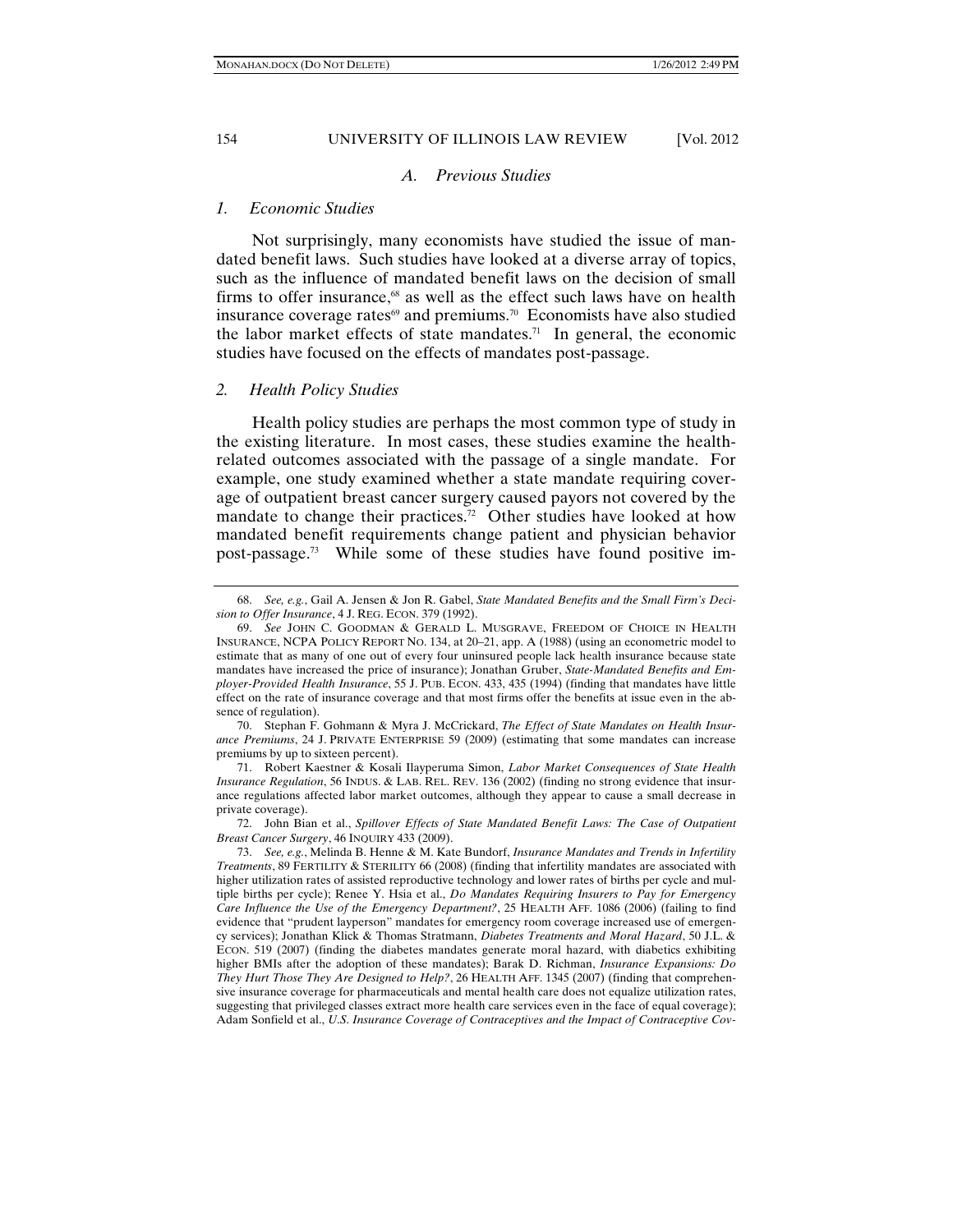### *A. Previous Studies*

#### *1. Economic Studies*

Not surprisingly, many economists have studied the issue of mandated benefit laws. Such studies have looked at a diverse array of topics, such as the influence of mandated benefit laws on the decision of small firms to offer insurance,[68] as well as the effect such laws have on health insurance coverage rates[69] and premiums.[70] Economists have also studied the labor market effects of state mandates.[71] In general, the economic studies have focused on the effects of mandates post-passage.

#### *2. Health Policy Studies*

Health policy studies are perhaps the most common type of study in the existing literature. In most cases, these studies examine the health-related outcomes associated with the passage of a single mandate. For example, one study examined whether a state mandate requiring coverage of outpatient breast cancer surgery caused payors not covered by the mandate to change their practices.[72] Other studies have looked at how mandated benefit requirements change patient and physician behavior post-passage.[73] While some of these studies have found positive im-

---

68. *See, e.g.*, Gail A. Jensen & Jon R. Gabel, *State Mandated Benefits and the Small Firm's Decision to Offer Insurance*, 4 J. REG. ECON. 379 (1992).

69. *See* JOHN C. GOODMAN & GERALD L. MUSGRAVE, FREEDOM OF CHOICE IN HEALTH INSURANCE, NCPA POLICY REPORT NO. 134, at 20–21, app. A (1988) (using an econometric model to estimate that as many of one out of every four uninsured people lack health insurance because state mandates have increased the price of insurance); Jonathan Gruber, *State-Mandated Benefits and Employer-Provided Health Insurance*, 55 J. PUB. ECON. 433, 435 (1994) (finding that mandates have little effect on the rate of insurance coverage and that most firms offer the benefits at issue even in the absence of regulation).

70. Stephan F. Gohmann & Myra J. McCrickard, *The Effect of State Mandates on Health Insurance Premiums*, 24 J. PRIVATE ENTERPRISE 59 (2009) (estimating that some mandates can increase premiums by up to sixteen percent).

71. Robert Kaestner & Kosali Ilayperuma Simon, *Labor Market Consequences of State Health Insurance Regulation*, 56 INDUS. & LAB. REL. REV. 136 (2002) (finding no strong evidence that insurance regulations affected labor market outcomes, although they appear to cause a small decrease in private coverage).

72. John Bian et al., *Spillover Effects of State Mandated Benefit Laws: The Case of Outpatient Breast Cancer Surgery*, 46 INQUIRY 433 (2009).

73. *See, e.g.*, Melinda B. Henne & M. Kate Bundorf, *Insurance Mandates and Trends in Infertility Treatments*, 89 FERTILITY & STERILITY 66 (2008) (finding that infertility mandates are associated with higher utilization rates of assisted reproductive technology and lower rates of births per cycle and multiple births per cycle); Renee Y. Hsia et al., *Do Mandates Requiring Insurers to Pay for Emergency Care Influence the Use of the Emergency Department?*, 25 HEALTH AFF. 1086 (2006) (failing to find evidence that "prudent layperson" mandates for emergency room coverage increased use of emergency services); Jonathan Klick & Thomas Stratmann, *Diabetes Treatments and Moral Hazard*, 50 J.L. & ECON. 519 (2007) (finding the diabetes mandates generate moral hazard, with diabetics exhibiting higher BMIs after the adoption of these mandates); Barak D. Richman, *Insurance Expansions: Do They Hurt Those They Are Designed to Help?*, 26 HEALTH AFF. 1345 (2007) (finding that comprehensive insurance coverage for pharmaceuticals and mental health care does not equalize utilization rates, suggesting that privileged classes extract more health care services even in the face of equal coverage); Adam Sonfield et al., *U.S. Insurance Coverage of Contraceptives and the Impact of Contraceptive Cov-*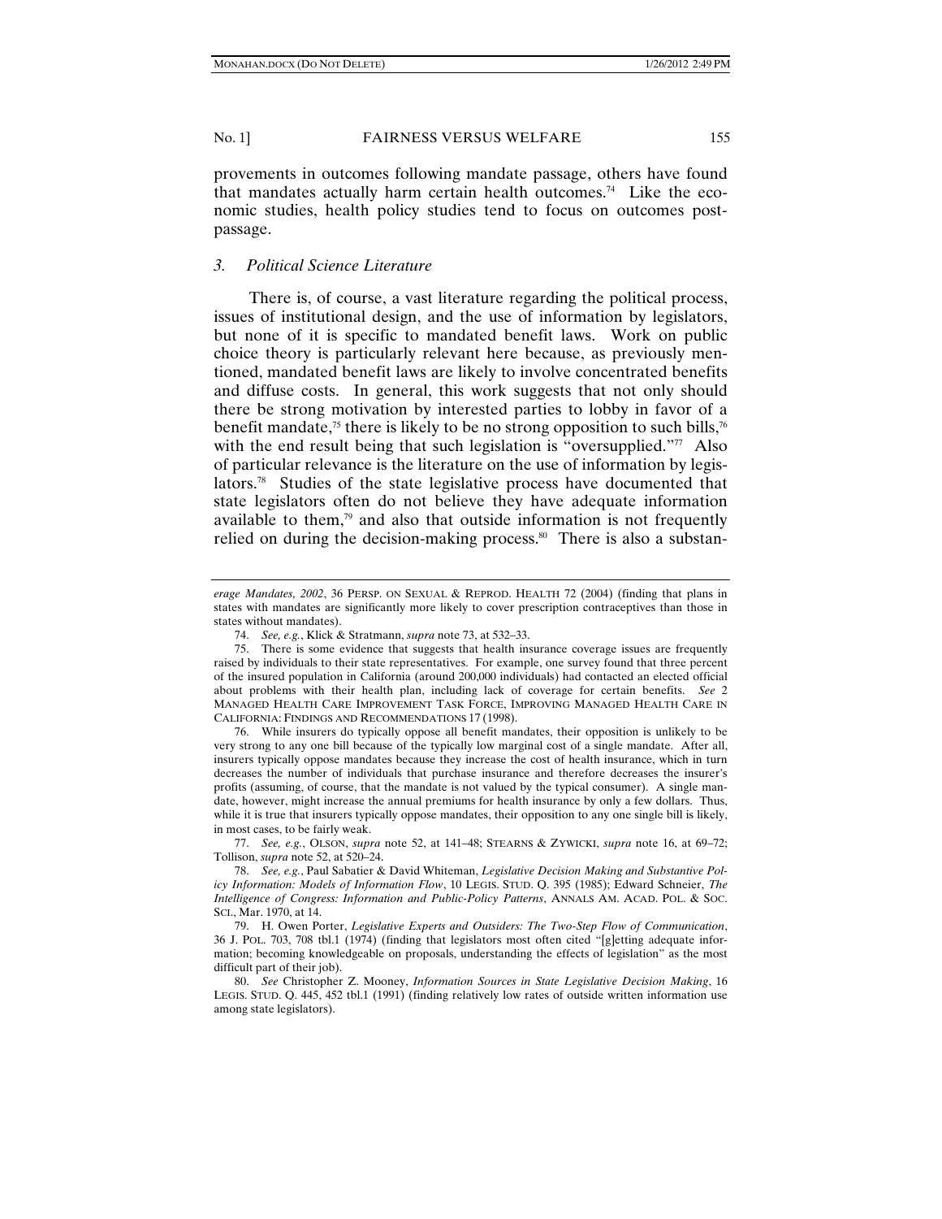provements in outcomes following mandate passage, others have found that mandates actually harm certain health outcomes.[74] Like the economic studies, health policy studies tend to focus on outcomes post-passage.

### *3. Political Science Literature*

There is, of course, a vast literature regarding the political process, issues of institutional design, and the use of information by legislators, but none of it is specific to mandated benefit laws. Work on public choice theory is particularly relevant here because, as previously mentioned, mandated benefit laws are likely to involve concentrated benefits and diffuse costs. In general, this work suggests that not only should there be strong motivation by interested parties to lobby in favor of a benefit mandate,[75] there is likely to be no strong opposition to such bills,[76] with the end result being that such legislation is "oversupplied."[77] Also of particular relevance is the literature on the use of information by legislators.[78] Studies of the state legislative process have documented that state legislators often do not believe they have adequate information available to them,[79] and also that outside information is not frequently relied on during the decision-making process.[80] There is also a substan-

---

*erage Mandates, 2002*, 36 PERSP. ON SEXUAL & REPROD. HEALTH 72 (2004) (finding that plans in states with mandates are significantly more likely to cover prescription contraceptives than those in states without mandates).

74. *See, e.g.*, Klick & Stratmann, *supra* note 73, at 532–33.

75. There is some evidence that suggests that health insurance coverage issues are frequently raised by individuals to their state representatives. For example, one survey found that three percent of the insured population in California (around 200,000 individuals) had contacted an elected official about problems with their health plan, including lack of coverage for certain benefits. *See* 2 MANAGED HEALTH CARE IMPROVEMENT TASK FORCE, IMPROVING MANAGED HEALTH CARE IN CALIFORNIA: FINDINGS AND RECOMMENDATIONS 17 (1998).

76. While insurers do typically oppose all benefit mandates, their opposition is unlikely to be very strong to any one bill because of the typically low marginal cost of a single mandate. After all, insurers typically oppose mandates because they increase the cost of health insurance, which in turn decreases the number of individuals that purchase insurance and therefore decreases the insurer's profits (assuming, of course, that the mandate is not valued by the typical consumer). A single mandate, however, might increase the annual premiums for health insurance by only a few dollars. Thus, while it is true that insurers typically oppose mandates, their opposition to any one single bill is likely, in most cases, to be fairly weak.

77. *See, e.g.*, OLSON, *supra* note 52, at 141–48; STEARNS & ZYWICKI, *supra* note 16, at 69–72; Tollison, *supra* note 52, at 520–24.

78. *See, e.g.*, Paul Sabatier & David Whiteman, *Legislative Decision Making and Substantive Policy Information: Models of Information Flow*, 10 LEGIS. STUD. Q. 395 (1985); Edward Schneier, *The Intelligence of Congress: Information and Public-Policy Patterns*, ANNALS AM. ACAD. POL. & SOC. SCI., Mar. 1970, at 14.

79. H. Owen Porter, *Legislative Experts and Outsiders: The Two-Step Flow of Communication*, 36 J. POL. 703, 708 tbl.1 (1974) (finding that legislators most often cited "[g]etting adequate information; becoming knowledgeable on proposals, understanding the effects of legislation" as the most difficult part of their job).

80. *See* Christopher Z. Mooney, *Information Sources in State Legislative Decision Making*, 16 LEGIS. STUD. Q. 445, 452 tbl.1 (1991) (finding relatively low rates of outside written information use among state legislators).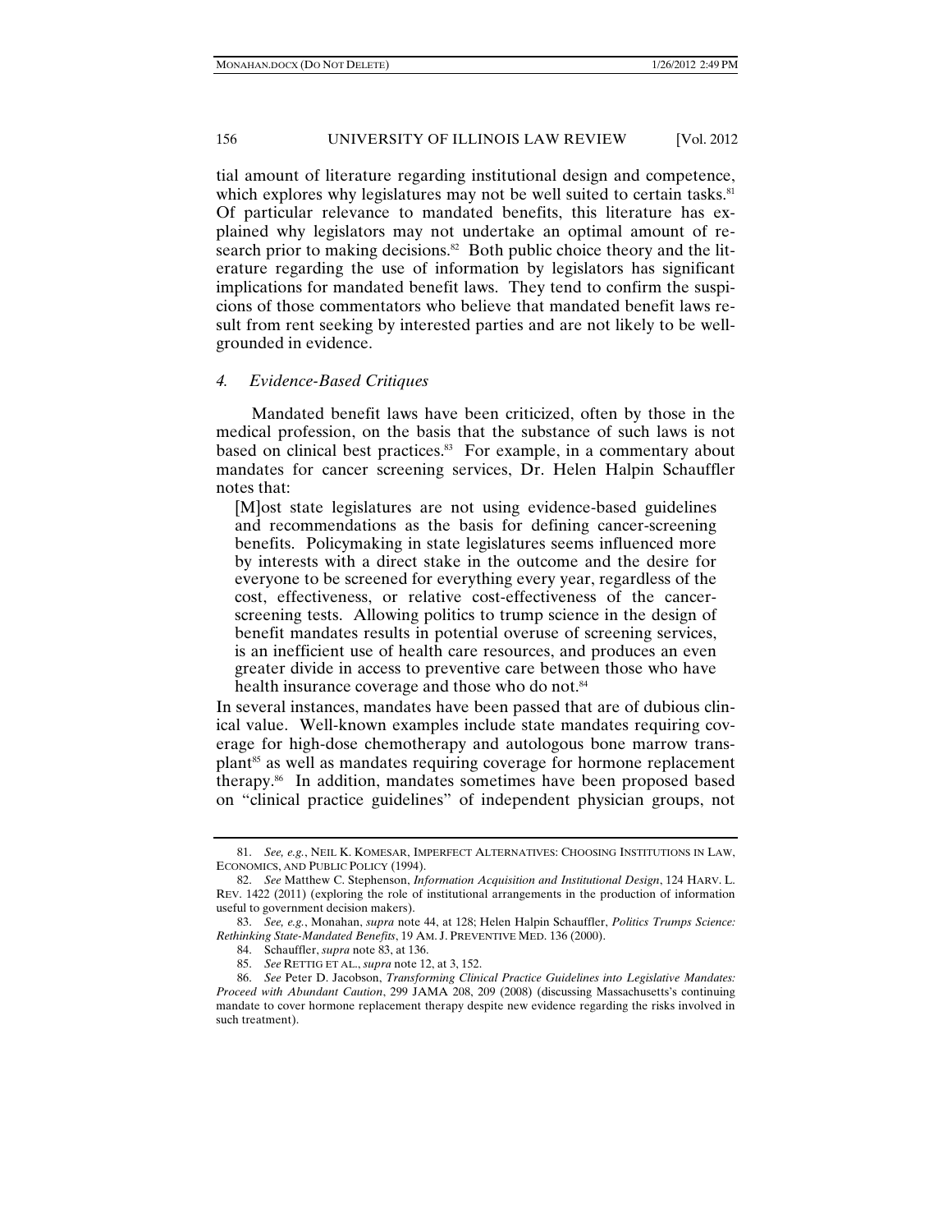tial amount of literature regarding institutional design and competence, which explores why legislatures may not be well suited to certain tasks.[81] Of particular relevance to mandated benefits, this literature has explained why legislators may not undertake an optimal amount of research prior to making decisions.[82] Both public choice theory and the literature regarding the use of information by legislators has significant implications for mandated benefit laws. They tend to confirm the suspicions of those commentators who believe that mandated benefit laws result from rent seeking by interested parties and are not likely to be well-grounded in evidence.

#### *4. Evidence-Based Critiques*

Mandated benefit laws have been criticized, often by those in the medical profession, on the basis that the substance of such laws is not based on clinical best practices.[83] For example, in a commentary about mandates for cancer screening services, Dr. Helen Halpin Schauffler notes that:

> [M]ost state legislatures are not using evidence-based guidelines and recommendations as the basis for defining cancer-screening benefits. Policymaking in state legislatures seems influenced more by interests with a direct stake in the outcome and the desire for everyone to be screened for everything every year, regardless of the cost, effectiveness, or relative cost-effectiveness of the cancer-screening tests. Allowing politics to trump science in the design of benefit mandates results in potential overuse of screening services, is an inefficient use of health care resources, and produces an even greater divide in access to preventive care between those who have health insurance coverage and those who do not.[84]

In several instances, mandates have been passed that are of dubious clinical value. Well-known examples include state mandates requiring coverage for high-dose chemotherapy and autologous bone marrow transplant[85] as well as mandates requiring coverage for hormone replacement therapy.[86] In addition, mandates sometimes have been proposed based on "clinical practice guidelines" of independent physician groups, not

---

81. *See, e.g.*, NEIL K. KOMESAR, IMPERFECT ALTERNATIVES: CHOOSING INSTITUTIONS IN LAW, ECONOMICS, AND PUBLIC POLICY (1994).

82. *See* Matthew C. Stephenson, *Information Acquisition and Institutional Design*, 124 HARV. L. REV. 1422 (2011) (exploring the role of institutional arrangements in the production of information useful to government decision makers).

83. *See, e.g.*, Monahan, *supra* note 44, at 128; Helen Halpin Schauffler, *Politics Trumps Science: Rethinking State-Mandated Benefits*, 19 AM. J. PREVENTIVE MED. 136 (2000).

84. Schauffler, *supra* note 83, at 136.

85. *See* RETTIG ET AL., *supra* note 12, at 3, 152.

86. *See* Peter D. Jacobson, *Transforming Clinical Practice Guidelines into Legislative Mandates: Proceed with Abundant Caution*, 299 JAMA 208, 209 (2008) (discussing Massachusetts's continuing mandate to cover hormone replacement therapy despite new evidence regarding the risks involved in such treatment).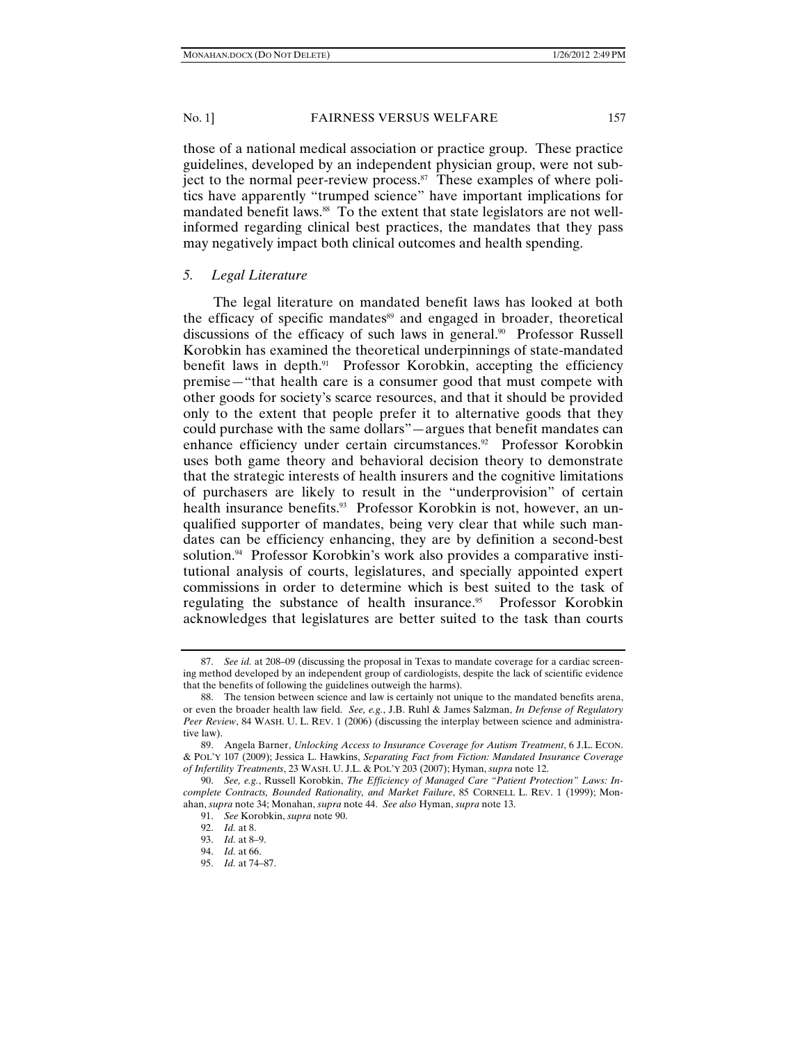those of a national medical association or practice group. These practice guidelines, developed by an independent physician group, were not subject to the normal peer-review process.[87] These examples of where politics have apparently "trumped science" have important implications for mandated benefit laws.[88] To the extent that state legislators are not well-informed regarding clinical best practices, the mandates that they pass may negatively impact both clinical outcomes and health spending.

### *5. Legal Literature*

The legal literature on mandated benefit laws has looked at both the efficacy of specific mandates[89] and engaged in broader, theoretical discussions of the efficacy of such laws in general.[90] Professor Russell Korobkin has examined the theoretical underpinnings of state-mandated benefit laws in depth.[91] Professor Korobkin, accepting the efficiency premise—"that health care is a consumer good that must compete with other goods for society's scarce resources, and that it should be provided only to the extent that people prefer it to alternative goods that they could purchase with the same dollars"—argues that benefit mandates can enhance efficiency under certain circumstances.[92] Professor Korobkin uses both game theory and behavioral decision theory to demonstrate that the strategic interests of health insurers and the cognitive limitations of purchasers are likely to result in the "underprovision" of certain health insurance benefits.[93] Professor Korobkin is not, however, an unqualified supporter of mandates, being very clear that while such mandates can be efficiency enhancing, they are by definition a second-best solution.[94] Professor Korobkin's work also provides a comparative institutional analysis of courts, legislatures, and specially appointed expert commissions in order to determine which is best suited to the task of regulating the substance of health insurance.[95] Professor Korobkin acknowledges that legislatures are better suited to the task than courts

---

87. *See id.* at 208–09 (discussing the proposal in Texas to mandate coverage for a cardiac screening method developed by an independent group of cardiologists, despite the lack of scientific evidence that the benefits of following the guidelines outweigh the harms).

88. The tension between science and law is certainly not unique to the mandated benefits arena, or even the broader health law field. *See, e.g.*, J.B. Ruhl & James Salzman, *In Defense of Regulatory Peer Review*, 84 WASH. U. L. REV. 1 (2006) (discussing the interplay between science and administrative law).

89. Angela Barner, *Unlocking Access to Insurance Coverage for Autism Treatment*, 6 J.L. ECON. & POL'Y 107 (2009); Jessica L. Hawkins, *Separating Fact from Fiction: Mandated Insurance Coverage of Infertility Treatments*, 23 WASH. U. J.L. & POL'Y 203 (2007); Hyman, *supra* note 12.

90. *See, e.g.*, Russell Korobkin, *The Efficiency of Managed Care "Patient Protection" Laws: Incomplete Contracts, Bounded Rationality, and Market Failure*, 85 CORNELL L. REV. 1 (1999); Monahan, *supra* note 34; Monahan, *supra* note 44. *See also* Hyman, *supra* note 13.

91. *See* Korobkin, *supra* note 90.

92. *Id.* at 8.

93. *Id.* at 8–9.

94. *Id.* at 66.

95. *Id.* at 74–87.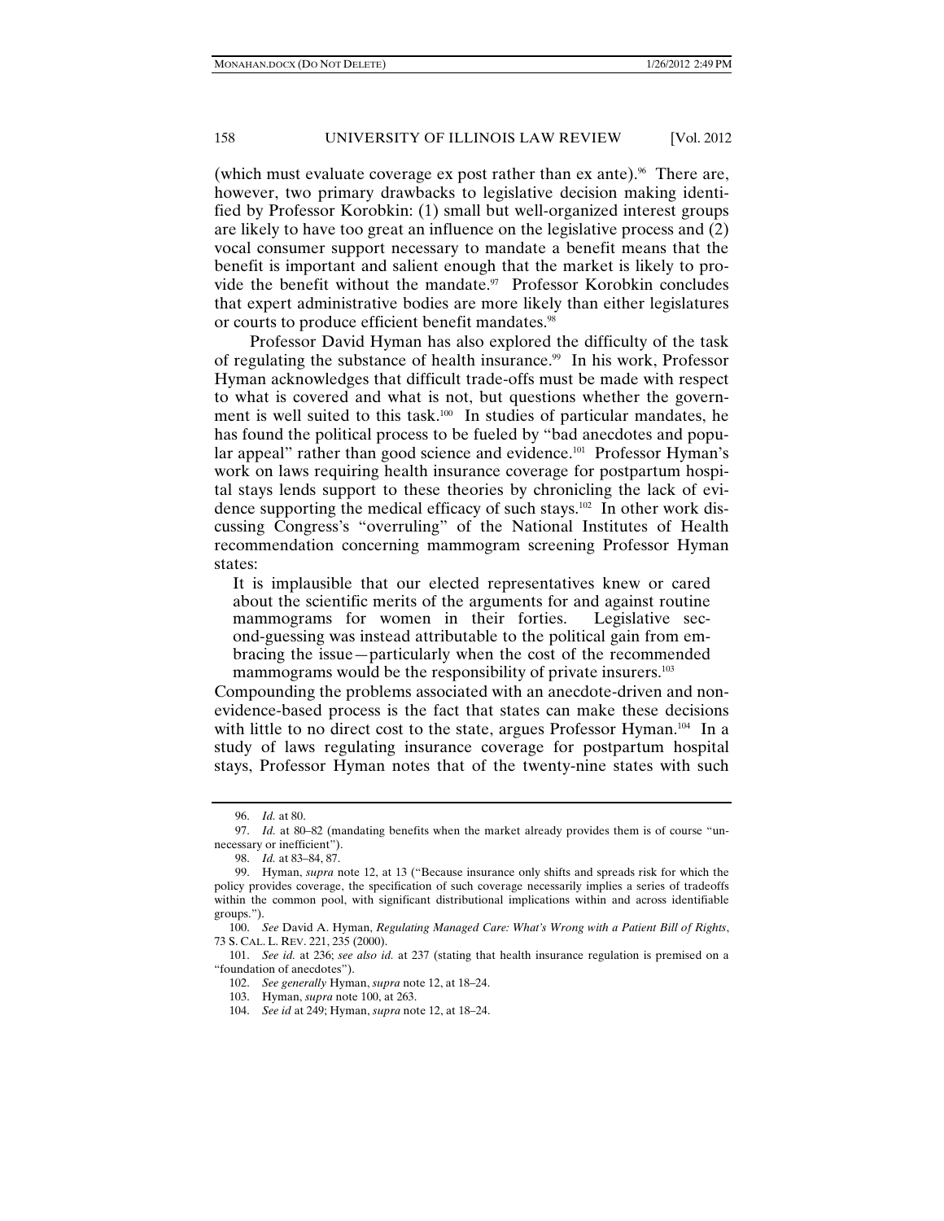(which must evaluate coverage ex post rather than ex ante).[96] There are, however, two primary drawbacks to legislative decision making identified by Professor Korobkin: (1) small but well-organized interest groups are likely to have too great an influence on the legislative process and (2) vocal consumer support necessary to mandate a benefit means that the benefit is important and salient enough that the market is likely to provide the benefit without the mandate.[97] Professor Korobkin concludes that expert administrative bodies are more likely than either legislatures or courts to produce efficient benefit mandates.[98]

Professor David Hyman has also explored the difficulty of the task of regulating the substance of health insurance.[99] In his work, Professor Hyman acknowledges that difficult trade-offs must be made with respect to what is covered and what is not, but questions whether the government is well suited to this task.[100] In studies of particular mandates, he has found the political process to be fueled by "bad anecdotes and popular appeal" rather than good science and evidence.[101] Professor Hyman's work on laws requiring health insurance coverage for postpartum hospital stays lends support to these theories by chronicling the lack of evidence supporting the medical efficacy of such stays.[102] In other work discussing Congress's "overruling" of the National Institutes of Health recommendation concerning mammogram screening Professor Hyman states:

> It is implausible that our elected representatives knew or cared about the scientific merits of the arguments for and against routine mammograms for women in their forties. Legislative second-guessing was instead attributable to the political gain from embracing the issue—particularly when the cost of the recommended mammograms would be the responsibility of private insurers.[103]

Compounding the problems associated with an anecdote-driven and non-evidence-based process is the fact that states can make these decisions with little to no direct cost to the state, argues Professor Hyman.[104] In a study of laws regulating insurance coverage for postpartum hospital stays, Professor Hyman notes that of the twenty-nine states with such

---

96. *Id.* at 80.

97. *Id.* at 80–82 (mandating benefits when the market already provides them is of course "unnecessary or inefficient").

98. *Id.* at 83–84, 87.

99. Hyman, *supra* note 12, at 13 ("Because insurance only shifts and spreads risk for which the policy provides coverage, the specification of such coverage necessarily implies a series of tradeoffs within the common pool, with significant distributional implications within and across identifiable groups.").

100. *See* David A. Hyman, *Regulating Managed Care: What's Wrong with a Patient Bill of Rights*, 73 S. CAL. L. REV. 221, 235 (2000).

101. *See id.* at 236; *see also id.* at 237 (stating that health insurance regulation is premised on a "foundation of anecdotes").

102. *See generally* Hyman, *supra* note 12, at 18–24.

103. Hyman, *supra* note 100, at 263.

104. *See id* at 249; Hyman, *supra* note 12, at 18–24.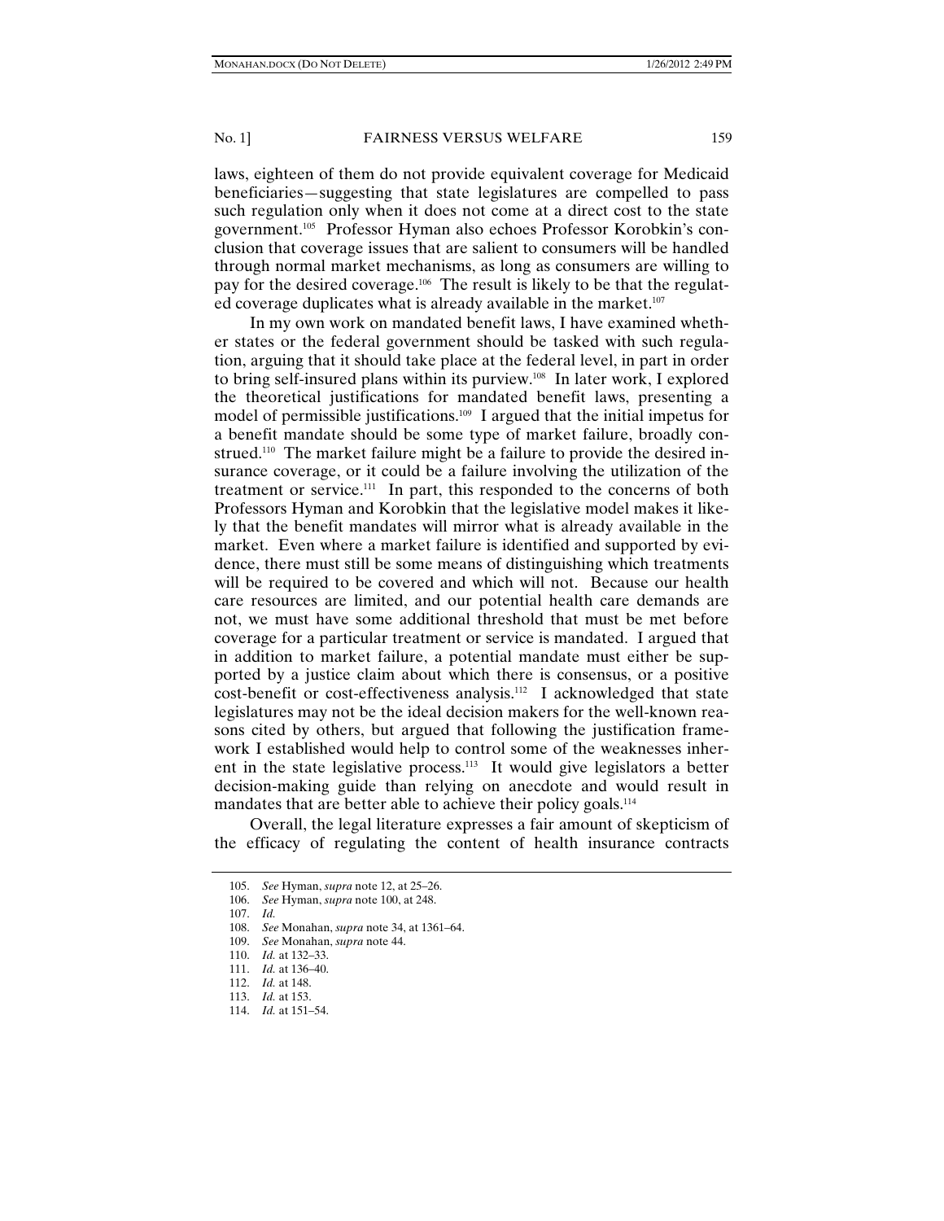laws, eighteen of them do not provide equivalent coverage for Medicaid beneficiaries—suggesting that state legislatures are compelled to pass such regulation only when it does not come at a direct cost to the state government.[105] Professor Hyman also echoes Professor Korobkin's conclusion that coverage issues that are salient to consumers will be handled through normal market mechanisms, as long as consumers are willing to pay for the desired coverage.[106] The result is likely to be that the regulated coverage duplicates what is already available in the market.[107]

In my own work on mandated benefit laws, I have examined whether states or the federal government should be tasked with such regulation, arguing that it should take place at the federal level, in part in order to bring self-insured plans within its purview.[108] In later work, I explored the theoretical justifications for mandated benefit laws, presenting a model of permissible justifications.[109] I argued that the initial impetus for a benefit mandate should be some type of market failure, broadly construed.[110] The market failure might be a failure to provide the desired insurance coverage, or it could be a failure involving the utilization of the treatment or service.[111] In part, this responded to the concerns of both Professors Hyman and Korobkin that the legislative model makes it likely that the benefit mandates will mirror what is already available in the market. Even where a market failure is identified and supported by evidence, there must still be some means of distinguishing which treatments will be required to be covered and which will not. Because our health care resources are limited, and our potential health care demands are not, we must have some additional threshold that must be met before coverage for a particular treatment or service is mandated. I argued that in addition to market failure, a potential mandate must either be supported by a justice claim about which there is consensus, or a positive cost-benefit or cost-effectiveness analysis.[112] I acknowledged that state legislatures may not be the ideal decision makers for the well-known reasons cited by others, but argued that following the justification framework I established would help to control some of the weaknesses inherent in the state legislative process.[113] It would give legislators a better decision-making guide than relying on anecdote and would result in mandates that are better able to achieve their policy goals.[114]

Overall, the legal literature expresses a fair amount of skepticism of the efficacy of regulating the content of health insurance contracts

105. *See* Hyman, *supra* note 12, at 25–26.
106. *See* Hyman, *supra* note 100, at 248.
107. *Id.*
108. *See* Monahan, *supra* note 34, at 1361–64.
109. *See* Monahan, *supra* note 44.
110. *Id.* at 132–33.
111. *Id.* at 136–40.
112. *Id.* at 148.
113. *Id.* at 153.
114. *Id.* at 151–54.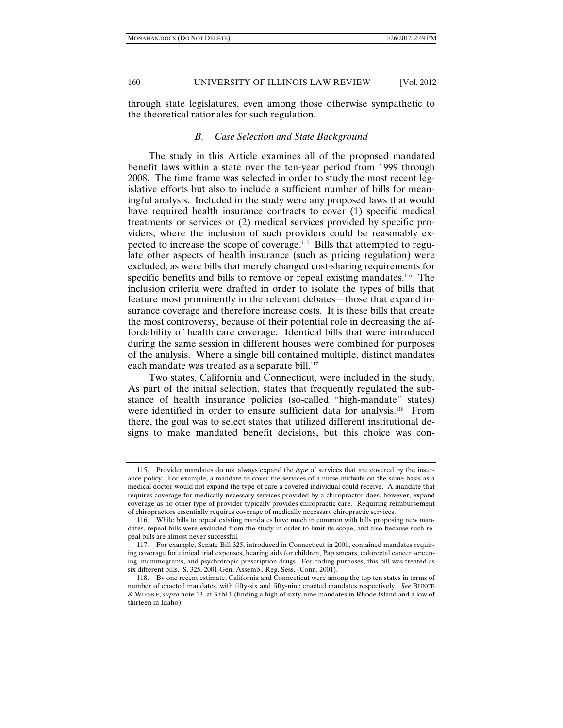through state legislatures, even among those otherwise sympathetic to the theoretical rationales for such regulation.

### *B. Case Selection and State Background*

The study in this Article examines all of the proposed mandated benefit laws within a state over the ten-year period from 1999 through 2008. The time frame was selected in order to study the most recent legislative efforts but also to include a sufficient number of bills for meaningful analysis. Included in the study were any proposed laws that would have required health insurance contracts to cover (1) specific medical treatments or services or (2) medical services provided by specific providers, where the inclusion of such providers could be reasonably expected to increase the scope of coverage.[115] Bills that attempted to regulate other aspects of health insurance (such as pricing regulation) were excluded, as were bills that merely changed cost-sharing requirements for specific benefits and bills to remove or repeal existing mandates.[116] The inclusion criteria were drafted in order to isolate the types of bills that feature most prominently in the relevant debates—those that expand insurance coverage and therefore increase costs. It is these bills that create the most controversy, because of their potential role in decreasing the affordability of health care coverage. Identical bills that were introduced during the same session in different houses were combined for purposes of the analysis. Where a single bill contained multiple, distinct mandates each mandate was treated as a separate bill.[117]

Two states, California and Connecticut, were included in the study. As part of the initial selection, states that frequently regulated the substance of health insurance policies (so-called "high-mandate" states) were identified in order to ensure sufficient data for analysis.[118] From there, the goal was to select states that utilized different institutional designs to make mandated benefit decisions, but this choice was con-

---

115. Provider mandates do not always expand the *type* of services that are covered by the insurance policy. For example, a mandate to cover the services of a nurse-midwife on the same basis as a medical doctor would not expand the type of care a covered individual could receive. A mandate that requires coverage for medically necessary services provided by a chiropractor does, however, expand coverage as no other type of provider typically provides chiropractic care. Requiring reimbursement of chiropractors essentially requires coverage of medically necessary chiropractic services.

116. While bills to repeal existing mandates have much in common with bills proposing new mandates, repeal bills were excluded from the study in order to limit its scope, and also because such repeal bills are almost never successful.

117. For example, Senate Bill 325, introduced in Connecticut in 2001, contained mandates requiring coverage for clinical trial expenses, hearing aids for children, Pap smears, colorectal cancer screening, mammograms, and psychotropic prescription drugs. For coding purposes, this bill was treated as six different bills. S. 325, 2001 Gen. Assemb., Reg. Sess. (Conn. 2001).

118. By one recent estimate, California and Connecticut were among the top ten states in terms of number of enacted mandates, with fifty-six and fifty-nine enacted mandates respectively. *See* BUNCE & WIESKE, *supra* note 13, at 3 tbl.1 (finding a high of sixty-nine mandates in Rhode Island and a low of thirteen in Idaho).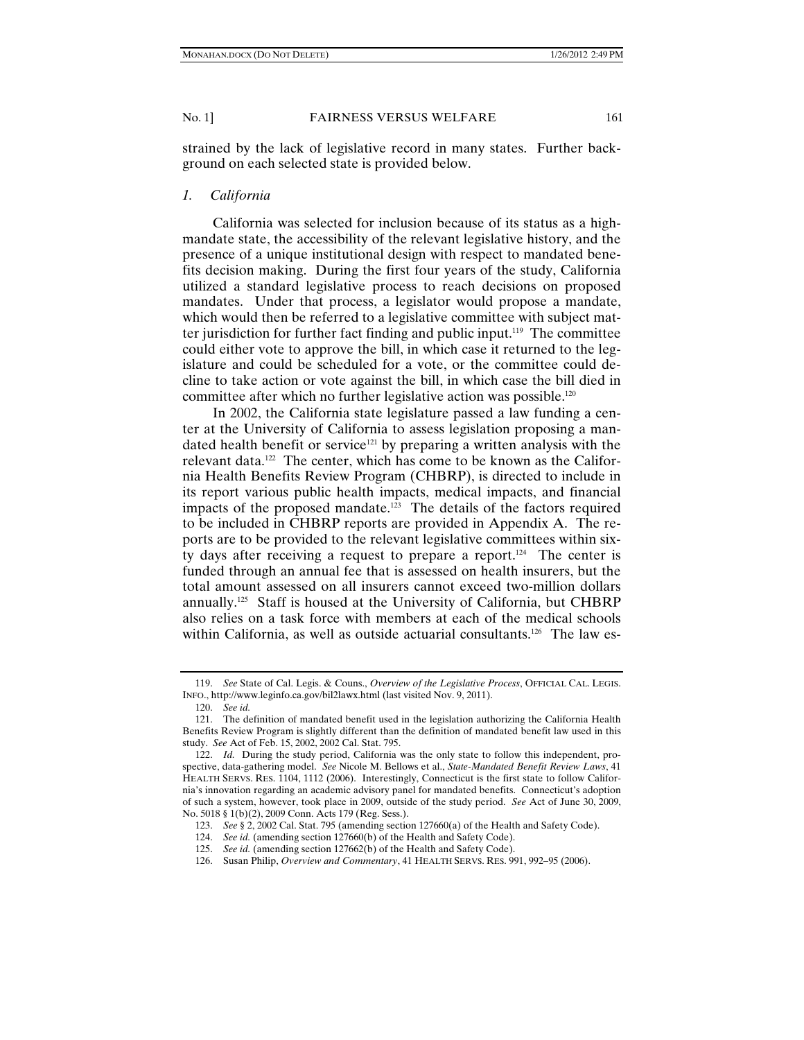strained by the lack of legislative record in many states. Further background on each selected state is provided below.

### *1. California*

California was selected for inclusion because of its status as a high-mandate state, the accessibility of the relevant legislative history, and the presence of a unique institutional design with respect to mandated benefits decision making. During the first four years of the study, California utilized a standard legislative process to reach decisions on proposed mandates. Under that process, a legislator would propose a mandate, which would then be referred to a legislative committee with subject matter jurisdiction for further fact finding and public input.[119] The committee could either vote to approve the bill, in which case it returned to the legislature and could be scheduled for a vote, or the committee could decline to take action or vote against the bill, in which case the bill died in committee after which no further legislative action was possible.[120]

In 2002, the California state legislature passed a law funding a center at the University of California to assess legislation proposing a mandated health benefit or service[121] by preparing a written analysis with the relevant data.[122] The center, which has come to be known as the California Health Benefits Review Program (CHBRP), is directed to include in its report various public health impacts, medical impacts, and financial impacts of the proposed mandate.[123] The details of the factors required to be included in CHBRP reports are provided in Appendix A. The reports are to be provided to the relevant legislative committees within sixty days after receiving a request to prepare a report.[124] The center is funded through an annual fee that is assessed on health insurers, but the total amount assessed on all insurers cannot exceed two-million dollars annually.[125] Staff is housed at the University of California, but CHBRP also relies on a task force with members at each of the medical schools within California, as well as outside actuarial consultants.[126] The law es-

---

119. *See* State of Cal. Legis. & Couns., *Overview of the Legislative Process*, OFFICIAL CAL. LEGIS. INFO., http://www.leginfo.ca.gov/bil2lawx.html (last visited Nov. 9, 2011).

120. *See id.*

121. The definition of mandated benefit used in the legislation authorizing the California Health Benefits Review Program is slightly different than the definition of mandated benefit law used in this study. *See* Act of Feb. 15, 2002, 2002 Cal. Stat. 795.

122. *Id.* During the study period, California was the only state to follow this independent, prospective, data-gathering model. *See* Nicole M. Bellows et al., *State-Mandated Benefit Review Laws*, 41 HEALTH SERVS. RES. 1104, 1112 (2006). Interestingly, Connecticut is the first state to follow California's innovation regarding an academic advisory panel for mandated benefits. Connecticut's adoption of such a system, however, took place in 2009, outside of the study period. *See* Act of June 30, 2009, No. 5018 § 1(b)(2), 2009 Conn. Acts 179 (Reg. Sess.).

123. *See* § 2, 2002 Cal. Stat. 795 (amending section 127660(a) of the Health and Safety Code).

124. *See id.* (amending section 127660(b) of the Health and Safety Code).

125. *See id.* (amending section 127662(b) of the Health and Safety Code).

126. Susan Philip, *Overview and Commentary*, 41 HEALTH SERVS. RES. 991, 992–95 (2006).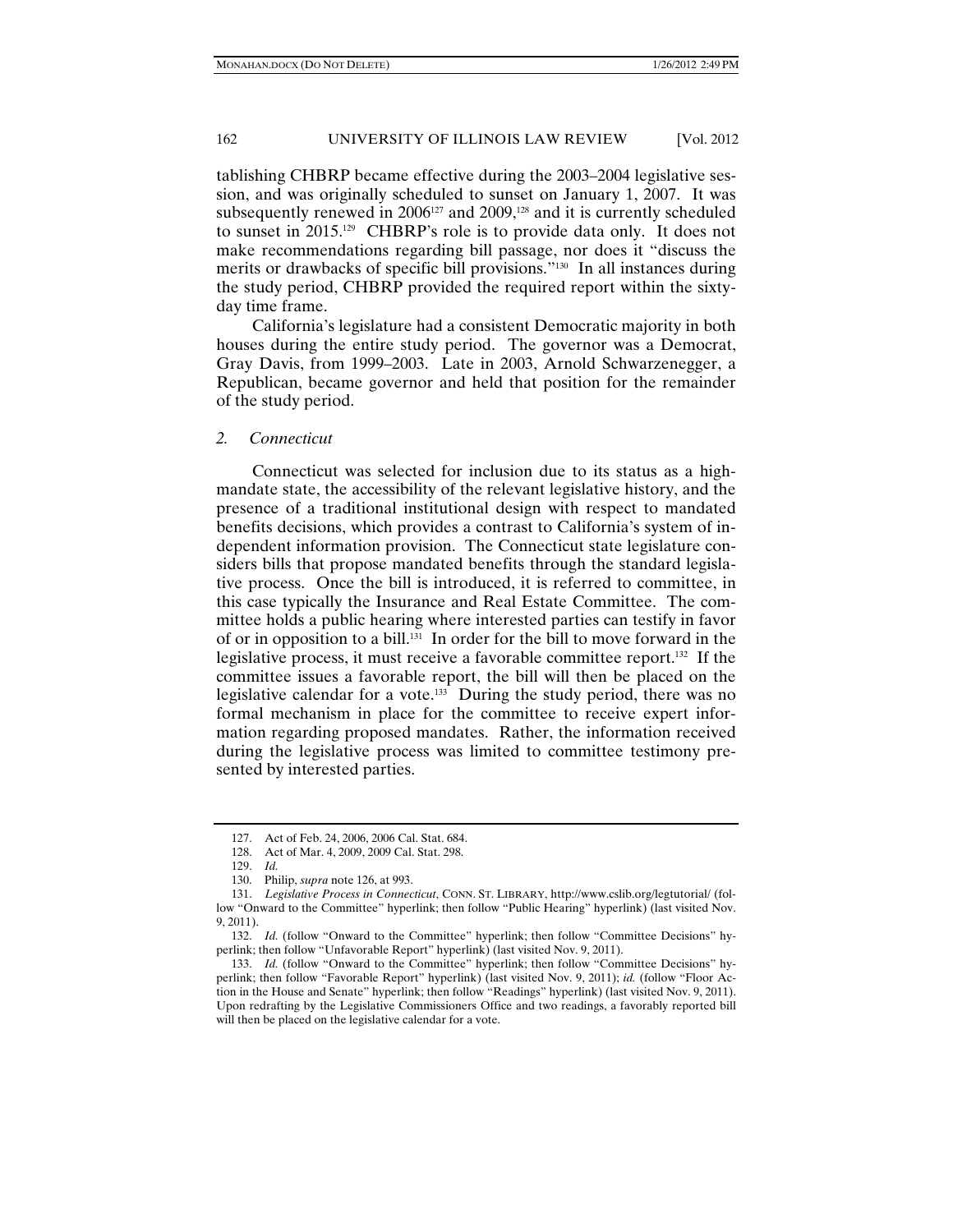tablishing CHBRP became effective during the 2003–2004 legislative session, and was originally scheduled to sunset on January 1, 2007. It was subsequently renewed in 2006[127] and 2009,[128] and it is currently scheduled to sunset in 2015.[129] CHBRP's role is to provide data only. It does not make recommendations regarding bill passage, nor does it "discuss the merits or drawbacks of specific bill provisions."[130] In all instances during the study period, CHBRP provided the required report within the sixty-day time frame.

California's legislature had a consistent Democratic majority in both houses during the entire study period. The governor was a Democrat, Gray Davis, from 1999–2003. Late in 2003, Arnold Schwarzenegger, a Republican, became governor and held that position for the remainder of the study period.

### *2. Connecticut*

Connecticut was selected for inclusion due to its status as a high-mandate state, the accessibility of the relevant legislative history, and the presence of a traditional institutional design with respect to mandated benefits decisions, which provides a contrast to California's system of independent information provision. The Connecticut state legislature considers bills that propose mandated benefits through the standard legislative process. Once the bill is introduced, it is referred to committee, in this case typically the Insurance and Real Estate Committee. The committee holds a public hearing where interested parties can testify in favor of or in opposition to a bill.[131] In order for the bill to move forward in the legislative process, it must receive a favorable committee report.[132] If the committee issues a favorable report, the bill will then be placed on the legislative calendar for a vote.[133] During the study period, there was no formal mechanism in place for the committee to receive expert information regarding proposed mandates. Rather, the information received during the legislative process was limited to committee testimony presented by interested parties.

---

127. Act of Feb. 24, 2006, 2006 Cal. Stat. 684.

128. Act of Mar. 4, 2009, 2009 Cal. Stat. 298.

129. *Id.*

130. Philip, *supra* note 126, at 993.

131. *Legislative Process in Connecticut*, CONN. ST. LIBRARY, http://www.cslib.org/legtutorial/ (follow "Onward to the Committee" hyperlink; then follow "Public Hearing" hyperlink) (last visited Nov. 9, 2011).

132. *Id.* (follow "Onward to the Committee" hyperlink; then follow "Committee Decisions" hyperlink; then follow "Unfavorable Report" hyperlink) (last visited Nov. 9, 2011).

133. *Id.* (follow "Onward to the Committee" hyperlink; then follow "Committee Decisions" hyperlink; then follow "Favorable Report" hyperlink) (last visited Nov. 9, 2011); *id.* (follow "Floor Action in the House and Senate" hyperlink; then follow "Readings" hyperlink) (last visited Nov. 9, 2011). Upon redrafting by the Legislative Commissioners Office and two readings, a favorably reported bill will then be placed on the legislative calendar for a vote.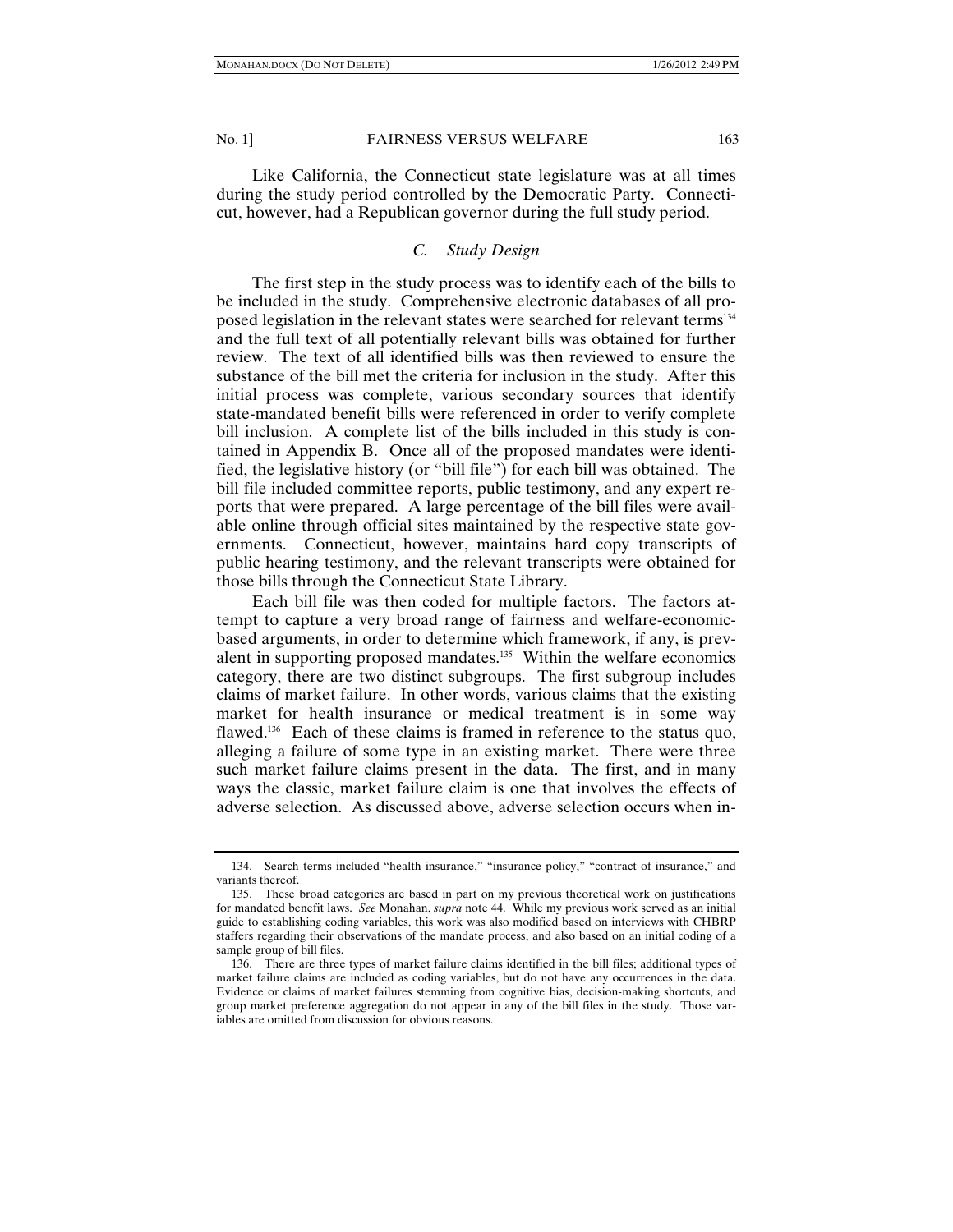Like California, the Connecticut state legislature was at all times during the study period controlled by the Democratic Party. Connecticut, however, had a Republican governor during the full study period.

### *C. Study Design*

The first step in the study process was to identify each of the bills to be included in the study. Comprehensive electronic databases of all proposed legislation in the relevant states were searched for relevant terms[134] and the full text of all potentially relevant bills was obtained for further review. The text of all identified bills was then reviewed to ensure the substance of the bill met the criteria for inclusion in the study. After this initial process was complete, various secondary sources that identify state-mandated benefit bills were referenced in order to verify complete bill inclusion. A complete list of the bills included in this study is contained in Appendix B. Once all of the proposed mandates were identified, the legislative history (or "bill file") for each bill was obtained. The bill file included committee reports, public testimony, and any expert reports that were prepared. A large percentage of the bill files were available online through official sites maintained by the respective state governments. Connecticut, however, maintains hard copy transcripts of public hearing testimony, and the relevant transcripts were obtained for those bills through the Connecticut State Library.

Each bill file was then coded for multiple factors. The factors attempt to capture a very broad range of fairness and welfare-economic-based arguments, in order to determine which framework, if any, is prevalent in supporting proposed mandates.[135] Within the welfare economics category, there are two distinct subgroups. The first subgroup includes claims of market failure. In other words, various claims that the existing market for health insurance or medical treatment is in some way flawed.[136] Each of these claims is framed in reference to the status quo, alleging a failure of some type in an existing market. There were three such market failure claims present in the data. The first, and in many ways the classic, market failure claim is one that involves the effects of adverse selection. As discussed above, adverse selection occurs when in-

---

134. Search terms included "health insurance," "insurance policy," "contract of insurance," and variants thereof.

135. These broad categories are based in part on my previous theoretical work on justifications for mandated benefit laws. *See* Monahan, *supra* note 44. While my previous work served as an initial guide to establishing coding variables, this work was also modified based on interviews with CHBRP staffers regarding their observations of the mandate process, and also based on an initial coding of a sample group of bill files.

136. There are three types of market failure claims identified in the bill files; additional types of market failure claims are included as coding variables, but do not have any occurrences in the data. Evidence or claims of market failures stemming from cognitive bias, decision-making shortcuts, and group market preference aggregation do not appear in any of the bill files in the study. Those variables are omitted from discussion for obvious reasons.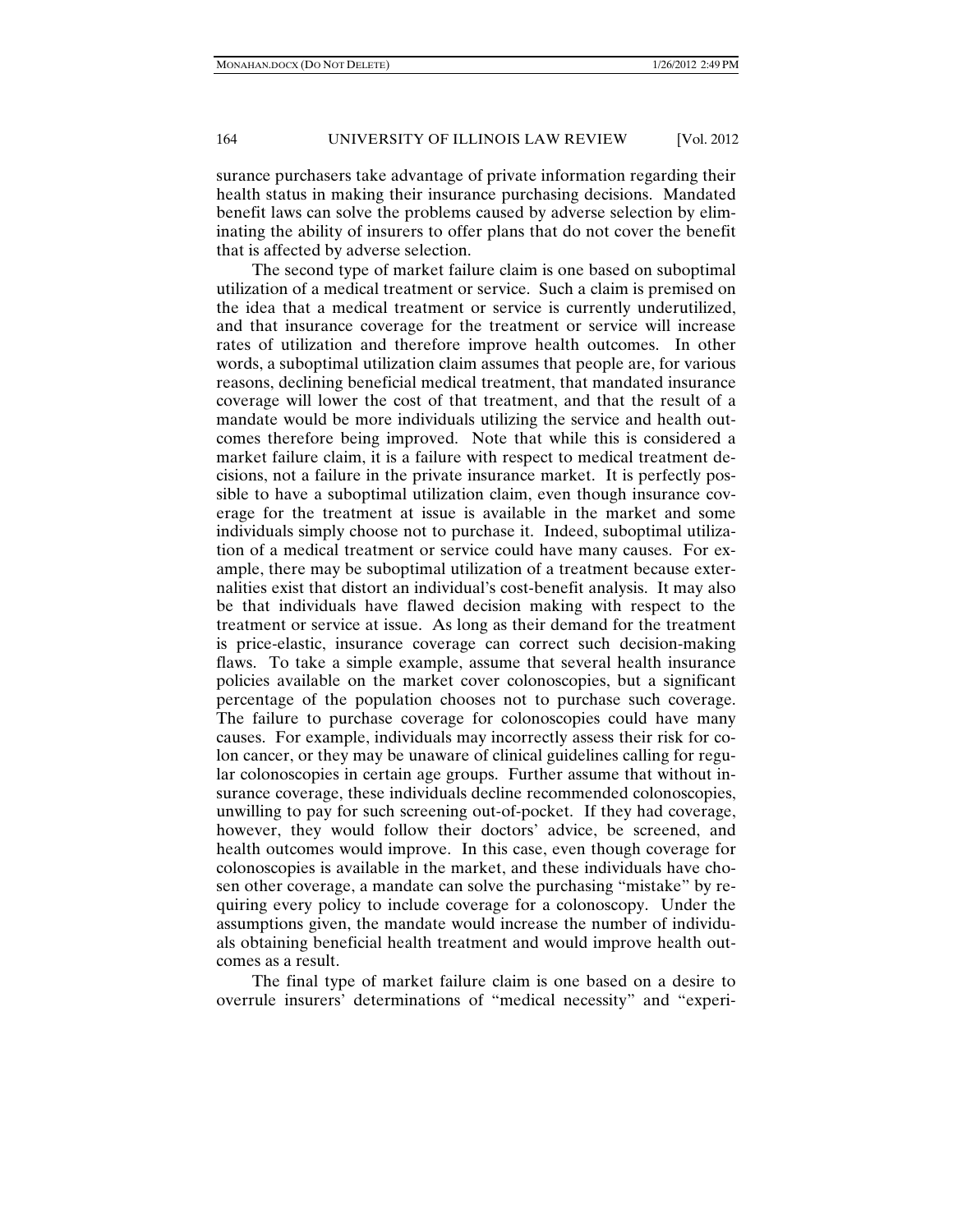surance purchasers take advantage of private information regarding their health status in making their insurance purchasing decisions. Mandated benefit laws can solve the problems caused by adverse selection by eliminating the ability of insurers to offer plans that do not cover the benefit that is affected by adverse selection.

The second type of market failure claim is one based on suboptimal utilization of a medical treatment or service. Such a claim is premised on the idea that a medical treatment or service is currently underutilized, and that insurance coverage for the treatment or service will increase rates of utilization and therefore improve health outcomes. In other words, a suboptimal utilization claim assumes that people are, for various reasons, declining beneficial medical treatment, that mandated insurance coverage will lower the cost of that treatment, and that the result of a mandate would be more individuals utilizing the service and health outcomes therefore being improved. Note that while this is considered a market failure claim, it is a failure with respect to medical treatment decisions, not a failure in the private insurance market. It is perfectly possible to have a suboptimal utilization claim, even though insurance coverage for the treatment at issue is available in the market and some individuals simply choose not to purchase it. Indeed, suboptimal utilization of a medical treatment or service could have many causes. For example, there may be suboptimal utilization of a treatment because externalities exist that distort an individual's cost-benefit analysis. It may also be that individuals have flawed decision making with respect to the treatment or service at issue. As long as their demand for the treatment is price-elastic, insurance coverage can correct such decision-making flaws. To take a simple example, assume that several health insurance policies available on the market cover colonoscopies, but a significant percentage of the population chooses not to purchase such coverage. The failure to purchase coverage for colonoscopies could have many causes. For example, individuals may incorrectly assess their risk for colon cancer, or they may be unaware of clinical guidelines calling for regular colonoscopies in certain age groups. Further assume that without insurance coverage, these individuals decline recommended colonoscopies, unwilling to pay for such screening out-of-pocket. If they had coverage, however, they would follow their doctors' advice, be screened, and health outcomes would improve. In this case, even though coverage for colonoscopies is available in the market, and these individuals have chosen other coverage, a mandate can solve the purchasing "mistake" by requiring every policy to include coverage for a colonoscopy. Under the assumptions given, the mandate would increase the number of individuals obtaining beneficial health treatment and would improve health outcomes as a result.

The final type of market failure claim is one based on a desire to overrule insurers' determinations of "medical necessity" and "experi-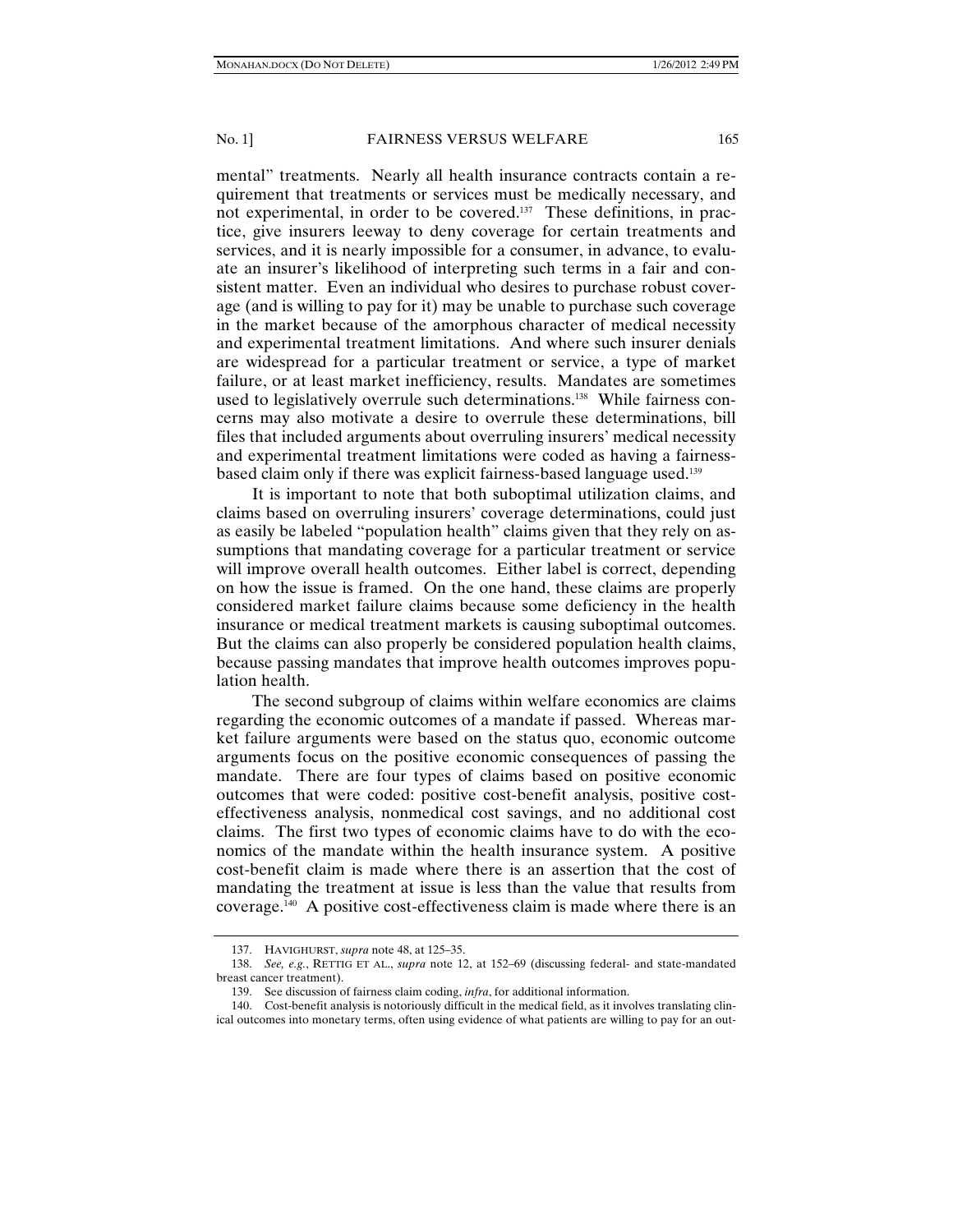mental" treatments. Nearly all health insurance contracts contain a requirement that treatments or services must be medically necessary, and not experimental, in order to be covered.[137] These definitions, in practice, give insurers leeway to deny coverage for certain treatments and services, and it is nearly impossible for a consumer, in advance, to evaluate an insurer's likelihood of interpreting such terms in a fair and consistent matter. Even an individual who desires to purchase robust coverage (and is willing to pay for it) may be unable to purchase such coverage in the market because of the amorphous character of medical necessity and experimental treatment limitations. And where such insurer denials are widespread for a particular treatment or service, a type of market failure, or at least market inefficiency, results. Mandates are sometimes used to legislatively overrule such determinations.[138] While fairness concerns may also motivate a desire to overrule these determinations, bill files that included arguments about overruling insurers' medical necessity and experimental treatment limitations were coded as having a fairness-based claim only if there was explicit fairness-based language used.[139]

It is important to note that both suboptimal utilization claims, and claims based on overruling insurers' coverage determinations, could just as easily be labeled "population health" claims given that they rely on assumptions that mandating coverage for a particular treatment or service will improve overall health outcomes. Either label is correct, depending on how the issue is framed. On the one hand, these claims are properly considered market failure claims because some deficiency in the health insurance or medical treatment markets is causing suboptimal outcomes. But the claims can also properly be considered population health claims, because passing mandates that improve health outcomes improves population health.

The second subgroup of claims within welfare economics are claims regarding the economic outcomes of a mandate if passed. Whereas market failure arguments were based on the status quo, economic outcome arguments focus on the positive economic consequences of passing the mandate. There are four types of claims based on positive economic outcomes that were coded: positive cost-benefit analysis, positive cost-effectiveness analysis, nonmedical cost savings, and no additional cost claims. The first two types of economic claims have to do with the economics of the mandate within the health insurance system. A positive cost-benefit claim is made where there is an assertion that the cost of mandating the treatment at issue is less than the value that results from coverage.[140] A positive cost-effectiveness claim is made where there is an

---

137. HAVIGHURST, *supra* note 48, at 125–35.

138. *See, e.g.*, RETTIG ET AL., *supra* note 12, at 152–69 (discussing federal- and state-mandated breast cancer treatment).

139. See discussion of fairness claim coding, *infra*, for additional information.

140. Cost-benefit analysis is notoriously difficult in the medical field, as it involves translating clinical outcomes into monetary terms, often using evidence of what patients are willing to pay for an out-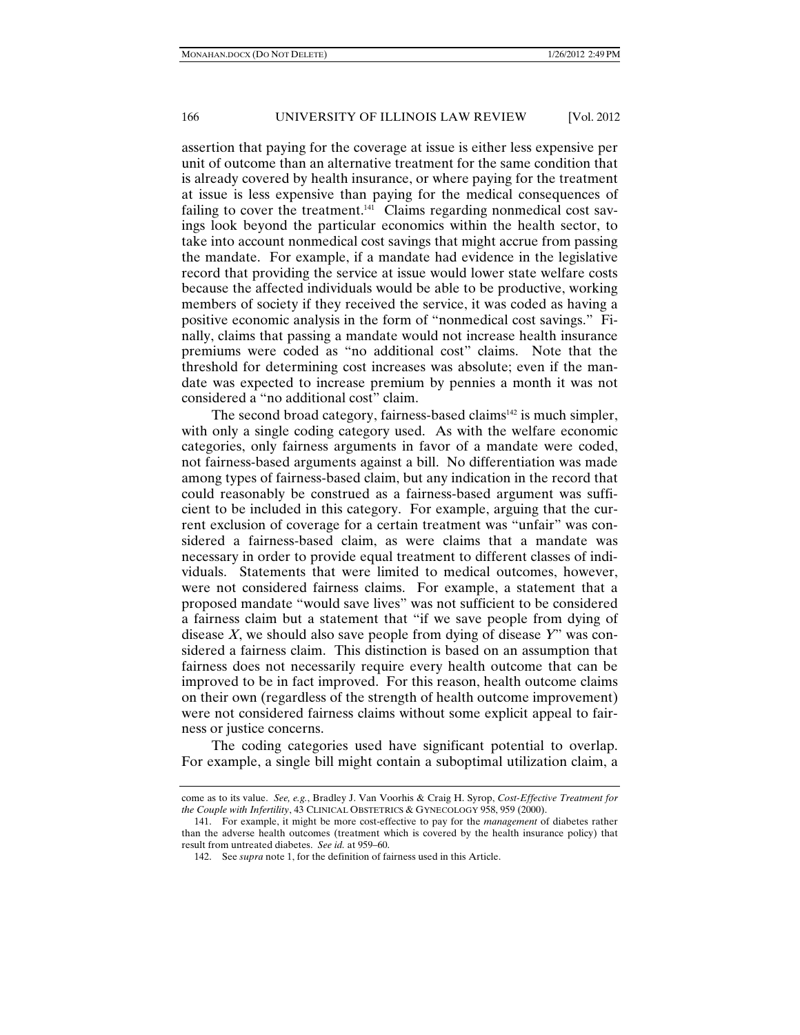assertion that paying for the coverage at issue is either less expensive per unit of outcome than an alternative treatment for the same condition that is already covered by health insurance, or where paying for the treatment at issue is less expensive than paying for the medical consequences of failing to cover the treatment.[141] Claims regarding nonmedical cost savings look beyond the particular economics within the health sector, to take into account nonmedical cost savings that might accrue from passing the mandate. For example, if a mandate had evidence in the legislative record that providing the service at issue would lower state welfare costs because the affected individuals would be able to be productive, working members of society if they received the service, it was coded as having a positive economic analysis in the form of "nonmedical cost savings." Finally, claims that passing a mandate would not increase health insurance premiums were coded as "no additional cost" claims. Note that the threshold for determining cost increases was absolute; even if the mandate was expected to increase premium by pennies a month it was not considered a "no additional cost" claim.

The second broad category, fairness-based claims[142] is much simpler, with only a single coding category used. As with the welfare economic categories, only fairness arguments in favor of a mandate were coded, not fairness-based arguments against a bill. No differentiation was made among types of fairness-based claim, but any indication in the record that could reasonably be construed as a fairness-based argument was sufficient to be included in this category. For example, arguing that the current exclusion of coverage for a certain treatment was "unfair" was considered a fairness-based claim, as were claims that a mandate was necessary in order to provide equal treatment to different classes of individuals. Statements that were limited to medical outcomes, however, were not considered fairness claims. For example, a statement that a proposed mandate "would save lives" was not sufficient to be considered a fairness claim but a statement that "if we save people from dying of disease *X*, we should also save people from dying of disease *Y*" was considered a fairness claim. This distinction is based on an assumption that fairness does not necessarily require every health outcome that can be improved to be in fact improved. For this reason, health outcome claims on their own (regardless of the strength of health outcome improvement) were not considered fairness claims without some explicit appeal to fairness or justice concerns.

The coding categories used have significant potential to overlap. For example, a single bill might contain a suboptimal utilization claim, a

---

come as to its value. *See, e.g.*, Bradley J. Van Voorhis & Craig H. Syrop, *Cost-Effective Treatment for the Couple with Infertility*, 43 CLINICAL OBSTETRICS & GYNECOLOGY 958, 959 (2000).

141. For example, it might be more cost-effective to pay for the *management* of diabetes rather than the adverse health outcomes (treatment which is covered by the health insurance policy) that result from untreated diabetes. *See id.* at 959–60.

142. See *supra* note 1, for the definition of fairness used in this Article.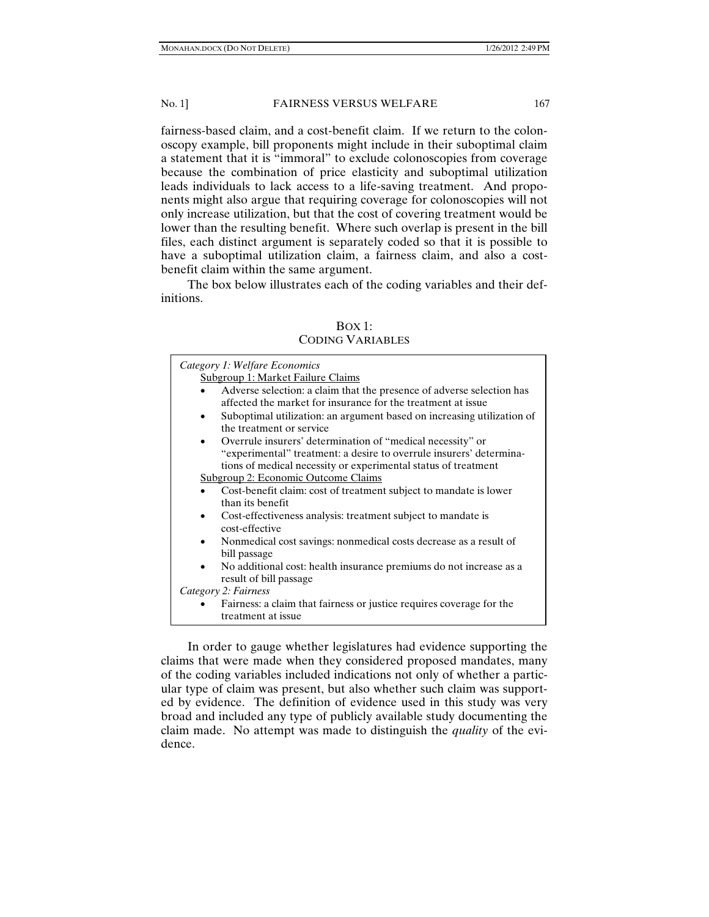fairness-based claim, and a cost-benefit claim. If we return to the colonoscopy example, bill proponents might include in their suboptimal claim a statement that it is "immoral" to exclude colonoscopies from coverage because the combination of price elasticity and suboptimal utilization leads individuals to lack access to a life-saving treatment. And proponents might also argue that requiring coverage for colonoscopies will not only increase utilization, but that the cost of covering treatment would be lower than the resulting benefit. Where such overlap is present in the bill files, each distinct argument is separately coded so that it is possible to have a suboptimal utilization claim, a fairness claim, and also a cost-benefit claim within the same argument.

The box below illustrates each of the coding variables and their definitions.

BOX 1:
CODING VARIABLES

*Category 1: Welfare Economics*

Subgroup 1: Market Failure Claims

- Adverse selection: a claim that the presence of adverse selection has affected the market for insurance for the treatment at issue
- Suboptimal utilization: an argument based on increasing utilization of the treatment or service
- Overrule insurers' determination of "medical necessity" or "experimental" treatment: a desire to overrule insurers' determinations of medical necessity or experimental status of treatment

Subgroup 2: Economic Outcome Claims

- Cost-benefit claim: cost of treatment subject to mandate is lower than its benefit
- Cost-effectiveness analysis: treatment subject to mandate is cost-effective
- Nonmedical cost savings: nonmedical costs decrease as a result of bill passage
- No additional cost: health insurance premiums do not increase as a result of bill passage

*Category 2: Fairness*

- Fairness: a claim that fairness or justice requires coverage for the treatment at issue

In order to gauge whether legislatures had evidence supporting the claims that were made when they considered proposed mandates, many of the coding variables included indications not only of whether a particular type of claim was present, but also whether such claim was supported by evidence. The definition of evidence used in this study was very broad and included any type of publicly available study documenting the claim made. No attempt was made to distinguish the *quality* of the evidence.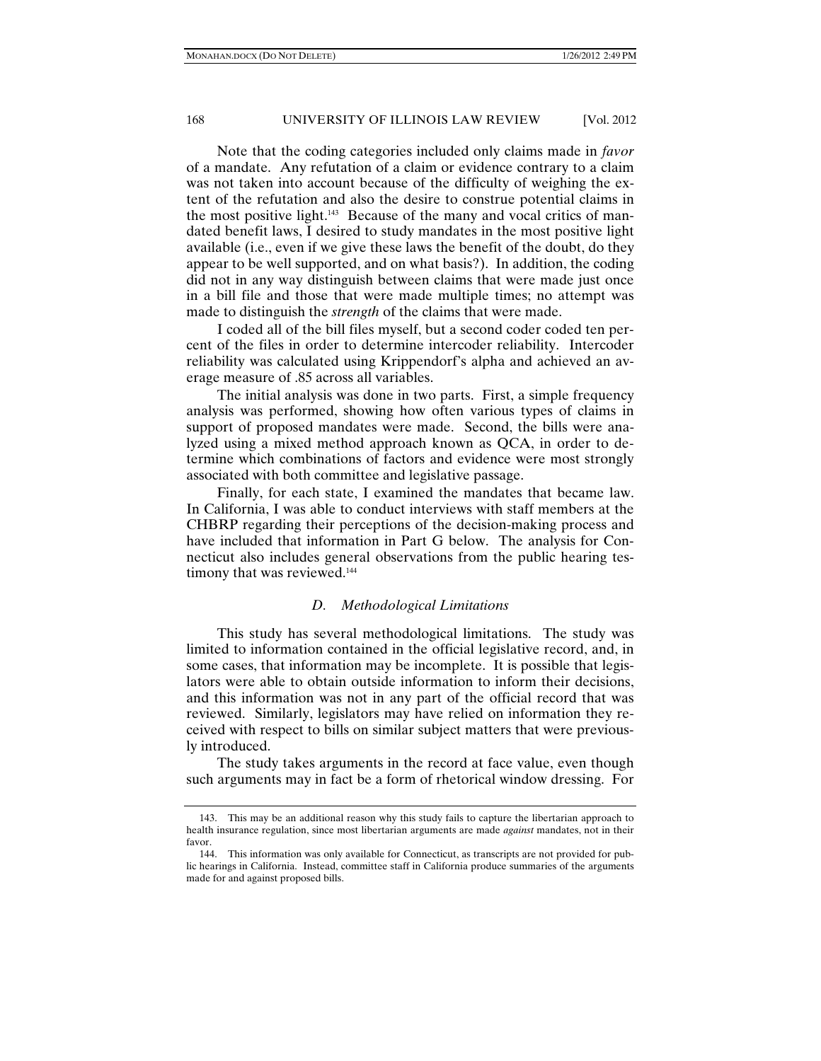Note that the coding categories included only claims made in *favor* of a mandate. Any refutation of a claim or evidence contrary to a claim was not taken into account because of the difficulty of weighing the extent of the refutation and also the desire to construe potential claims in the most positive light.[143] Because of the many and vocal critics of mandated benefit laws, I desired to study mandates in the most positive light available (i.e., even if we give these laws the benefit of the doubt, do they appear to be well supported, and on what basis?). In addition, the coding did not in any way distinguish between claims that were made just once in a bill file and those that were made multiple times; no attempt was made to distinguish the *strength* of the claims that were made.

I coded all of the bill files myself, but a second coder coded ten percent of the files in order to determine intercoder reliability. Intercoder reliability was calculated using Krippendorf's alpha and achieved an average measure of .85 across all variables.

The initial analysis was done in two parts. First, a simple frequency analysis was performed, showing how often various types of claims in support of proposed mandates were made. Second, the bills were analyzed using a mixed method approach known as QCA, in order to determine which combinations of factors and evidence were most strongly associated with both committee and legislative passage.

Finally, for each state, I examined the mandates that became law. In California, I was able to conduct interviews with staff members at the CHBRP regarding their perceptions of the decision-making process and have included that information in Part G below. The analysis for Connecticut also includes general observations from the public hearing testimony that was reviewed.[144]

### *D. Methodological Limitations*

This study has several methodological limitations. The study was limited to information contained in the official legislative record, and, in some cases, that information may be incomplete. It is possible that legislators were able to obtain outside information to inform their decisions, and this information was not in any part of the official record that was reviewed. Similarly, legislators may have relied on information they received with respect to bills on similar subject matters that were previously introduced.

The study takes arguments in the record at face value, even though such arguments may in fact be a form of rhetorical window dressing. For

---

143. This may be an additional reason why this study fails to capture the libertarian approach to health insurance regulation, since most libertarian arguments are made *against* mandates, not in their favor.

144. This information was only available for Connecticut, as transcripts are not provided for public hearings in California. Instead, committee staff in California produce summaries of the arguments made for and against proposed bills.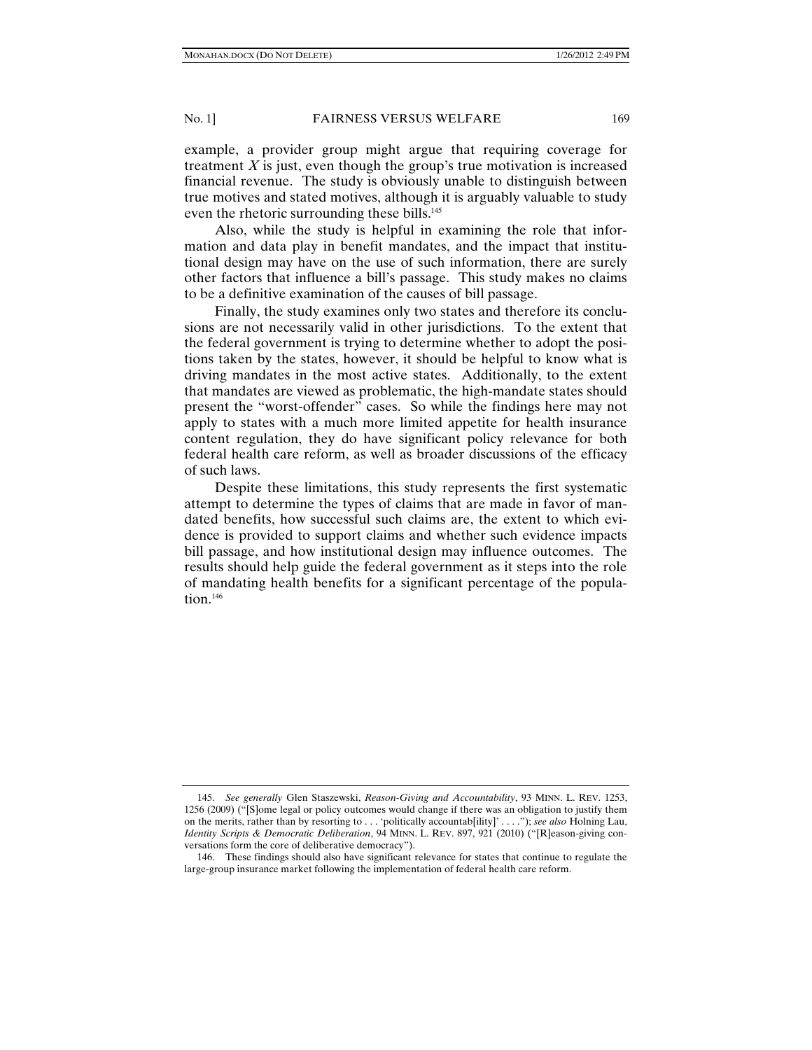example, a provider group might argue that requiring coverage for treatment $X$ is just, even though the group's true motivation is increased financial revenue. The study is obviously unable to distinguish between true motives and stated motives, although it is arguably valuable to study even the rhetoric surrounding these bills.[145]

Also, while the study is helpful in examining the role that information and data play in benefit mandates, and the impact that institutional design may have on the use of such information, there are surely other factors that influence a bill's passage. This study makes no claims to be a definitive examination of the causes of bill passage.

Finally, the study examines only two states and therefore its conclusions are not necessarily valid in other jurisdictions. To the extent that the federal government is trying to determine whether to adopt the positions taken by the states, however, it should be helpful to know what is driving mandates in the most active states. Additionally, to the extent that mandates are viewed as problematic, the high-mandate states should present the "worst-offender" cases. So while the findings here may not apply to states with a much more limited appetite for health insurance content regulation, they do have significant policy relevance for both federal health care reform, as well as broader discussions of the efficacy of such laws.

Despite these limitations, this study represents the first systematic attempt to determine the types of claims that are made in favor of mandated benefits, how successful such claims are, the extent to which evidence is provided to support claims and whether such evidence impacts bill passage, and how institutional design may influence outcomes. The results should help guide the federal government as it steps into the role of mandating health benefits for a significant percentage of the population.[146]

---

145. *See generally* Glen Staszewski, *Reason-Giving and Accountability*, 93 MINN. L. REV. 1253, 1256 (2009) ("[S]ome legal or policy outcomes would change if there was an obligation to justify them on the merits, rather than by resorting to . . . 'politically accountab[ility]' . . . ."); *see also* Holning Lau, *Identity Scripts & Democratic Deliberation*, 94 MINN. L. REV. 897, 921 (2010) ("[R]eason-giving conversations form the core of deliberative democracy").

146. These findings should also have significant relevance for states that continue to regulate the large-group insurance market following the implementation of federal health care reform.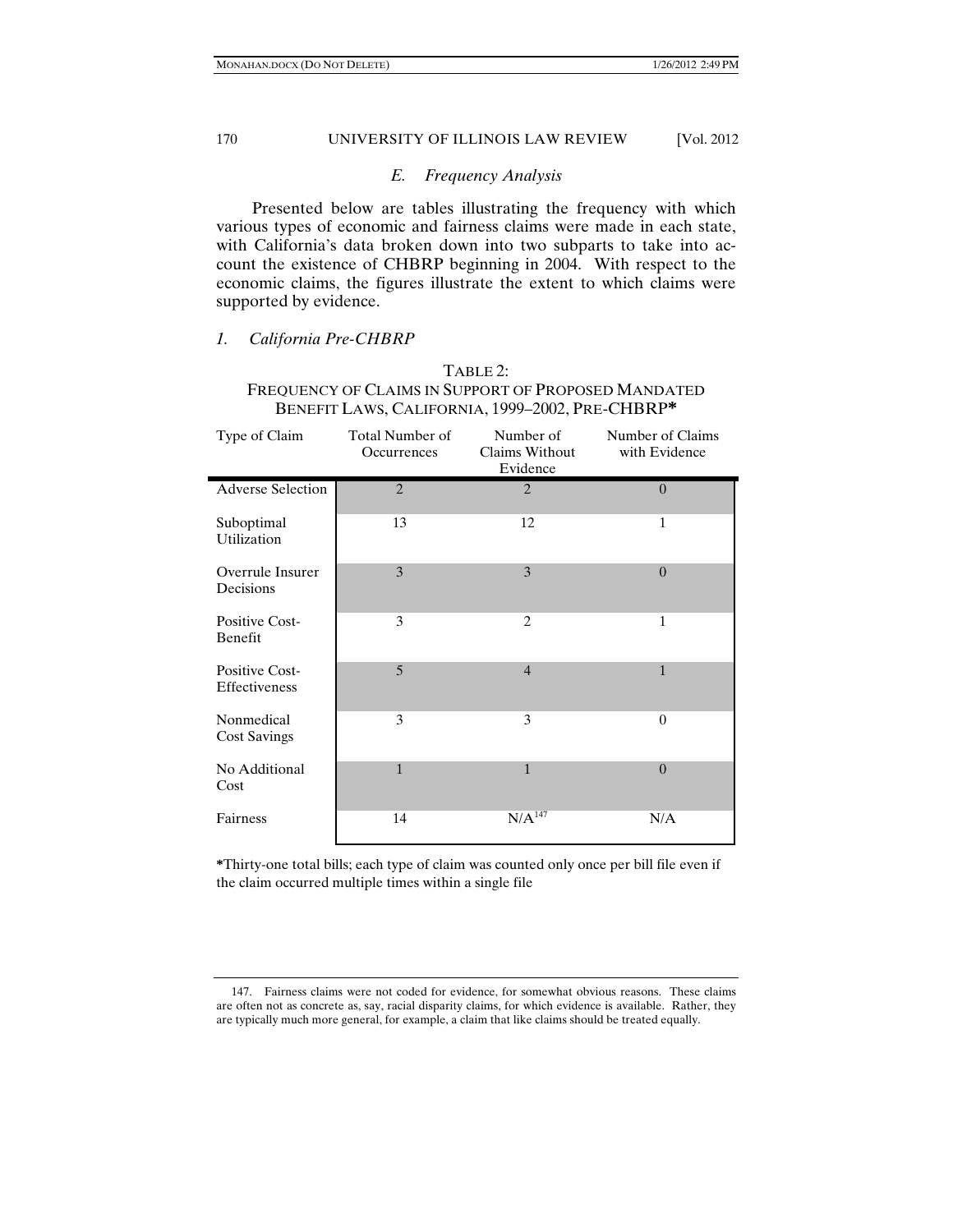### E. Frequency Analysis

Presented below are tables illustrating the frequency with which various types of economic and fairness claims were made in each state, with California's data broken down into two subparts to take into account the existence of CHBRP beginning in 2004. With respect to the economic claims, the figures illustrate the extent to which claims were supported by evidence.

#### 1. California Pre-CHBRP

TABLE 2:
FREQUENCY OF CLAIMS IN SUPPORT OF PROPOSED MANDATED BENEFIT LAWS, CALIFORNIA, 1999–2002, PRE-CHBRP*

| Type of Claim | Total Number of Occurrences | Number of Claims Without Evidence | Number of Claims with Evidence |
|---|---|---|---|
| Adverse Selection | 2 | 2 | 0 |
| Suboptimal Utilization | 13 | 12 | 1 |
| Overrule Insurer Decisions | 3 | 3 | 0 |
| Positive Cost-Benefit | 3 | 2 | 1 |
| Positive Cost-Effectiveness | 5 | 4 | 1 |
| Nonmedical Cost Savings | 3 | 3 | 0 |
| No Additional Cost | 1 | 1 | 0 |
| Fairness | 14 | N/A[147] | N/A |

*Thirty-one total bills; each type of claim was counted only once per bill file even if the claim occurred multiple times within a single file

147. Fairness claims were not coded for evidence, for somewhat obvious reasons. These claims are often not as concrete as, say, racial disparity claims, for which evidence is available. Rather, they are typically much more general, for example, a claim that like claims should be treated equally.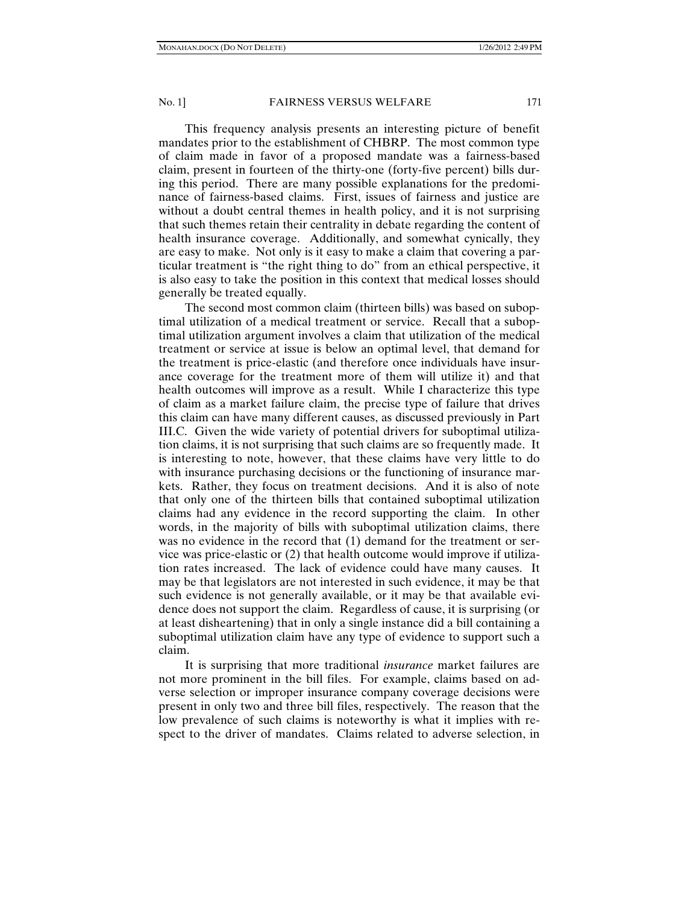This frequency analysis presents an interesting picture of benefit mandates prior to the establishment of CHBRP. The most common type of claim made in favor of a proposed mandate was a fairness-based claim, present in fourteen of the thirty-one (forty-five percent) bills during this period. There are many possible explanations for the predominance of fairness-based claims. First, issues of fairness and justice are without a doubt central themes in health policy, and it is not surprising that such themes retain their centrality in debate regarding the content of health insurance coverage. Additionally, and somewhat cynically, they are easy to make. Not only is it easy to make a claim that covering a particular treatment is "the right thing to do" from an ethical perspective, it is also easy to take the position in this context that medical losses should generally be treated equally.

The second most common claim (thirteen bills) was based on suboptimal utilization of a medical treatment or service. Recall that a suboptimal utilization argument involves a claim that utilization of the medical treatment or service at issue is below an optimal level, that demand for the treatment is price-elastic (and therefore once individuals have insurance coverage for the treatment more of them will utilize it) and that health outcomes will improve as a result. While I characterize this type of claim as a market failure claim, the precise type of failure that drives this claim can have many different causes, as discussed previously in Part III.C. Given the wide variety of potential drivers for suboptimal utilization claims, it is not surprising that such claims are so frequently made. It is interesting to note, however, that these claims have very little to do with insurance purchasing decisions or the functioning of insurance markets. Rather, they focus on treatment decisions. And it is also of note that only one of the thirteen bills that contained suboptimal utilization claims had any evidence in the record supporting the claim. In other words, in the majority of bills with suboptimal utilization claims, there was no evidence in the record that (1) demand for the treatment or service was price-elastic or (2) that health outcome would improve if utilization rates increased. The lack of evidence could have many causes. It may be that legislators are not interested in such evidence, it may be that such evidence is not generally available, or it may be that available evidence does not support the claim. Regardless of cause, it is surprising (or at least disheartening) that in only a single instance did a bill containing a suboptimal utilization claim have any type of evidence to support such a claim.

It is surprising that more traditional *insurance* market failures are not more prominent in the bill files. For example, claims based on adverse selection or improper insurance company coverage decisions were present in only two and three bill files, respectively. The reason that the low prevalence of such claims is noteworthy is what it implies with respect to the driver of mandates. Claims related to adverse selection, in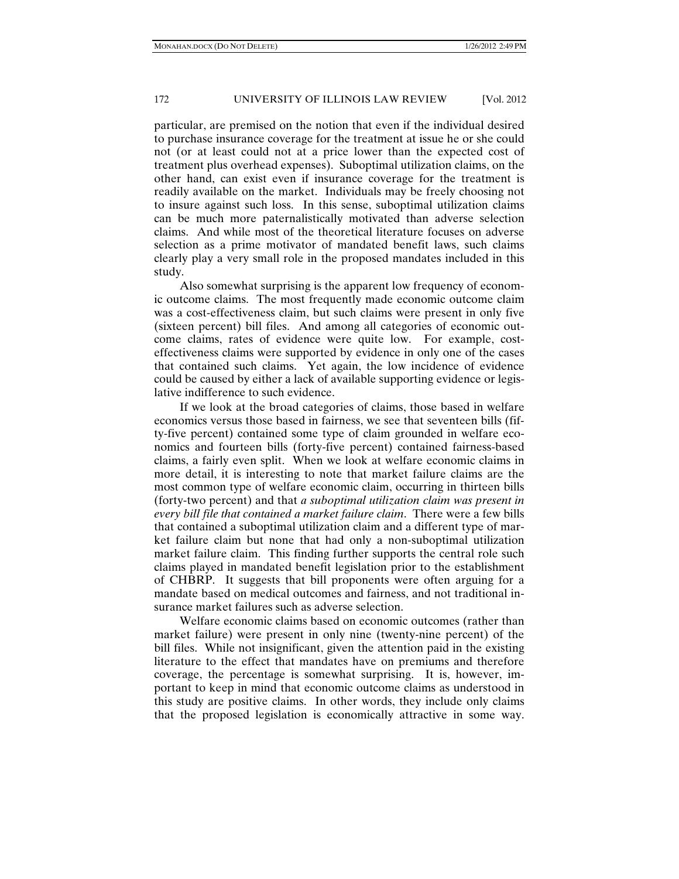particular, are premised on the notion that even if the individual desired to purchase insurance coverage for the treatment at issue he or she could not (or at least could not at a price lower than the expected cost of treatment plus overhead expenses). Suboptimal utilization claims, on the other hand, can exist even if insurance coverage for the treatment is readily available on the market. Individuals may be freely choosing not to insure against such loss. In this sense, suboptimal utilization claims can be much more paternalistically motivated than adverse selection claims. And while most of the theoretical literature focuses on adverse selection as a prime motivator of mandated benefit laws, such claims clearly play a very small role in the proposed mandates included in this study.

Also somewhat surprising is the apparent low frequency of economic outcome claims. The most frequently made economic outcome claim was a cost-effectiveness claim, but such claims were present in only five (sixteen percent) bill files. And among all categories of economic outcome claims, rates of evidence were quite low. For example, cost-effectiveness claims were supported by evidence in only one of the cases that contained such claims. Yet again, the low incidence of evidence could be caused by either a lack of available supporting evidence or legislative indifference to such evidence.

If we look at the broad categories of claims, those based in welfare economics versus those based in fairness, we see that seventeen bills (fifty-five percent) contained some type of claim grounded in welfare economics and fourteen bills (forty-five percent) contained fairness-based claims, a fairly even split. When we look at welfare economic claims in more detail, it is interesting to note that market failure claims are the most common type of welfare economic claim, occurring in thirteen bills (forty-two percent) and that *a suboptimal utilization claim was present in every bill file that contained a market failure claim*. There were a few bills that contained a suboptimal utilization claim and a different type of market failure claim but none that had only a non-suboptimal utilization market failure claim. This finding further supports the central role such claims played in mandated benefit legislation prior to the establishment of CHBRP. It suggests that bill proponents were often arguing for a mandate based on medical outcomes and fairness, and not traditional insurance market failures such as adverse selection.

Welfare economic claims based on economic outcomes (rather than market failure) were present in only nine (twenty-nine percent) of the bill files. While not insignificant, given the attention paid in the existing literature to the effect that mandates have on premiums and therefore coverage, the percentage is somewhat surprising. It is, however, important to keep in mind that economic outcome claims as understood in this study are positive claims. In other words, they include only claims that the proposed legislation is economically attractive in some way.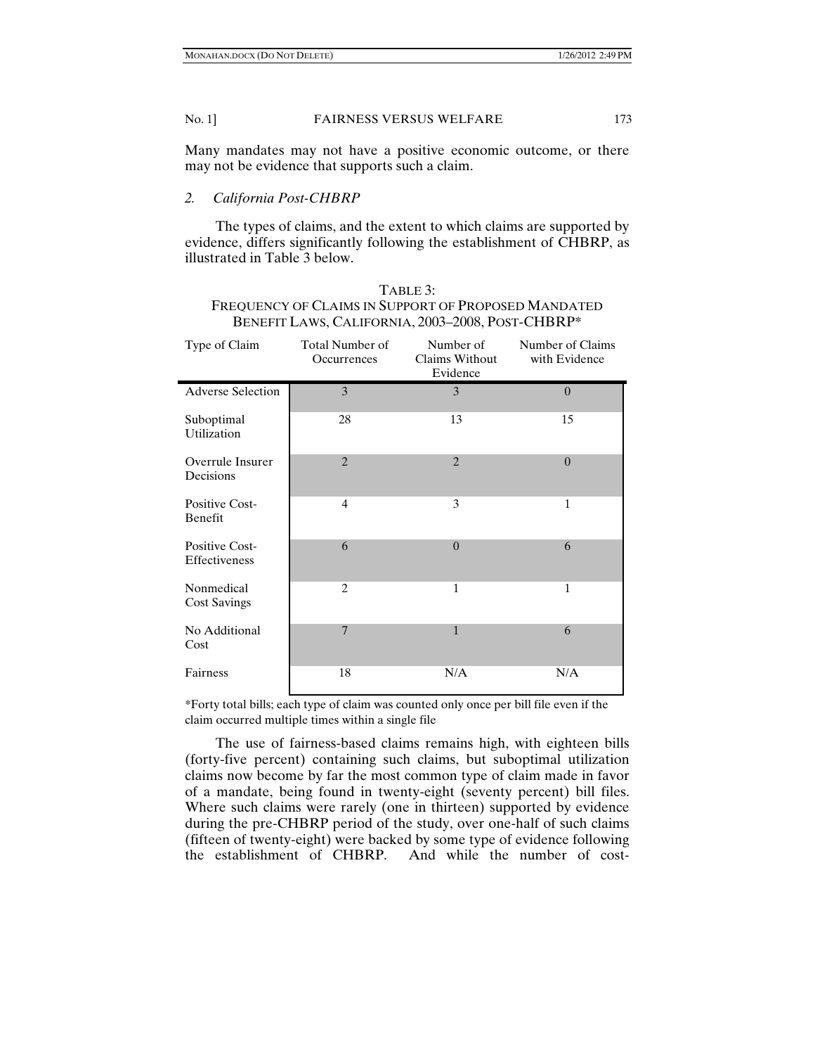Many mandates may not have a positive economic outcome, or there may not be evidence that supports such a claim.

### *2. California Post-CHBRP*

The types of claims, and the extent to which claims are supported by evidence, differs significantly following the establishment of CHBRP, as illustrated in Table 3 below.

TABLE 3:
FREQUENCY OF CLAIMS IN SUPPORT OF PROPOSED MANDATED BENEFIT LAWS, CALIFORNIA, 2003–2008, POST-CHBRP*

| Type of Claim | Total Number of Occurrences | Number of Claims Without Evidence | Number of Claims with Evidence |
|---|---|---|---|
| Adverse Selection | 3 | 3 | 0 |
| Suboptimal Utilization | 28 | 13 | 15 |
| Overrule Insurer Decisions | 2 | 2 | 0 |
| Positive Cost-Benefit | 4 | 3 | 1 |
| Positive Cost-Effectiveness | 6 | 0 | 6 |
| Nonmedical Cost Savings | 2 | 1 | 1 |
| No Additional Cost | 7 | 1 | 6 |
| Fairness | 18 | N/A | N/A |

*Forty total bills; each type of claim was counted only once per bill file even if the claim occurred multiple times within a single file

The use of fairness-based claims remains high, with eighteen bills (forty-five percent) containing such claims, but suboptimal utilization claims now become by far the most common type of claim made in favor of a mandate, being found in twenty-eight (seventy percent) bill files. Where such claims were rarely (one in thirteen) supported by evidence during the pre-CHBRP period of the study, over one-half of such claims (fifteen of twenty-eight) were backed by some type of evidence following the establishment of CHBRP. And while the number of cost-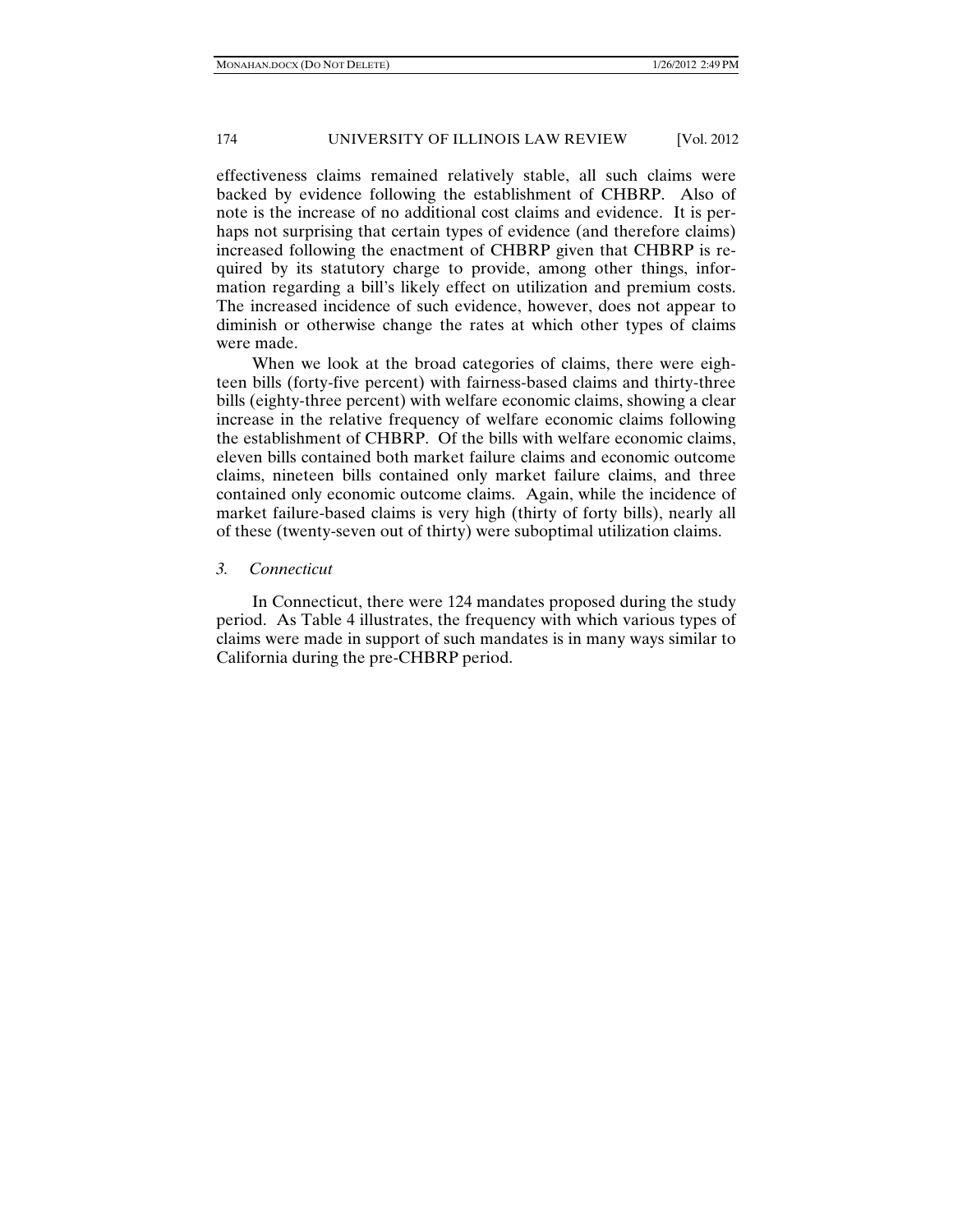effectiveness claims remained relatively stable, all such claims were backed by evidence following the establishment of CHBRP. Also of note is the increase of no additional cost claims and evidence. It is perhaps not surprising that certain types of evidence (and therefore claims) increased following the enactment of CHBRP given that CHBRP is required by its statutory charge to provide, among other things, information regarding a bill's likely effect on utilization and premium costs. The increased incidence of such evidence, however, does not appear to diminish or otherwise change the rates at which other types of claims were made.

When we look at the broad categories of claims, there were eighteen bills (forty-five percent) with fairness-based claims and thirty-three bills (eighty-three percent) with welfare economic claims, showing a clear increase in the relative frequency of welfare economic claims following the establishment of CHBRP. Of the bills with welfare economic claims, eleven bills contained both market failure claims and economic outcome claims, nineteen bills contained only market failure claims, and three contained only economic outcome claims. Again, while the incidence of market failure-based claims is very high (thirty of forty bills), nearly all of these (twenty-seven out of thirty) were suboptimal utilization claims.

### *3. Connecticut*

In Connecticut, there were 124 mandates proposed during the study period. As Table 4 illustrates, the frequency with which various types of claims were made in support of such mandates is in many ways similar to California during the pre-CHBRP period.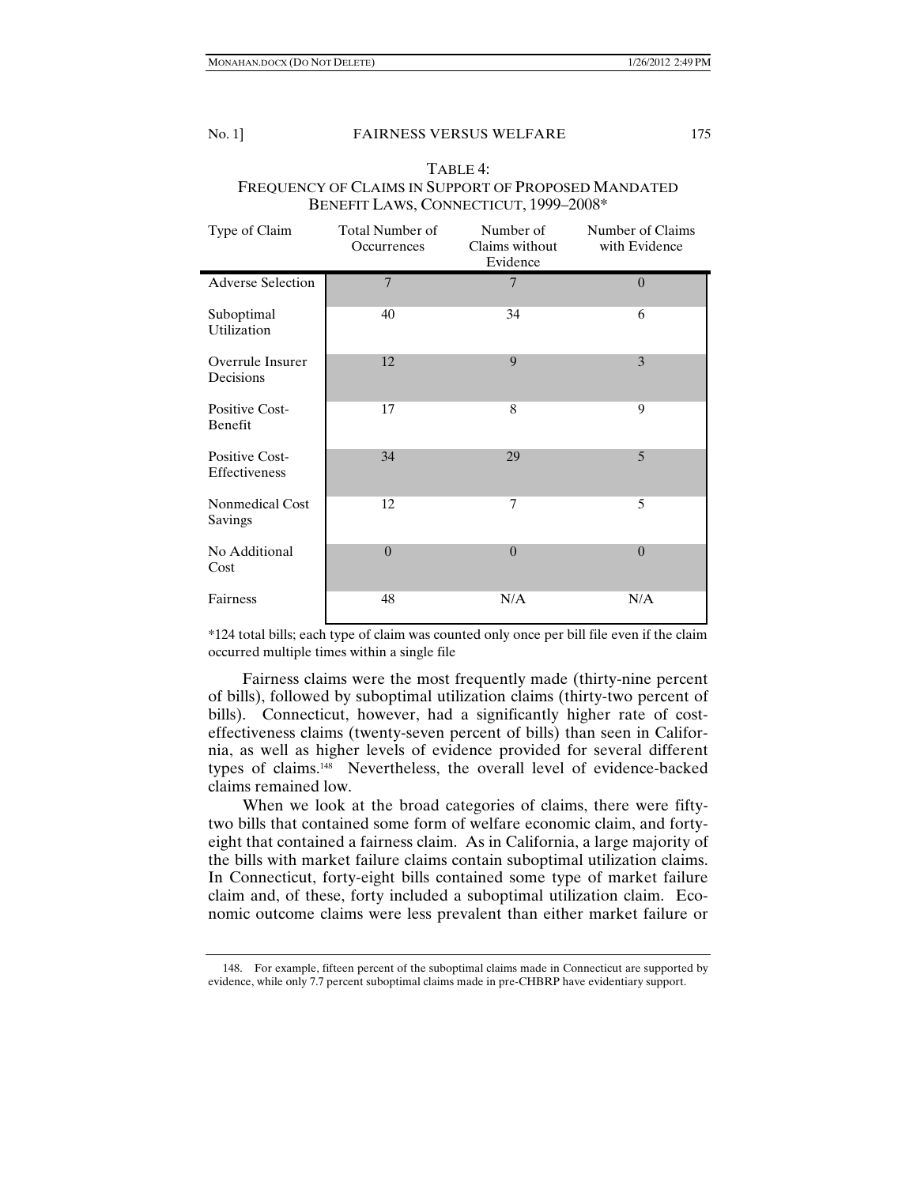TABLE 4:
FREQUENCY OF CLAIMS IN SUPPORT OF PROPOSED MANDATED BENEFIT LAWS, CONNECTICUT, 1999–2008*

| Type of Claim | Total Number of Occurrences | Number of Claims without Evidence | Number of Claims with Evidence |
|---|---|---|---|
| Adverse Selection | 7 | 7 | 0 |
| Suboptimal Utilization | 40 | 34 | 6 |
| Overrule Insurer Decisions | 12 | 9 | 3 |
| Positive Cost-Benefit | 17 | 8 | 9 |
| Positive Cost-Effectiveness | 34 | 29 | 5 |
| Nonmedical Cost Savings | 12 | 7 | 5 |
| No Additional Cost | 0 | 0 | 0 |
| Fairness | 48 | N/A | N/A |

*124 total bills; each type of claim was counted only once per bill file even if the claim occurred multiple times within a single file

Fairness claims were the most frequently made (thirty-nine percent of bills), followed by suboptimal utilization claims (thirty-two percent of bills). Connecticut, however, had a significantly higher rate of cost-effectiveness claims (twenty-seven percent of bills) than seen in California, as well as higher levels of evidence provided for several different types of claims.[148] Nevertheless, the overall level of evidence-backed claims remained low.

When we look at the broad categories of claims, there were fifty-two bills that contained some form of welfare economic claim, and forty-eight that contained a fairness claim. As in California, a large majority of the bills with market failure claims contain suboptimal utilization claims. In Connecticut, forty-eight bills contained some type of market failure claim and, of these, forty included a suboptimal utilization claim. Economic outcome claims were less prevalent than either market failure or

148. For example, fifteen percent of the suboptimal claims made in Connecticut are supported by evidence, while only 7.7 percent suboptimal claims made in pre-CHBRP have evidentiary support.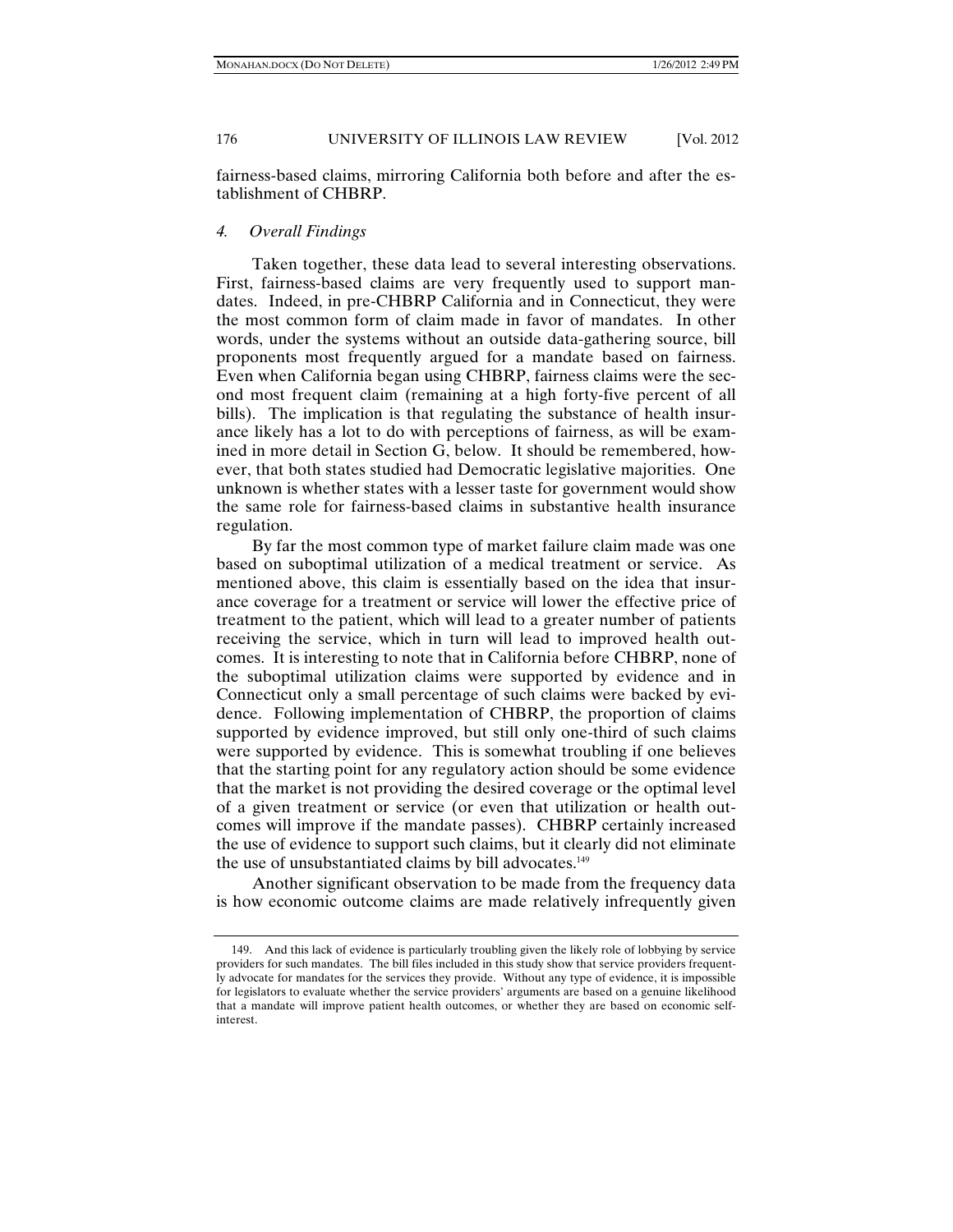fairness-based claims, mirroring California both before and after the establishment of CHBRP.

### 4. *Overall Findings*

Taken together, these data lead to several interesting observations. First, fairness-based claims are very frequently used to support mandates. Indeed, in pre-CHBRP California and in Connecticut, they were the most common form of claim made in favor of mandates. In other words, under the systems without an outside data-gathering source, bill proponents most frequently argued for a mandate based on fairness. Even when California began using CHBRP, fairness claims were the second most frequent claim (remaining at a high forty-five percent of all bills). The implication is that regulating the substance of health insurance likely has a lot to do with perceptions of fairness, as will be examined in more detail in Section G, below. It should be remembered, however, that both states studied had Democratic legislative majorities. One unknown is whether states with a lesser taste for government would show the same role for fairness-based claims in substantive health insurance regulation.

By far the most common type of market failure claim made was one based on suboptimal utilization of a medical treatment or service. As mentioned above, this claim is essentially based on the idea that insurance coverage for a treatment or service will lower the effective price of treatment to the patient, which will lead to a greater number of patients receiving the service, which in turn will lead to improved health outcomes. It is interesting to note that in California before CHBRP, none of the suboptimal utilization claims were supported by evidence and in Connecticut only a small percentage of such claims were backed by evidence. Following implementation of CHBRP, the proportion of claims supported by evidence improved, but still only one-third of such claims were supported by evidence. This is somewhat troubling if one believes that the starting point for any regulatory action should be some evidence that the market is not providing the desired coverage or the optimal level of a given treatment or service (or even that utilization or health outcomes will improve if the mandate passes). CHBRP certainly increased the use of evidence to support such claims, but it clearly did not eliminate the use of unsubstantiated claims by bill advocates.[149]

Another significant observation to be made from the frequency data is how economic outcome claims are made relatively infrequently given

149. And this lack of evidence is particularly troubling given the likely role of lobbying by service providers for such mandates. The bill files included in this study show that service providers frequently advocate for mandates for the services they provide. Without any type of evidence, it is impossible for legislators to evaluate whether the service providers' arguments are based on a genuine likelihood that a mandate will improve patient health outcomes, or whether they are based on economic self-interest.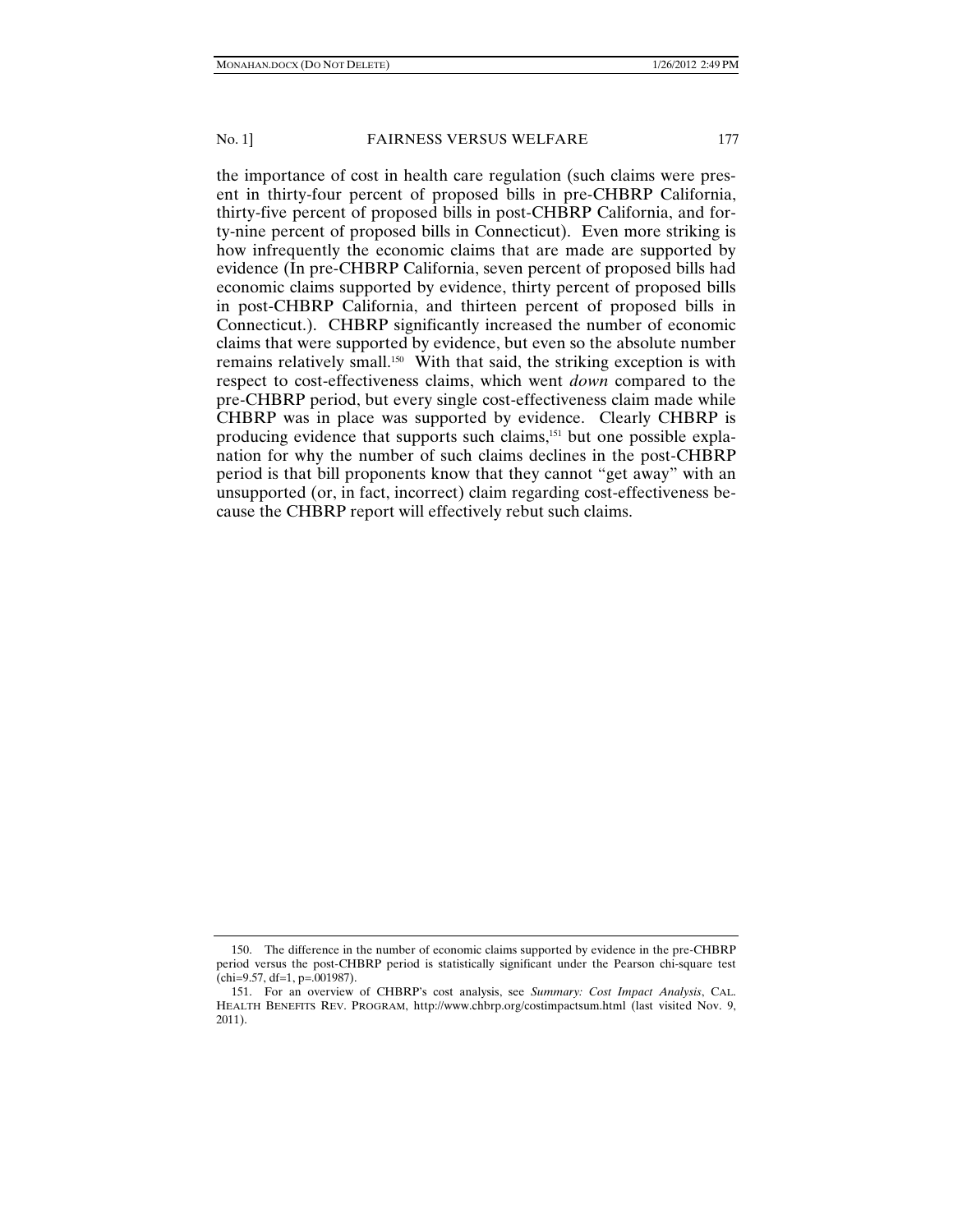the importance of cost in health care regulation (such claims were present in thirty-four percent of proposed bills in pre-CHBRP California, thirty-five percent of proposed bills in post-CHBRP California, and forty-nine percent of proposed bills in Connecticut). Even more striking is how infrequently the economic claims that are made are supported by evidence (In pre-CHBRP California, seven percent of proposed bills had economic claims supported by evidence, thirty percent of proposed bills in post-CHBRP California, and thirteen percent of proposed bills in Connecticut.). CHBRP significantly increased the number of economic claims that were supported by evidence, but even so the absolute number remains relatively small.[150] With that said, the striking exception is with respect to cost-effectiveness claims, which went *down* compared to the pre-CHBRP period, but every single cost-effectiveness claim made while CHBRP was in place was supported by evidence. Clearly CHBRP is producing evidence that supports such claims,[151] but one possible explanation for why the number of such claims declines in the post-CHBRP period is that bill proponents know that they cannot "get away" with an unsupported (or, in fact, incorrect) claim regarding cost-effectiveness because the CHBRP report will effectively rebut such claims.

---

150. The difference in the number of economic claims supported by evidence in the pre-CHBRP period versus the post-CHBRP period is statistically significant under the Pearson chi-square test (chi=9.57, df=1, p=.001987).

151. For an overview of CHBRP's cost analysis, see *Summary: Cost Impact Analysis*, CAL. HEALTH BENEFITS REV. PROGRAM, http://www.chbrp.org/costimpactsum.html (last visited Nov. 9, 2011).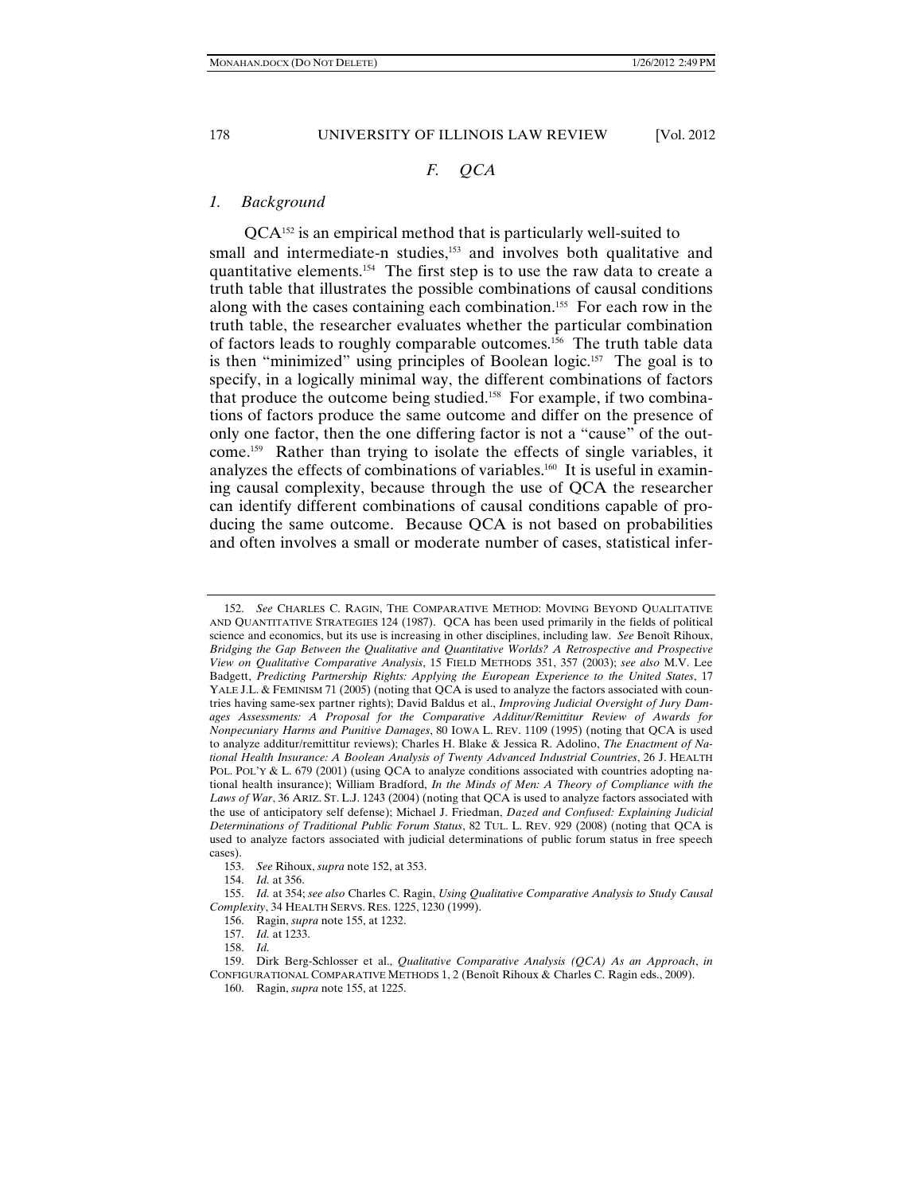### *F. QCA*

#### *1. Background*

QCA[152] is an empirical method that is particularly well-suited to small and intermediate-n studies,[153] and involves both qualitative and quantitative elements.[154] The first step is to use the raw data to create a truth table that illustrates the possible combinations of causal conditions along with the cases containing each combination.[155] For each row in the truth table, the researcher evaluates whether the particular combination of factors leads to roughly comparable outcomes.[156] The truth table data is then "minimized" using principles of Boolean logic.[157] The goal is to specify, in a logically minimal way, the different combinations of factors that produce the outcome being studied.[158] For example, if two combinations of factors produce the same outcome and differ on the presence of only one factor, then the one differing factor is not a "cause" of the outcome.[159] Rather than trying to isolate the effects of single variables, it analyzes the effects of combinations of variables.[160] It is useful in examining causal complexity, because through the use of QCA the researcher can identify different combinations of causal conditions capable of producing the same outcome. Because QCA is not based on probabilities and often involves a small or moderate number of cases, statistical infer-

---

152. *See* CHARLES C. RAGIN, THE COMPARATIVE METHOD: MOVING BEYOND QUALITATIVE AND QUANTITATIVE STRATEGIES 124 (1987). QCA has been used primarily in the fields of political science and economics, but its use is increasing in other disciplines, including law. *See* Benoît Rihoux, *Bridging the Gap Between the Qualitative and Quantitative Worlds? A Retrospective and Prospective View on Qualitative Comparative Analysis*, 15 FIELD METHODS 351, 357 (2003); *see also* M.V. Lee Badgett, *Predicting Partnership Rights: Applying the European Experience to the United States*, 17 YALE J.L. & FEMINISM 71 (2005) (noting that QCA is used to analyze the factors associated with countries having same-sex partner rights); David Baldus et al., *Improving Judicial Oversight of Jury Damages Assessments: A Proposal for the Comparative Additur/Remittitur Review of Awards for Nonpecuniary Harms and Punitive Damages*, 80 IOWA L. REV. 1109 (1995) (noting that QCA is used to analyze additur/remittitur reviews); Charles H. Blake & Jessica R. Adolino, *The Enactment of National Health Insurance: A Boolean Analysis of Twenty Advanced Industrial Countries*, 26 J. HEALTH POL. POL'Y & L. 679 (2001) (using QCA to analyze conditions associated with countries adopting national health insurance); William Bradford, *In the Minds of Men: A Theory of Compliance with the Laws of War*, 36 ARIZ. ST. L.J. 1243 (2004) (noting that QCA is used to analyze factors associated with the use of anticipatory self defense); Michael J. Friedman, *Dazed and Confused: Explaining Judicial Determinations of Traditional Public Forum Status*, 82 TUL. L. REV. 929 (2008) (noting that QCA is used to analyze factors associated with judicial determinations of public forum status in free speech cases).

153. *See* Rihoux, *supra* note 152, at 353.

154. *Id.* at 356.

155. *Id.* at 354; *see also* Charles C. Ragin, *Using Qualitative Comparative Analysis to Study Causal Complexity*, 34 HEALTH SERVS. RES. 1225, 1230 (1999).

156. Ragin, *supra* note 155, at 1232.

157. *Id.* at 1233.

158. *Id.*

159. Dirk Berg-Schlosser et al., *Qualitative Comparative Analysis (QCA) As an Approach*, *in* CONFIGURATIONAL COMPARATIVE METHODS 1, 2 (Benoît Rihoux & Charles C. Ragin eds., 2009).

160. Ragin, *supra* note 155, at 1225.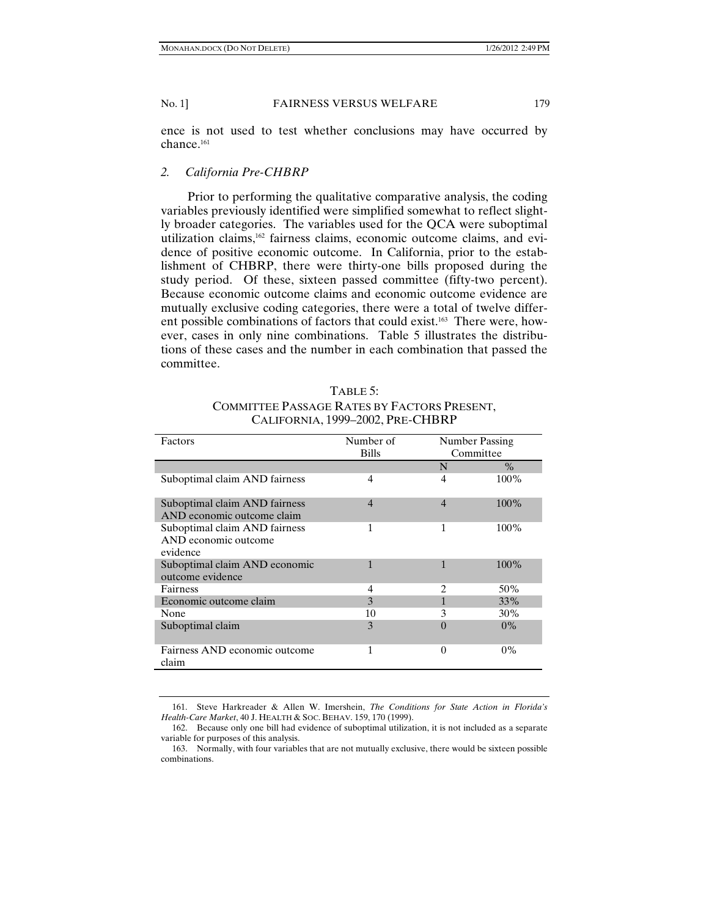ence is not used to test whether conclusions may have occurred by chance.[161]

### 2. *California Pre-CHBRP*

Prior to performing the qualitative comparative analysis, the coding variables previously identified were simplified somewhat to reflect slightly broader categories. The variables used for the QCA were suboptimal utilization claims,[162] fairness claims, economic outcome claims, and evidence of positive economic outcome. In California, prior to the establishment of CHBRP, there were thirty-one bills proposed during the study period. Of these, sixteen passed committee (fifty-two percent). Because economic outcome claims and economic outcome evidence are mutually exclusive coding categories, there were a total of twelve different possible combinations of factors that could exist.[163] There were, however, cases in only nine combinations. Table 5 illustrates the distributions of these cases and the number in each combination that passed the committee.

TABLE 5:
COMMITTEE PASSAGE RATES BY FACTORS PRESENT, CALIFORNIA, 1999–2002, PRE-CHBRP

| Factors | Number of Bills | Number Passing Committee | |
|---|---|---|---|
| | | N | % |
| Suboptimal claim AND fairness | 4 | 4 | 100% |
| Suboptimal claim AND fairness AND economic outcome claim | 4 | 4 | 100% |
| Suboptimal claim AND fairness AND economic outcome evidence | 1 | 1 | 100% |
| Suboptimal claim AND economic outcome evidence | 1 | 1 | 100% |
| Fairness | 4 | 2 | 50% |
| Economic outcome claim | 3 | 1 | 33% |
| None | 10 | 3 | 30% |
| Suboptimal claim | 3 | 0 | 0% |
| Fairness AND economic outcome claim | 1 | 0 | 0% |

161. Steve Harkreader & Allen W. Imershein, *The Conditions for State Action in Florida's Health-Care Market*, 40 J. HEALTH & SOC. BEHAV. 159, 170 (1999).

162. Because only one bill had evidence of suboptimal utilization, it is not included as a separate variable for purposes of this analysis.

163. Normally, with four variables that are not mutually exclusive, there would be sixteen possible combinations.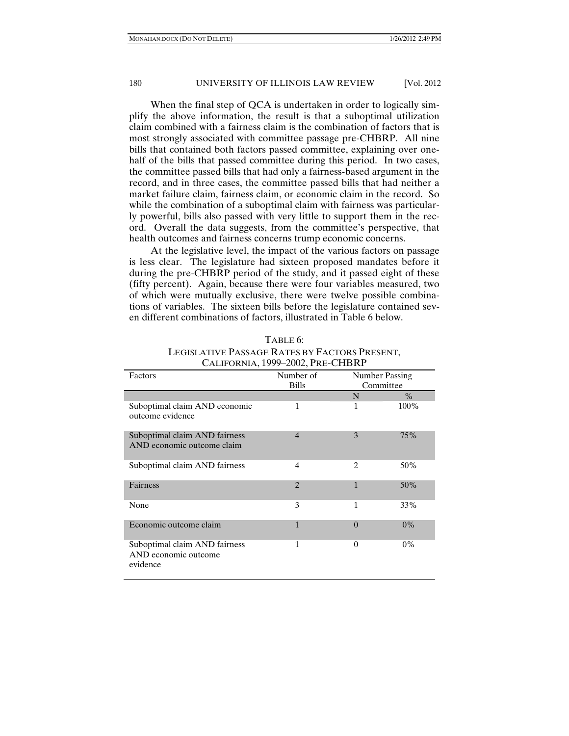When the final step of QCA is undertaken in order to logically simplify the above information, the result is that a suboptimal utilization claim combined with a fairness claim is the combination of factors that is most strongly associated with committee passage pre-CHBRP. All nine bills that contained both factors passed committee, explaining over one-half of the bills that passed committee during this period. In two cases, the committee passed bills that had only a fairness-based argument in the record, and in three cases, the committee passed bills that had neither a market failure claim, fairness claim, or economic claim in the record. So while the combination of a suboptimal claim with fairness was particularly powerful, bills also passed with very little to support them in the record. Overall the data suggests, from the committee's perspective, that health outcomes and fairness concerns trump economic concerns.

At the legislative level, the impact of the various factors on passage is less clear. The legislature had sixteen proposed mandates before it during the pre-CHBRP period of the study, and it passed eight of these (fifty percent). Again, because there were four variables measured, two of which were mutually exclusive, there were twelve possible combinations of variables. The sixteen bills before the legislature contained seven different combinations of factors, illustrated in Table 6 below.

TABLE 6:
LEGISLATIVE PASSAGE RATES BY FACTORS PRESENT, CALIFORNIA, 1999–2002, PRE-CHBRP

| Factors | Number of Bills | Number Passing Committee | |
|---|---|---|---|
| | | N | % |
| Suboptimal claim AND economic outcome evidence | 1 | 1 | 100% |
| Suboptimal claim AND fairness AND economic outcome claim | 4 | 3 | 75% |
| Suboptimal claim AND fairness | 4 | 2 | 50% |
| Fairness | 2 | 1 | 50% |
| None | 3 | 1 | 33% |
| Economic outcome claim | 1 | 0 | 0% |
| Suboptimal claim AND fairness AND economic outcome evidence | 1 | 0 | 0% |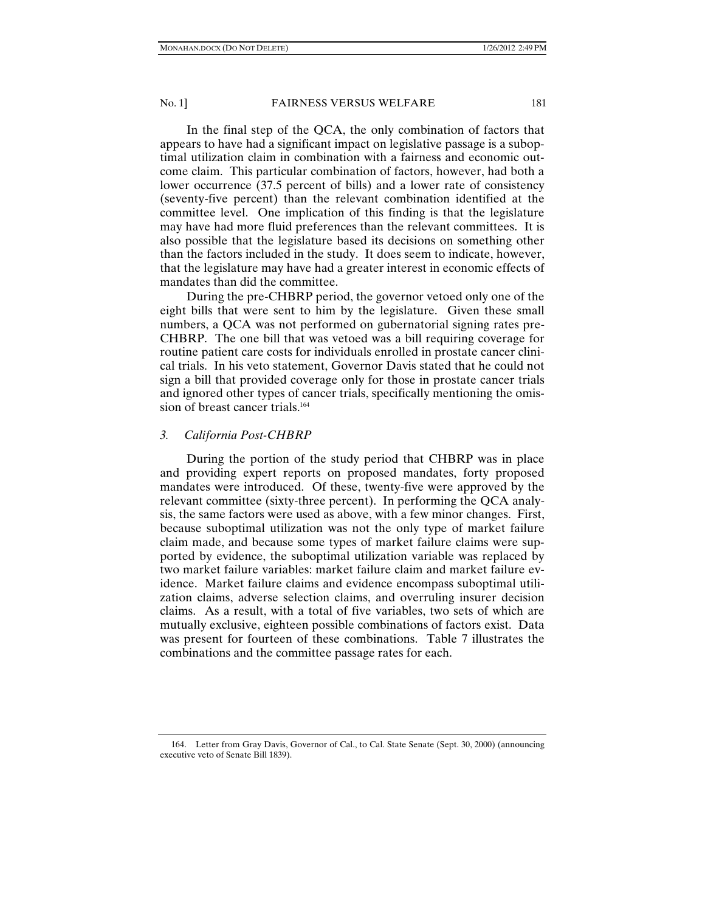In the final step of the QCA, the only combination of factors that appears to have had a significant impact on legislative passage is a suboptimal utilization claim in combination with a fairness and economic outcome claim. This particular combination of factors, however, had both a lower occurrence (37.5 percent of bills) and a lower rate of consistency (seventy-five percent) than the relevant combination identified at the committee level. One implication of this finding is that the legislature may have had more fluid preferences than the relevant committees. It is also possible that the legislature based its decisions on something other than the factors included in the study. It does seem to indicate, however, that the legislature may have had a greater interest in economic effects of mandates than did the committee.

During the pre-CHBRP period, the governor vetoed only one of the eight bills that were sent to him by the legislature. Given these small numbers, a QCA was not performed on gubernatorial signing rates pre-CHBRP. The one bill that was vetoed was a bill requiring coverage for routine patient care costs for individuals enrolled in prostate cancer clinical trials. In his veto statement, Governor Davis stated that he could not sign a bill that provided coverage only for those in prostate cancer trials and ignored other types of cancer trials, specifically mentioning the omission of breast cancer trials.[164]

### *3. California Post-CHBRP*

During the portion of the study period that CHBRP was in place and providing expert reports on proposed mandates, forty proposed mandates were introduced. Of these, twenty-five were approved by the relevant committee (sixty-three percent). In performing the QCA analysis, the same factors were used as above, with a few minor changes. First, because suboptimal utilization was not the only type of market failure claim made, and because some types of market failure claims were supported by evidence, the suboptimal utilization variable was replaced by two market failure variables: market failure claim and market failure evidence. Market failure claims and evidence encompass suboptimal utilization claims, adverse selection claims, and overruling insurer decision claims. As a result, with a total of five variables, two sets of which are mutually exclusive, eighteen possible combinations of factors exist. Data was present for fourteen of these combinations. Table 7 illustrates the combinations and the committee passage rates for each.

164. Letter from Gray Davis, Governor of Cal., to Cal. State Senate (Sept. 30, 2000) (announcing executive veto of Senate Bill 1839).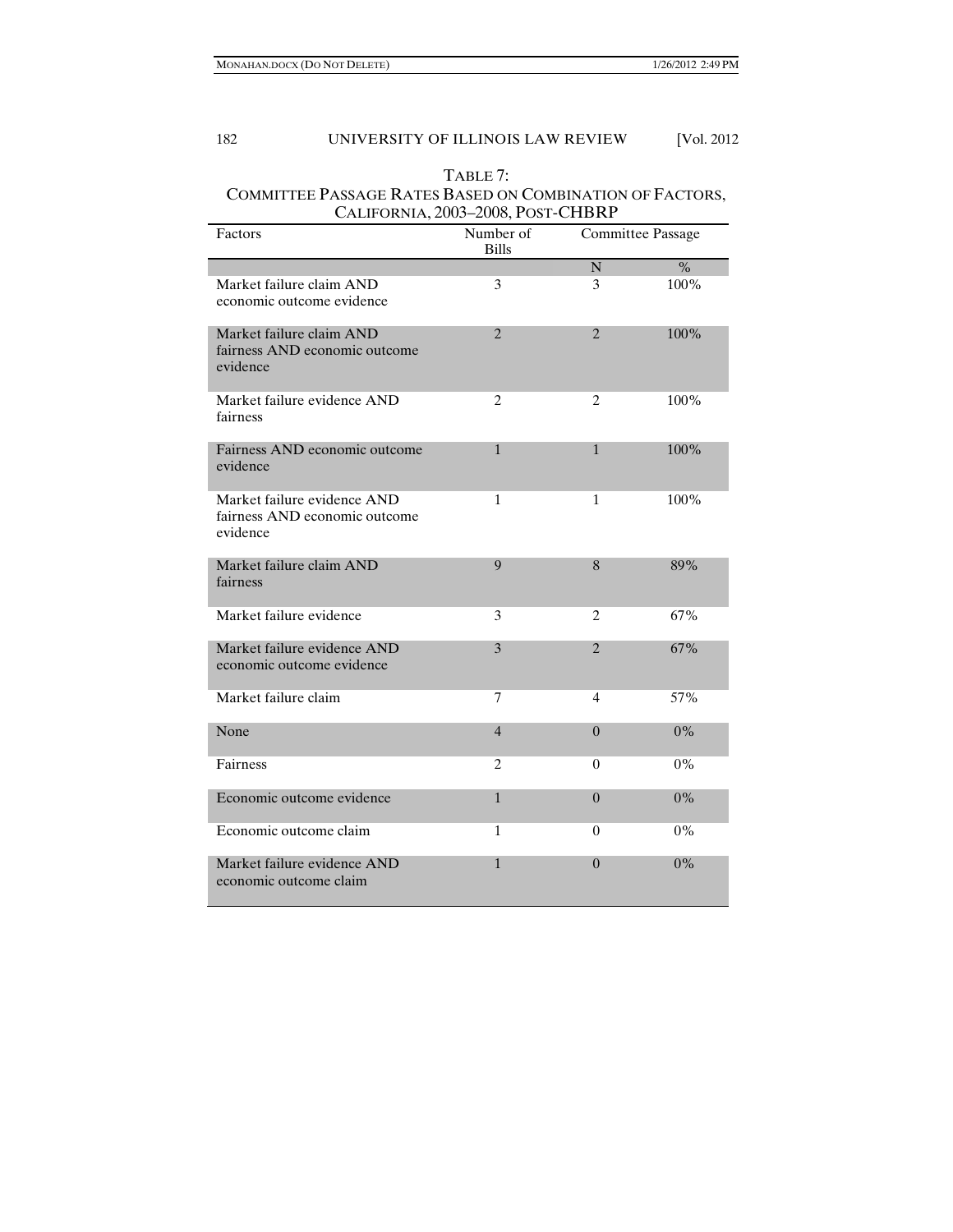TABLE 7:
COMMITTEE PASSAGE RATES BASED ON COMBINATION OF FACTORS, CALIFORNIA, 2003–2008, POST-CHBRP

| Factors | Number of Bills | Committee Passage | |
|---|---|---|---|
| | | N | % |
| Market failure claim AND economic outcome evidence | 3 | 3 | 100% |
| Market failure claim AND fairness AND economic outcome evidence | 2 | 2 | 100% |
| Market failure evidence AND fairness | 2 | 2 | 100% |
| Fairness AND economic outcome evidence | 1 | 1 | 100% |
| Market failure evidence AND fairness AND economic outcome evidence | 1 | 1 | 100% |
| Market failure claim AND fairness | 9 | 8 | 89% |
| Market failure evidence | 3 | 2 | 67% |
| Market failure evidence AND economic outcome evidence | 3 | 2 | 67% |
| Market failure claim | 7 | 4 | 57% |
| None | 4 | 0 | 0% |
| Fairness | 2 | 0 | 0% |
| Economic outcome evidence | 1 | 0 | 0% |
| Economic outcome claim | 1 | 0 | 0% |
| Market failure evidence AND economic outcome claim | 1 | 0 | 0% |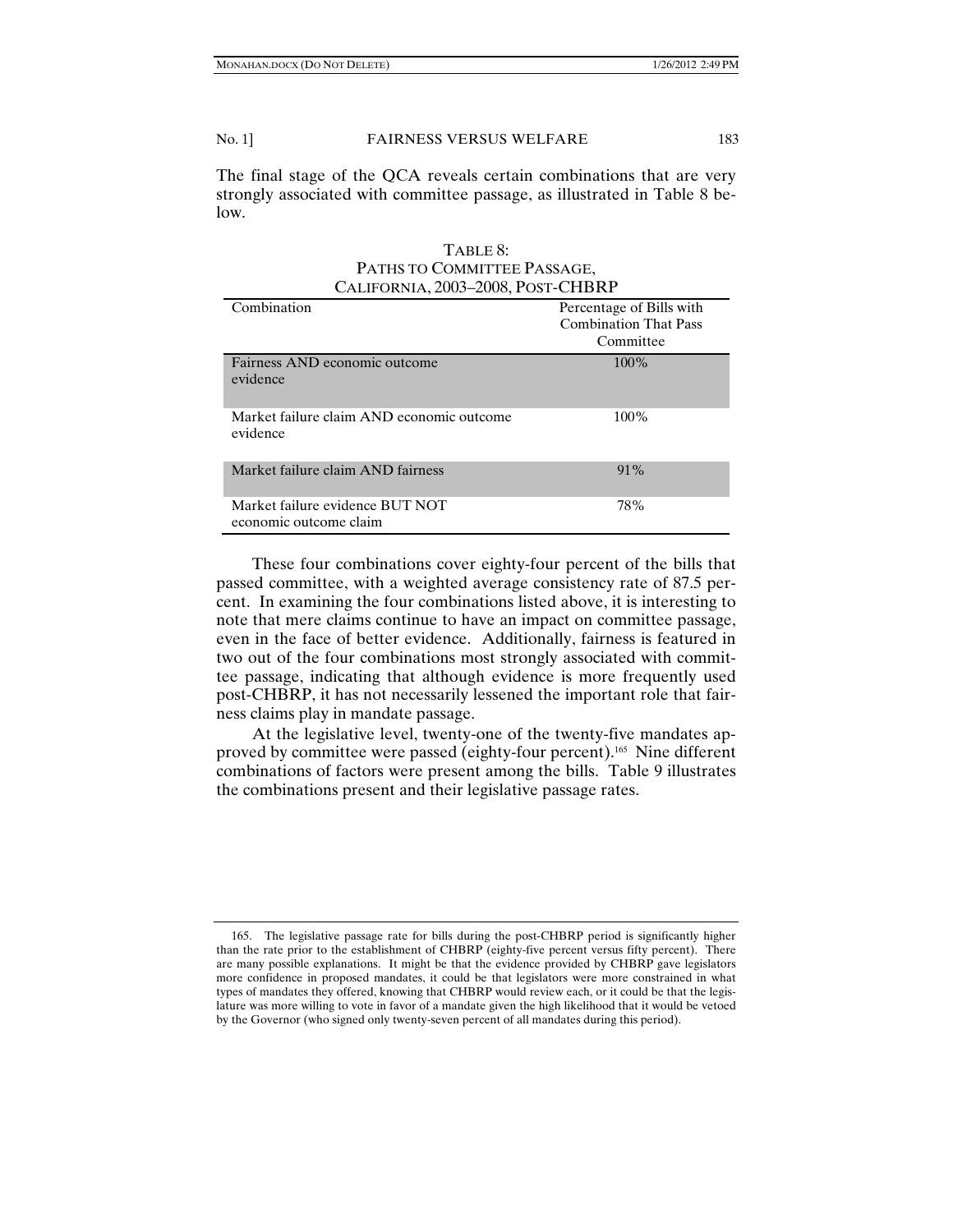The final stage of the QCA reveals certain combinations that are very strongly associated with committee passage, as illustrated in Table 8 below.

TABLE 8:
PATHS TO COMMITTEE PASSAGE,
CALIFORNIA, 2003–2008, POST-CHBRP

| Combination | Percentage of Bills with Combination That Pass Committee |
|---|---|
| Fairness AND economic outcome evidence | 100% |
| Market failure claim AND economic outcome evidence | 100% |
| Market failure claim AND fairness | 91% |
| Market failure evidence BUT NOT economic outcome claim | 78% |

These four combinations cover eighty-four percent of the bills that passed committee, with a weighted average consistency rate of 87.5 percent. In examining the four combinations listed above, it is interesting to note that mere claims continue to have an impact on committee passage, even in the face of better evidence. Additionally, fairness is featured in two out of the four combinations most strongly associated with committee passage, indicating that although evidence is more frequently used post-CHBRP, it has not necessarily lessened the important role that fairness claims play in mandate passage.

At the legislative level, twenty-one of the twenty-five mandates approved by committee were passed (eighty-four percent).[165] Nine different combinations of factors were present among the bills. Table 9 illustrates the combinations present and their legislative passage rates.

165. The legislative passage rate for bills during the post-CHBRP period is significantly higher than the rate prior to the establishment of CHBRP (eighty-five percent versus fifty percent). There are many possible explanations. It might be that the evidence provided by CHBRP gave legislators more confidence in proposed mandates, it could be that legislators were more constrained in what types of mandates they offered, knowing that CHBRP would review each, or it could be that the legislature was more willing to vote in favor of a mandate given the high likelihood that it would be vetoed by the Governor (who signed only twenty-seven percent of all mandates during this period).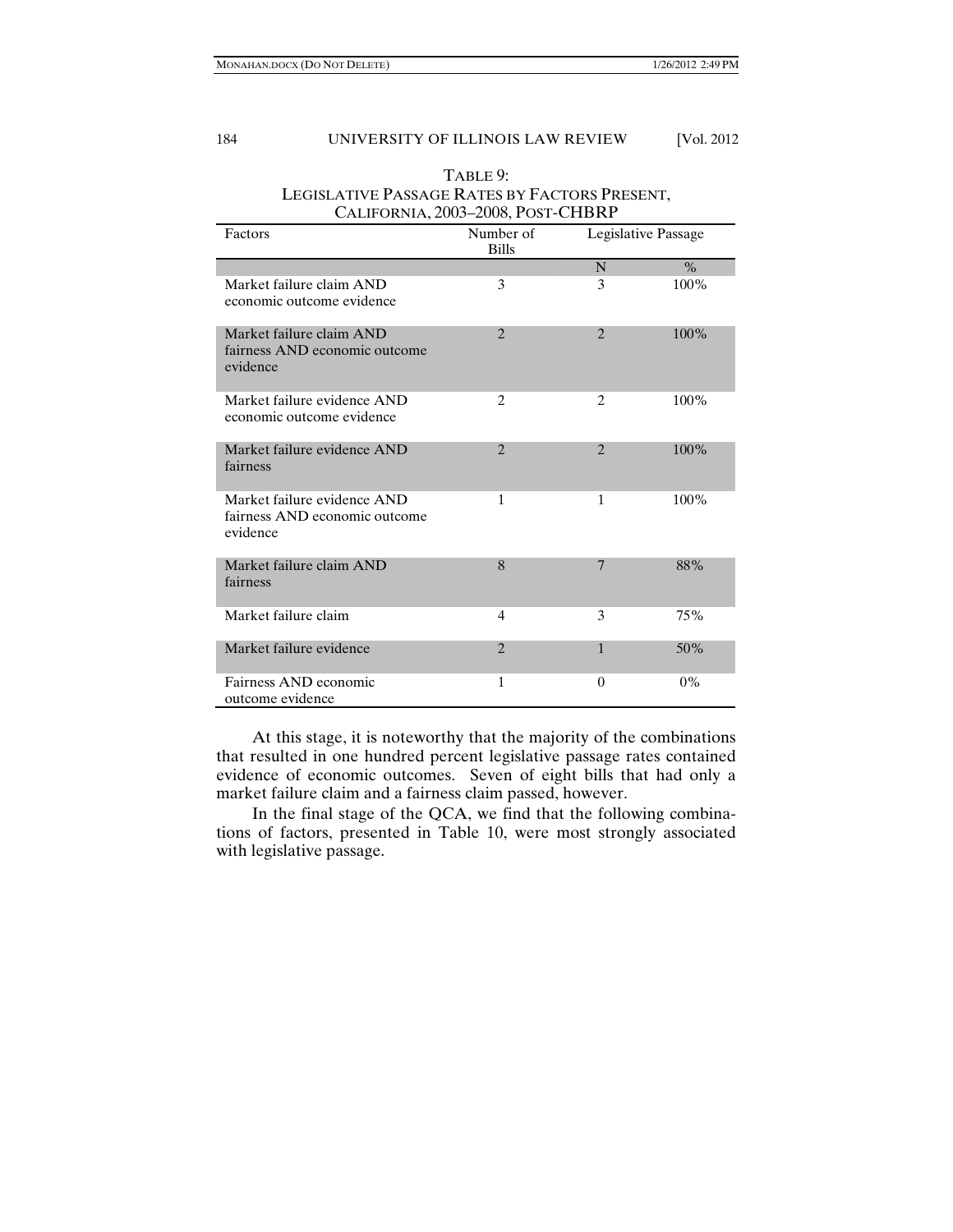TABLE 9:
LEGISLATIVE PASSAGE RATES BY FACTORS PRESENT, CALIFORNIA, 2003–2008, POST-CHBRP

| Factors | Number of Bills | Legislative Passage | |
|---|---|---|---|
| | | N | % |
| Market failure claim AND economic outcome evidence | 3 | 3 | 100% |
| Market failure claim AND fairness AND economic outcome evidence | 2 | 2 | 100% |
| Market failure evidence AND economic outcome evidence | 2 | 2 | 100% |
| Market failure evidence AND fairness | 2 | 2 | 100% |
| Market failure evidence AND fairness AND economic outcome evidence | 1 | 1 | 100% |
| Market failure claim AND fairness | 8 | 7 | 88% |
| Market failure claim | 4 | 3 | 75% |
| Market failure evidence | 2 | 1 | 50% |
| Fairness AND economic outcome evidence | 1 | 0 | 0% |

At this stage, it is noteworthy that the majority of the combinations that resulted in one hundred percent legislative passage rates contained evidence of economic outcomes. Seven of eight bills that had only a market failure claim and a fairness claim passed, however.

In the final stage of the QCA, we find that the following combinations of factors, presented in Table 10, were most strongly associated with legislative passage.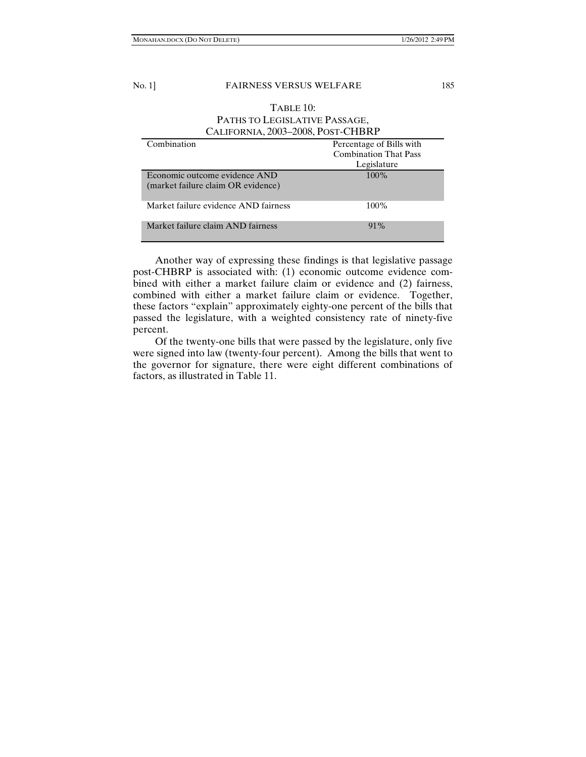TABLE 10:
PATHS TO LEGISLATIVE PASSAGE,
CALIFORNIA, 2003–2008, POST-CHBRP

| Combination | Percentage of Bills with Combination That Pass Legislature |
|---|---|
| Economic outcome evidence AND (market failure claim OR evidence) | 100% |
| Market failure evidence AND fairness | 100% |
| Market failure claim AND fairness | 91% |

Another way of expressing these findings is that legislative passage post-CHBRP is associated with: (1) economic outcome evidence combined with either a market failure claim or evidence and (2) fairness, combined with either a market failure claim or evidence. Together, these factors "explain" approximately eighty-one percent of the bills that passed the legislature, with a weighted consistency rate of ninety-five percent.

Of the twenty-one bills that were passed by the legislature, only five were signed into law (twenty-four percent). Among the bills that went to the governor for signature, there were eight different combinations of factors, as illustrated in Table 11.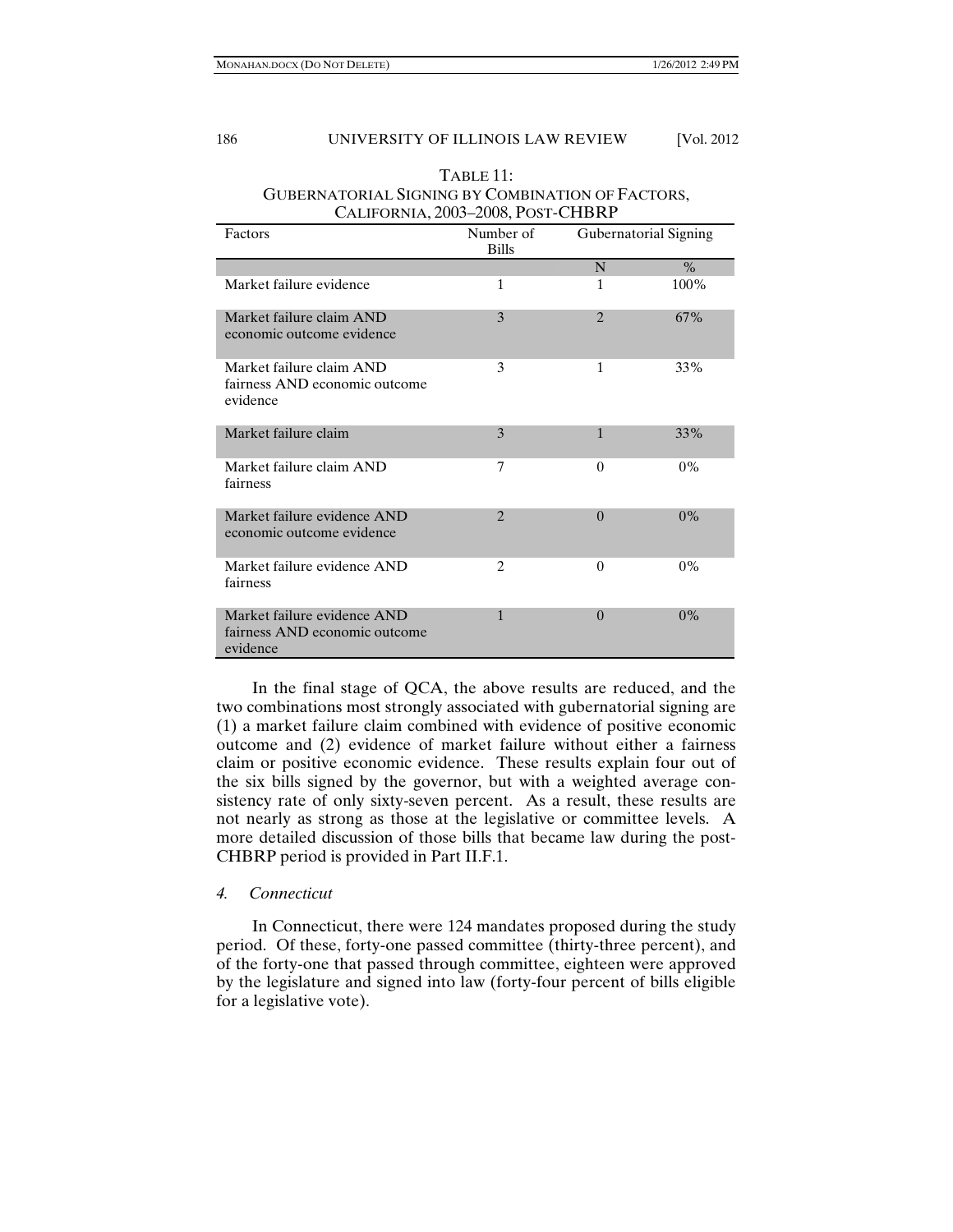TABLE 11:
GUBERNATORIAL SIGNING BY COMBINATION OF FACTORS, CALIFORNIA, 2003–2008, POST-CHBRP

| Factors | Number of Bills | Gubernatorial Signing | |
|---|---|---|---|
| | | N | % |
| Market failure evidence | 1 | 1 | 100% |
| Market failure claim AND economic outcome evidence | 3 | 2 | 67% |
| Market failure claim AND fairness AND economic outcome evidence | 3 | 1 | 33% |
| Market failure claim | 3 | 1 | 33% |
| Market failure claim AND fairness | 7 | 0 | 0% |
| Market failure evidence AND economic outcome evidence | 2 | 0 | 0% |
| Market failure evidence AND fairness | 2 | 0 | 0% |
| Market failure evidence AND fairness AND economic outcome evidence | 1 | 0 | 0% |

In the final stage of QCA, the above results are reduced, and the two combinations most strongly associated with gubernatorial signing are (1) a market failure claim combined with evidence of positive economic outcome and (2) evidence of market failure without either a fairness claim or positive economic evidence. These results explain four out of the six bills signed by the governor, but with a weighted average consistency rate of only sixty-seven percent. As a result, these results are not nearly as strong as those at the legislative or committee levels. A more detailed discussion of those bills that became law during the post-CHBRP period is provided in Part II.F.1.

### 4. *Connecticut*

In Connecticut, there were 124 mandates proposed during the study period. Of these, forty-one passed committee (thirty-three percent), and of the forty-one that passed through committee, eighteen were approved by the legislature and signed into law (forty-four percent of bills eligible for a legislative vote).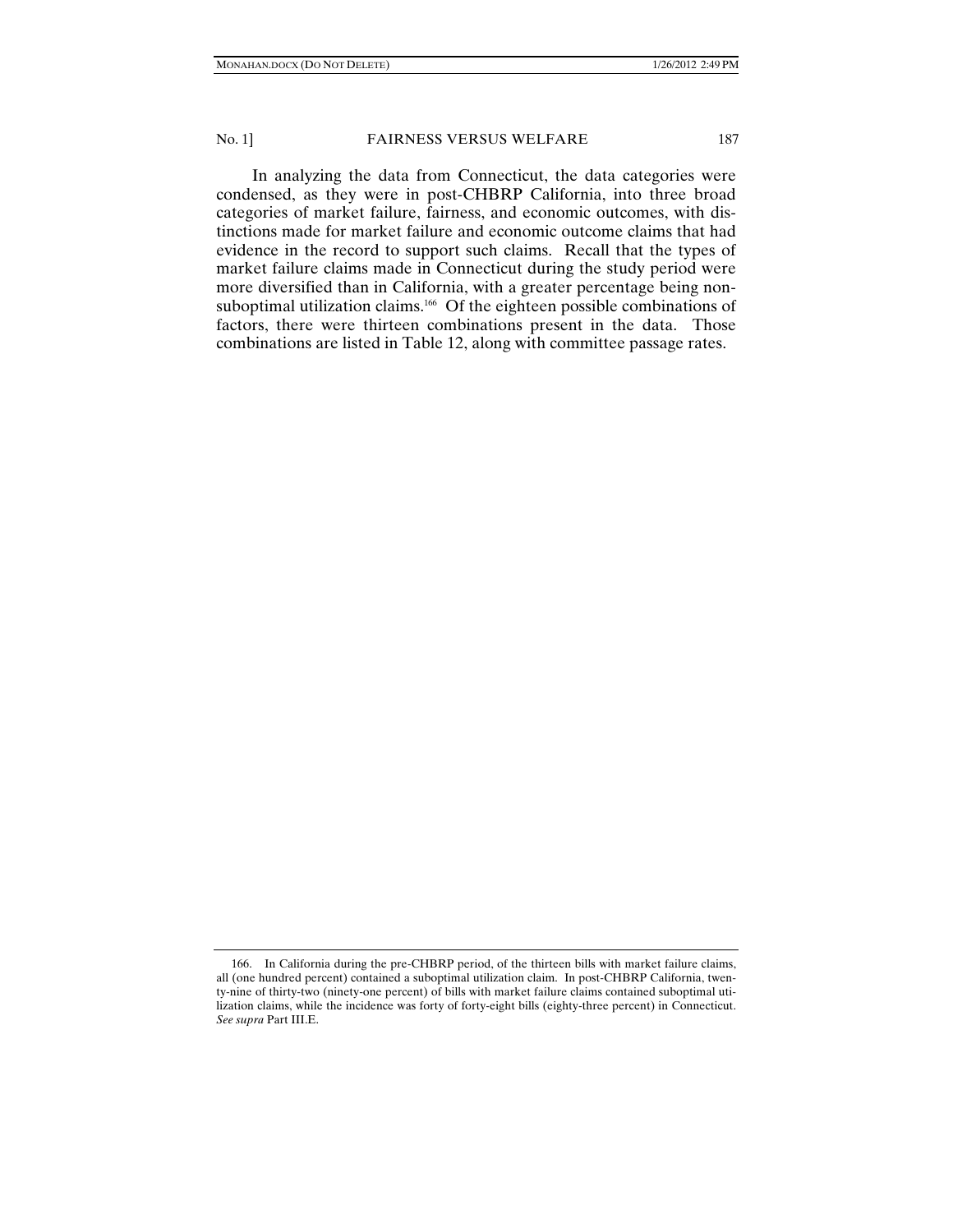In analyzing the data from Connecticut, the data categories were condensed, as they were in post-CHBRP California, into three broad categories of market failure, fairness, and economic outcomes, with distinctions made for market failure and economic outcome claims that had evidence in the record to support such claims. Recall that the types of market failure claims made in Connecticut during the study period were more diversified than in California, with a greater percentage being non-suboptimal utilization claims.[166] Of the eighteen possible combinations of factors, there were thirteen combinations present in the data. Those combinations are listed in Table 12, along with committee passage rates.

---

166. In California during the pre-CHBRP period, of the thirteen bills with market failure claims, all (one hundred percent) contained a suboptimal utilization claim. In post-CHBRP California, twenty-nine of thirty-two (ninety-one percent) of bills with market failure claims contained suboptimal utilization claims, while the incidence was forty of forty-eight bills (eighty-three percent) in Connecticut. *See supra* Part III.E.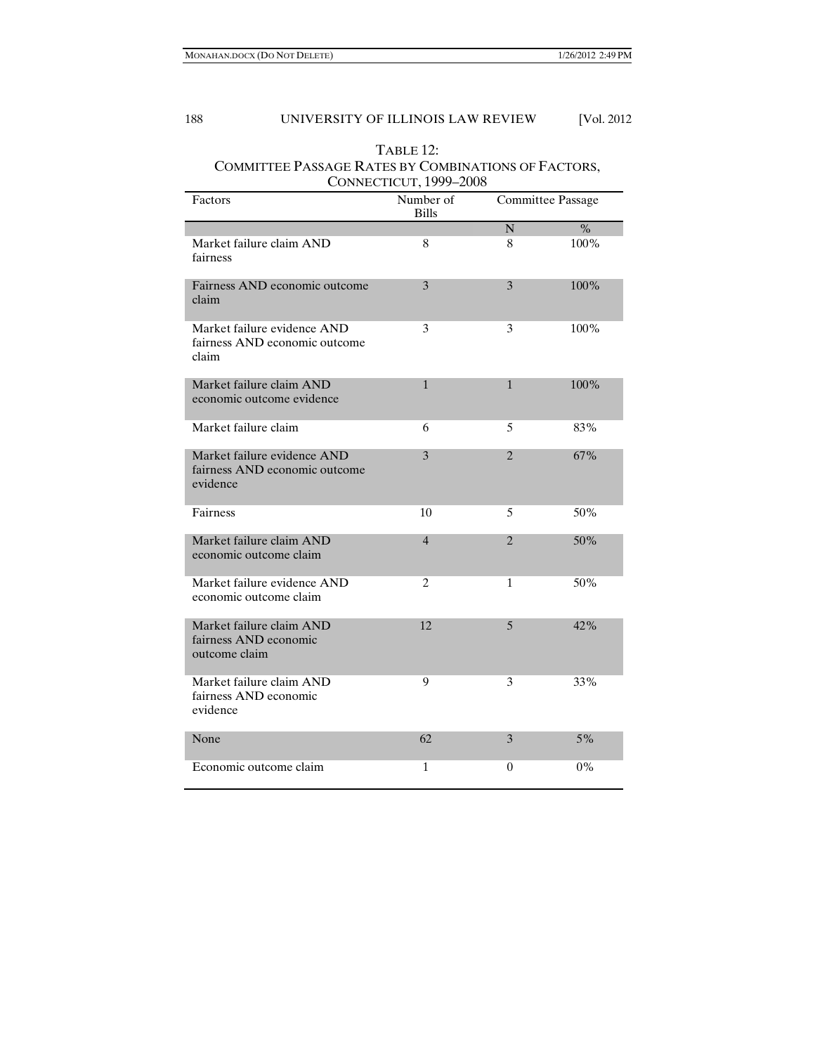TABLE 12:
COMMITTEE PASSAGE RATES BY COMBINATIONS OF FACTORS, CONNECTICUT, 1999–2008

| Factors | Number of Bills | Committee Passage | |
|---|---|---|---|
| | | N | % |
| Market failure claim AND fairness | 8 | 8 | 100% |
| Fairness AND economic outcome claim | 3 | 3 | 100% |
| Market failure evidence AND fairness AND economic outcome claim | 3 | 3 | 100% |
| Market failure claim AND economic outcome evidence | 1 | 1 | 100% |
| Market failure claim | 6 | 5 | 83% |
| Market failure evidence AND fairness AND economic outcome evidence | 3 | 2 | 67% |
| Fairness | 10 | 5 | 50% |
| Market failure claim AND economic outcome claim | 4 | 2 | 50% |
| Market failure evidence AND economic outcome claim | 2 | 1 | 50% |
| Market failure claim AND fairness AND economic outcome claim | 12 | 5 | 42% |
| Market failure claim AND fairness AND economic evidence | 9 | 3 | 33% |
| None | 62 | 3 | 5% |
| Economic outcome claim | 1 | 0 | 0% |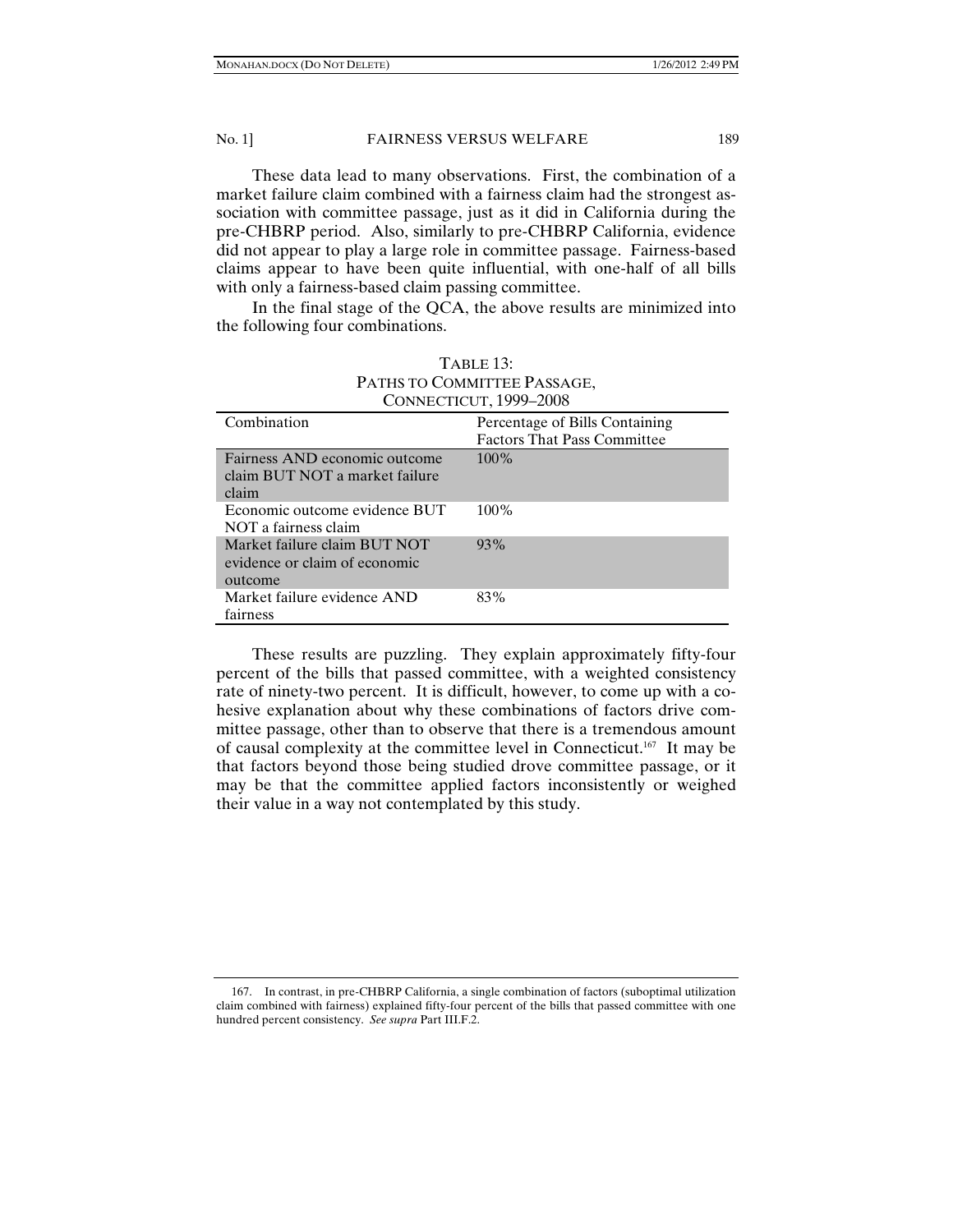These data lead to many observations. First, the combination of a market failure claim combined with a fairness claim had the strongest association with committee passage, just as it did in California during the pre-CHBRP period. Also, similarly to pre-CHBRP California, evidence did not appear to play a large role in committee passage. Fairness-based claims appear to have been quite influential, with one-half of all bills with only a fairness-based claim passing committee.

In the final stage of the QCA, the above results are minimized into the following four combinations.

TABLE 13:
PATHS TO COMMITTEE PASSAGE,
CONNECTICUT, 1999–2008

| Combination | Percentage of Bills Containing Factors That Pass Committee |
|---|---|
| Fairness AND economic outcome claim BUT NOT a market failure claim | 100% |
| Economic outcome evidence BUT NOT a fairness claim | 100% |
| Market failure claim BUT NOT evidence or claim of economic outcome | 93% |
| Market failure evidence AND fairness | 83% |

These results are puzzling. They explain approximately fifty-four percent of the bills that passed committee, with a weighted consistency rate of ninety-two percent. It is difficult, however, to come up with a cohesive explanation about why these combinations of factors drive committee passage, other than to observe that there is a tremendous amount of causal complexity at the committee level in Connecticut.[167] It may be that factors beyond those being studied drove committee passage, or it may be that the committee applied factors inconsistently or weighed their value in a way not contemplated by this study.

167. In contrast, in pre-CHBRP California, a single combination of factors (suboptimal utilization claim combined with fairness) explained fifty-four percent of the bills that passed committee with one hundred percent consistency. *See supra* Part III.F.2.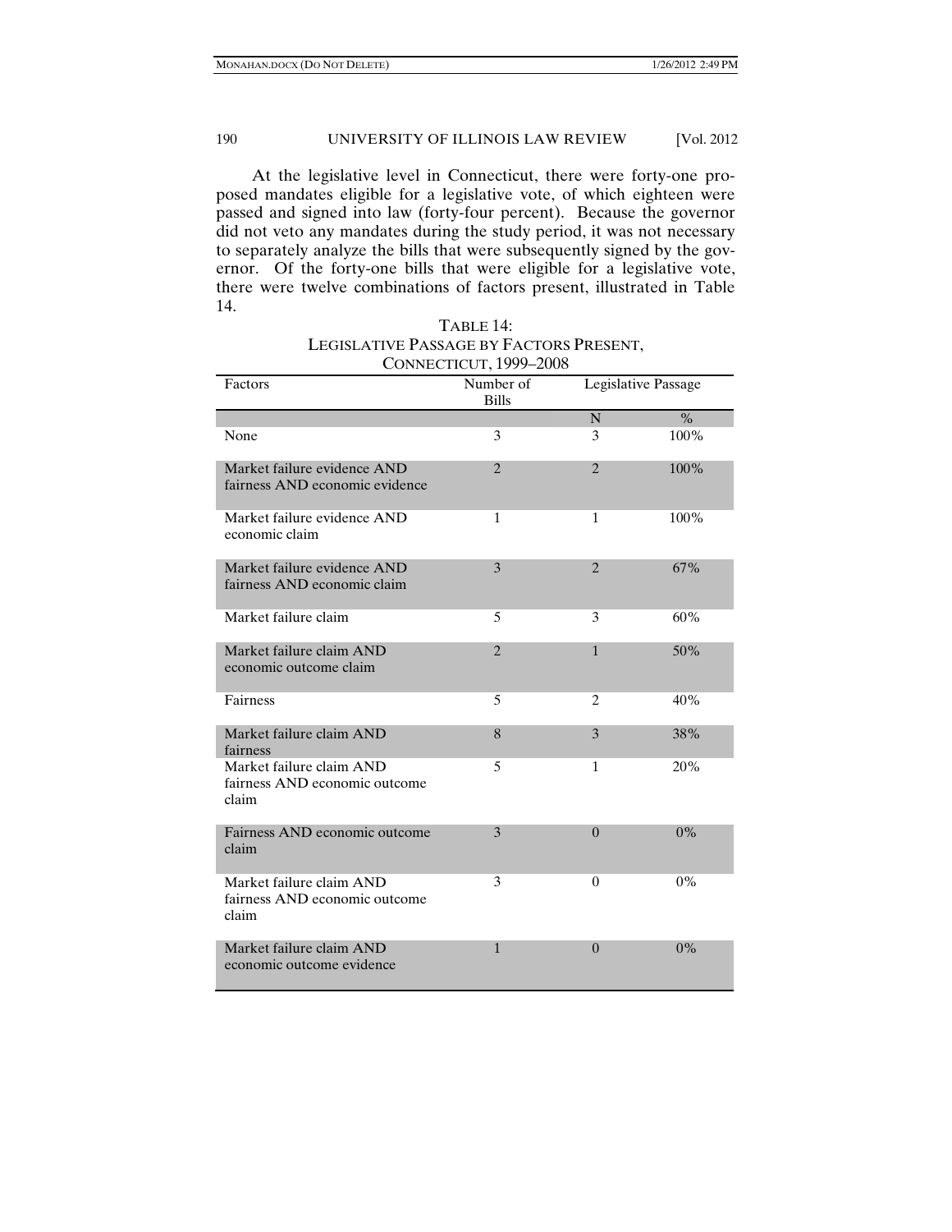At the legislative level in Connecticut, there were forty-one proposed mandates eligible for a legislative vote, of which eighteen were passed and signed into law (forty-four percent). Because the governor did not veto any mandates during the study period, it was not necessary to separately analyze the bills that were subsequently signed by the governor. Of the forty-one bills that were eligible for a legislative vote, there were twelve combinations of factors present, illustrated in Table 14.

TABLE 14:
LEGISLATIVE PASSAGE BY FACTORS PRESENT, CONNECTICUT, 1999–2008

| Factors | Number of Bills | Legislative Passage | |
|---|---|---|---|
| | | N | % |
| None | 3 | 3 | 100% |
| Market failure evidence AND fairness AND economic evidence | 2 | 2 | 100% |
| Market failure evidence AND economic claim | 1 | 1 | 100% |
| Market failure evidence AND fairness AND economic claim | 3 | 2 | 67% |
| Market failure claim | 5 | 3 | 60% |
| Market failure claim AND economic outcome claim | 2 | 1 | 50% |
| Fairness | 5 | 2 | 40% |
| Market failure claim AND fairness | 8 | 3 | 38% |
| Market failure claim AND fairness AND economic outcome claim | 5 | 1 | 20% |
| Fairness AND economic outcome claim | 3 | 0 | 0% |
| Market failure claim AND fairness AND economic outcome claim | 3 | 0 | 0% |
| Market failure claim AND economic outcome evidence | 1 | 0 | 0% |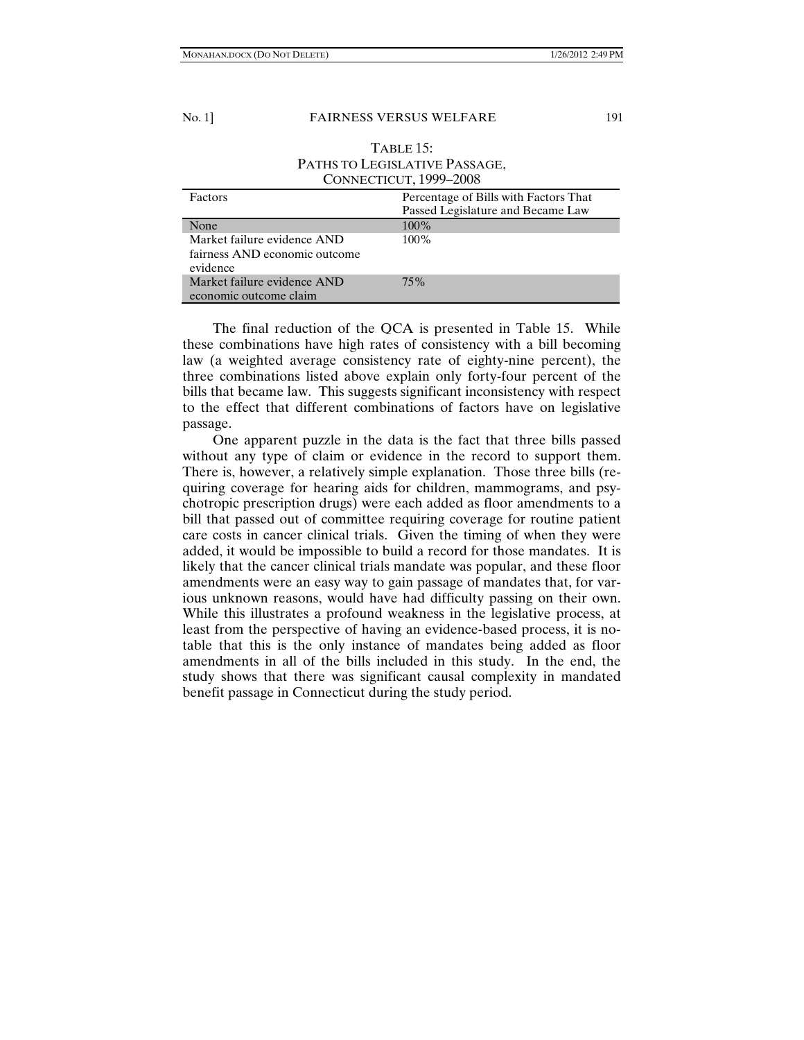TABLE 15:
PATHS TO LEGISLATIVE PASSAGE,
CONNECTICUT, 1999–2008

| Factors | Percentage of Bills with Factors That Passed Legislature and Became Law |
|---|---|
| None | 100% |
| Market failure evidence AND fairness AND economic outcome evidence | 100% |
| Market failure evidence AND economic outcome claim | 75% |

The final reduction of the QCA is presented in Table 15. While these combinations have high rates of consistency with a bill becoming law (a weighted average consistency rate of eighty-nine percent), the three combinations listed above explain only forty-four percent of the bills that became law. This suggests significant inconsistency with respect to the effect that different combinations of factors have on legislative passage.

One apparent puzzle in the data is the fact that three bills passed without any type of claim or evidence in the record to support them. There is, however, a relatively simple explanation. Those three bills (requiring coverage for hearing aids for children, mammograms, and psychotropic prescription drugs) were each added as floor amendments to a bill that passed out of committee requiring coverage for routine patient care costs in cancer clinical trials. Given the timing of when they were added, it would be impossible to build a record for those mandates. It is likely that the cancer clinical trials mandate was popular, and these floor amendments were an easy way to gain passage of mandates that, for various unknown reasons, would have had difficulty passing on their own. While this illustrates a profound weakness in the legislative process, at least from the perspective of having an evidence-based process, it is notable that this is the only instance of mandates being added as floor amendments in all of the bills included in this study. In the end, the study shows that there was significant causal complexity in mandated benefit passage in Connecticut during the study period.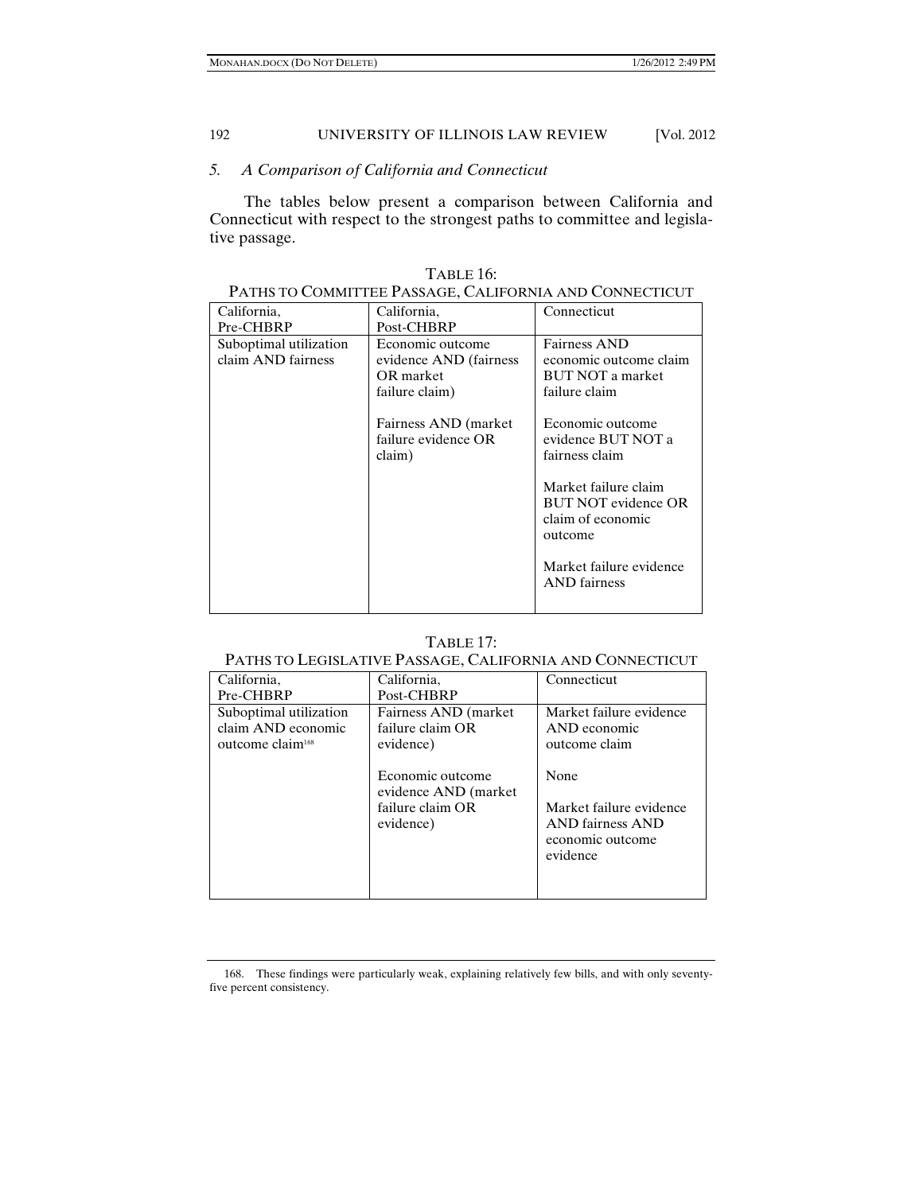### 5. *A Comparison of California and Connecticut*

The tables below present a comparison between California and Connecticut with respect to the strongest paths to committee and legislative passage.

TABLE 16:
PATHS TO COMMITTEE PASSAGE, CALIFORNIA AND CONNECTICUT

| California, Pre-CHBRP | California, Post-CHBRP | Connecticut |
|---|---|---|
| Suboptimal utilization claim AND fairness | Economic outcome evidence AND (fairness OR market failure claim)<br><br>Fairness AND (market failure evidence OR claim) | Fairness AND economic outcome claim BUT NOT a market failure claim<br><br>Economic outcome evidence BUT NOT a fairness claim<br><br>Market failure claim BUT NOT evidence OR claim of economic outcome<br><br>Market failure evidence AND fairness |

TABLE 17:
PATHS TO LEGISLATIVE PASSAGE, CALIFORNIA AND CONNECTICUT

| California, Pre-CHBRP | California, Post-CHBRP | Connecticut |
|---|---|---|
| Suboptimal utilization claim AND economic outcome claim[168] | Fairness AND (market failure claim OR evidence)<br><br>Economic outcome evidence AND (market failure claim OR evidence) | Market failure evidence AND economic outcome claim<br><br>None<br><br>Market failure evidence AND fairness AND economic outcome evidence |

168. These findings were particularly weak, explaining relatively few bills, and with only seventy-five percent consistency.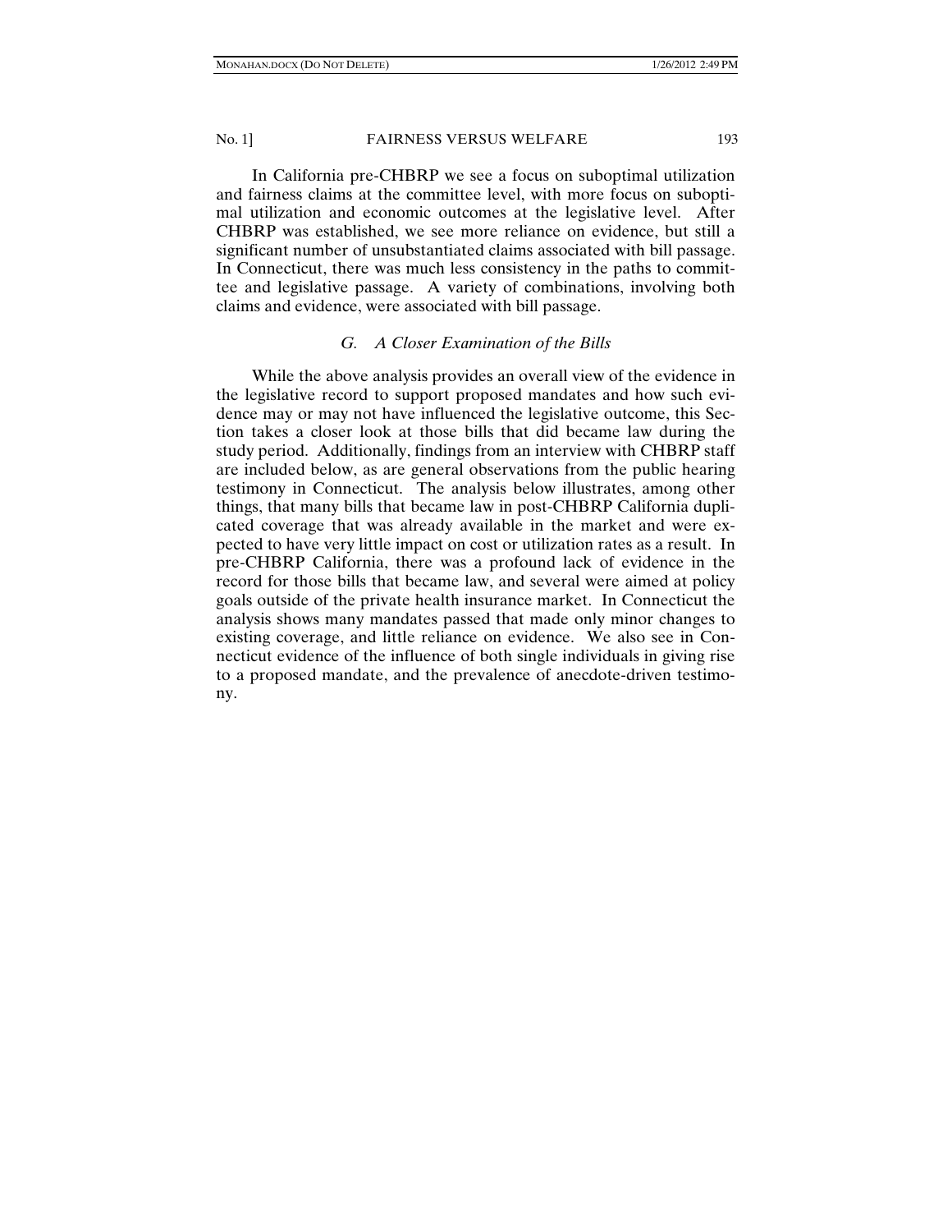In California pre-CHBRP we see a focus on suboptimal utilization and fairness claims at the committee level, with more focus on suboptimal utilization and economic outcomes at the legislative level. After CHBRP was established, we see more reliance on evidence, but still a significant number of unsubstantiated claims associated with bill passage. In Connecticut, there was much less consistency in the paths to committee and legislative passage. A variety of combinations, involving both claims and evidence, were associated with bill passage.

### *G. A Closer Examination of the Bills*

While the above analysis provides an overall view of the evidence in the legislative record to support proposed mandates and how such evidence may or may not have influenced the legislative outcome, this Section takes a closer look at those bills that did became law during the study period. Additionally, findings from an interview with CHBRP staff are included below, as are general observations from the public hearing testimony in Connecticut. The analysis below illustrates, among other things, that many bills that became law in post-CHBRP California duplicated coverage that was already available in the market and were expected to have very little impact on cost or utilization rates as a result. In pre-CHBRP California, there was a profound lack of evidence in the record for those bills that became law, and several were aimed at policy goals outside of the private health insurance market. In Connecticut the analysis shows many mandates passed that made only minor changes to existing coverage, and little reliance on evidence. We also see in Connecticut evidence of the influence of both single individuals in giving rise to a proposed mandate, and the prevalence of anecdote-driven testimony.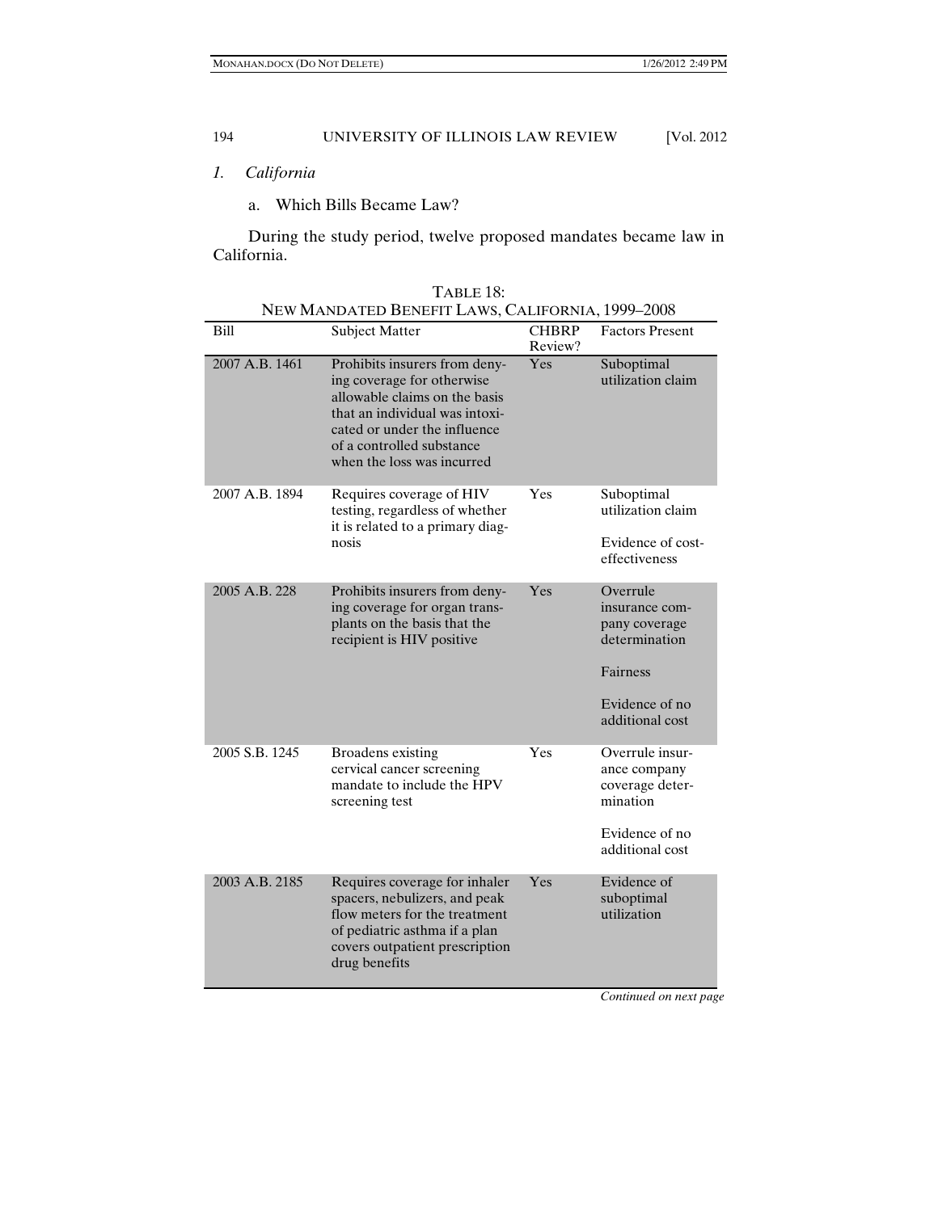### *1. California*

#### a. Which Bills Became Law?

During the study period, twelve proposed mandates became law in California.

TABLE 18:
NEW MANDATED BENEFIT LAWS, CALIFORNIA, 1999–2008

| Bill | Subject Matter | CHBRP Review? | Factors Present |
|---|---|---|---|
| 2007 A.B. 1461 | Prohibits insurers from denying coverage for otherwise allowable claims on the basis that an individual was intoxicated or under the influence of a controlled substance when the loss was incurred | Yes | Suboptimal utilization claim |
| 2007 A.B. 1894 | Requires coverage of HIV testing, regardless of whether it is related to a primary diagnosis | Yes | Suboptimal utilization claim<br><br>Evidence of cost-effectiveness |
| 2005 A.B. 228 | Prohibits insurers from denying coverage for organ transplants on the basis that the recipient is HIV positive | Yes | Overrule insurance company coverage determination<br><br>Fairness<br><br>Evidence of no additional cost |
| 2005 S.B. 1245 | Broadens existing cervical cancer screening mandate to include the HPV screening test | Yes | Overrule insurance company coverage determination<br><br>Evidence of no additional cost |
| 2003 A.B. 2185 | Requires coverage for inhaler spacers, nebulizers, and peak flow meters for the treatment of pediatric asthma if a plan covers outpatient prescription drug benefits | Yes | Evidence of suboptimal utilization |

*Continued on next page*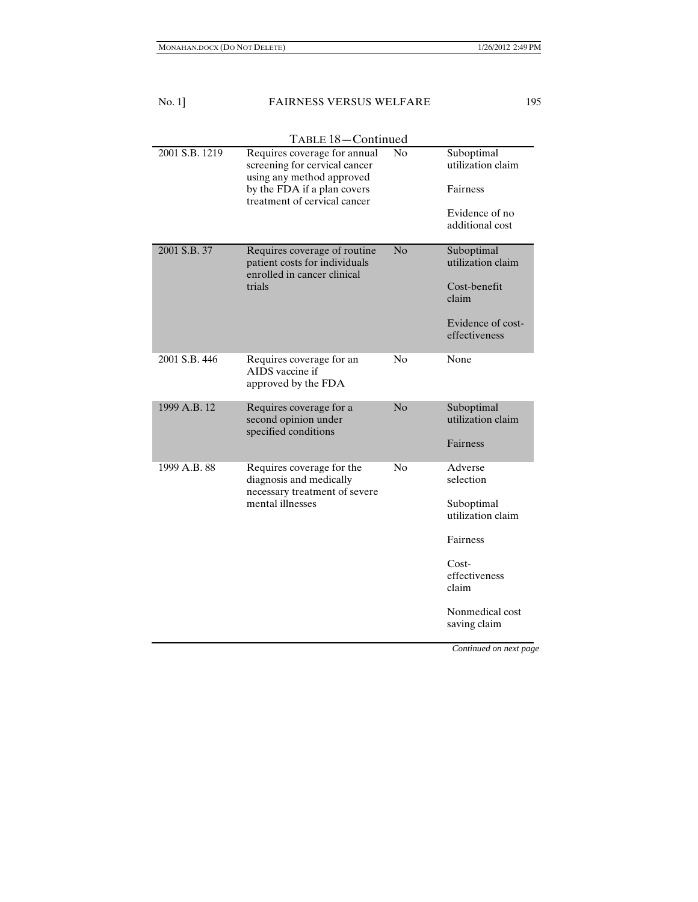TABLE 18—Continued

| | | | |
|---|---|---|---|
| 2001 S.B. 1219 | Requires coverage for annual screening for cervical cancer using any method approved by the FDA if a plan covers treatment of cervical cancer | No | Suboptimal utilization claim<br><br>Fairness<br><br>Evidence of no additional cost |
| 2001 S.B. 37 | Requires coverage of routine patient costs for individuals enrolled in cancer clinical trials | No | Suboptimal utilization claim<br><br>Cost-benefit claim<br><br>Evidence of cost-effectiveness |
| 2001 S.B. 446 | Requires coverage for an AIDS vaccine if approved by the FDA | No | None |
| 1999 A.B. 12 | Requires coverage for a second opinion under specified conditions | No | Suboptimal utilization claim<br><br>Fairness |
| 1999 A.B. 88 | Requires coverage for the diagnosis and medically necessary treatment of severe mental illnesses | No | Adverse selection<br><br>Suboptimal utilization claim<br><br>Fairness<br><br>Cost-effectiveness claim<br><br>Nonmedical cost saving claim |

*Continued on next page*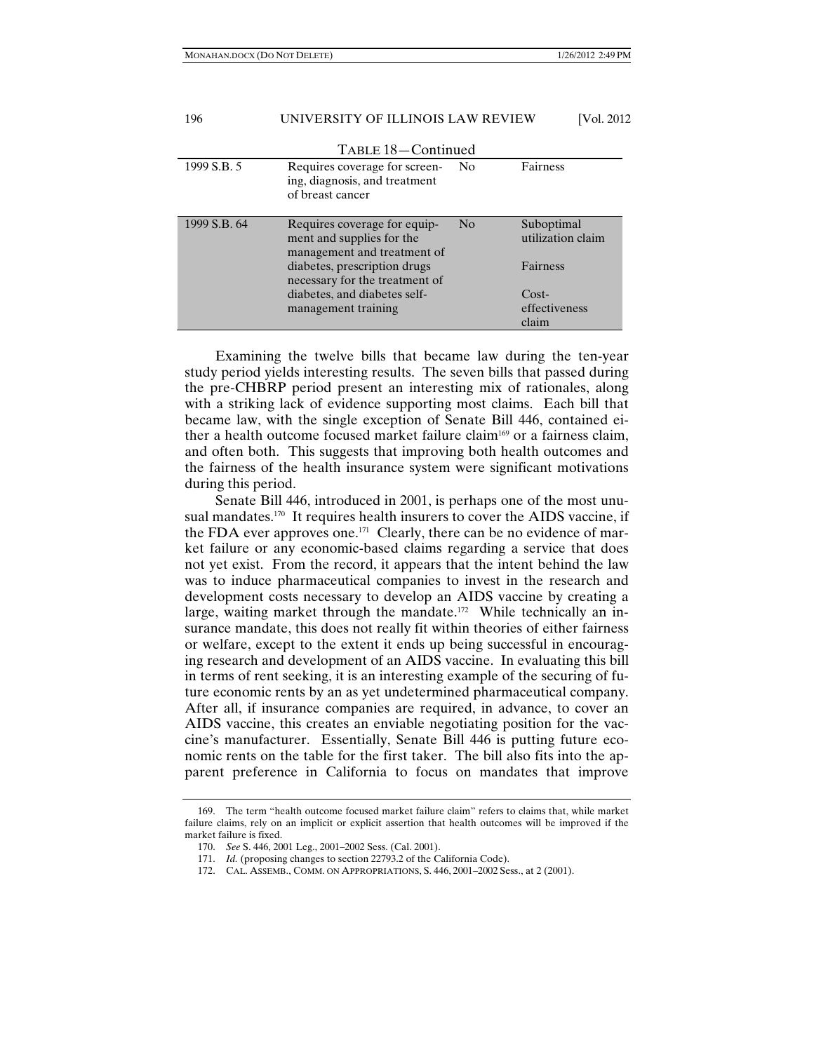TABLE 18—Continued

| | | | |
|---|---|---|---|
| 1999 S.B. 5 | Requires coverage for screening, diagnosis, and treatment of breast cancer | No | Fairness |
| 1999 S.B. 64 | Requires coverage for equipment and supplies for the management and treatment of diabetes, prescription drugs necessary for the treatment of diabetes, and diabetes self-management training | No | Suboptimal utilization claim<br><br>Fairness<br><br>Cost-effectiveness claim |

Examining the twelve bills that became law during the ten-year study period yields interesting results. The seven bills that passed during the pre-CHBRP period present an interesting mix of rationales, along with a striking lack of evidence supporting most claims. Each bill that became law, with the single exception of Senate Bill 446, contained either a health outcome focused market failure claim[169] or a fairness claim, and often both. This suggests that improving both health outcomes and the fairness of the health insurance system were significant motivations during this period.

Senate Bill 446, introduced in 2001, is perhaps one of the most unusual mandates.[170] It requires health insurers to cover the AIDS vaccine, if the FDA ever approves one.[171] Clearly, there can be no evidence of market failure or any economic-based claims regarding a service that does not yet exist. From the record, it appears that the intent behind the law was to induce pharmaceutical companies to invest in the research and development costs necessary to develop an AIDS vaccine by creating a large, waiting market through the mandate.[172] While technically an insurance mandate, this does not really fit within theories of either fairness or welfare, except to the extent it ends up being successful in encouraging research and development of an AIDS vaccine. In evaluating this bill in terms of rent seeking, it is an interesting example of the securing of future economic rents by an as yet undetermined pharmaceutical company. After all, if insurance companies are required, in advance, to cover an AIDS vaccine, this creates an enviable negotiating position for the vaccine's manufacturer. Essentially, Senate Bill 446 is putting future economic rents on the table for the first taker. The bill also fits into the apparent preference in California to focus on mandates that improve

169. The term "health outcome focused market failure claim" refers to claims that, while market failure claims, rely on an implicit or explicit assertion that health outcomes will be improved if the market failure is fixed.

170. *See* S. 446, 2001 Leg., 2001–2002 Sess. (Cal. 2001).

171. *Id.* (proposing changes to section 22793.2 of the California Code).

172. CAL. ASSEMB., COMM. ON APPROPRIATIONS, S. 446, 2001–2002 Sess., at 2 (2001).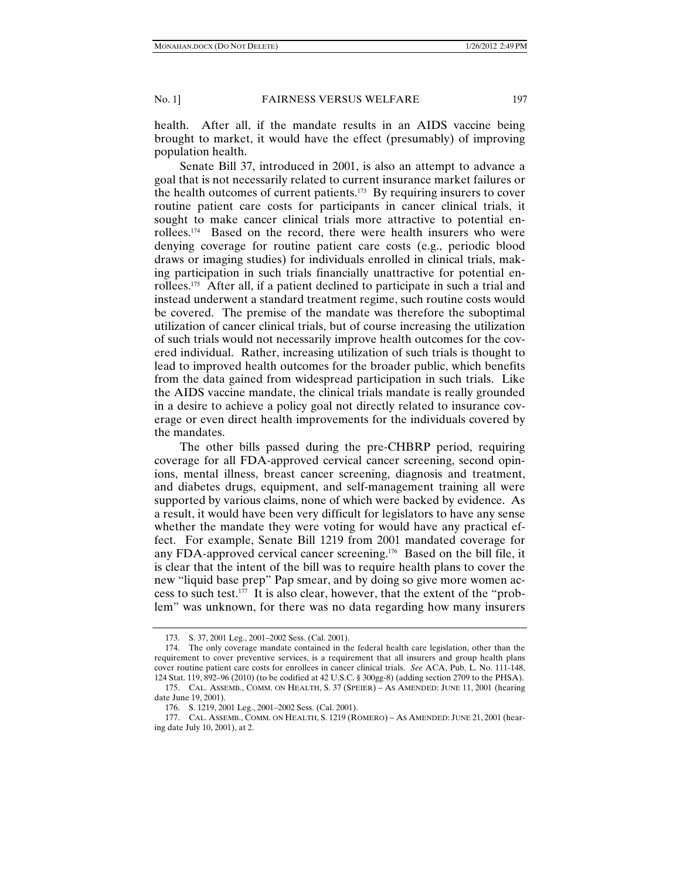health. After all, if the mandate results in an AIDS vaccine being brought to market, it would have the effect (presumably) of improving population health.

Senate Bill 37, introduced in 2001, is also an attempt to advance a goal that is not necessarily related to current insurance market failures or the health outcomes of current patients.[173] By requiring insurers to cover routine patient care costs for participants in cancer clinical trials, it sought to make cancer clinical trials more attractive to potential enrollees.[174] Based on the record, there were health insurers who were denying coverage for routine patient care costs (e.g., periodic blood draws or imaging studies) for individuals enrolled in clinical trials, making participation in such trials financially unattractive for potential enrollees.[175] After all, if a patient declined to participate in such a trial and instead underwent a standard treatment regime, such routine costs would be covered. The premise of the mandate was therefore the suboptimal utilization of cancer clinical trials, but of course increasing the utilization of such trials would not necessarily improve health outcomes for the covered individual. Rather, increasing utilization of such trials is thought to lead to improved health outcomes for the broader public, which benefits from the data gained from widespread participation in such trials. Like the AIDS vaccine mandate, the clinical trials mandate is really grounded in a desire to achieve a policy goal not directly related to insurance coverage or even direct health improvements for the individuals covered by the mandates.

The other bills passed during the pre-CHBRP period, requiring coverage for all FDA-approved cervical cancer screening, second opinions, mental illness, breast cancer screening, diagnosis and treatment, and diabetes drugs, equipment, and self-management training all were supported by various claims, none of which were backed by evidence. As a result, it would have been very difficult for legislators to have any sense whether the mandate they were voting for would have any practical effect. For example, Senate Bill 1219 from 2001 mandated coverage for any FDA-approved cervical cancer screening.[176] Based on the bill file, it is clear that the intent of the bill was to require health plans to cover the new "liquid base prep" Pap smear, and by doing so give more women access to such test.[177] It is also clear, however, that the extent of the "problem" was unknown, for there was no data regarding how many insurers

---

173. S. 37, 2001 Leg., 2001–2002 Sess. (Cal. 2001).

174. The only coverage mandate contained in the federal health care legislation, other than the requirement to cover preventive services, is a requirement that all insurers and group health plans cover routine patient care costs for enrollees in cancer clinical trials. *See* ACA, Pub. L. No. 111-148, 124 Stat. 119, 892–96 (2010) (to be codified at 42 U.S.C. § 300gg-8) (adding section 2709 to the PHSA).

175. CAL. ASSEMB., COMM. ON HEALTH, S. 37 (SPEIER) – AS AMENDED: JUNE 11, 2001 (hearing date June 19, 2001).

176. S. 1219, 2001 Leg., 2001–2002 Sess. (Cal. 2001).

177. CAL. ASSEMB., COMM. ON HEALTH, S. 1219 (ROMERO) – AS AMENDED: JUNE 21, 2001 (hearing date July 10, 2001), at 2.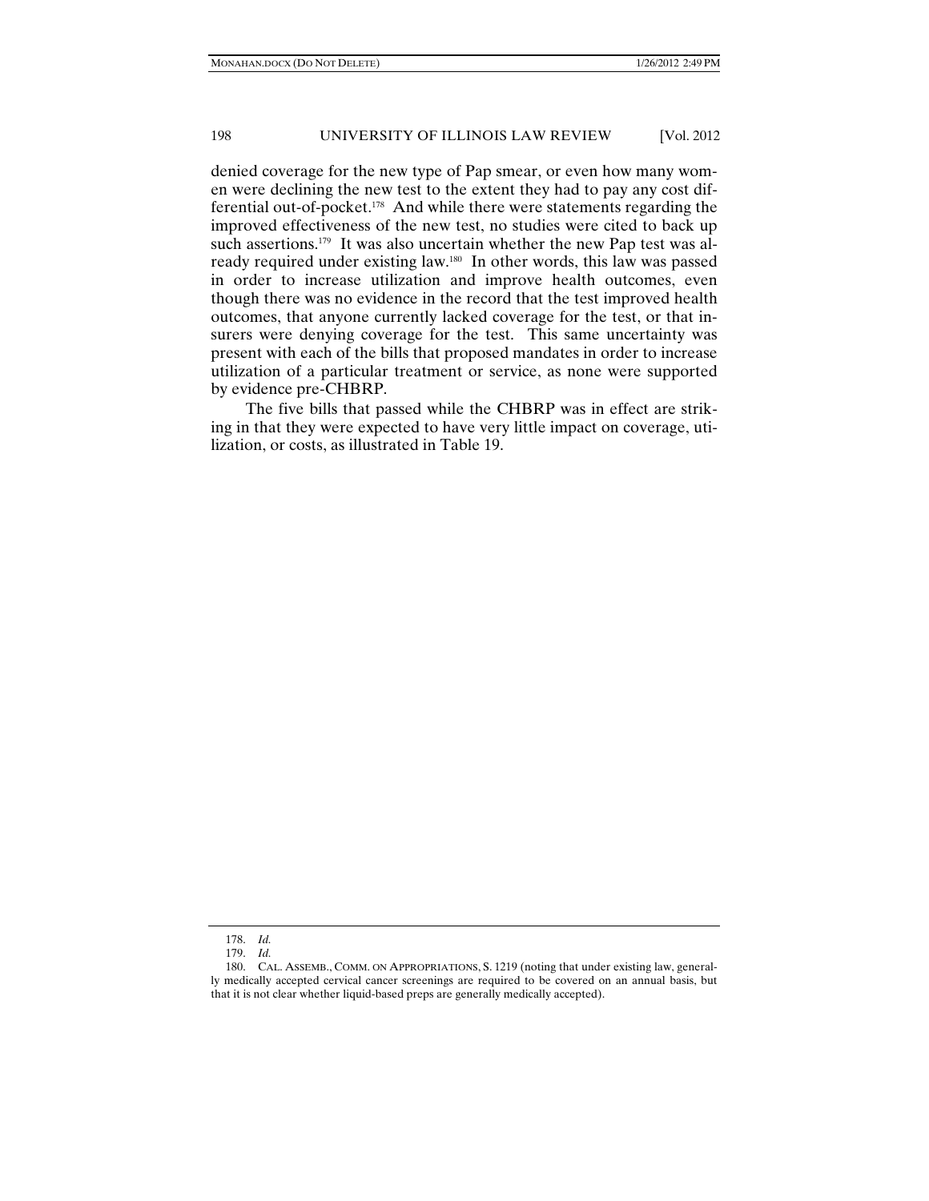denied coverage for the new type of Pap smear, or even how many women were declining the new test to the extent they had to pay any cost differential out-of-pocket.[178] And while there were statements regarding the improved effectiveness of the new test, no studies were cited to back up such assertions.[179] It was also uncertain whether the new Pap test was already required under existing law.[180] In other words, this law was passed in order to increase utilization and improve health outcomes, even though there was no evidence in the record that the test improved health outcomes, that anyone currently lacked coverage for the test, or that insurers were denying coverage for the test. This same uncertainty was present with each of the bills that proposed mandates in order to increase utilization of a particular treatment or service, as none were supported by evidence pre-CHBRP.

The five bills that passed while the CHBRP was in effect are striking in that they were expected to have very little impact on coverage, utilization, or costs, as illustrated in Table 19.

---

178. *Id.*

179. *Id.*

180. CAL. ASSEMB., COMM. ON APPROPRIATIONS, S. 1219 (noting that under existing law, generally medically accepted cervical cancer screenings are required to be covered on an annual basis, but that it is not clear whether liquid-based preps are generally medically accepted).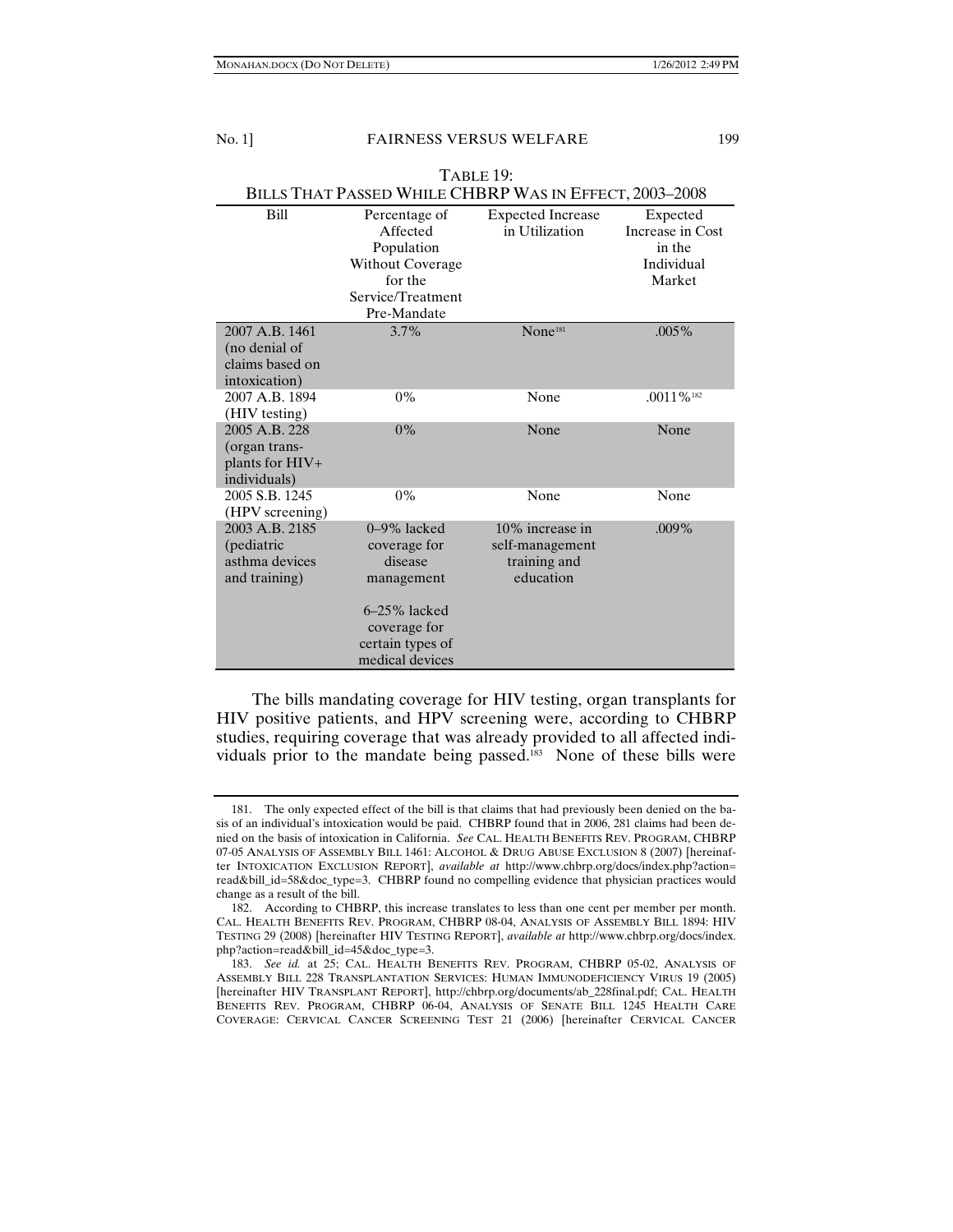TABLE 19:
BILLS THAT PASSED WHILE CHBRP WAS IN EFFECT, 2003–2008

| Bill | Percentage of Affected Population Without Coverage for the Service/Treatment Pre-Mandate | Expected Increase in Utilization | Expected Increase in Cost in the Individual Market |
|---|---|---|---|
| 2007 A.B. 1461 (no denial of claims based on intoxication) | 3.7% | None[181] | .005% |
| 2007 A.B. 1894 (HIV testing) | 0% | None | .0011%[182] |
| 2005 A.B. 228 (organ transplants for HIV+ individuals) | 0% | None | None |
| 2005 S.B. 1245 (HPV screening) | 0% | None | None |
| 2003 A.B. 2185 (pediatric asthma devices and training) | 0–9% lacked coverage for disease management<br><br>6–25% lacked coverage for certain types of medical devices | 10% increase in self-management training and education | .009% |

The bills mandating coverage for HIV testing, organ transplants for HIV positive patients, and HPV screening were, according to CHBRP studies, requiring coverage that was already provided to all affected individuals prior to the mandate being passed.[183] None of these bills were

181. The only expected effect of the bill is that claims that had previously been denied on the basis of an individual's intoxication would be paid. CHBRP found that in 2006, 281 claims had been denied on the basis of intoxication in California. *See* CAL. HEALTH BENEFITS REV. PROGRAM, CHBRP 07-05 ANALYSIS OF ASSEMBLY BILL 1461: ALCOHOL & DRUG ABUSE EXCLUSION 8 (2007) [hereinafter INTOXICATION EXCLUSION REPORT], *available at* http://www.chbrp.org/docs/index.php?action=read&bill_id=58&doc_type=3. CHBRP found no compelling evidence that physician practices would change as a result of the bill.

182. According to CHBRP, this increase translates to less than one cent per member per month. CAL. HEALTH BENEFITS REV. PROGRAM, CHBRP 08-04, ANALYSIS OF ASSEMBLY BILL 1894: HIV TESTING 29 (2008) [hereinafter HIV TESTING REPORT], *available at* http://www.chbrp.org/docs/index.php?action=read&bill_id=45&doc_type=3.

183. *See id.* at 25; CAL. HEALTH BENEFITS REV. PROGRAM, CHBRP 05-02, ANALYSIS OF ASSEMBLY BILL 228 TRANSPLANTATION SERVICES: HUMAN IMMUNODEFICIENCY VIRUS 19 (2005) [hereinafter HIV TRANSPLANT REPORT], http://chbrp.org/documents/ab_228final.pdf; CAL. HEALTH BENEFITS REV. PROGRAM, CHBRP 06-04, ANALYSIS OF SENATE BILL 1245 HEALTH CARE COVERAGE: CERVICAL CANCER SCREENING TEST 21 (2006) [hereinafter CERVICAL CANCER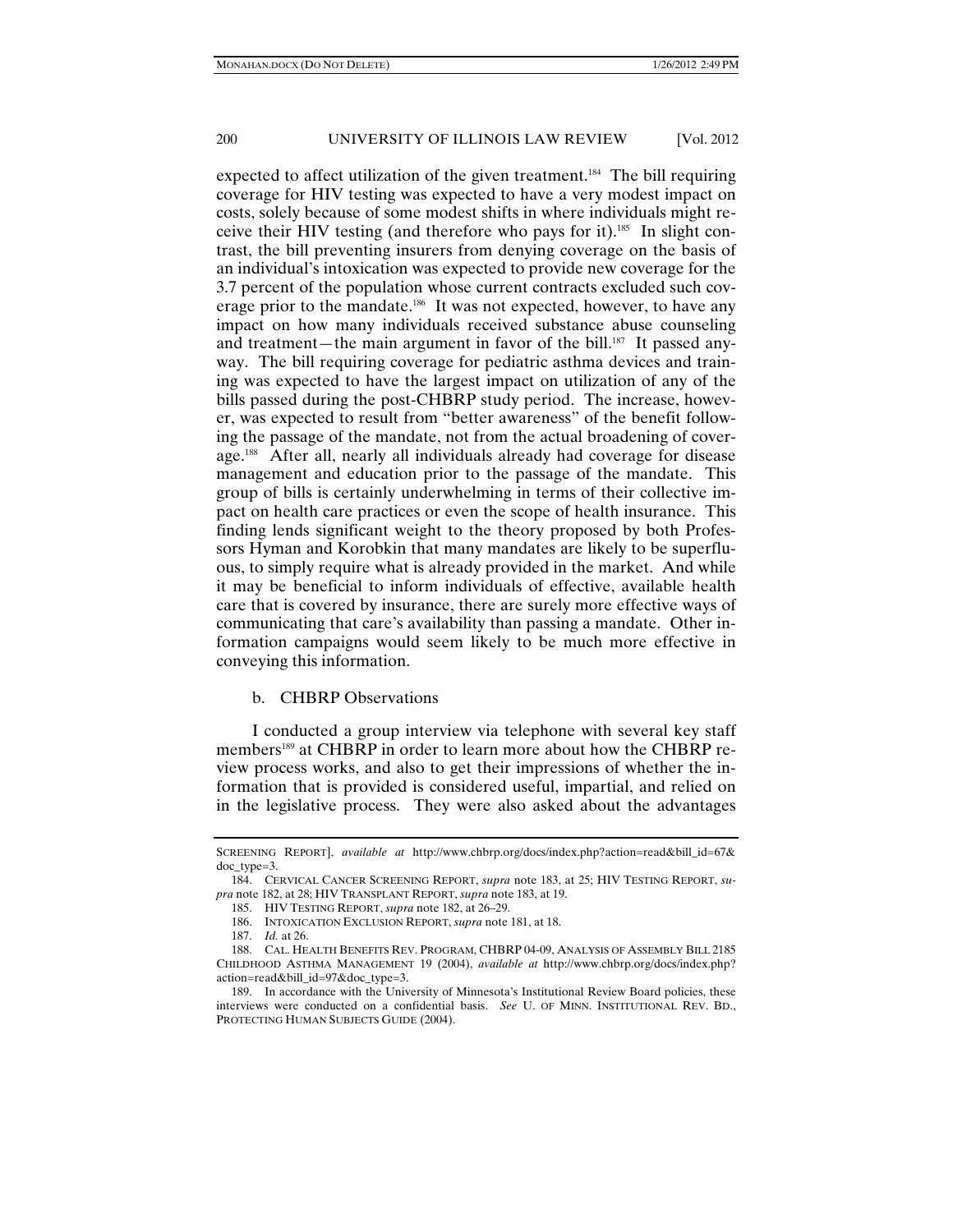expected to affect utilization of the given treatment.[184] The bill requiring coverage for HIV testing was expected to have a very modest impact on costs, solely because of some modest shifts in where individuals might receive their HIV testing (and therefore who pays for it).[185] In slight contrast, the bill preventing insurers from denying coverage on the basis of an individual's intoxication was expected to provide new coverage for the 3.7 percent of the population whose current contracts excluded such coverage prior to the mandate.[186] It was not expected, however, to have any impact on how many individuals received substance abuse counseling and treatment—the main argument in favor of the bill.[187] It passed anyway. The bill requiring coverage for pediatric asthma devices and training was expected to have the largest impact on utilization of any of the bills passed during the post-CHBRP study period. The increase, however, was expected to result from "better awareness" of the benefit following the passage of the mandate, not from the actual broadening of coverage.[188] After all, nearly all individuals already had coverage for disease management and education prior to the passage of the mandate. This group of bills is certainly underwhelming in terms of their collective impact on health care practices or even the scope of health insurance. This finding lends significant weight to the theory proposed by both Professors Hyman and Korobkin that many mandates are likely to be superfluous, to simply require what is already provided in the market. And while it may be beneficial to inform individuals of effective, available health care that is covered by insurance, there are surely more effective ways of communicating that care's availability than passing a mandate. Other information campaigns would seem likely to be much more effective in conveying this information.

#### b. CHBRP Observations

I conducted a group interview via telephone with several key staff members[189] at CHBRP in order to learn more about how the CHBRP review process works, and also to get their impressions of whether the information that is provided is considered useful, impartial, and relied on in the legislative process. They were also asked about the advantages

---

SCREENING REPORT], *available at* http://www.chbrp.org/docs/index.php?action=read&bill_id=67&doc_type=3.

184. CERVICAL CANCER SCREENING REPORT, *supra* note 183, at 25; HIV TESTING REPORT, *supra* note 182, at 28; HIV TRANSPLANT REPORT, *supra* note 183, at 19.

185. HIV TESTING REPORT, *supra* note 182, at 26–29.

186. INTOXICATION EXCLUSION REPORT, *supra* note 181, at 18.

187. *Id.* at 26.

188. CAL. HEALTH BENEFITS REV. PROGRAM, CHBRP 04-09, ANALYSIS OF ASSEMBLY BILL 2185 CHILDHOOD ASTHMA MANAGEMENT 19 (2004), *available at* http://www.chbrp.org/docs/index.php?action=read&bill_id=97&doc_type=3.

189. In accordance with the University of Minnesota's Institutional Review Board policies, these interviews were conducted on a confidential basis. *See* U. OF MINN. INSTITUTIONAL REV. BD., PROTECTING HUMAN SUBJECTS GUIDE (2004).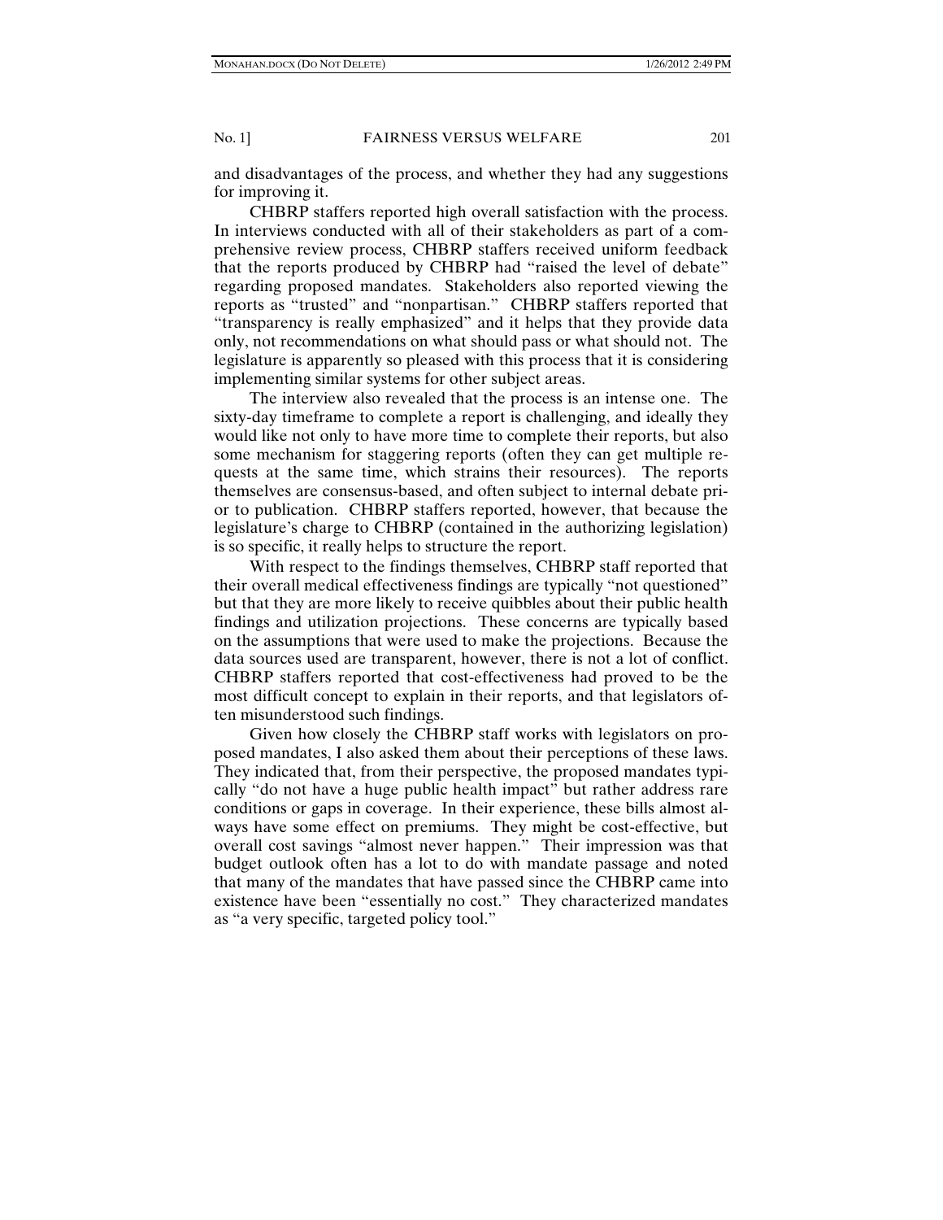and disadvantages of the process, and whether they had any suggestions for improving it.

CHBRP staffers reported high overall satisfaction with the process. In interviews conducted with all of their stakeholders as part of a comprehensive review process, CHBRP staffers received uniform feedback that the reports produced by CHBRP had "raised the level of debate" regarding proposed mandates. Stakeholders also reported viewing the reports as "trusted" and "nonpartisan." CHBRP staffers reported that "transparency is really emphasized" and it helps that they provide data only, not recommendations on what should pass or what should not. The legislature is apparently so pleased with this process that it is considering implementing similar systems for other subject areas.

The interview also revealed that the process is an intense one. The sixty-day timeframe to complete a report is challenging, and ideally they would like not only to have more time to complete their reports, but also some mechanism for staggering reports (often they can get multiple requests at the same time, which strains their resources). The reports themselves are consensus-based, and often subject to internal debate prior to publication. CHBRP staffers reported, however, that because the legislature's charge to CHBRP (contained in the authorizing legislation) is so specific, it really helps to structure the report.

With respect to the findings themselves, CHBRP staff reported that their overall medical effectiveness findings are typically "not questioned" but that they are more likely to receive quibbles about their public health findings and utilization projections. These concerns are typically based on the assumptions that were used to make the projections. Because the data sources used are transparent, however, there is not a lot of conflict. CHBRP staffers reported that cost-effectiveness had proved to be the most difficult concept to explain in their reports, and that legislators often misunderstood such findings.

Given how closely the CHBRP staff works with legislators on proposed mandates, I also asked them about their perceptions of these laws. They indicated that, from their perspective, the proposed mandates typically "do not have a huge public health impact" but rather address rare conditions or gaps in coverage. In their experience, these bills almost always have some effect on premiums. They might be cost-effective, but overall cost savings "almost never happen." Their impression was that budget outlook often has a lot to do with mandate passage and noted that many of the mandates that have passed since the CHBRP came into existence have been "essentially no cost." They characterized mandates as "a very specific, targeted policy tool."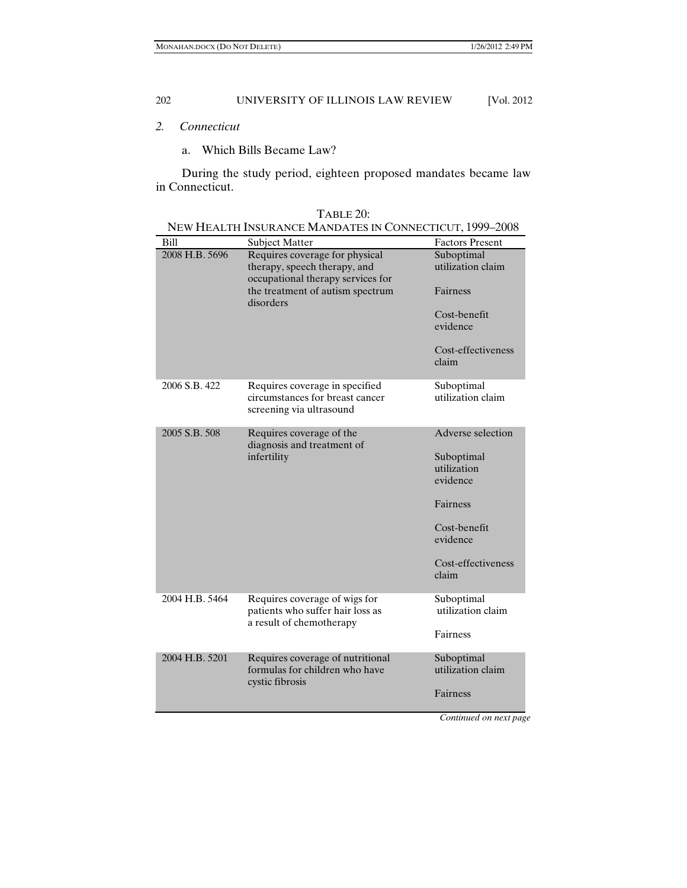### 2. *Connecticut*

#### a. Which Bills Became Law?

During the study period, eighteen proposed mandates became law in Connecticut.

TABLE 20:
NEW HEALTH INSURANCE MANDATES IN CONNECTICUT, 1999–2008

| Bill | Subject Matter | Factors Present |
| --- | --- | --- |
| 2008 H.B. 5696 | Requires coverage for physical therapy, speech therapy, and occupational therapy services for the treatment of autism spectrum disorders | Suboptimal utilization claim<br><br>Fairness<br><br>Cost-benefit evidence<br><br>Cost-effectiveness claim |
| 2006 S.B. 422 | Requires coverage in specified circumstances for breast cancer screening via ultrasound | Suboptimal utilization claim |
| 2005 S.B. 508 | Requires coverage of the diagnosis and treatment of infertility | Adverse selection<br><br>Suboptimal utilization evidence<br><br>Fairness<br><br>Cost-benefit evidence<br><br>Cost-effectiveness claim |
| 2004 H.B. 5464 | Requires coverage of wigs for patients who suffer hair loss as a result of chemotherapy | Suboptimal utilization claim<br><br>Fairness |
| 2004 H.B. 5201 | Requires coverage of nutritional formulas for children who have cystic fibrosis | Suboptimal utilization claim<br><br>Fairness |

*Continued on next page*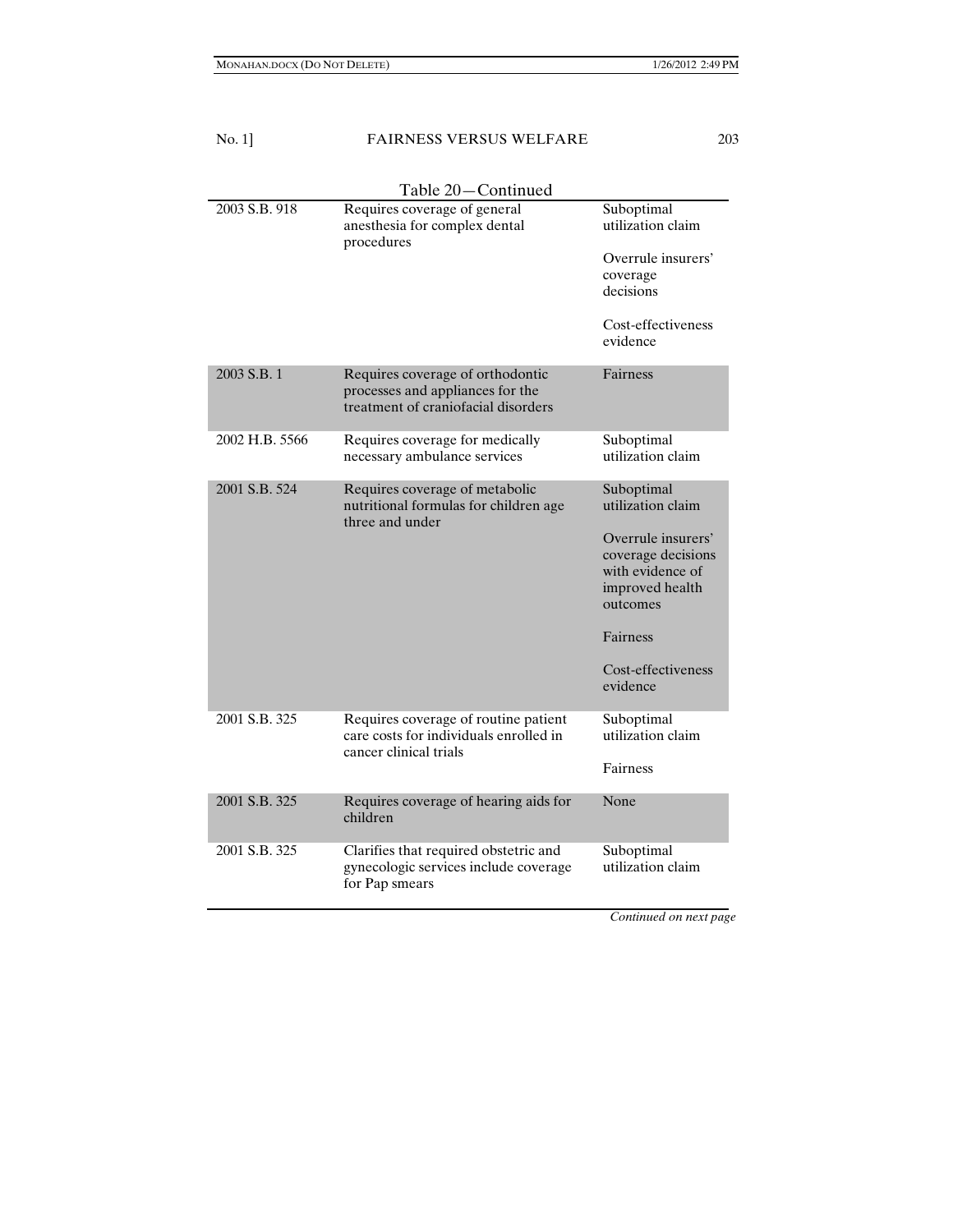Table 20—Continued

| | | |
|---|---|---|
| 2003 S.B. 918 | Requires coverage of general anesthesia for complex dental procedures | Suboptimal utilization claim<br><br>Overrule insurers' coverage decisions<br><br>Cost-effectiveness evidence |
| 2003 S.B. 1 | Requires coverage of orthodontic processes and appliances for the treatment of craniofacial disorders | Fairness |
| 2002 H.B. 5566 | Requires coverage for medically necessary ambulance services | Suboptimal utilization claim |
| 2001 S.B. 524 | Requires coverage of metabolic nutritional formulas for children age three and under | Suboptimal utilization claim<br><br>Overrule insurers' coverage decisions with evidence of improved health outcomes<br><br>Fairness<br><br>Cost-effectiveness evidence |
| 2001 S.B. 325 | Requires coverage of routine patient care costs for individuals enrolled in cancer clinical trials | Suboptimal utilization claim<br><br>Fairness |
| 2001 S.B. 325 | Requires coverage of hearing aids for children | None |
| 2001 S.B. 325 | Clarifies that required obstetric and gynecologic services include coverage for Pap smears | Suboptimal utilization claim |

*Continued on next page*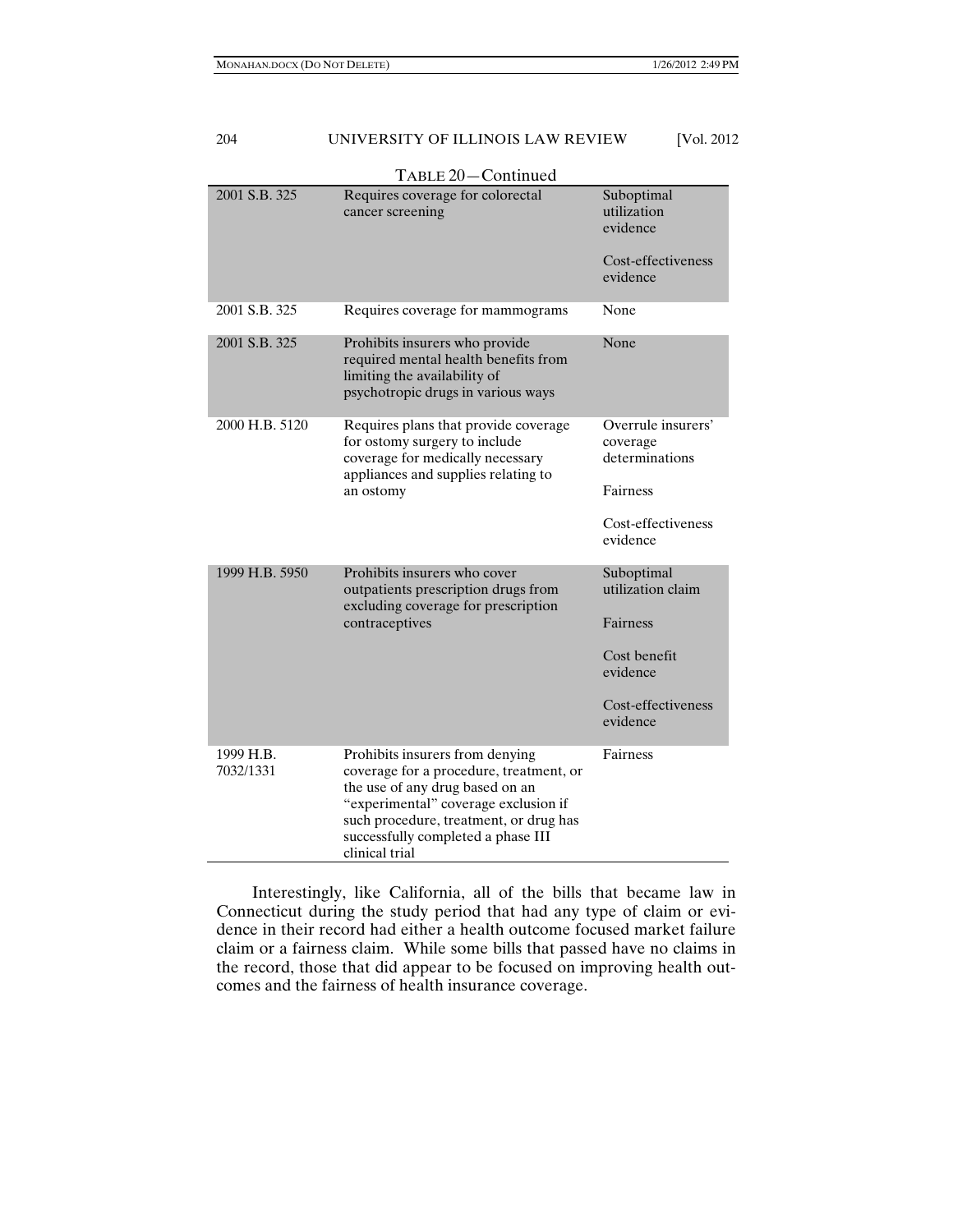TABLE 20—Continued

| | | |
|---|---|---|
| 2001 S.B. 325 | Requires coverage for colorectal cancer screening | Suboptimal utilization evidence<br><br>Cost-effectiveness evidence |
| 2001 S.B. 325 | Requires coverage for mammograms | None |
| 2001 S.B. 325 | Prohibits insurers who provide required mental health benefits from limiting the availability of psychotropic drugs in various ways | None |
| 2000 H.B. 5120 | Requires plans that provide coverage for ostomy surgery to include coverage for medically necessary appliances and supplies relating to an ostomy | Overrule insurers' coverage determinations<br><br>Fairness<br><br>Cost-effectiveness evidence |
| 1999 H.B. 5950 | Prohibits insurers who cover outpatients prescription drugs from excluding coverage for prescription contraceptives | Suboptimal utilization claim<br><br>Fairness<br><br>Cost benefit evidence<br><br>Cost-effectiveness evidence |
| 1999 H.B. 7032/1331 | Prohibits insurers from denying coverage for a procedure, treatment, or the use of any drug based on an "experimental" coverage exclusion if such procedure, treatment, or drug has successfully completed a phase III clinical trial | Fairness |

Interestingly, like California, all of the bills that became law in Connecticut during the study period that had any type of claim or evidence in their record had either a health outcome focused market failure claim or a fairness claim. While some bills that passed have no claims in the record, those that did appear to be focused on improving health outcomes and the fairness of health insurance coverage.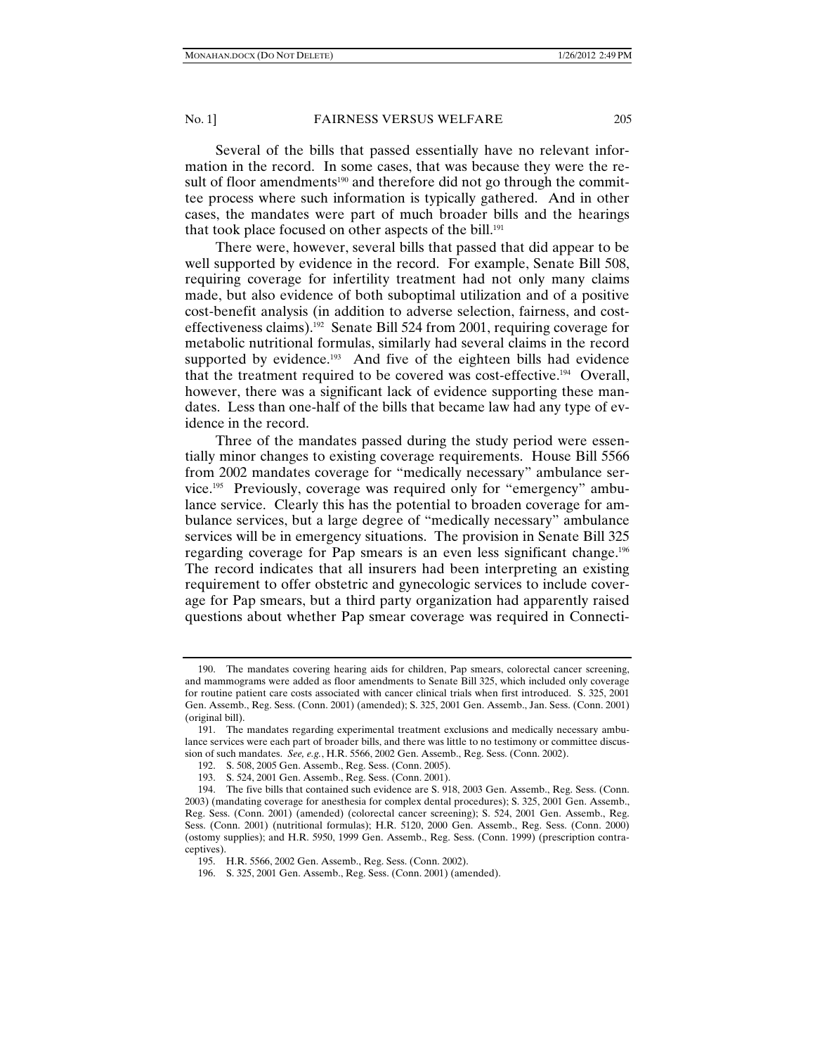Several of the bills that passed essentially have no relevant information in the record. In some cases, that was because they were the result of floor amendments[190] and therefore did not go through the committee process where such information is typically gathered. And in other cases, the mandates were part of much broader bills and the hearings that took place focused on other aspects of the bill.[191]

There were, however, several bills that passed that did appear to be well supported by evidence in the record. For example, Senate Bill 508, requiring coverage for infertility treatment had not only many claims made, but also evidence of both suboptimal utilization and of a positive cost-benefit analysis (in addition to adverse selection, fairness, and cost-effectiveness claims).[192] Senate Bill 524 from 2001, requiring coverage for metabolic nutritional formulas, similarly had several claims in the record supported by evidence.[193] And five of the eighteen bills had evidence that the treatment required to be covered was cost-effective.[194] Overall, however, there was a significant lack of evidence supporting these mandates. Less than one-half of the bills that became law had any type of evidence in the record.

Three of the mandates passed during the study period were essentially minor changes to existing coverage requirements. House Bill 5566 from 2002 mandates coverage for "medically necessary" ambulance service.[195] Previously, coverage was required only for "emergency" ambulance service. Clearly this has the potential to broaden coverage for ambulance services, but a large degree of "medically necessary" ambulance services will be in emergency situations. The provision in Senate Bill 325 regarding coverage for Pap smears is an even less significant change.[196] The record indicates that all insurers had been interpreting an existing requirement to offer obstetric and gynecologic services to include coverage for Pap smears, but a third party organization had apparently raised questions about whether Pap smear coverage was required in Connecti-

---

190. The mandates covering hearing aids for children, Pap smears, colorectal cancer screening, and mammograms were added as floor amendments to Senate Bill 325, which included only coverage for routine patient care costs associated with cancer clinical trials when first introduced. S. 325, 2001 Gen. Assemb., Reg. Sess. (Conn. 2001) (amended); S. 325, 2001 Gen. Assemb., Jan. Sess. (Conn. 2001) (original bill).

191. The mandates regarding experimental treatment exclusions and medically necessary ambulance services were each part of broader bills, and there was little to no testimony or committee discussion of such mandates. *See, e.g.*, H.R. 5566, 2002 Gen. Assemb., Reg. Sess. (Conn. 2002).

192. S. 508, 2005 Gen. Assemb., Reg. Sess. (Conn. 2005).

193. S. 524, 2001 Gen. Assemb., Reg. Sess. (Conn. 2001).

194. The five bills that contained such evidence are S. 918, 2003 Gen. Assemb., Reg. Sess. (Conn. 2003) (mandating coverage for anesthesia for complex dental procedures); S. 325, 2001 Gen. Assemb., Reg. Sess. (Conn. 2001) (amended) (colorectal cancer screening); S. 524, 2001 Gen. Assemb., Reg. Sess. (Conn. 2001) (nutritional formulas); H.R. 5120, 2000 Gen. Assemb., Reg. Sess. (Conn. 2000) (ostomy supplies); and H.R. 5950, 1999 Gen. Assemb., Reg. Sess. (Conn. 1999) (prescription contraceptives).

195. H.R. 5566, 2002 Gen. Assemb., Reg. Sess. (Conn. 2002).

196. S. 325, 2001 Gen. Assemb., Reg. Sess. (Conn. 2001) (amended).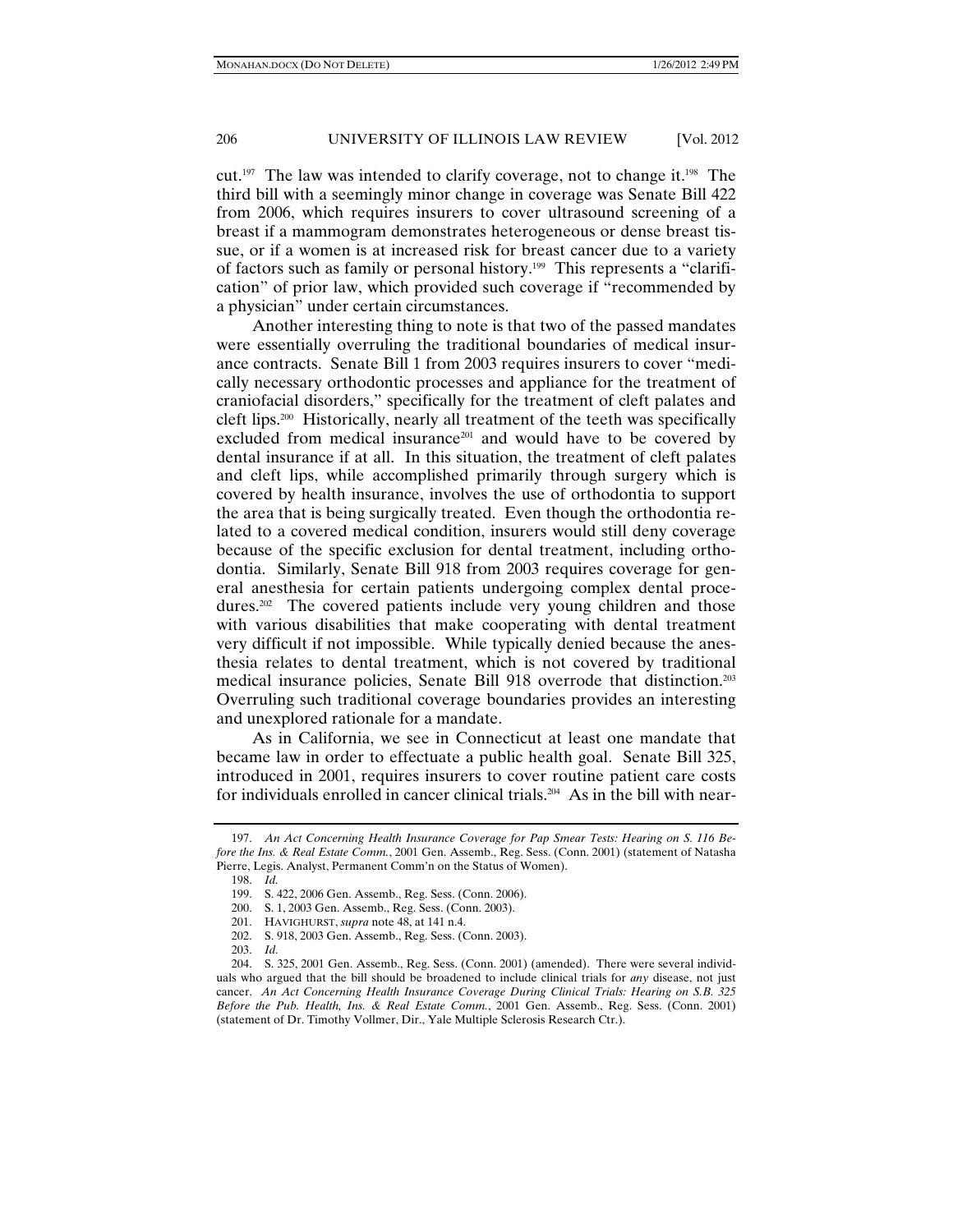cut.[197] The law was intended to clarify coverage, not to change it.[198] The third bill with a seemingly minor change in coverage was Senate Bill 422 from 2006, which requires insurers to cover ultrasound screening of a breast if a mammogram demonstrates heterogeneous or dense breast tissue, or if a women is at increased risk for breast cancer due to a variety of factors such as family or personal history.[199] This represents a "clarification" of prior law, which provided such coverage if "recommended by a physician" under certain circumstances.

Another interesting thing to note is that two of the passed mandates were essentially overruling the traditional boundaries of medical insurance contracts. Senate Bill 1 from 2003 requires insurers to cover "medically necessary orthodontic processes and appliance for the treatment of craniofacial disorders," specifically for the treatment of cleft palates and cleft lips.[200] Historically, nearly all treatment of the teeth was specifically excluded from medical insurance[201] and would have to be covered by dental insurance if at all. In this situation, the treatment of cleft palates and cleft lips, while accomplished primarily through surgery which is covered by health insurance, involves the use of orthodontia to support the area that is being surgically treated. Even though the orthodontia related to a covered medical condition, insurers would still deny coverage because of the specific exclusion for dental treatment, including orthodontia. Similarly, Senate Bill 918 from 2003 requires coverage for general anesthesia for certain patients undergoing complex dental procedures.[202] The covered patients include very young children and those with various disabilities that make cooperating with dental treatment very difficult if not impossible. While typically denied because the anesthesia relates to dental treatment, which is not covered by traditional medical insurance policies, Senate Bill 918 overrode that distinction.[203] Overruling such traditional coverage boundaries provides an interesting and unexplored rationale for a mandate.

As in California, we see in Connecticut at least one mandate that became law in order to effectuate a public health goal. Senate Bill 325, introduced in 2001, requires insurers to cover routine patient care costs for individuals enrolled in cancer clinical trials.[204] As in the bill with near-

---

197. *An Act Concerning Health Insurance Coverage for Pap Smear Tests: Hearing on S. 116 Before the Ins. & Real Estate Comm.*, 2001 Gen. Assemb., Reg. Sess. (Conn. 2001) (statement of Natasha Pierre, Legis. Analyst, Permanent Comm'n on the Status of Women).

198. *Id.*

199. S. 422, 2006 Gen. Assemb., Reg. Sess. (Conn. 2006).

200. S. 1, 2003 Gen. Assemb., Reg. Sess. (Conn. 2003).

201. HAVIGHURST, *supra* note 48, at 141 n.4.

202. S. 918, 2003 Gen. Assemb., Reg. Sess. (Conn. 2003).

203. *Id.*

204. S. 325, 2001 Gen. Assemb., Reg. Sess. (Conn. 2001) (amended). There were several individuals who argued that the bill should be broadened to include clinical trials for *any* disease, not just cancer. *An Act Concerning Health Insurance Coverage During Clinical Trials: Hearing on S.B. 325 Before the Pub. Health, Ins. & Real Estate Comm.*, 2001 Gen. Assemb., Reg. Sess. (Conn. 2001) (statement of Dr. Timothy Vollmer, Dir., Yale Multiple Sclerosis Research Ctr.).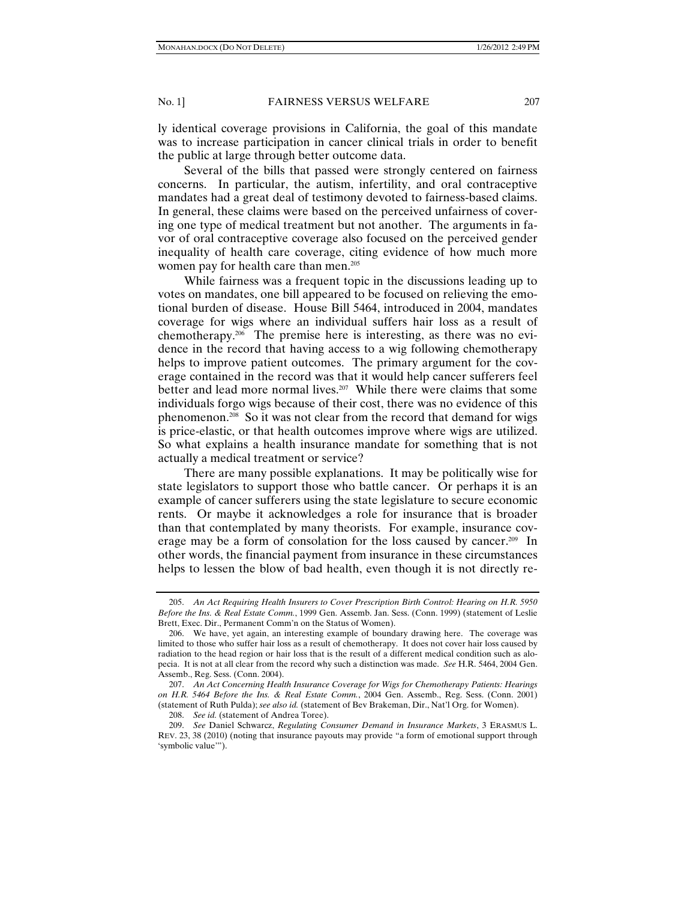ly identical coverage provisions in California, the goal of this mandate was to increase participation in cancer clinical trials in order to benefit the public at large through better outcome data.

Several of the bills that passed were strongly centered on fairness concerns. In particular, the autism, infertility, and oral contraceptive mandates had a great deal of testimony devoted to fairness-based claims. In general, these claims were based on the perceived unfairness of covering one type of medical treatment but not another. The arguments in favor of oral contraceptive coverage also focused on the perceived gender inequality of health care coverage, citing evidence of how much more women pay for health care than men.[205]

While fairness was a frequent topic in the discussions leading up to votes on mandates, one bill appeared to be focused on relieving the emotional burden of disease. House Bill 5464, introduced in 2004, mandates coverage for wigs where an individual suffers hair loss as a result of chemotherapy.[206] The premise here is interesting, as there was no evidence in the record that having access to a wig following chemotherapy helps to improve patient outcomes. The primary argument for the coverage contained in the record was that it would help cancer sufferers feel better and lead more normal lives.[207] While there were claims that some individuals forgo wigs because of their cost, there was no evidence of this phenomenon.[208] So it was not clear from the record that demand for wigs is price-elastic, or that health outcomes improve where wigs are utilized. So what explains a health insurance mandate for something that is not actually a medical treatment or service?

There are many possible explanations. It may be politically wise for state legislators to support those who battle cancer. Or perhaps it is an example of cancer sufferers using the state legislature to secure economic rents. Or maybe it acknowledges a role for insurance that is broader than that contemplated by many theorists. For example, insurance coverage may be a form of consolation for the loss caused by cancer.[209] In other words, the financial payment from insurance in these circumstances helps to lessen the blow of bad health, even though it is not directly re-

---

205. *An Act Requiring Health Insurers to Cover Prescription Birth Control: Hearing on H.R. 5950 Before the Ins. & Real Estate Comm.*, 1999 Gen. Assemb. Jan. Sess. (Conn. 1999) (statement of Leslie Brett, Exec. Dir., Permanent Comm'n on the Status of Women).

206. We have, yet again, an interesting example of boundary drawing here. The coverage was limited to those who suffer hair loss as a result of chemotherapy. It does not cover hair loss caused by radiation to the head region or hair loss that is the result of a different medical condition such as alopecia. It is not at all clear from the record why such a distinction was made. *See* H.R. 5464, 2004 Gen. Assemb., Reg. Sess. (Conn. 2004).

207. *An Act Concerning Health Insurance Coverage for Wigs for Chemotherapy Patients: Hearings on H.R. 5464 Before the Ins. & Real Estate Comm.*, 2004 Gen. Assemb., Reg. Sess. (Conn. 2001) (statement of Ruth Pulda); *see also id.* (statement of Bev Brakeman, Dir., Nat'l Org. for Women).

208. *See id.* (statement of Andrea Toree).

209. *See* Daniel Schwarcz, *Regulating Consumer Demand in Insurance Markets*, 3 ERASMUS L. REV. 23, 38 (2010) (noting that insurance payouts may provide "a form of emotional support through 'symbolic value'").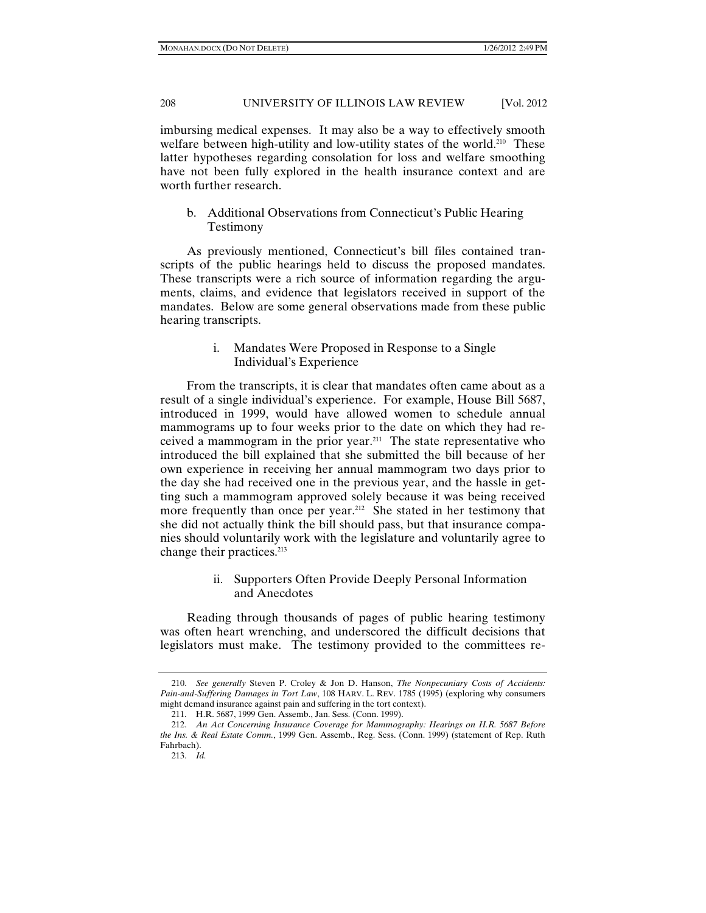imbursing medical expenses. It may also be a way to effectively smooth welfare between high-utility and low-utility states of the world.[210] These latter hypotheses regarding consolation for loss and welfare smoothing have not been fully explored in the health insurance context and are worth further research.

#### b. Additional Observations from Connecticut's Public Hearing Testimony

As previously mentioned, Connecticut's bill files contained transcripts of the public hearings held to discuss the proposed mandates. These transcripts were a rich source of information regarding the arguments, claims, and evidence that legislators received in support of the mandates. Below are some general observations made from these public hearing transcripts.

##### i. Mandates Were Proposed in Response to a Single Individual's Experience

From the transcripts, it is clear that mandates often came about as a result of a single individual's experience. For example, House Bill 5687, introduced in 1999, would have allowed women to schedule annual mammograms up to four weeks prior to the date on which they had received a mammogram in the prior year.[211] The state representative who introduced the bill explained that she submitted the bill because of her own experience in receiving her annual mammogram two days prior to the day she had received one in the previous year, and the hassle in getting such a mammogram approved solely because it was being received more frequently than once per year.[212] She stated in her testimony that she did not actually think the bill should pass, but that insurance companies should voluntarily work with the legislature and voluntarily agree to change their practices.[213]

##### ii. Supporters Often Provide Deeply Personal Information and Anecdotes

Reading through thousands of pages of public hearing testimony was often heart wrenching, and underscored the difficult decisions that legislators must make. The testimony provided to the committees re-

---

210. *See generally* Steven P. Croley & Jon D. Hanson, *The Nonpecuniary Costs of Accidents: Pain-and-Suffering Damages in Tort Law*, 108 HARV. L. REV. 1785 (1995) (exploring why consumers might demand insurance against pain and suffering in the tort context).

211. H.R. 5687, 1999 Gen. Assemb., Jan. Sess. (Conn. 1999).

212. *An Act Concerning Insurance Coverage for Mammography: Hearings on H.R. 5687 Before the Ins. & Real Estate Comm.*, 1999 Gen. Assemb., Reg. Sess. (Conn. 1999) (statement of Rep. Ruth Fahrbach).

213. *Id.*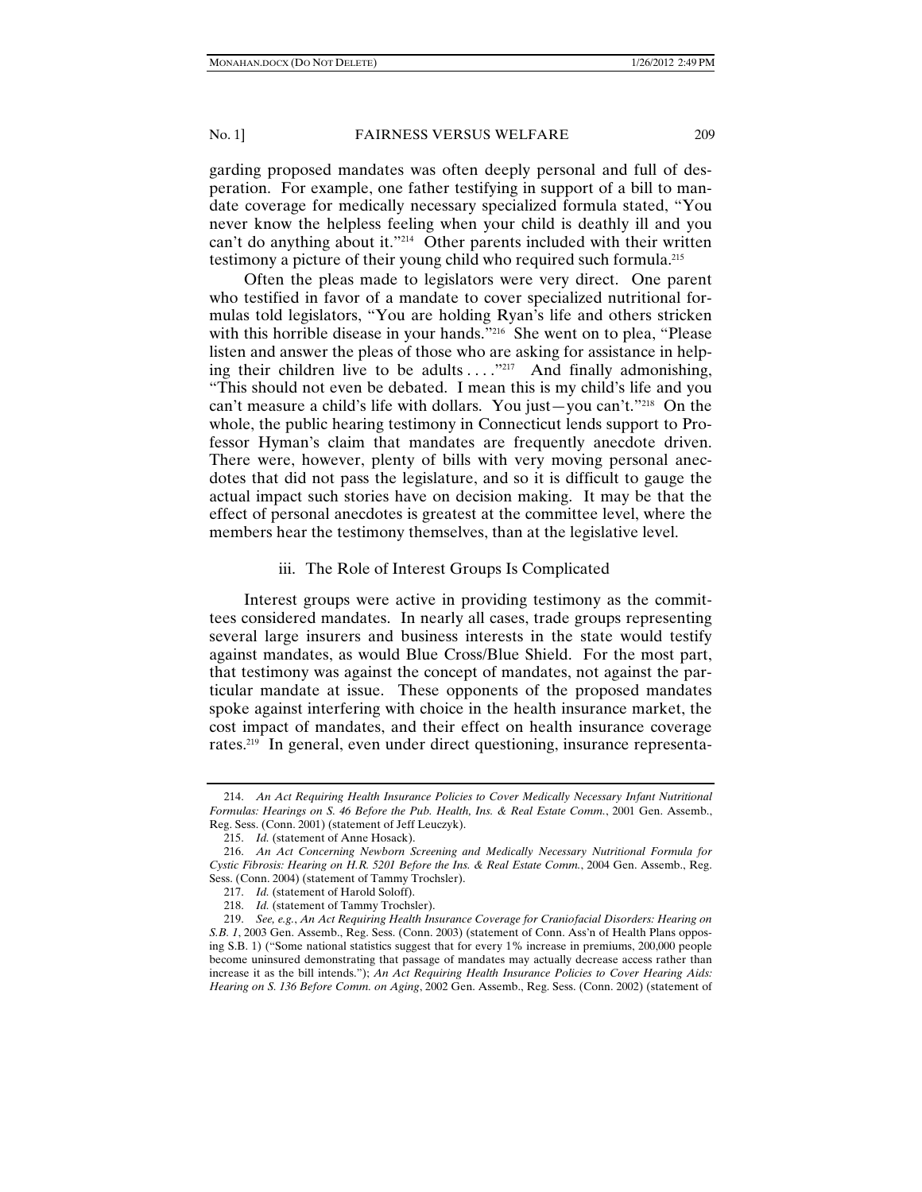garding proposed mandates was often deeply personal and full of desperation. For example, one father testifying in support of a bill to mandate coverage for medically necessary specialized formula stated, "You never know the helpless feeling when your child is deathly ill and you can't do anything about it."[214] Other parents included with their written testimony a picture of their young child who required such formula.[215]

Often the pleas made to legislators were very direct. One parent who testified in favor of a mandate to cover specialized nutritional formulas told legislators, "You are holding Ryan's life and others stricken with this horrible disease in your hands."[216] She went on to plea, "Please listen and answer the pleas of those who are asking for assistance in helping their children live to be adults . . . ."[217] And finally admonishing, "This should not even be debated. I mean this is my child's life and you can't measure a child's life with dollars. You just—you can't."[218] On the whole, the public hearing testimony in Connecticut lends support to Professor Hyman's claim that mandates are frequently anecdote driven. There were, however, plenty of bills with very moving personal anecdotes that did not pass the legislature, and so it is difficult to gauge the actual impact such stories have on decision making. It may be that the effect of personal anecdotes is greatest at the committee level, where the members hear the testimony themselves, than at the legislative level.

### iii. The Role of Interest Groups Is Complicated

Interest groups were active in providing testimony as the committees considered mandates. In nearly all cases, trade groups representing several large insurers and business interests in the state would testify against mandates, as would Blue Cross/Blue Shield. For the most part, that testimony was against the concept of mandates, not against the particular mandate at issue. These opponents of the proposed mandates spoke against interfering with choice in the health insurance market, the cost impact of mandates, and their effect on health insurance coverage rates.[219] In general, even under direct questioning, insurance representa-

---

214. *An Act Requiring Health Insurance Policies to Cover Medically Necessary Infant Nutritional Formulas: Hearings on S. 46 Before the Pub. Health, Ins. & Real Estate Comm.*, 2001 Gen. Assemb., Reg. Sess. (Conn. 2001) (statement of Jeff Leuczyk).

215. *Id.* (statement of Anne Hosack).

216. *An Act Concerning Newborn Screening and Medically Necessary Nutritional Formula for Cystic Fibrosis: Hearing on H.R. 5201 Before the Ins. & Real Estate Comm.*, 2004 Gen. Assemb., Reg. Sess. (Conn. 2004) (statement of Tammy Trochsler).

217. *Id.* (statement of Harold Soloff).

218. *Id.* (statement of Tammy Trochsler).

219. *See, e.g.*, *An Act Requiring Health Insurance Coverage for Craniofacial Disorders: Hearing on S.B. 1*, 2003 Gen. Assemb., Reg. Sess. (Conn. 2003) (statement of Conn. Ass'n of Health Plans opposing S.B. 1) ("Some national statistics suggest that for every 1% increase in premiums, 200,000 people become uninsured demonstrating that passage of mandates may actually decrease access rather than increase it as the bill intends."); *An Act Requiring Health Insurance Policies to Cover Hearing Aids: Hearing on S. 136 Before Comm. on Aging*, 2002 Gen. Assemb., Reg. Sess. (Conn. 2002) (statement of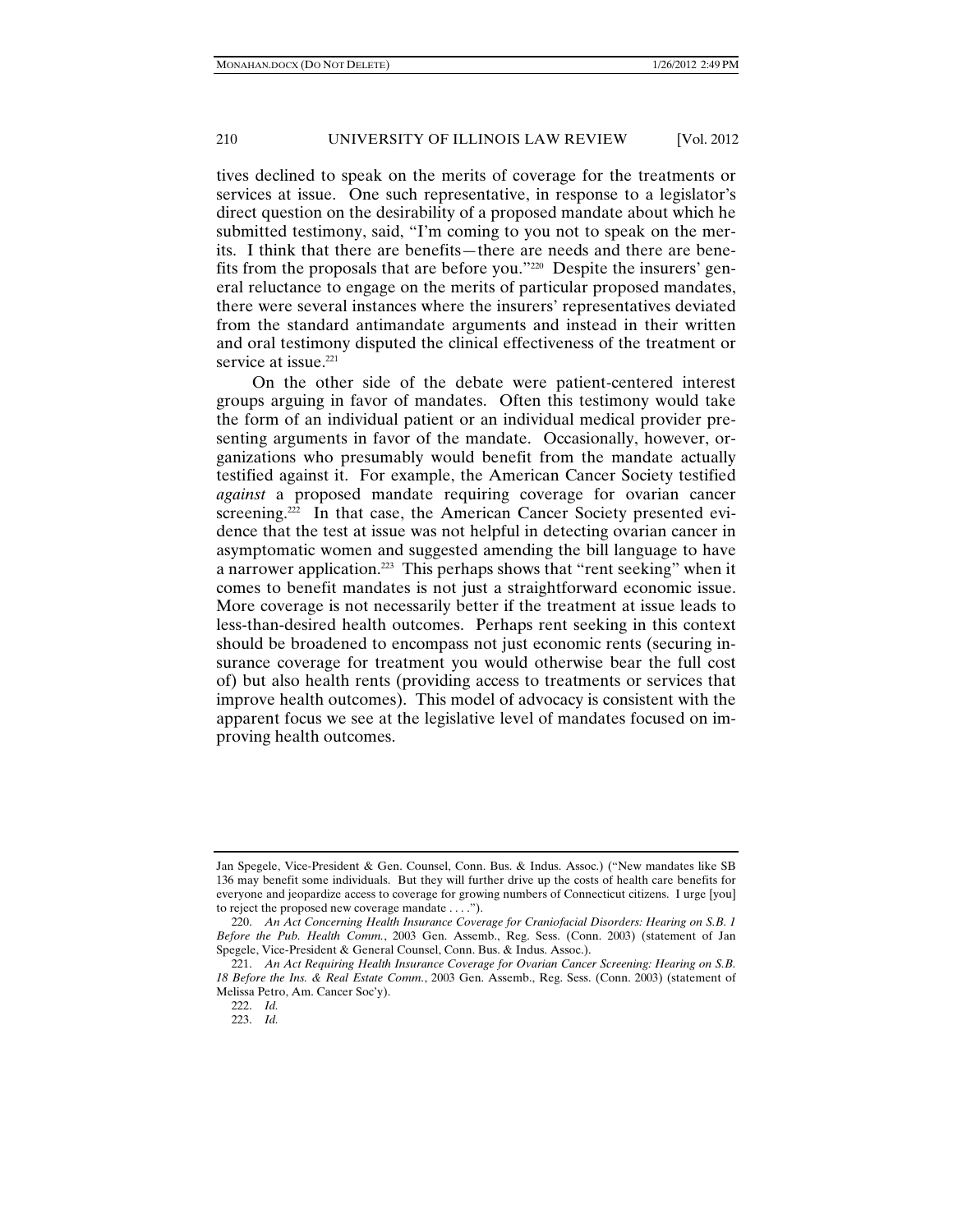tives declined to speak on the merits of coverage for the treatments or services at issue. One such representative, in response to a legislator's direct question on the desirability of a proposed mandate about which he submitted testimony, said, "I'm coming to you not to speak on the merits. I think that there are benefits—there are needs and there are benefits from the proposals that are before you."[220] Despite the insurers' general reluctance to engage on the merits of particular proposed mandates, there were several instances where the insurers' representatives deviated from the standard antimandate arguments and instead in their written and oral testimony disputed the clinical effectiveness of the treatment or service at issue.[221]

On the other side of the debate were patient-centered interest groups arguing in favor of mandates. Often this testimony would take the form of an individual patient or an individual medical provider presenting arguments in favor of the mandate. Occasionally, however, organizations who presumably would benefit from the mandate actually testified against it. For example, the American Cancer Society testified *against* a proposed mandate requiring coverage for ovarian cancer screening.[222] In that case, the American Cancer Society presented evidence that the test at issue was not helpful in detecting ovarian cancer in asymptomatic women and suggested amending the bill language to have a narrower application.[223] This perhaps shows that "rent seeking" when it comes to benefit mandates is not just a straightforward economic issue. More coverage is not necessarily better if the treatment at issue leads to less-than-desired health outcomes. Perhaps rent seeking in this context should be broadened to encompass not just economic rents (securing insurance coverage for treatment you would otherwise bear the full cost of) but also health rents (providing access to treatments or services that improve health outcomes). This model of advocacy is consistent with the apparent focus we see at the legislative level of mandates focused on improving health outcomes.

---

Jan Spegele, Vice-President & Gen. Counsel, Conn. Bus. & Indus. Assoc.) ("New mandates like SB 136 may benefit some individuals. But they will further drive up the costs of health care benefits for everyone and jeopardize access to coverage for growing numbers of Connecticut citizens. I urge [you] to reject the proposed new coverage mandate . . . .").

220. *An Act Concerning Health Insurance Coverage for Craniofacial Disorders: Hearing on S.B. 1 Before the Pub. Health Comm.*, 2003 Gen. Assemb., Reg. Sess. (Conn. 2003) (statement of Jan Spegele, Vice-President & General Counsel, Conn. Bus. & Indus. Assoc.).

221. *An Act Requiring Health Insurance Coverage for Ovarian Cancer Screening: Hearing on S.B. 18 Before the Ins. & Real Estate Comm.*, 2003 Gen. Assemb., Reg. Sess. (Conn. 2003) (statement of Melissa Petro, Am. Cancer Soc'y).

222. *Id.*

223. *Id.*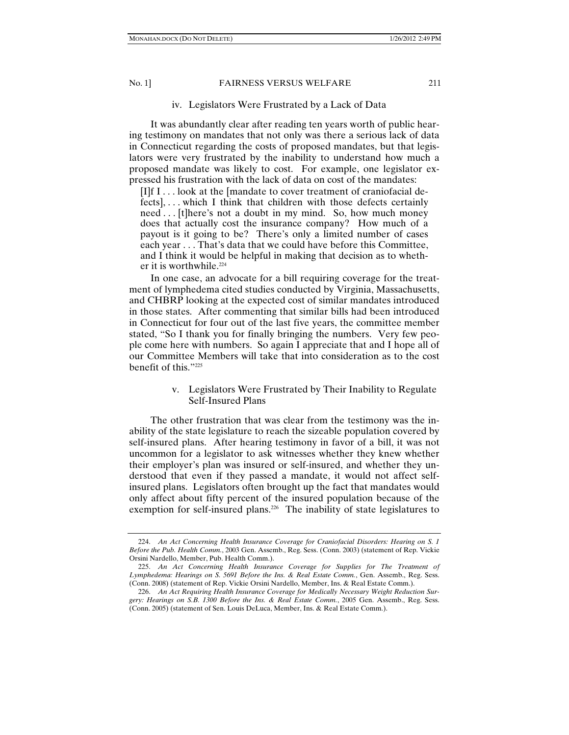#### iv. Legislators Were Frustrated by a Lack of Data

It was abundantly clear after reading ten years worth of public hearing testimony on mandates that not only was there a serious lack of data in Connecticut regarding the costs of proposed mandates, but that legislators were very frustrated by the inability to understand how much a proposed mandate was likely to cost. For example, one legislator expressed his frustration with the lack of data on cost of the mandates:

> [I]f I . . . look at the [mandate to cover treatment of craniofacial defects], . . . which I think that children with those defects certainly need . . . [t]here's not a doubt in my mind. So, how much money does that actually cost the insurance company? How much of a payout is it going to be? There's only a limited number of cases each year . . . That's data that we could have before this Committee, and I think it would be helpful in making that decision as to whether it is worthwhile.[224]

In one case, an advocate for a bill requiring coverage for the treatment of lymphedema cited studies conducted by Virginia, Massachusetts, and CHBRP looking at the expected cost of similar mandates introduced in those states. After commenting that similar bills had been introduced in Connecticut for four out of the last five years, the committee member stated, "So I thank you for finally bringing the numbers. Very few people come here with numbers. So again I appreciate that and I hope all of our Committee Members will take that into consideration as to the cost benefit of this."[225]

#### v. Legislators Were Frustrated by Their Inability to Regulate Self-Insured Plans

The other frustration that was clear from the testimony was the inability of the state legislature to reach the sizeable population covered by self-insured plans. After hearing testimony in favor of a bill, it was not uncommon for a legislator to ask witnesses whether they knew whether their employer's plan was insured or self-insured, and whether they understood that even if they passed a mandate, it would not affect self-insured plans. Legislators often brought up the fact that mandates would only affect about fifty percent of the insured population because of the exemption for self-insured plans.[226] The inability of state legislatures to

---

224. *An Act Concerning Health Insurance Coverage for Craniofacial Disorders: Hearing on S. 1 Before the Pub. Health Comm.*, 2003 Gen. Assemb., Reg. Sess. (Conn. 2003) (statement of Rep. Vickie Orsini Nardello, Member, Pub. Health Comm.).

225. *An Act Concerning Health Insurance Coverage for Supplies for The Treatment of Lymphedema: Hearings on S. 5691 Before the Ins. & Real Estate Comm.*, Gen. Assemb., Reg. Sess. (Conn. 2008) (statement of Rep. Vickie Orsini Nardello, Member, Ins. & Real Estate Comm.).

226. *An Act Requiring Health Insurance Coverage for Medically Necessary Weight Reduction Surgery: Hearings on S.B. 1300 Before the Ins. & Real Estate Comm.*, 2005 Gen. Assemb., Reg. Sess. (Conn. 2005) (statement of Sen. Louis DeLuca, Member, Ins. & Real Estate Comm.).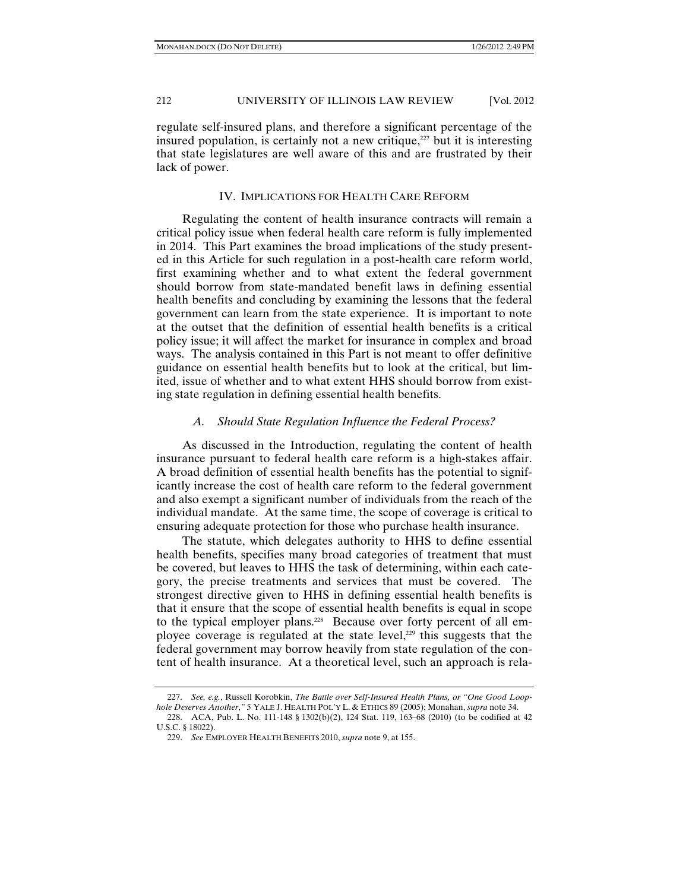regulate self-insured plans, and therefore a significant percentage of the insured population, is certainly not a new critique,[227] but it is interesting that state legislatures are well aware of this and are frustrated by their lack of power.

## IV. IMPLICATIONS FOR HEALTH CARE REFORM

Regulating the content of health insurance contracts will remain a critical policy issue when federal health care reform is fully implemented in 2014. This Part examines the broad implications of the study presented in this Article for such regulation in a post-health care reform world, first examining whether and to what extent the federal government should borrow from state-mandated benefit laws in defining essential health benefits and concluding by examining the lessons that the federal government can learn from the state experience. It is important to note at the outset that the definition of essential health benefits is a critical policy issue; it will affect the market for insurance in complex and broad ways. The analysis contained in this Part is not meant to offer definitive guidance on essential health benefits but to look at the critical, but limited, issue of whether and to what extent HHS should borrow from existing state regulation in defining essential health benefits.

### *A. Should State Regulation Influence the Federal Process?*

As discussed in the Introduction, regulating the content of health insurance pursuant to federal health care reform is a high-stakes affair. A broad definition of essential health benefits has the potential to significantly increase the cost of health care reform to the federal government and also exempt a significant number of individuals from the reach of the individual mandate. At the same time, the scope of coverage is critical to ensuring adequate protection for those who purchase health insurance.

The statute, which delegates authority to HHS to define essential health benefits, specifies many broad categories of treatment that must be covered, but leaves to HHS the task of determining, within each category, the precise treatments and services that must be covered. The strongest directive given to HHS in defining essential health benefits is that it ensure that the scope of essential health benefits is equal in scope to the typical employer plans.[228] Because over forty percent of all employee coverage is regulated at the state level,[229] this suggests that the federal government may borrow heavily from state regulation of the content of health insurance. At a theoretical level, such an approach is rela-

227. *See, e.g.*, Russell Korobkin, *The Battle over Self-Insured Health Plans, or "One Good Loophole Deserves Another*,*"* 5 YALE J. HEALTH POL'Y L. & ETHICS 89 (2005); Monahan, *supra* note 34.

228. ACA, Pub. L. No. 111-148 § 1302(b)(2), 124 Stat. 119, 163–68 (2010) (to be codified at 42 U.S.C. § 18022).

229. *See* EMPLOYER HEALTH BENEFITS 2010, *supra* note 9, at 155.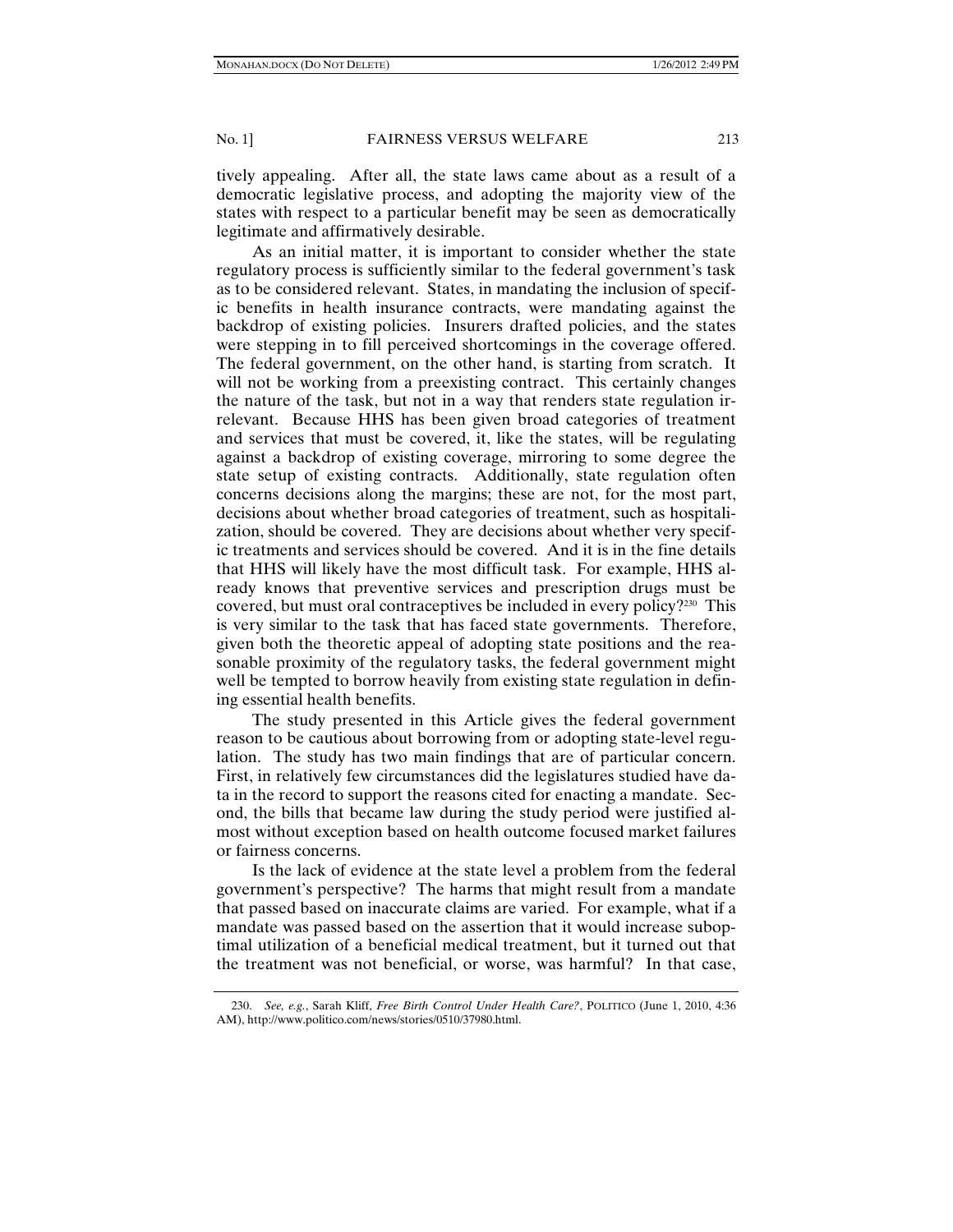tively appealing. After all, the state laws came about as a result of a democratic legislative process, and adopting the majority view of the states with respect to a particular benefit may be seen as democratically legitimate and affirmatively desirable.

As an initial matter, it is important to consider whether the state regulatory process is sufficiently similar to the federal government's task as to be considered relevant. States, in mandating the inclusion of specific benefits in health insurance contracts, were mandating against the backdrop of existing policies. Insurers drafted policies, and the states were stepping in to fill perceived shortcomings in the coverage offered. The federal government, on the other hand, is starting from scratch. It will not be working from a preexisting contract. This certainly changes the nature of the task, but not in a way that renders state regulation irrelevant. Because HHS has been given broad categories of treatment and services that must be covered, it, like the states, will be regulating against a backdrop of existing coverage, mirroring to some degree the state setup of existing contracts. Additionally, state regulation often concerns decisions along the margins; these are not, for the most part, decisions about whether broad categories of treatment, such as hospitalization, should be covered. They are decisions about whether very specific treatments and services should be covered. And it is in the fine details that HHS will likely have the most difficult task. For example, HHS already knows that preventive services and prescription drugs must be covered, but must oral contraceptives be included in every policy?[230] This is very similar to the task that has faced state governments. Therefore, given both the theoretic appeal of adopting state positions and the reasonable proximity of the regulatory tasks, the federal government might well be tempted to borrow heavily from existing state regulation in defining essential health benefits.

The study presented in this Article gives the federal government reason to be cautious about borrowing from or adopting state-level regulation. The study has two main findings that are of particular concern. First, in relatively few circumstances did the legislatures studied have data in the record to support the reasons cited for enacting a mandate. Second, the bills that became law during the study period were justified almost without exception based on health outcome focused market failures or fairness concerns.

Is the lack of evidence at the state level a problem from the federal government's perspective? The harms that might result from a mandate that passed based on inaccurate claims are varied. For example, what if a mandate was passed based on the assertion that it would increase suboptimal utilization of a beneficial medical treatment, but it turned out that the treatment was not beneficial, or worse, was harmful? In that case,

230. *See, e.g.*, Sarah Kliff, *Free Birth Control Under Health Care?*, POLITICO (June 1, 2010, 4:36 AM), http://www.politico.com/news/stories/0510/37980.html.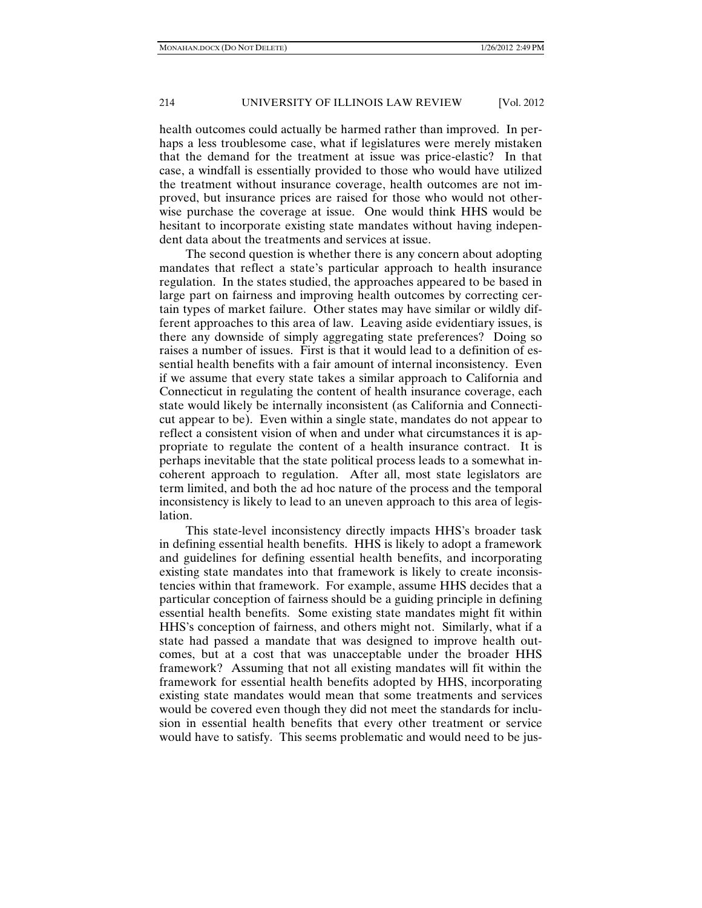health outcomes could actually be harmed rather than improved. In perhaps a less troublesome case, what if legislatures were merely mistaken that the demand for the treatment at issue was price-elastic? In that case, a windfall is essentially provided to those who would have utilized the treatment without insurance coverage, health outcomes are not improved, but insurance prices are raised for those who would not otherwise purchase the coverage at issue. One would think HHS would be hesitant to incorporate existing state mandates without having independent data about the treatments and services at issue.

The second question is whether there is any concern about adopting mandates that reflect a state's particular approach to health insurance regulation. In the states studied, the approaches appeared to be based in large part on fairness and improving health outcomes by correcting certain types of market failure. Other states may have similar or wildly different approaches to this area of law. Leaving aside evidentiary issues, is there any downside of simply aggregating state preferences? Doing so raises a number of issues. First is that it would lead to a definition of essential health benefits with a fair amount of internal inconsistency. Even if we assume that every state takes a similar approach to California and Connecticut in regulating the content of health insurance coverage, each state would likely be internally inconsistent (as California and Connecticut appear to be). Even within a single state, mandates do not appear to reflect a consistent vision of when and under what circumstances it is appropriate to regulate the content of a health insurance contract. It is perhaps inevitable that the state political process leads to a somewhat incoherent approach to regulation. After all, most state legislators are term limited, and both the ad hoc nature of the process and the temporal inconsistency is likely to lead to an uneven approach to this area of legislation.

This state-level inconsistency directly impacts HHS's broader task in defining essential health benefits. HHS is likely to adopt a framework and guidelines for defining essential health benefits, and incorporating existing state mandates into that framework is likely to create inconsistencies within that framework. For example, assume HHS decides that a particular conception of fairness should be a guiding principle in defining essential health benefits. Some existing state mandates might fit within HHS's conception of fairness, and others might not. Similarly, what if a state had passed a mandate that was designed to improve health outcomes, but at a cost that was unacceptable under the broader HHS framework? Assuming that not all existing mandates will fit within the framework for essential health benefits adopted by HHS, incorporating existing state mandates would mean that some treatments and services would be covered even though they did not meet the standards for inclusion in essential health benefits that every other treatment or service would have to satisfy. This seems problematic and would need to be jus-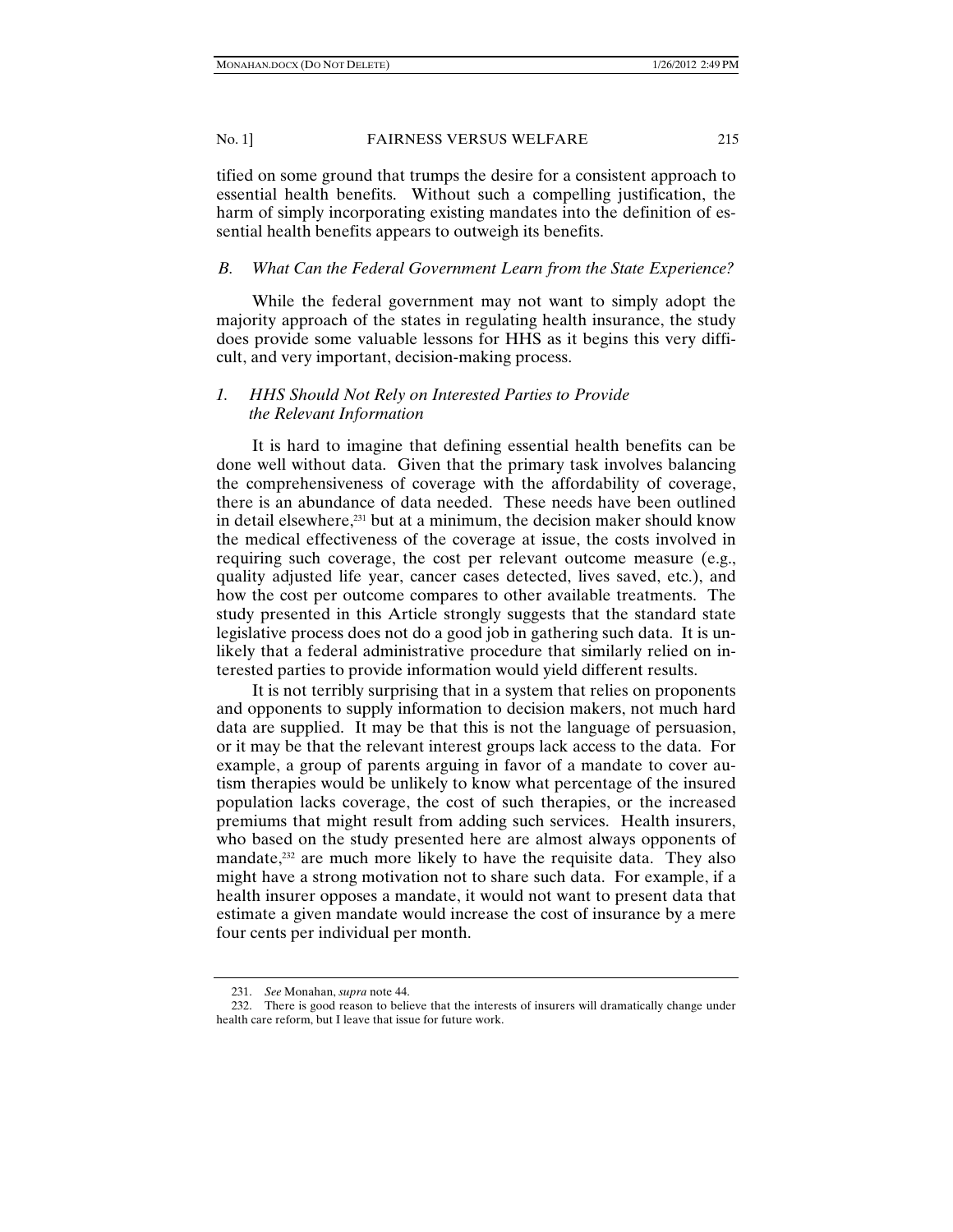tified on some ground that trumps the desire for a consistent approach to essential health benefits. Without such a compelling justification, the harm of simply incorporating existing mandates into the definition of essential health benefits appears to outweigh its benefits.

### *B. What Can the Federal Government Learn from the State Experience?*

While the federal government may not want to simply adopt the majority approach of the states in regulating health insurance, the study does provide some valuable lessons for HHS as it begins this very difficult, and very important, decision-making process.

#### *1. HHS Should Not Rely on Interested Parties to Provide the Relevant Information*

It is hard to imagine that defining essential health benefits can be done well without data. Given that the primary task involves balancing the comprehensiveness of coverage with the affordability of coverage, there is an abundance of data needed. These needs have been outlined in detail elsewhere,[231] but at a minimum, the decision maker should know the medical effectiveness of the coverage at issue, the costs involved in requiring such coverage, the cost per relevant outcome measure (e.g., quality adjusted life year, cancer cases detected, lives saved, etc.), and how the cost per outcome compares to other available treatments. The study presented in this Article strongly suggests that the standard state legislative process does not do a good job in gathering such data. It is unlikely that a federal administrative procedure that similarly relied on interested parties to provide information would yield different results.

It is not terribly surprising that in a system that relies on proponents and opponents to supply information to decision makers, not much hard data are supplied. It may be that this is not the language of persuasion, or it may be that the relevant interest groups lack access to the data. For example, a group of parents arguing in favor of a mandate to cover autism therapies would be unlikely to know what percentage of the insured population lacks coverage, the cost of such therapies, or the increased premiums that might result from adding such services. Health insurers, who based on the study presented here are almost always opponents of mandate,[232] are much more likely to have the requisite data. They also might have a strong motivation not to share such data. For example, if a health insurer opposes a mandate, it would not want to present data that estimate a given mandate would increase the cost of insurance by a mere four cents per individual per month.

---

231. *See* Monahan, *supra* note 44.

232. There is good reason to believe that the interests of insurers will dramatically change under health care reform, but I leave that issue for future work.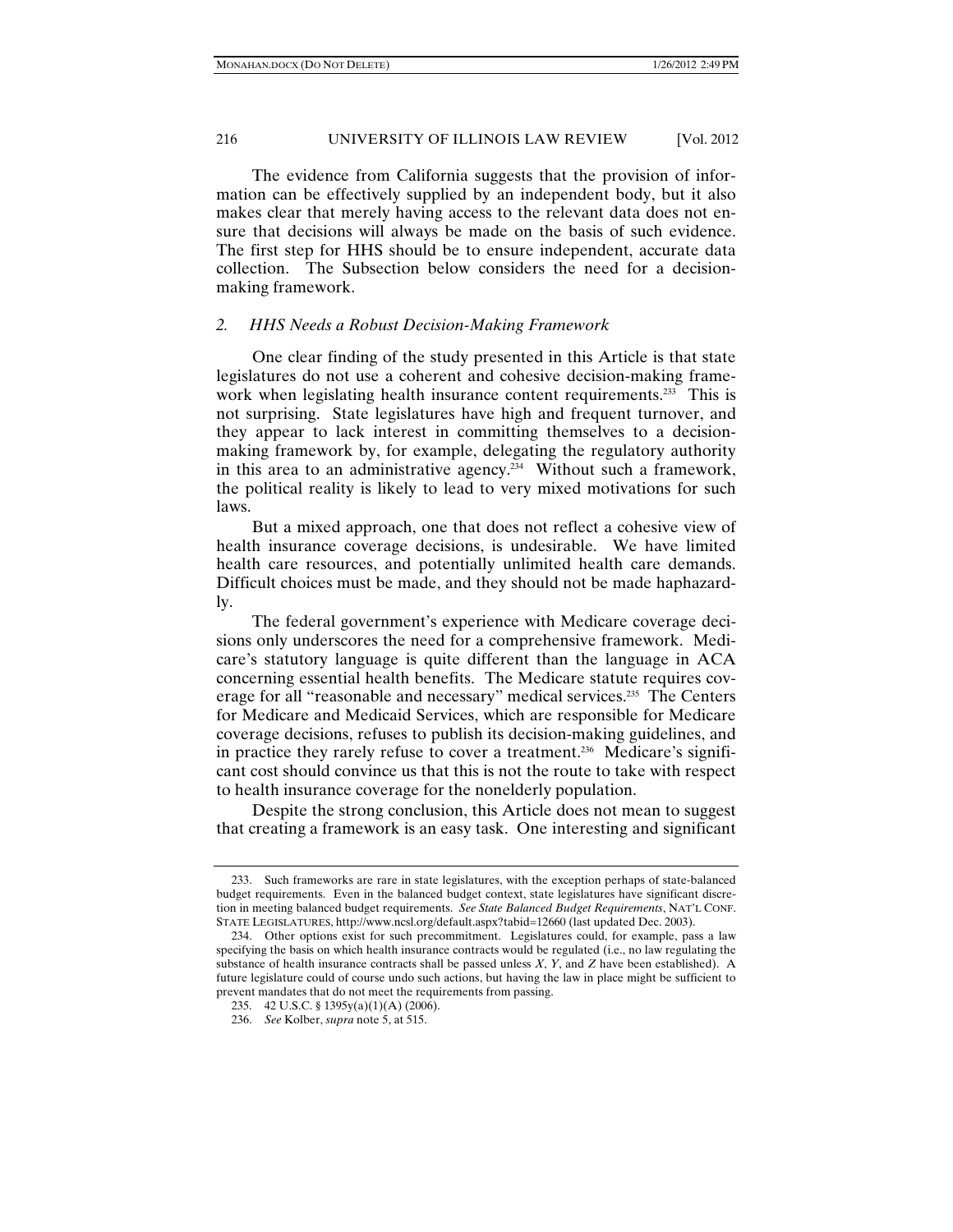The evidence from California suggests that the provision of information can be effectively supplied by an independent body, but it also makes clear that merely having access to the relevant data does not ensure that decisions will always be made on the basis of such evidence. The first step for HHS should be to ensure independent, accurate data collection. The Subsection below considers the need for a decision-making framework.

### *2. HHS Needs a Robust Decision-Making Framework*

One clear finding of the study presented in this Article is that state legislatures do not use a coherent and cohesive decision-making framework when legislating health insurance content requirements.[233] This is not surprising. State legislatures have high and frequent turnover, and they appear to lack interest in committing themselves to a decision-making framework by, for example, delegating the regulatory authority in this area to an administrative agency.[234] Without such a framework, the political reality is likely to lead to very mixed motivations for such laws.

But a mixed approach, one that does not reflect a cohesive view of health insurance coverage decisions, is undesirable. We have limited health care resources, and potentially unlimited health care demands. Difficult choices must be made, and they should not be made haphazardly.

The federal government's experience with Medicare coverage decisions only underscores the need for a comprehensive framework. Medicare's statutory language is quite different than the language in ACA concerning essential health benefits. The Medicare statute requires coverage for all "reasonable and necessary" medical services.[235] The Centers for Medicare and Medicaid Services, which are responsible for Medicare coverage decisions, refuses to publish its decision-making guidelines, and in practice they rarely refuse to cover a treatment.[236] Medicare's significant cost should convince us that this is not the route to take with respect to health insurance coverage for the nonelderly population.

Despite the strong conclusion, this Article does not mean to suggest that creating a framework is an easy task. One interesting and significant

---

233. Such frameworks are rare in state legislatures, with the exception perhaps of state-balanced budget requirements. Even in the balanced budget context, state legislatures have significant discretion in meeting balanced budget requirements. *See State Balanced Budget Requirements*, NAT'L CONF. STATE LEGISLATURES, http://www.ncsl.org/default.aspx?tabid=12660 (last updated Dec. 2003).

234. Other options exist for such precommitment. Legislatures could, for example, pass a law specifying the basis on which health insurance contracts would be regulated (i.e., no law regulating the substance of health insurance contracts shall be passed unless *X*, *Y*, and *Z* have been established). A future legislature could of course undo such actions, but having the law in place might be sufficient to prevent mandates that do not meet the requirements from passing.

235. 42 U.S.C. § 1395y(a)(1)(A) (2006).

236. *See* Kolber, *supra* note 5, at 515.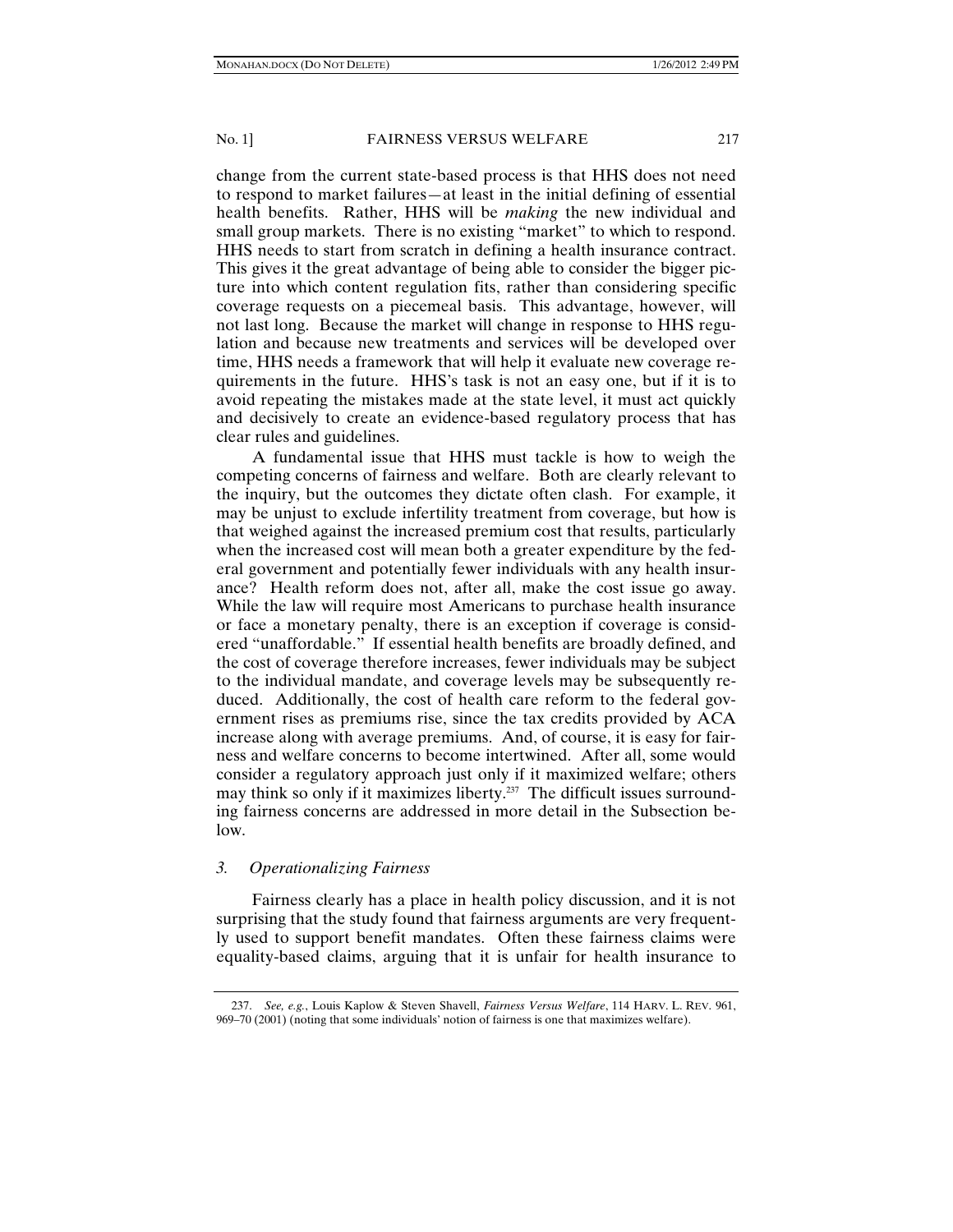change from the current state-based process is that HHS does not need to respond to market failures—at least in the initial defining of essential health benefits. Rather, HHS will be *making* the new individual and small group markets. There is no existing "market" to which to respond. HHS needs to start from scratch in defining a health insurance contract. This gives it the great advantage of being able to consider the bigger picture into which content regulation fits, rather than considering specific coverage requests on a piecemeal basis. This advantage, however, will not last long. Because the market will change in response to HHS regulation and because new treatments and services will be developed over time, HHS needs a framework that will help it evaluate new coverage requirements in the future. HHS's task is not an easy one, but if it is to avoid repeating the mistakes made at the state level, it must act quickly and decisively to create an evidence-based regulatory process that has clear rules and guidelines.

A fundamental issue that HHS must tackle is how to weigh the competing concerns of fairness and welfare. Both are clearly relevant to the inquiry, but the outcomes they dictate often clash. For example, it may be unjust to exclude infertility treatment from coverage, but how is that weighed against the increased premium cost that results, particularly when the increased cost will mean both a greater expenditure by the federal government and potentially fewer individuals with any health insurance? Health reform does not, after all, make the cost issue go away. While the law will require most Americans to purchase health insurance or face a monetary penalty, there is an exception if coverage is considered "unaffordable." If essential health benefits are broadly defined, and the cost of coverage therefore increases, fewer individuals may be subject to the individual mandate, and coverage levels may be subsequently reduced. Additionally, the cost of health care reform to the federal government rises as premiums rise, since the tax credits provided by ACA increase along with average premiums. And, of course, it is easy for fairness and welfare concerns to become intertwined. After all, some would consider a regulatory approach just only if it maximized welfare; others may think so only if it maximizes liberty.[237] The difficult issues surrounding fairness concerns are addressed in more detail in the Subsection below.

### *3. Operationalizing Fairness*

Fairness clearly has a place in health policy discussion, and it is not surprising that the study found that fairness arguments are very frequently used to support benefit mandates. Often these fairness claims were equality-based claims, arguing that it is unfair for health insurance to

---

237. *See, e.g.*, Louis Kaplow & Steven Shavell, *Fairness Versus Welfare*, 114 HARV. L. REV. 961, 969–70 (2001) (noting that some individuals' notion of fairness is one that maximizes welfare).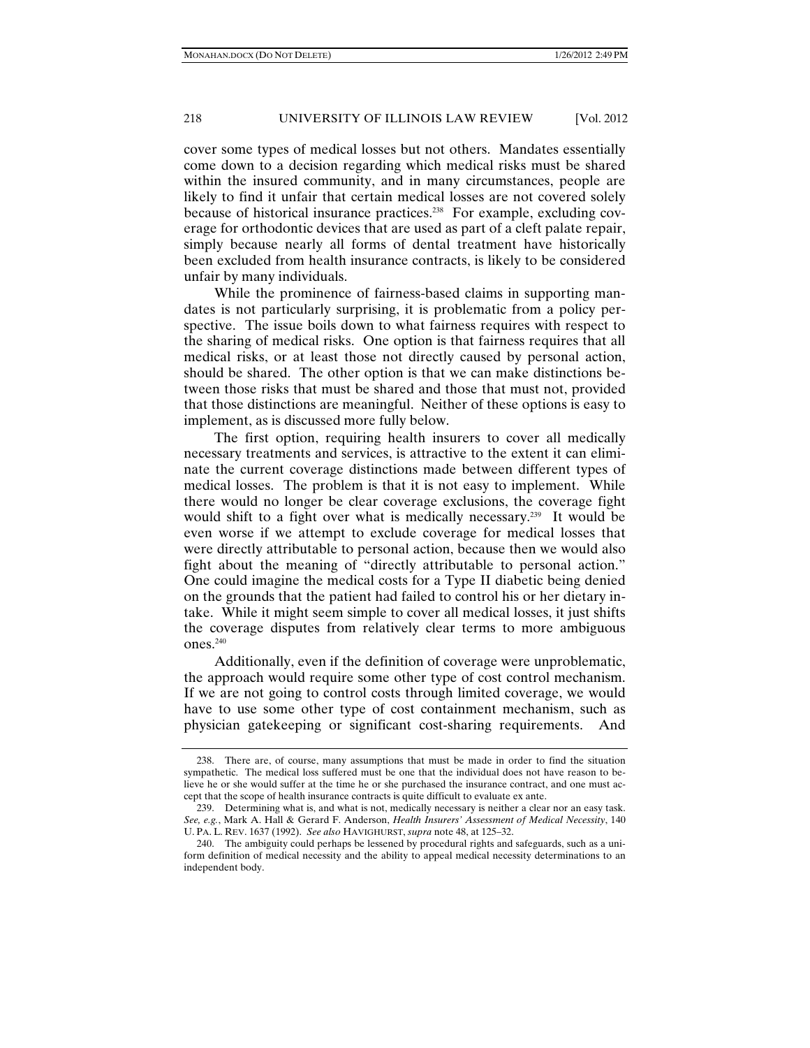cover some types of medical losses but not others. Mandates essentially come down to a decision regarding which medical risks must be shared within the insured community, and in many circumstances, people are likely to find it unfair that certain medical losses are not covered solely because of historical insurance practices.[238] For example, excluding coverage for orthodontic devices that are used as part of a cleft palate repair, simply because nearly all forms of dental treatment have historically been excluded from health insurance contracts, is likely to be considered unfair by many individuals.

While the prominence of fairness-based claims in supporting mandates is not particularly surprising, it is problematic from a policy perspective. The issue boils down to what fairness requires with respect to the sharing of medical risks. One option is that fairness requires that all medical risks, or at least those not directly caused by personal action, should be shared. The other option is that we can make distinctions between those risks that must be shared and those that must not, provided that those distinctions are meaningful. Neither of these options is easy to implement, as is discussed more fully below.

The first option, requiring health insurers to cover all medically necessary treatments and services, is attractive to the extent it can eliminate the current coverage distinctions made between different types of medical losses. The problem is that it is not easy to implement. While there would no longer be clear coverage exclusions, the coverage fight would shift to a fight over what is medically necessary.[239] It would be even worse if we attempt to exclude coverage for medical losses that were directly attributable to personal action, because then we would also fight about the meaning of "directly attributable to personal action." One could imagine the medical costs for a Type II diabetic being denied on the grounds that the patient had failed to control his or her dietary intake. While it might seem simple to cover all medical losses, it just shifts the coverage disputes from relatively clear terms to more ambiguous ones.[240]

Additionally, even if the definition of coverage were unproblematic, the approach would require some other type of cost control mechanism. If we are not going to control costs through limited coverage, we would have to use some other type of cost containment mechanism, such as physician gatekeeping or significant cost-sharing requirements. And

---

238. There are, of course, many assumptions that must be made in order to find the situation sympathetic. The medical loss suffered must be one that the individual does not have reason to believe he or she would suffer at the time he or she purchased the insurance contract, and one must accept that the scope of health insurance contracts is quite difficult to evaluate ex ante.

239. Determining what is, and what is not, medically necessary is neither a clear nor an easy task. *See, e.g.*, Mark A. Hall & Gerard F. Anderson, *Health Insurers' Assessment of Medical Necessity*, 140 U. PA. L. REV. 1637 (1992). *See also* HAVIGHURST, *supra* note 48, at 125–32.

240. The ambiguity could perhaps be lessened by procedural rights and safeguards, such as a uniform definition of medical necessity and the ability to appeal medical necessity determinations to an independent body.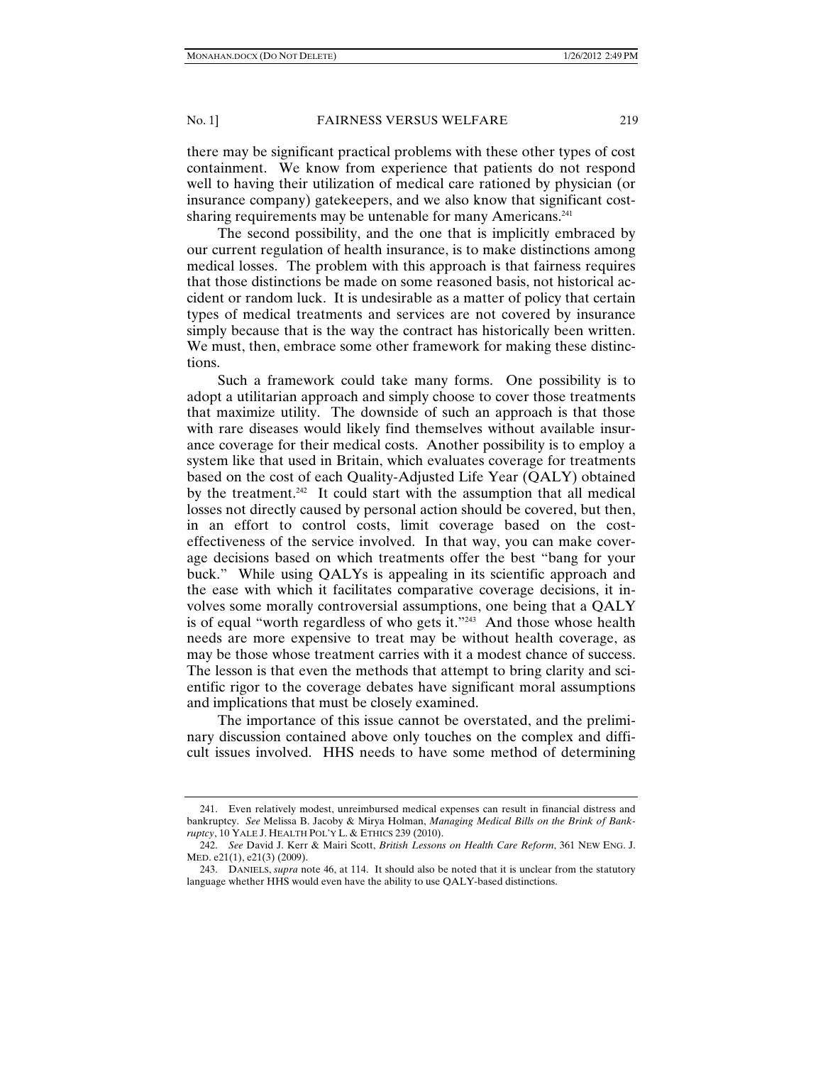there may be significant practical problems with these other types of cost containment. We know from experience that patients do not respond well to having their utilization of medical care rationed by physician (or insurance company) gatekeepers, and we also know that significant cost-sharing requirements may be untenable for many Americans.[241]

The second possibility, and the one that is implicitly embraced by our current regulation of health insurance, is to make distinctions among medical losses. The problem with this approach is that fairness requires that those distinctions be made on some reasoned basis, not historical accident or random luck. It is undesirable as a matter of policy that certain types of medical treatments and services are not covered by insurance simply because that is the way the contract has historically been written. We must, then, embrace some other framework for making these distinctions.

Such a framework could take many forms. One possibility is to adopt a utilitarian approach and simply choose to cover those treatments that maximize utility. The downside of such an approach is that those with rare diseases would likely find themselves without available insurance coverage for their medical costs. Another possibility is to employ a system like that used in Britain, which evaluates coverage for treatments based on the cost of each Quality-Adjusted Life Year (QALY) obtained by the treatment.[242] It could start with the assumption that all medical losses not directly caused by personal action should be covered, but then, in an effort to control costs, limit coverage based on the cost-effectiveness of the service involved. In that way, you can make coverage decisions based on which treatments offer the best "bang for your buck." While using QALYs is appealing in its scientific approach and the ease with which it facilitates comparative coverage decisions, it involves some morally controversial assumptions, one being that a QALY is of equal "worth regardless of who gets it."[243] And those whose health needs are more expensive to treat may be without health coverage, as may be those whose treatment carries with it a modest chance of success. The lesson is that even the methods that attempt to bring clarity and scientific rigor to the coverage debates have significant moral assumptions and implications that must be closely examined.

The importance of this issue cannot be overstated, and the preliminary discussion contained above only touches on the complex and difficult issues involved. HHS needs to have some method of determining

---

241. Even relatively modest, unreimbursed medical expenses can result in financial distress and bankruptcy. *See* Melissa B. Jacoby & Mirya Holman, *Managing Medical Bills on the Brink of Bankruptcy*, 10 YALE J. HEALTH POL'Y L. & ETHICS 239 (2010).

242. *See* David J. Kerr & Mairi Scott, *British Lessons on Health Care Reform*, 361 NEW ENG. J. MED. e21(1), e21(3) (2009).

243. DANIELS, *supra* note 46, at 114. It should also be noted that it is unclear from the statutory language whether HHS would even have the ability to use QALY-based distinctions.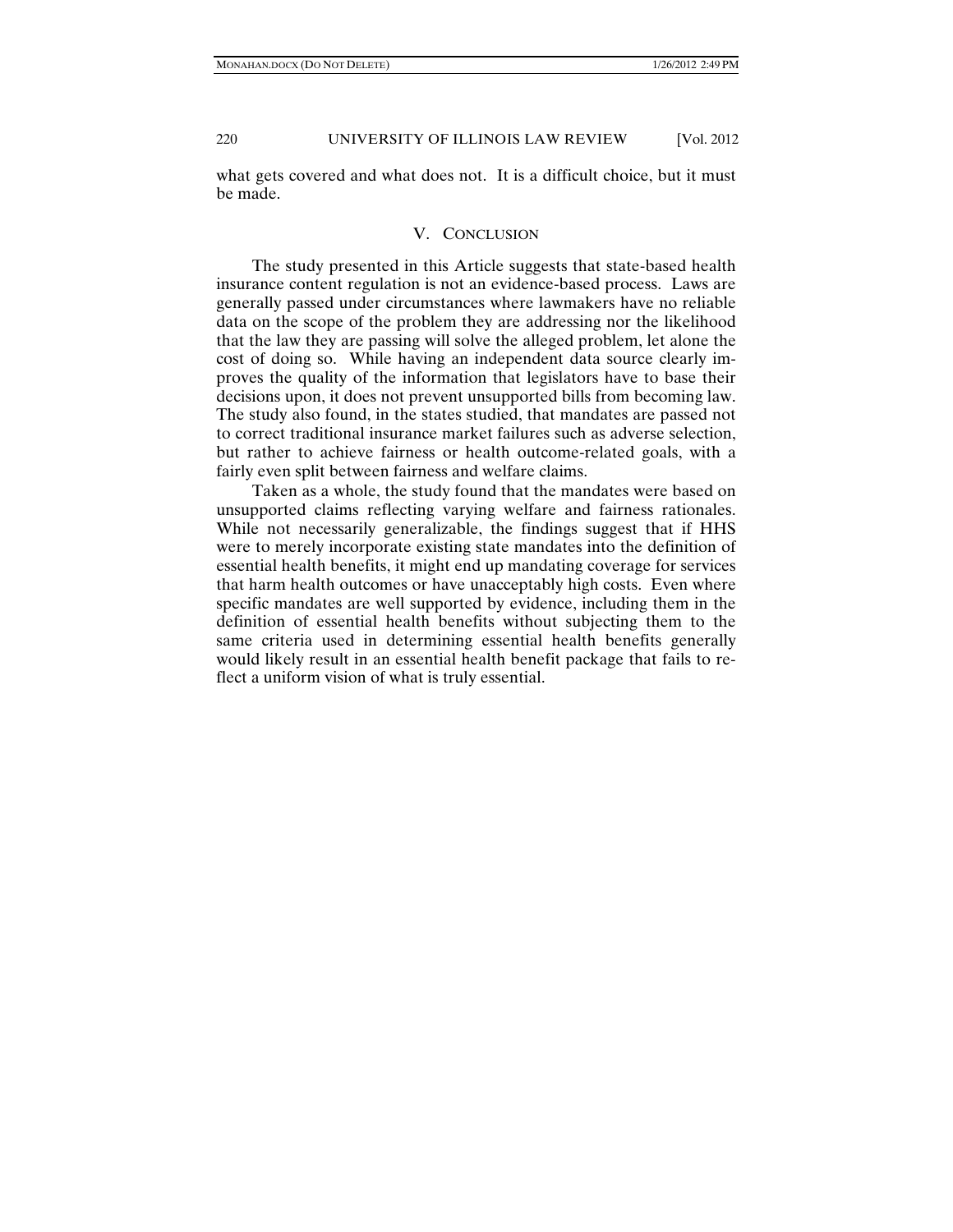what gets covered and what does not. It is a difficult choice, but it must be made.

## V. CONCLUSION

The study presented in this Article suggests that state-based health insurance content regulation is not an evidence-based process. Laws are generally passed under circumstances where lawmakers have no reliable data on the scope of the problem they are addressing nor the likelihood that the law they are passing will solve the alleged problem, let alone the cost of doing so. While having an independent data source clearly improves the quality of the information that legislators have to base their decisions upon, it does not prevent unsupported bills from becoming law. The study also found, in the states studied, that mandates are passed not to correct traditional insurance market failures such as adverse selection, but rather to achieve fairness or health outcome-related goals, with a fairly even split between fairness and welfare claims.

Taken as a whole, the study found that the mandates were based on unsupported claims reflecting varying welfare and fairness rationales. While not necessarily generalizable, the findings suggest that if HHS were to merely incorporate existing state mandates into the definition of essential health benefits, it might end up mandating coverage for services that harm health outcomes or have unacceptably high costs. Even where specific mandates are well supported by evidence, including them in the definition of essential health benefits without subjecting them to the same criteria used in determining essential health benefits generally would likely result in an essential health benefit package that fails to reflect a uniform vision of what is truly essential.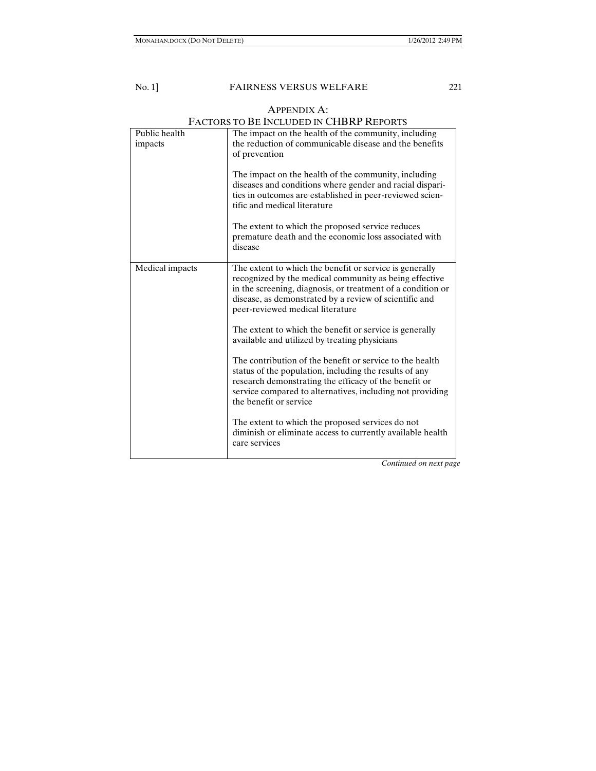## APPENDIX A:
## FACTORS TO BE INCLUDED IN CHBRP REPORTS

| | |
|---|---|
| Public health impacts | The impact on the health of the community, including the reduction of communicable disease and the benefits of prevention<br><br>The impact on the health of the community, including diseases and conditions where gender and racial disparities in outcomes are established in peer-reviewed scientific and medical literature<br><br>The extent to which the proposed service reduces premature death and the economic loss associated with disease |
| Medical impacts | The extent to which the benefit or service is generally recognized by the medical community as being effective in the screening, diagnosis, or treatment of a condition or disease, as demonstrated by a review of scientific and peer-reviewed medical literature<br><br>The extent to which the benefit or service is generally available and utilized by treating physicians<br><br>The contribution of the benefit or service to the health status of the population, including the results of any research demonstrating the efficacy of the benefit or service compared to alternatives, including not providing the benefit or service<br><br>The extent to which the proposed services do not diminish or eliminate access to currently available health care services |

*Continued on next page*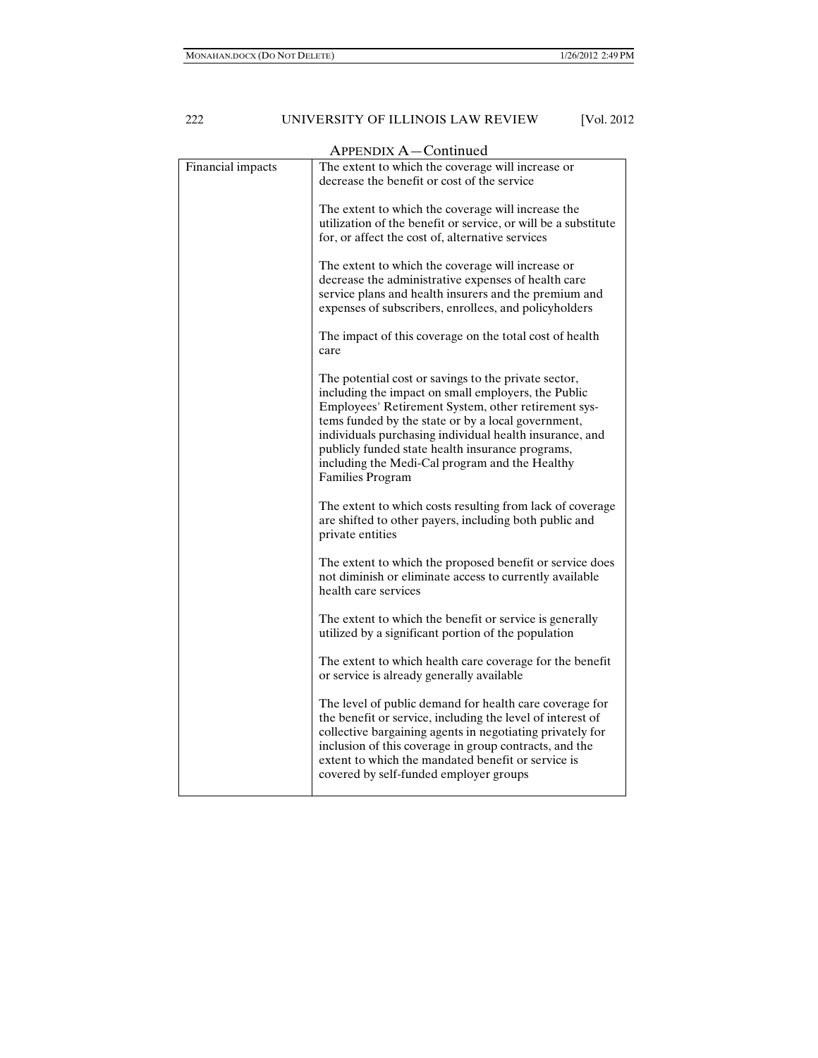APPENDIX A—Continued

| | |
|---|---|
| Financial impacts | The extent to which the coverage will increase or decrease the benefit or cost of the service<br><br>The extent to which the coverage will increase the utilization of the benefit or service, or will be a substitute for, or affect the cost of, alternative services<br><br>The extent to which the coverage will increase or decrease the administrative expenses of health care service plans and health insurers and the premium and expenses of subscribers, enrollees, and policyholders<br><br>The impact of this coverage on the total cost of health care<br><br>The potential cost or savings to the private sector, including the impact on small employers, the Public Employees' Retirement System, other retirement systems funded by the state or by a local government, individuals purchasing individual health insurance, and publicly funded state health insurance programs, including the Medi-Cal program and the Healthy Families Program<br><br>The extent to which costs resulting from lack of coverage are shifted to other payers, including both public and private entities<br><br>The extent to which the proposed benefit or service does not diminish or eliminate access to currently available health care services<br><br>The extent to which the benefit or service is generally utilized by a significant portion of the population<br><br>The extent to which health care coverage for the benefit or service is already generally available<br><br>The level of public demand for health care coverage for the benefit or service, including the level of interest of collective bargaining agents in negotiating privately for inclusion of this coverage in group contracts, and the extent to which the mandated benefit or service is covered by self-funded employer groups |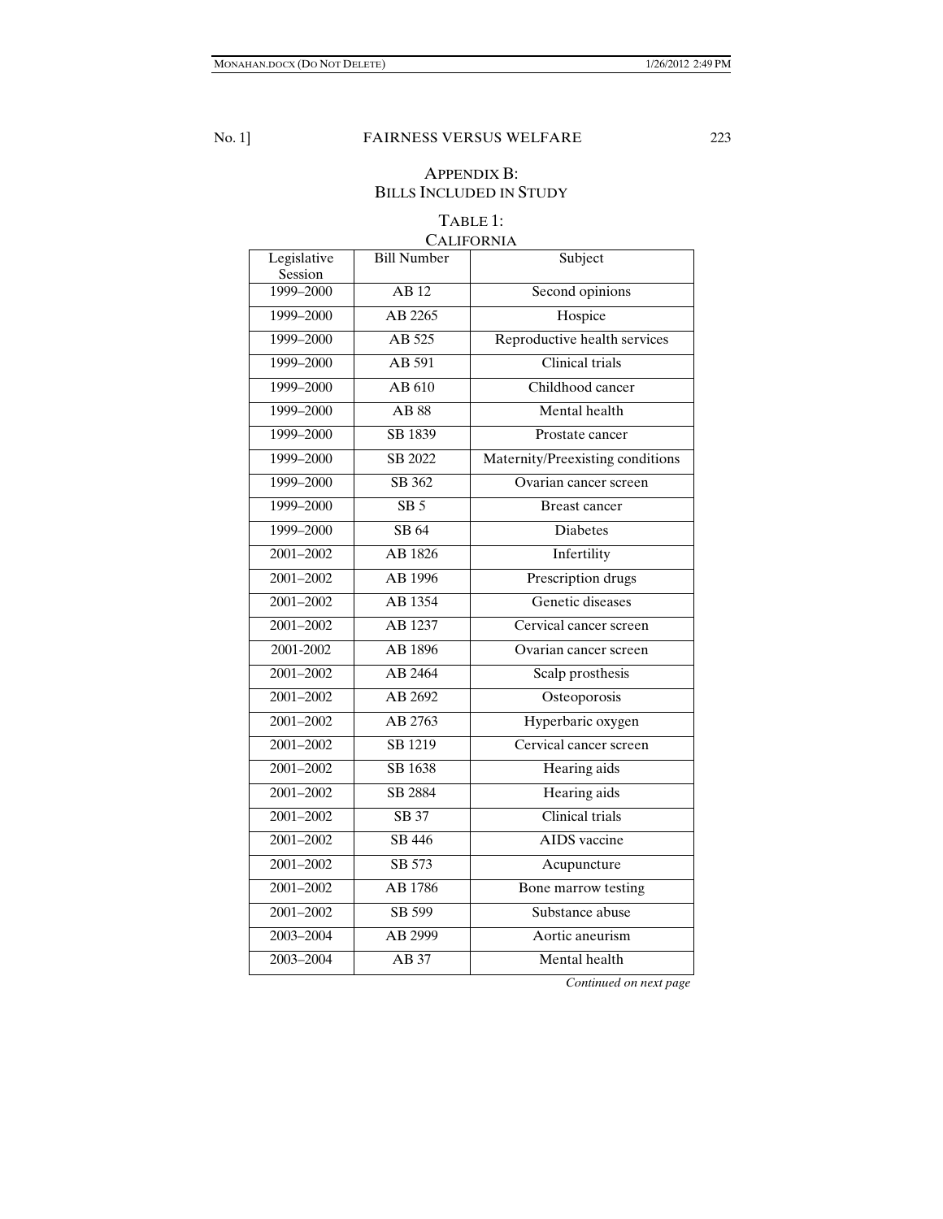## APPENDIX B:
## BILLS INCLUDED IN STUDY

TABLE 1:
CALIFORNIA

| Legislative Session | Bill Number | Subject |
|---|---|---|
| 1999–2000 | AB 12 | Second opinions |
| 1999–2000 | AB 2265 | Hospice |
| 1999–2000 | AB 525 | Reproductive health services |
| 1999–2000 | AB 591 | Clinical trials |
| 1999–2000 | AB 610 | Childhood cancer |
| 1999–2000 | AB 88 | Mental health |
| 1999–2000 | SB 1839 | Prostate cancer |
| 1999–2000 | SB 2022 | Maternity/Preexisting conditions |
| 1999–2000 | SB 362 | Ovarian cancer screen |
| 1999–2000 | SB 5 | Breast cancer |
| 1999–2000 | SB 64 | Diabetes |
| 2001–2002 | AB 1826 | Infertility |
| 2001–2002 | AB 1996 | Prescription drugs |
| 2001–2002 | AB 1354 | Genetic diseases |
| 2001–2002 | AB 1237 | Cervical cancer screen |
| 2001-2002 | AB 1896 | Ovarian cancer screen |
| 2001–2002 | AB 2464 | Scalp prosthesis |
| 2001–2002 | AB 2692 | Osteoporosis |
| 2001–2002 | AB 2763 | Hyperbaric oxygen |
| 2001–2002 | SB 1219 | Cervical cancer screen |
| 2001–2002 | SB 1638 | Hearing aids |
| 2001–2002 | SB 2884 | Hearing aids |
| 2001–2002 | SB 37 | Clinical trials |
| 2001–2002 | SB 446 | AIDS vaccine |
| 2001–2002 | SB 573 | Acupuncture |
| 2001–2002 | AB 1786 | Bone marrow testing |
| 2001–2002 | SB 599 | Substance abuse |
| 2003–2004 | AB 2999 | Aortic aneurism |
| 2003–2004 | AB 37 | Mental health |

*Continued on next page*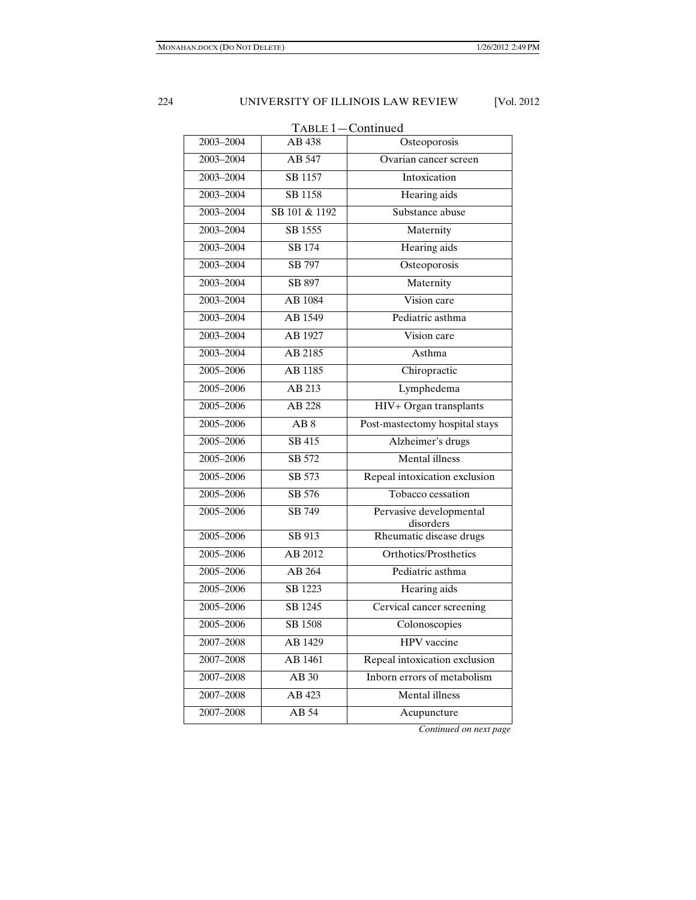TABLE 1—Continued

| | | |
|---|---|---|
| 2003–2004 | AB 438 | Osteoporosis |
| 2003–2004 | AB 547 | Ovarian cancer screen |
| 2003–2004 | SB 1157 | Intoxication |
| 2003–2004 | SB 1158 | Hearing aids |
| 2003–2004 | SB 101 & 1192 | Substance abuse |
| 2003–2004 | SB 1555 | Maternity |
| 2003–2004 | SB 174 | Hearing aids |
| 2003–2004 | SB 797 | Osteoporosis |
| 2003–2004 | SB 897 | Maternity |
| 2003–2004 | AB 1084 | Vision care |
| 2003–2004 | AB 1549 | Pediatric asthma |
| 2003–2004 | AB 1927 | Vision care |
| 2003–2004 | AB 2185 | Asthma |
| 2005–2006 | AB 1185 | Chiropractic |
| 2005–2006 | AB 213 | Lymphedema |
| 2005–2006 | AB 228 | HIV+ Organ transplants |
| 2005–2006 | AB 8 | Post-mastectomy hospital stays |
| 2005–2006 | SB 415 | Alzheimer's drugs |
| 2005–2006 | SB 572 | Mental illness |
| 2005–2006 | SB 573 | Repeal intoxication exclusion |
| 2005–2006 | SB 576 | Tobacco cessation |
| 2005–2006 | SB 749 | Pervasive developmental disorders |
| 2005–2006 | SB 913 | Rheumatic disease drugs |
| 2005–2006 | AB 2012 | Orthotics/Prosthetics |
| 2005–2006 | AB 264 | Pediatric asthma |
| 2005–2006 | SB 1223 | Hearing aids |
| 2005–2006 | SB 1245 | Cervical cancer screening |
| 2005–2006 | SB 1508 | Colonoscopies |
| 2007–2008 | AB 1429 | HPV vaccine |
| 2007–2008 | AB 1461 | Repeal intoxication exclusion |
| 2007–2008 | AB 30 | Inborn errors of metabolism |
| 2007–2008 | AB 423 | Mental illness |
| 2007–2008 | AB 54 | Acupuncture |

*Continued on next page*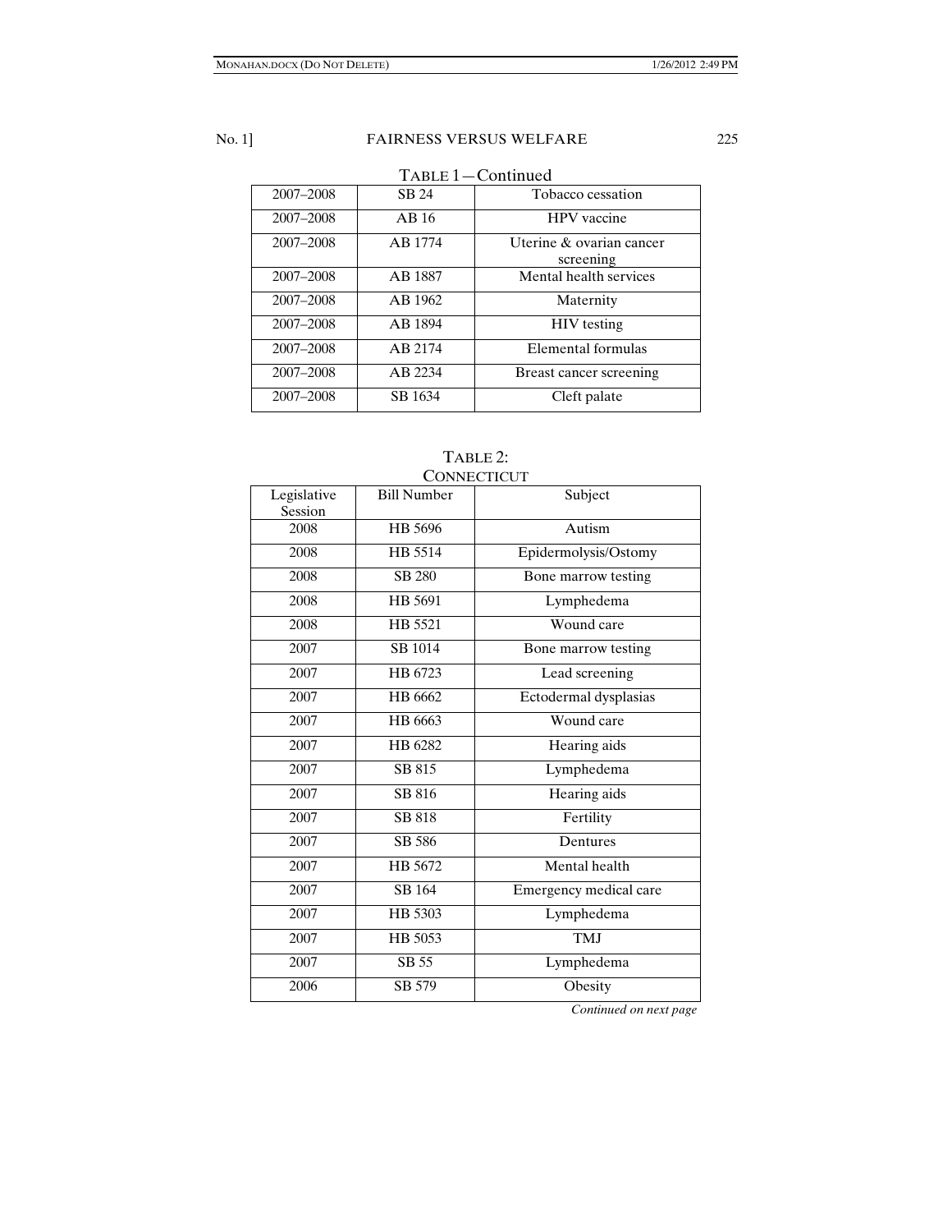TABLE 1—Continued

| | | |
|---|---|---|
| 2007–2008 | SB 24 | Tobacco cessation |
| 2007–2008 | AB 16 | HPV vaccine |
| 2007–2008 | AB 1774 | Uterine & ovarian cancer screening |
| 2007–2008 | AB 1887 | Mental health services |
| 2007–2008 | AB 1962 | Maternity |
| 2007–2008 | AB 1894 | HIV testing |
| 2007–2008 | AB 2174 | Elemental formulas |
| 2007–2008 | AB 2234 | Breast cancer screening |
| 2007–2008 | SB 1634 | Cleft palate |

TABLE 2:
CONNECTICUT

| Legislative Session | Bill Number | Subject |
|---|---|---|
| 2008 | HB 5696 | Autism |
| 2008 | HB 5514 | Epidermolysis/Ostomy |
| 2008 | SB 280 | Bone marrow testing |
| 2008 | HB 5691 | Lymphedema |
| 2008 | HB 5521 | Wound care |
| 2007 | SB 1014 | Bone marrow testing |
| 2007 | HB 6723 | Lead screening |
| 2007 | HB 6662 | Ectodermal dysplasias |
| 2007 | HB 6663 | Wound care |
| 2007 | HB 6282 | Hearing aids |
| 2007 | SB 815 | Lymphedema |
| 2007 | SB 816 | Hearing aids |
| 2007 | SB 818 | Fertility |
| 2007 | SB 586 | Dentures |
| 2007 | HB 5672 | Mental health |
| 2007 | SB 164 | Emergency medical care |
| 2007 | HB 5303 | Lymphedema |
| 2007 | HB 5053 | TMJ |
| 2007 | SB 55 | Lymphedema |
| 2006 | SB 579 | Obesity |

*Continued on next page*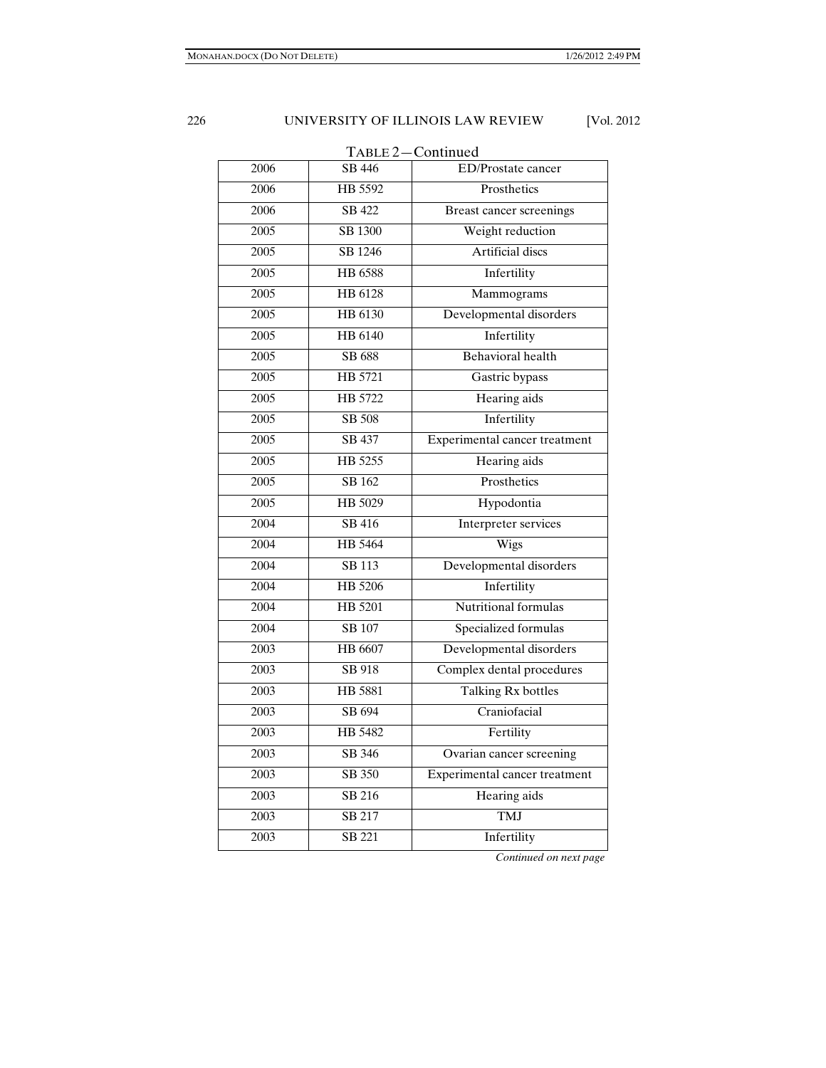TABLE 2—Continued

| | | |
|---|---|---|
| 2006 | SB 446 | ED/Prostate cancer |
| 2006 | HB 5592 | Prosthetics |
| 2006 | SB 422 | Breast cancer screenings |
| 2005 | SB 1300 | Weight reduction |
| 2005 | SB 1246 | Artificial discs |
| 2005 | HB 6588 | Infertility |
| 2005 | HB 6128 | Mammograms |
| 2005 | HB 6130 | Developmental disorders |
| 2005 | HB 6140 | Infertility |
| 2005 | SB 688 | Behavioral health |
| 2005 | HB 5721 | Gastric bypass |
| 2005 | HB 5722 | Hearing aids |
| 2005 | SB 508 | Infertility |
| 2005 | SB 437 | Experimental cancer treatment |
| 2005 | HB 5255 | Hearing aids |
| 2005 | SB 162 | Prosthetics |
| 2005 | HB 5029 | Hypodontia |
| 2004 | SB 416 | Interpreter services |
| 2004 | HB 5464 | Wigs |
| 2004 | SB 113 | Developmental disorders |
| 2004 | HB 5206 | Infertility |
| 2004 | HB 5201 | Nutritional formulas |
| 2004 | SB 107 | Specialized formulas |
| 2003 | HB 6607 | Developmental disorders |
| 2003 | SB 918 | Complex dental procedures |
| 2003 | HB 5881 | Talking Rx bottles |
| 2003 | SB 694 | Craniofacial |
| 2003 | HB 5482 | Fertility |
| 2003 | SB 346 | Ovarian cancer screening |
| 2003 | SB 350 | Experimental cancer treatment |
| 2003 | SB 216 | Hearing aids |
| 2003 | SB 217 | TMJ |
| 2003 | SB 221 | Infertility |

*Continued on next page*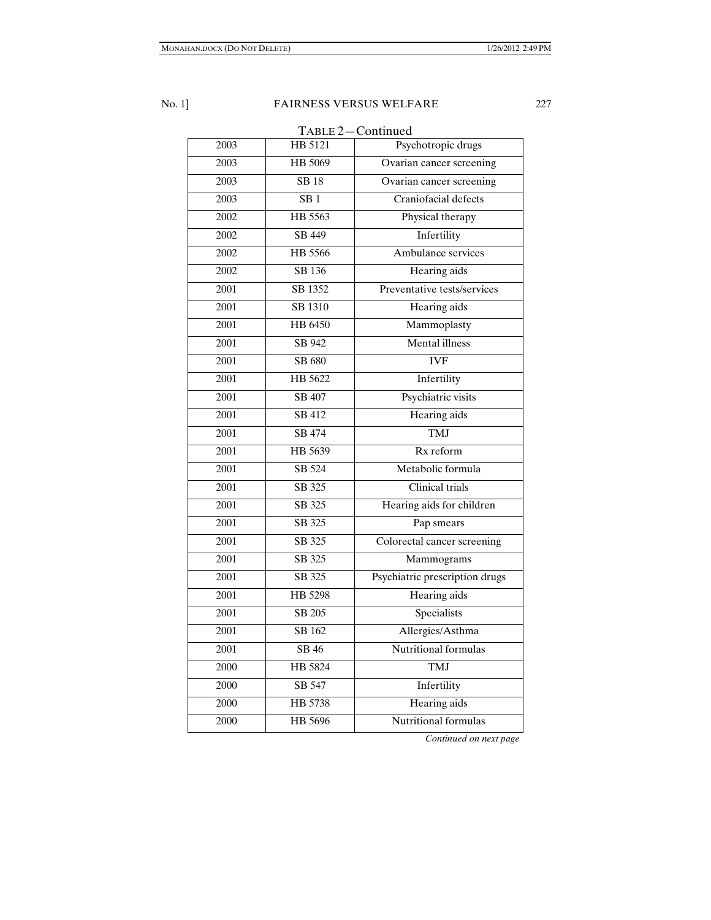TABLE 2—Continued

| | | |
|---|---|---|
| 2003 | HB 5121 | Psychotropic drugs |
| 2003 | HB 5069 | Ovarian cancer screening |
| 2003 | SB 18 | Ovarian cancer screening |
| 2003 | SB 1 | Craniofacial defects |
| 2002 | HB 5563 | Physical therapy |
| 2002 | SB 449 | Infertility |
| 2002 | HB 5566 | Ambulance services |
| 2002 | SB 136 | Hearing aids |
| 2001 | SB 1352 | Preventative tests/services |
| 2001 | SB 1310 | Hearing aids |
| 2001 | HB 6450 | Mammoplasty |
| 2001 | SB 942 | Mental illness |
| 2001 | SB 680 | IVF |
| 2001 | HB 5622 | Infertility |
| 2001 | SB 407 | Psychiatric visits |
| 2001 | SB 412 | Hearing aids |
| 2001 | SB 474 | TMJ |
| 2001 | HB 5639 | Rx reform |
| 2001 | SB 524 | Metabolic formula |
| 2001 | SB 325 | Clinical trials |
| 2001 | SB 325 | Hearing aids for children |
| 2001 | SB 325 | Pap smears |
| 2001 | SB 325 | Colorectal cancer screening |
| 2001 | SB 325 | Mammograms |
| 2001 | SB 325 | Psychiatric prescription drugs |
| 2001 | HB 5298 | Hearing aids |
| 2001 | SB 205 | Specialists |
| 2001 | SB 162 | Allergies/Asthma |
| 2001 | SB 46 | Nutritional formulas |
| 2000 | HB 5824 | TMJ |
| 2000 | SB 547 | Infertility |
| 2000 | HB 5738 | Hearing aids |
| 2000 | HB 5696 | Nutritional formulas |

*Continued on next page*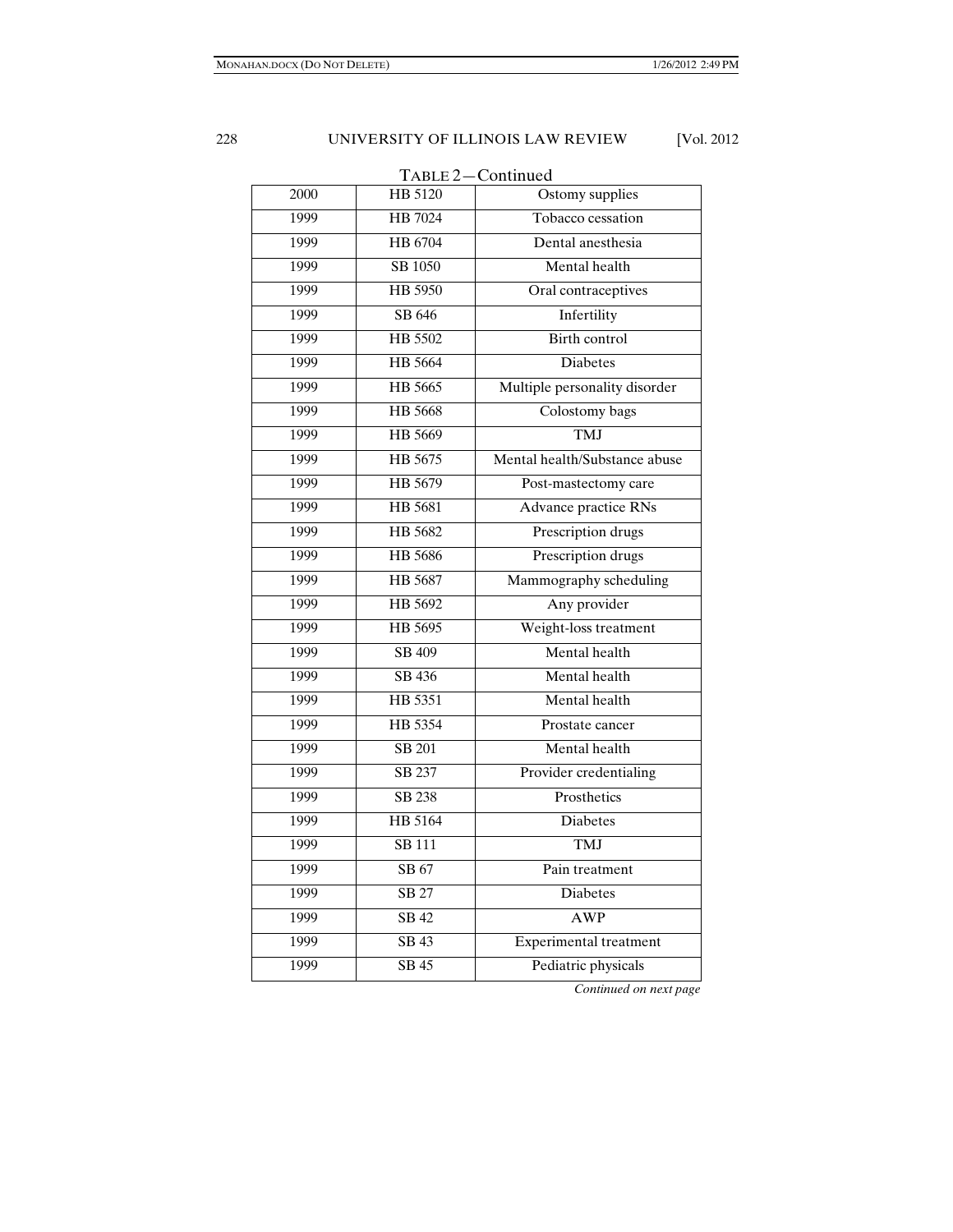TABLE 2—Continued

| | | |
|---|---|---|
| 2000 | HB 5120 | Ostomy supplies |
| 1999 | HB 7024 | Tobacco cessation |
| 1999 | HB 6704 | Dental anesthesia |
| 1999 | SB 1050 | Mental health |
| 1999 | HB 5950 | Oral contraceptives |
| 1999 | SB 646 | Infertility |
| 1999 | HB 5502 | Birth control |
| 1999 | HB 5664 | Diabetes |
| 1999 | HB 5665 | Multiple personality disorder |
| 1999 | HB 5668 | Colostomy bags |
| 1999 | HB 5669 | TMJ |
| 1999 | HB 5675 | Mental health/Substance abuse |
| 1999 | HB 5679 | Post-mastectomy care |
| 1999 | HB 5681 | Advance practice RNs |
| 1999 | HB 5682 | Prescription drugs |
| 1999 | HB 5686 | Prescription drugs |
| 1999 | HB 5687 | Mammography scheduling |
| 1999 | HB 5692 | Any provider |
| 1999 | HB 5695 | Weight-loss treatment |
| 1999 | SB 409 | Mental health |
| 1999 | SB 436 | Mental health |
| 1999 | HB 5351 | Mental health |
| 1999 | HB 5354 | Prostate cancer |
| 1999 | SB 201 | Mental health |
| 1999 | SB 237 | Provider credentialing |
| 1999 | SB 238 | Prosthetics |
| 1999 | HB 5164 | Diabetes |
| 1999 | SB 111 | TMJ |
| 1999 | SB 67 | Pain treatment |
| 1999 | SB 27 | Diabetes |
| 1999 | SB 42 | AWP |
| 1999 | SB 43 | Experimental treatment |
| 1999 | SB 45 | Pediatric physicals |

*Continued on next page*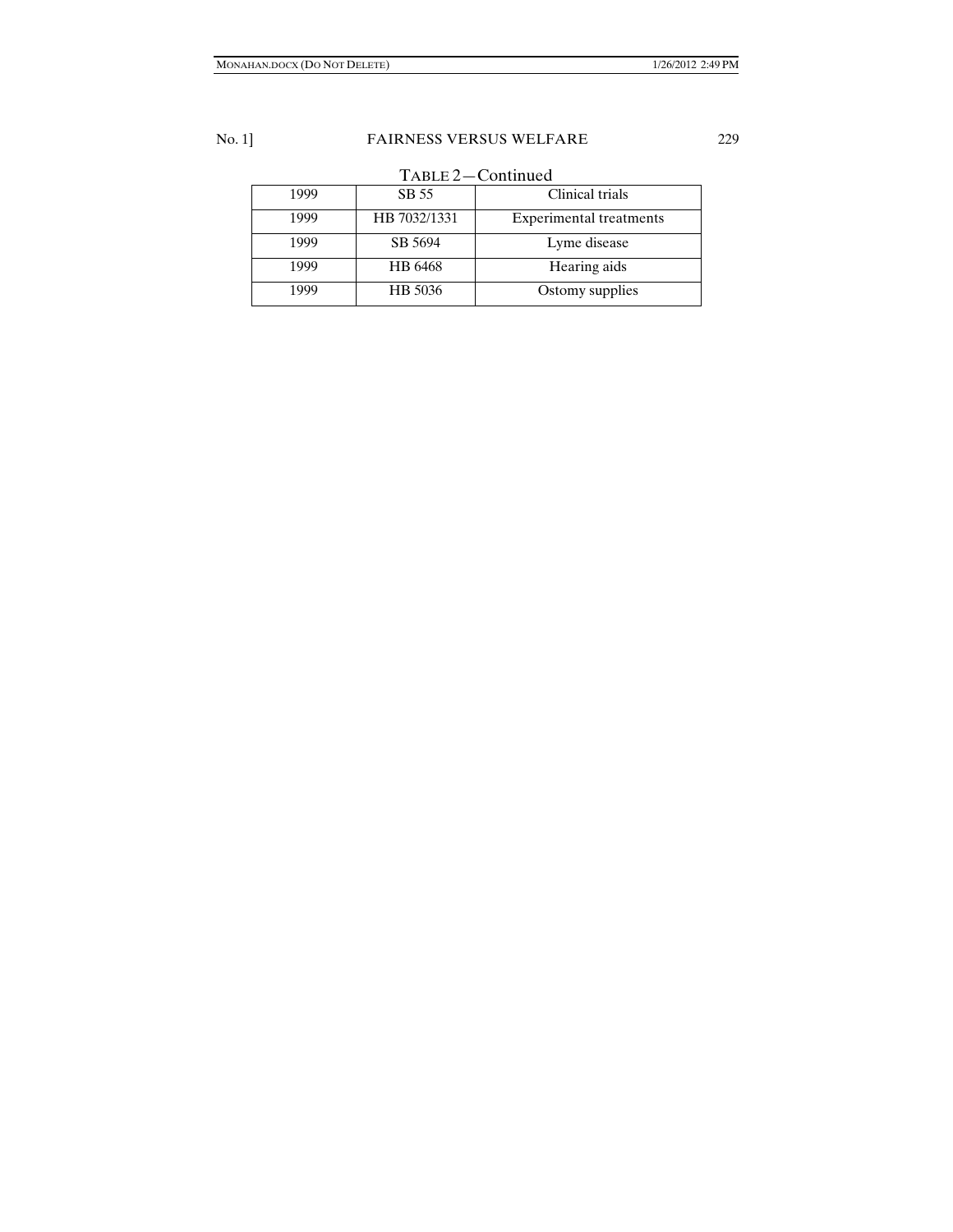TABLE 2—Continued

| | | |
|---|---|---|
| 1999 | SB 55 | Clinical trials |
| 1999 | HB 7032/1331 | Experimental treatments |
| 1999 | SB 5694 | Lyme disease |
| 1999 | HB 6468 | Hearing aids |
| 1999 | HB 5036 | Ostomy supplies |